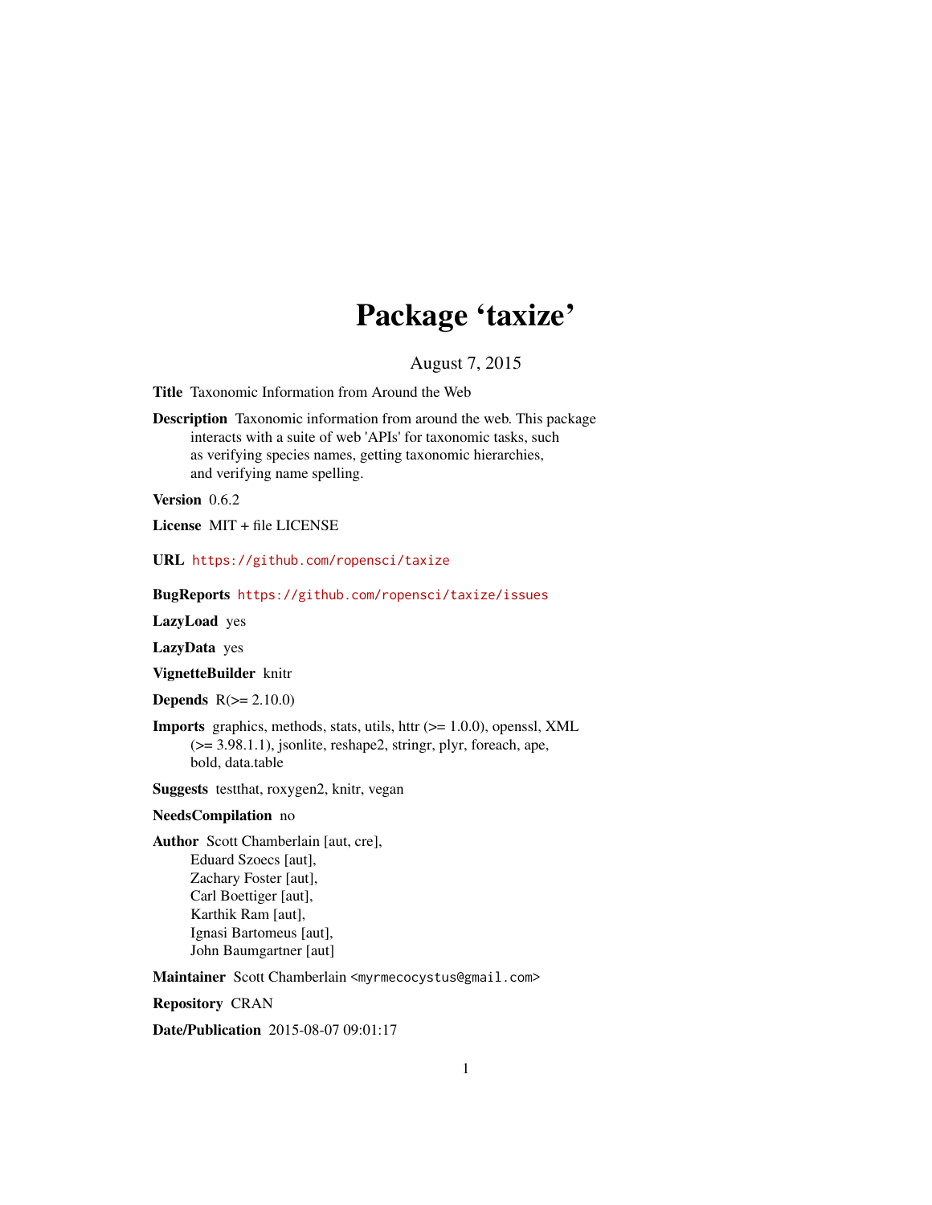# Package 'taxize'

August 7, 2015

**Title** Taxonomic Information from Around the Web

**Description** Taxonomic information from around the web. This package interacts with a suite of web 'APIs' for taxonomic tasks, such as verifying species names, getting taxonomic hierarchies, and verifying name spelling.

**Version** 0.6.2

**License** MIT + file LICENSE

**URL** https://github.com/ropensci/taxize

**BugReports** https://github.com/ropensci/taxize/issues

**LazyLoad** yes

**LazyData** yes

**VignetteBuilder** knitr

**Depends** R(>= 2.10.0)

**Imports** graphics, methods, stats, utils, httr (>= 1.0.0), openssl, XML (>= 3.98.1.1), jsonlite, reshape2, stringr, plyr, foreach, ape, bold, data.table

**Suggests** testthat, roxygen2, knitr, vegan

**NeedsCompilation** no

**Author** Scott Chamberlain [aut, cre],
Eduard Szoecs [aut],
Zachary Foster [aut],
Carl Boettiger [aut],
Karthik Ram [aut],
Ignasi Bartomeus [aut],
John Baumgartner [aut]

**Maintainer** Scott Chamberlain <myrmecocystus@gmail.com>

**Repository** CRAN

**Date/Publication** 2015-08-07 09:01:17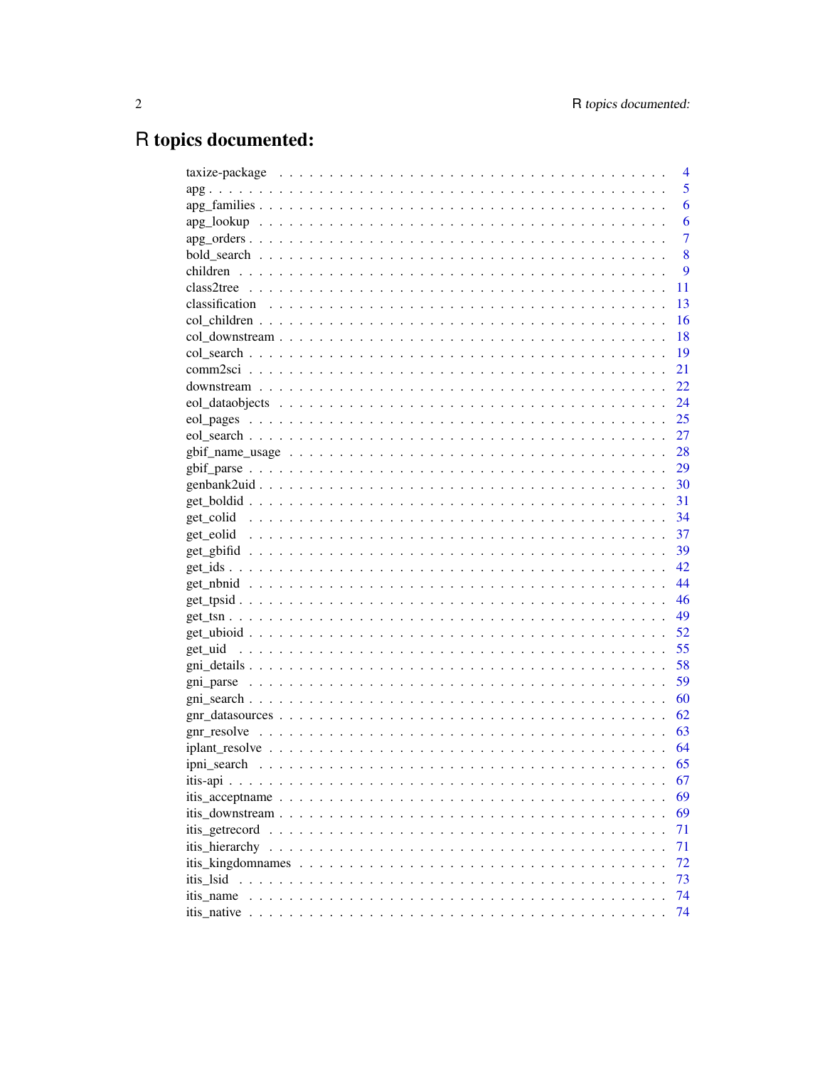# R topics documented:

| | |
|---|---|
| taxize-package | 4 |
| apg | 5 |
| apg_families | 6 |
| apg_lookup | 6 |
| apg_orders | 7 |
| bold_search | 8 |
| children | 9 |
| class2tree | 11 |
| classification | 13 |
| col_children | 16 |
| col_downstream | 18 |
| col_search | 19 |
| comm2sci | 21 |
| downstream | 22 |
| eol_dataobjects | 24 |
| eol_pages | 25 |
| eol_search | 27 |
| gbif_name_usage | 28 |
| gbif_parse | 29 |
| genbank2uid | 30 |
| get_boldid | 31 |
| get_colid | 34 |
| get_eolid | 37 |
| get_gbifid | 39 |
| get_ids | 42 |
| get_nbnid | 44 |
| get_tpsid | 46 |
| get_tsn | 49 |
| get_ubioid | 52 |
| get_uid | 55 |
| gni_details | 58 |
| gni_parse | 59 |
| gni_search | 60 |
| gnr_datasources | 62 |
| gnr_resolve | 63 |
| iplant_resolve | 64 |
| ipni_search | 65 |
| itis-api | 67 |
| itis_acceptname | 69 |
| itis_downstream | 69 |
| itis_getrecord | 71 |
| itis_hierarchy | 71 |
| itis_kingdomnames | 72 |
| itis_lsid | 73 |
| itis_name | 74 |
| itis_native | 74 |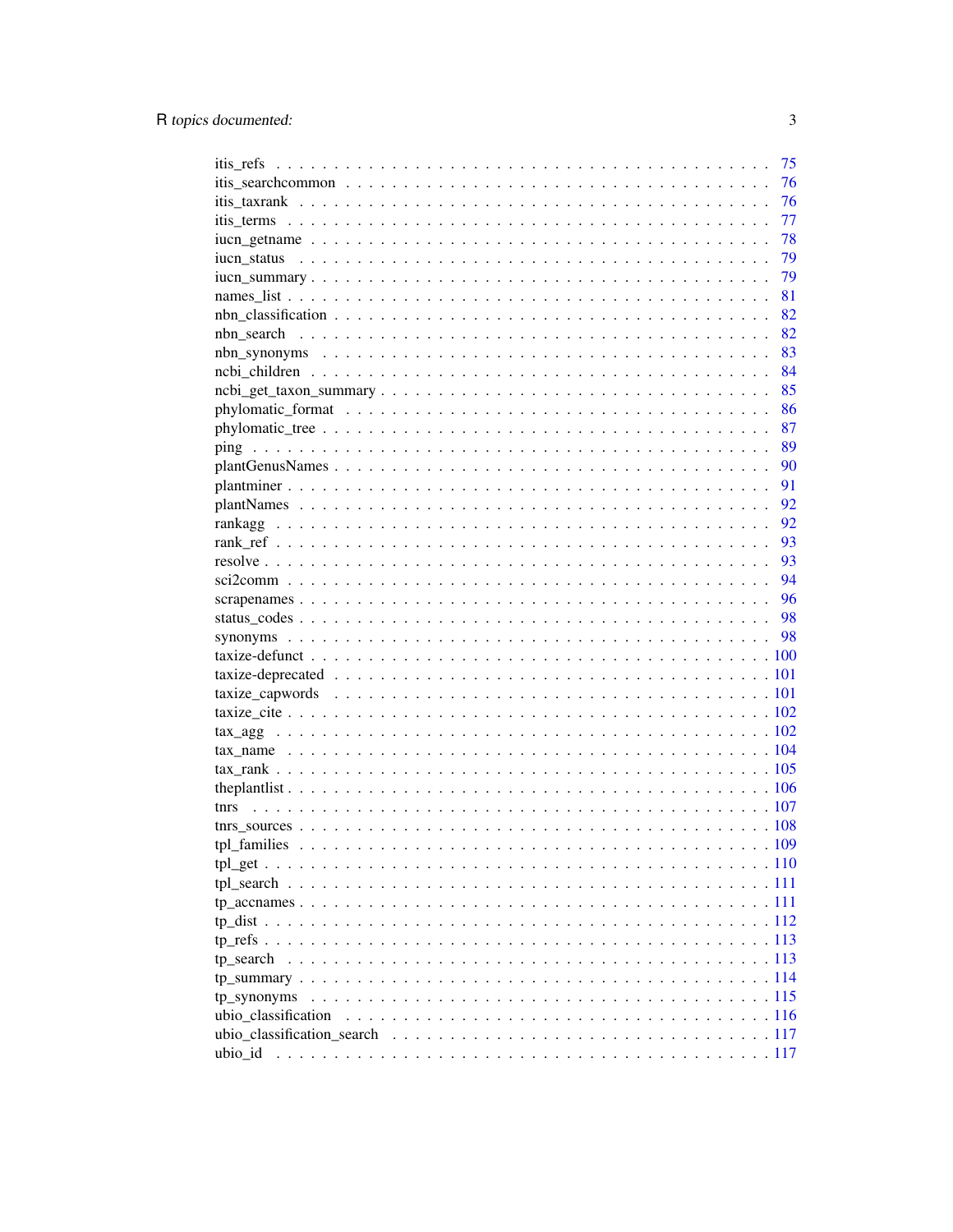itis_refs . . . . . . . . . . . . . . . . . . . . . . . . . . . . . . . . . . . . . . . 75
itis_searchcommon . . . . . . . . . . . . . . . . . . . . . . . . . . . . . . . . . . 76
itis_taxrank . . . . . . . . . . . . . . . . . . . . . . . . . . . . . . . . . . . . . 76
itis_terms . . . . . . . . . . . . . . . . . . . . . . . . . . . . . . . . . . . . . . 77
iucn_getname . . . . . . . . . . . . . . . . . . . . . . . . . . . . . . . . . . . . 78
iucn_status . . . . . . . . . . . . . . . . . . . . . . . . . . . . . . . . . . . . . 79
iucn_summary . . . . . . . . . . . . . . . . . . . . . . . . . . . . . . . . . . . . 79
names_list . . . . . . . . . . . . . . . . . . . . . . . . . . . . . . . . . . . . . . 81
nbn_classification . . . . . . . . . . . . . . . . . . . . . . . . . . . . . . . . . . 82
nbn_search . . . . . . . . . . . . . . . . . . . . . . . . . . . . . . . . . . . . . . 82
nbn_synonyms . . . . . . . . . . . . . . . . . . . . . . . . . . . . . . . . . . . . 83
ncbi_children . . . . . . . . . . . . . . . . . . . . . . . . . . . . . . . . . . . . 84
ncbi_get_taxon_summary . . . . . . . . . . . . . . . . . . . . . . . . . . . . . . . 85
phylomatic_format . . . . . . . . . . . . . . . . . . . . . . . . . . . . . . . . . . 86
phylomatic_tree . . . . . . . . . . . . . . . . . . . . . . . . . . . . . . . . . . . 87
ping . . . . . . . . . . . . . . . . . . . . . . . . . . . . . . . . . . . . . . . . . 89
plantGenusNames . . . . . . . . . . . . . . . . . . . . . . . . . . . . . . . . . . . 90
plantminer . . . . . . . . . . . . . . . . . . . . . . . . . . . . . . . . . . . . . . 91
plantNames . . . . . . . . . . . . . . . . . . . . . . . . . . . . . . . . . . . . . . 92
rankagg . . . . . . . . . . . . . . . . . . . . . . . . . . . . . . . . . . . . . . . 92
rank_ref . . . . . . . . . . . . . . . . . . . . . . . . . . . . . . . . . . . . . . . 93
resolve . . . . . . . . . . . . . . . . . . . . . . . . . . . . . . . . . . . . . . . 93
sci2comm . . . . . . . . . . . . . . . . . . . . . . . . . . . . . . . . . . . . . . 94
scrapenames . . . . . . . . . . . . . . . . . . . . . . . . . . . . . . . . . . . . . 96
status_codes . . . . . . . . . . . . . . . . . . . . . . . . . . . . . . . . . . . . . 98
synonyms . . . . . . . . . . . . . . . . . . . . . . . . . . . . . . . . . . . . . . 98
taxize-defunct . . . . . . . . . . . . . . . . . . . . . . . . . . . . . . . . . . . . 100
taxize-deprecated . . . . . . . . . . . . . . . . . . . . . . . . . . . . . . . . . . 101
taxize_capwords . . . . . . . . . . . . . . . . . . . . . . . . . . . . . . . . . . . 101
taxize_cite . . . . . . . . . . . . . . . . . . . . . . . . . . . . . . . . . . . . . 102
tax_agg . . . . . . . . . . . . . . . . . . . . . . . . . . . . . . . . . . . . . . . 102
tax_name . . . . . . . . . . . . . . . . . . . . . . . . . . . . . . . . . . . . . . 104
tax_rank . . . . . . . . . . . . . . . . . . . . . . . . . . . . . . . . . . . . . . . 105
theplantlist . . . . . . . . . . . . . . . . . . . . . . . . . . . . . . . . . . . . . 106
tnrs . . . . . . . . . . . . . . . . . . . . . . . . . . . . . . . . . . . . . . . . . 107
tnrs_sources . . . . . . . . . . . . . . . . . . . . . . . . . . . . . . . . . . . . . 108
tpl_families . . . . . . . . . . . . . . . . . . . . . . . . . . . . . . . . . . . . . 109
tpl_get . . . . . . . . . . . . . . . . . . . . . . . . . . . . . . . . . . . . . . . 110
tpl_search . . . . . . . . . . . . . . . . . . . . . . . . . . . . . . . . . . . . . . 111
tp_accnames . . . . . . . . . . . . . . . . . . . . . . . . . . . . . . . . . . . . . 111
tp_dist . . . . . . . . . . . . . . . . . . . . . . . . . . . . . . . . . . . . . . . 112
tp_refs . . . . . . . . . . . . . . . . . . . . . . . . . . . . . . . . . . . . . . . 113
tp_search . . . . . . . . . . . . . . . . . . . . . . . . . . . . . . . . . . . . . . 113
tp_summary . . . . . . . . . . . . . . . . . . . . . . . . . . . . . . . . . . . . . . 114
tp_synonyms . . . . . . . . . . . . . . . . . . . . . . . . . . . . . . . . . . . . . 115
ubio_classification . . . . . . . . . . . . . . . . . . . . . . . . . . . . . . . . . 116
ubio_classification_search . . . . . . . . . . . . . . . . . . . . . . . . . . . . . 117
ubio_id . . . . . . . . . . . . . . . . . . . . . . . . . . . . . . . . . . . . . . . 117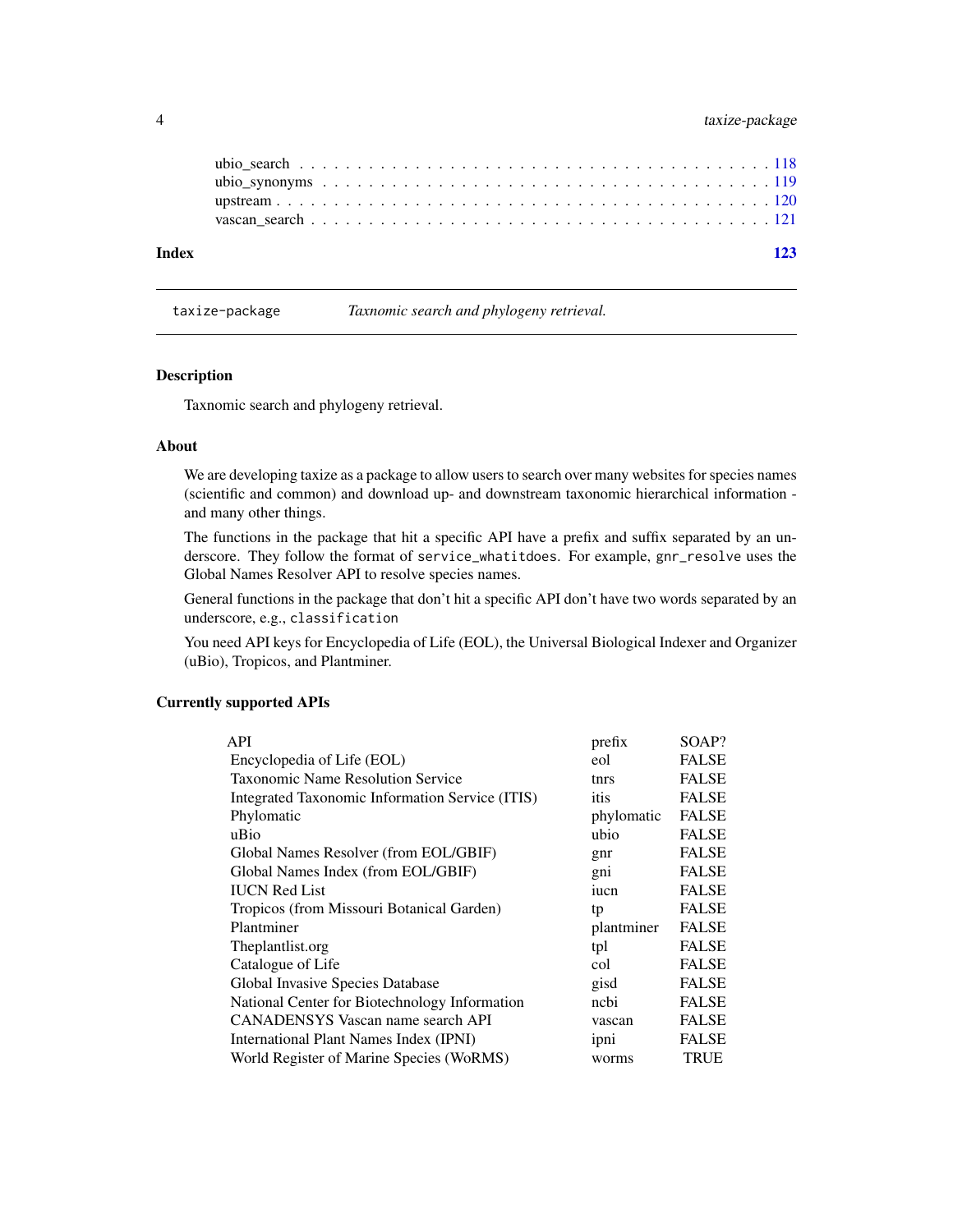ubio_search . . . . . . . . . . . . . . . . . . . . . . . . . . . . . . . . . . . . . . . . 118
ubio_synonyms . . . . . . . . . . . . . . . . . . . . . . . . . . . . . . . . . . . . . . 119
upstream . . . . . . . . . . . . . . . . . . . . . . . . . . . . . . . . . . . . . . . . . . 120
vascan_search . . . . . . . . . . . . . . . . . . . . . . . . . . . . . . . . . . . . . . . 121

**Index** **123**

---

taxize-package *Taxnomic search and phylogeny retrieval.*

---

## Description

Taxnomic search and phylogeny retrieval.

## About

We are developing taxize as a package to allow users to search over many websites for species names (scientific and common) and download up- and downstream taxonomic hierarchical information - and many other things.

The functions in the package that hit a specific API have a prefix and suffix separated by an underscore. They follow the format of `service_whatitdoes`. For example, `gnr_resolve` uses the Global Names Resolver API to resolve species names.

General functions in the package that don't hit a specific API don't have two words separated by an underscore, e.g., `classification`

You need API keys for Encyclopedia of Life (EOL), the Universal Biological Indexer and Organizer (uBio), Tropicos, and Plantminer.

## Currently supported APIs

| API | prefix | SOAP? |
|---|---|---|
| Encyclopedia of Life (EOL) | eol | FALSE |
| Taxonomic Name Resolution Service | tnrs | FALSE |
| Integrated Taxonomic Information Service (ITIS) | itis | FALSE |
| Phylomatic | phylomatic | FALSE |
| uBio | ubio | FALSE |
| Global Names Resolver (from EOL/GBIF) | gnr | FALSE |
| Global Names Index (from EOL/GBIF) | gni | FALSE |
| IUCN Red List | iucn | FALSE |
| Tropicos (from Missouri Botanical Garden) | tp | FALSE |
| Plantminer | plantminer | FALSE |
| Theplantlist.org | tpl | FALSE |
| Catalogue of Life | col | FALSE |
| Global Invasive Species Database | gisd | FALSE |
| National Center for Biotechnology Information | ncbi | FALSE |
| CANADENSYS Vascan name search API | vascan | FALSE |
| International Plant Names Index (IPNI) | ipni | FALSE |
| World Register of Marine Species (WoRMS) | worms | TRUE |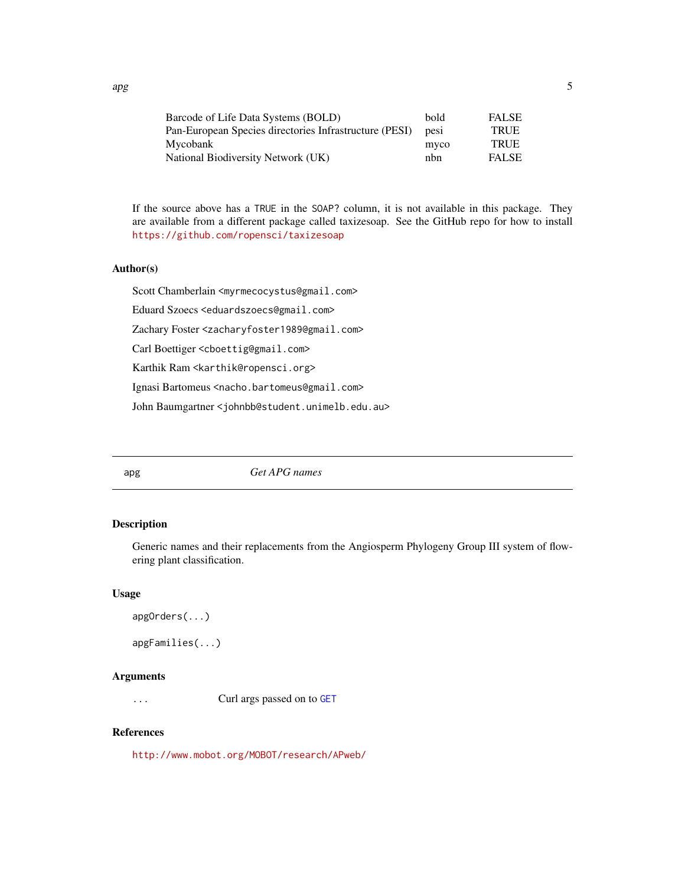| | | |
|---|---|---|
| Barcode of Life Data Systems (BOLD) | bold | FALSE |
| Pan-European Species directories Infrastructure (PESI) | pesi | TRUE |
| Mycobank | myco | TRUE |
| National Biodiversity Network (UK) | nbn | FALSE |

If the source above has a `TRUE` in the `SOAP?` column, it is not available in this package. They are available from a different package called taxizesoap. See the GitHub repo for how to install https://github.com/ropensci/taxizesoap

### Author(s)

Scott Chamberlain <myrmecocystus@gmail.com>

Eduard Szoecs <eduardszoecs@gmail.com>

Zachary Foster <zacharyfoster1989@gmail.com>

Carl Boettiger <cboettig@gmail.com>

Karthik Ram <karthik@ropensci.org>

Ignasi Bartomeus <nacho.bartomeus@gmail.com>

John Baumgartner <johnbb@student.unimelb.edu.au>

---

## apg — *Get APG names*

### Description

Generic names and their replacements from the Angiosperm Phylogeny Group III system of flowering plant classification.

### Usage

```
apgOrders(...)

apgFamilies(...)
```

### Arguments

| | |
|---|---|
| `...` | Curl args passed on to `GET` |

### References

http://www.mobot.org/MOBOT/research/APweb/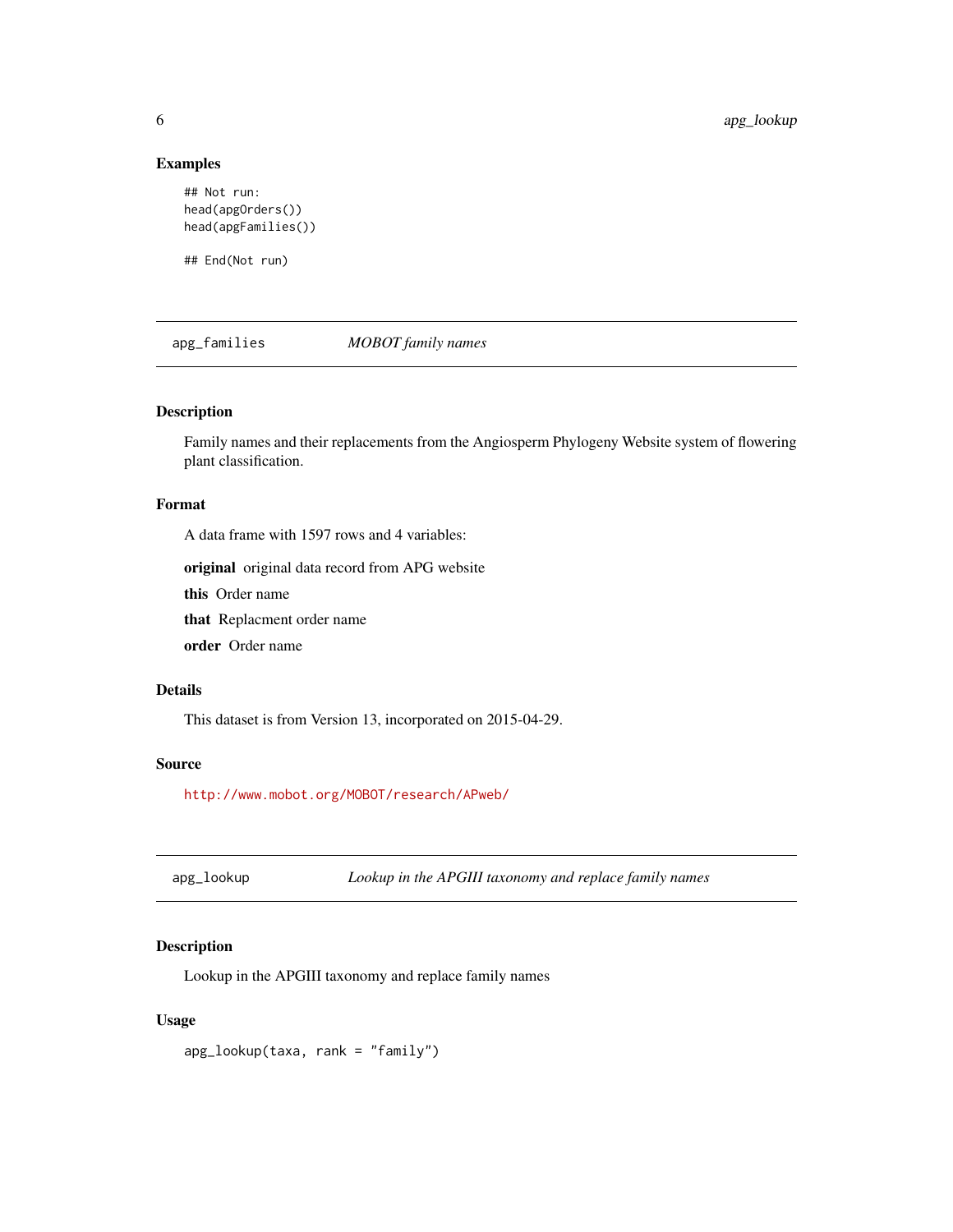## Examples

```
## Not run:
head(apgOrders())
head(apgFamilies())

## End(Not run)
```

---

## apg_families — *MOBOT family names*

### Description

Family names and their replacements from the Angiosperm Phylogeny Website system of flowering plant classification.

### Format

A data frame with 1597 rows and 4 variables:

**original** original data record from APG website

**this** Order name

**that** Replacment order name

**order** Order name

### Details

This dataset is from Version 13, incorporated on 2015-04-29.

### Source

http://www.mobot.org/MOBOT/research/APweb/

---

## apg_lookup — *Lookup in the APGIII taxonomy and replace family names*

### Description

Lookup in the APGIII taxonomy and replace family names

### Usage

```
apg_lookup(taxa, rank = "family")
```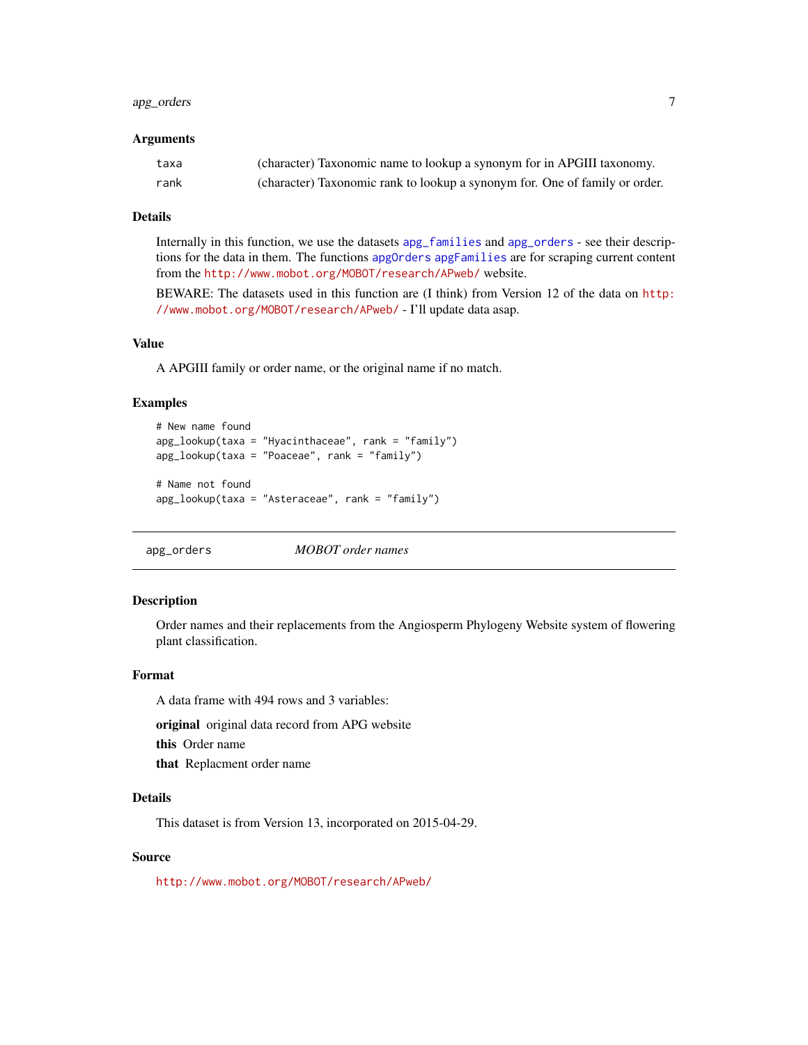### Arguments

| | |
|---|---|
| taxa | (character) Taxonomic name to lookup a synonym for in APGIII taxonomy. |
| rank | (character) Taxonomic rank to lookup a synonym for. One of family or order. |

### Details

Internally in this function, we use the datasets `apg_families` and `apg_orders` - see their descriptions for the data in them. The functions `apgOrders` `apgFamilies` are for scraping current content from the `http://www.mobot.org/MOBOT/research/APweb/` website.

BEWARE: The datasets used in this function are (I think) from Version 12 of the data on `http://www.mobot.org/MOBOT/research/APweb/` - I'll update data asap.

### Value

A APGIII family or order name, or the original name if no match.

### Examples

```
# New name found
apg_lookup(taxa = "Hyacinthaceae", rank = "family")
apg_lookup(taxa = "Poaceae", rank = "family")

# Name not found
apg_lookup(taxa = "Asteraceae", rank = "family")
```

---

## apg_orders — *MOBOT order names*

---

### Description

Order names and their replacements from the Angiosperm Phylogeny Website system of flowering plant classification.

### Format

A data frame with 494 rows and 3 variables:

**original** original data record from APG website

**this** Order name

**that** Replacment order name

### Details

This dataset is from Version 13, incorporated on 2015-04-29.

### Source

`http://www.mobot.org/MOBOT/research/APweb/`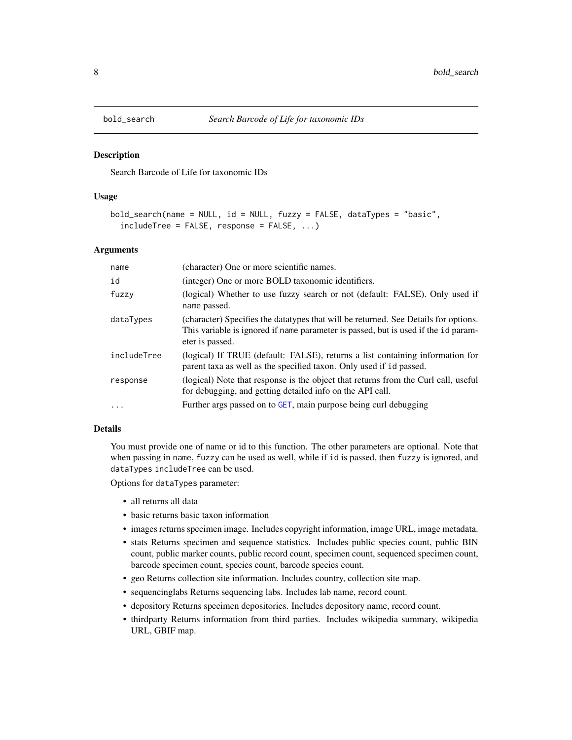## bold_search *Search Barcode of Life for taxonomic IDs*

### Description

Search Barcode of Life for taxonomic IDs

### Usage

```
bold_search(name = NULL, id = NULL, fuzzy = FALSE, dataTypes = "basic",
  includeTree = FALSE, response = FALSE, ...)
```

### Arguments

| | |
|---|---|
| name | (character) One or more scientific names. |
| id | (integer) One or more BOLD taxonomic identifiers. |
| fuzzy | (logical) Whether to use fuzzy search or not (default: FALSE). Only used if name passed. |
| dataTypes | (character) Specifies the datatypes that will be returned. See Details for options. This variable is ignored if name parameter is passed, but is used if the id parameter is passed. |
| includeTree | (logical) If TRUE (default: FALSE), returns a list containing information for parent taxa as well as the specified taxon. Only used if id passed. |
| response | (logical) Note that response is the object that returns from the Curl call, useful for debugging, and getting detailed info on the API call. |
| ... | Further args passed on to GET, main purpose being curl debugging |

### Details

You must provide one of name or id to this function. The other parameters are optional. Note that when passing in name, fuzzy can be used as well, while if id is passed, then fuzzy is ignored, and dataTypes includeTree can be used.

Options for dataTypes parameter:

- all returns all data
- basic returns basic taxon information
- images returns specimen image. Includes copyright information, image URL, image metadata.
- stats Returns specimen and sequence statistics. Includes public species count, public BIN count, public marker counts, public record count, specimen count, sequenced specimen count, barcode specimen count, species count, barcode species count.
- geo Returns collection site information. Includes country, collection site map.
- sequencinglabs Returns sequencing labs. Includes lab name, record count.
- depository Returns specimen depositories. Includes depository name, record count.
- thirdparty Returns information from third parties. Includes wikipedia summary, wikipedia URL, GBIF map.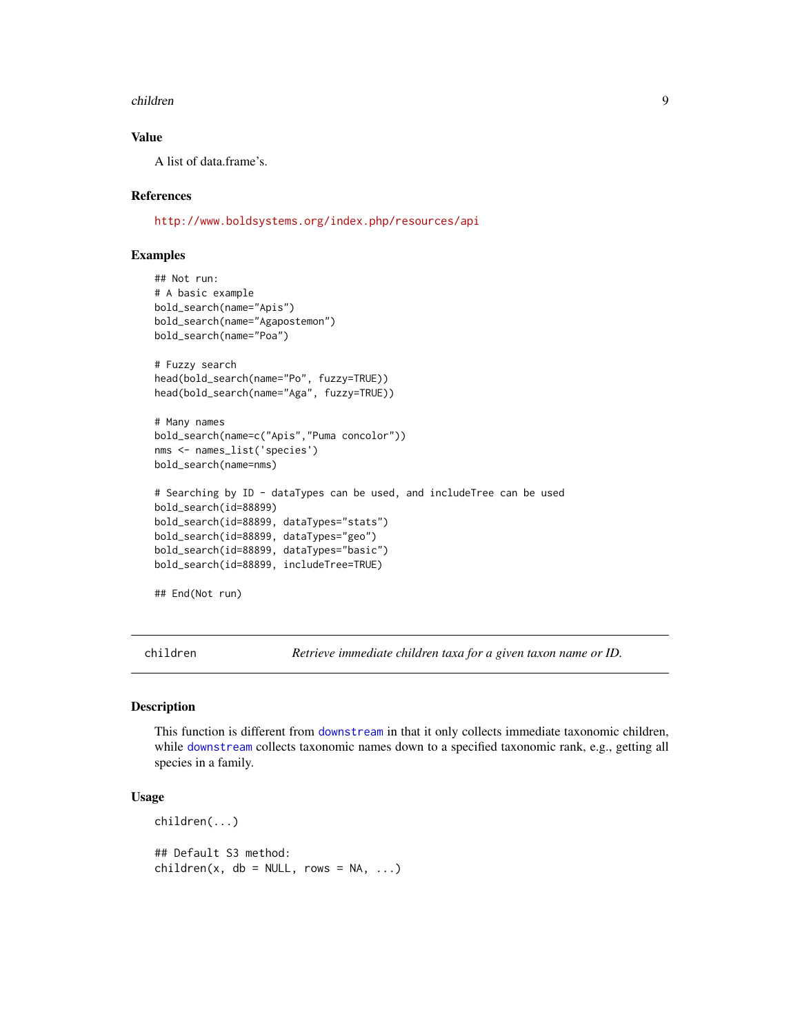### Value

A list of data.frame's.

### References

http://www.boldsystems.org/index.php/resources/api

### Examples

```
## Not run:
# A basic example
bold_search(name="Apis")
bold_search(name="Agapostemon")
bold_search(name="Poa")

# Fuzzy search
head(bold_search(name="Po", fuzzy=TRUE))
head(bold_search(name="Aga", fuzzy=TRUE))

# Many names
bold_search(name=c("Apis","Puma concolor"))
nms <- names_list('species')
bold_search(name=nms)

# Searching by ID - dataTypes can be used, and includeTree can be used
bold_search(id=88899)
bold_search(id=88899, dataTypes="stats")
bold_search(id=88899, dataTypes="geo")
bold_search(id=88899, dataTypes="basic")
bold_search(id=88899, includeTree=TRUE)

## End(Not run)
```

---

## children — *Retrieve immediate children taxa for a given taxon name or ID.*

### Description

This function is different from downstream in that it only collects immediate taxonomic children, while downstream collects taxonomic names down to a specified taxonomic rank, e.g., getting all species in a family.

### Usage

```
children(...)

## Default S3 method:
children(x, db = NULL, rows = NA, ...)
```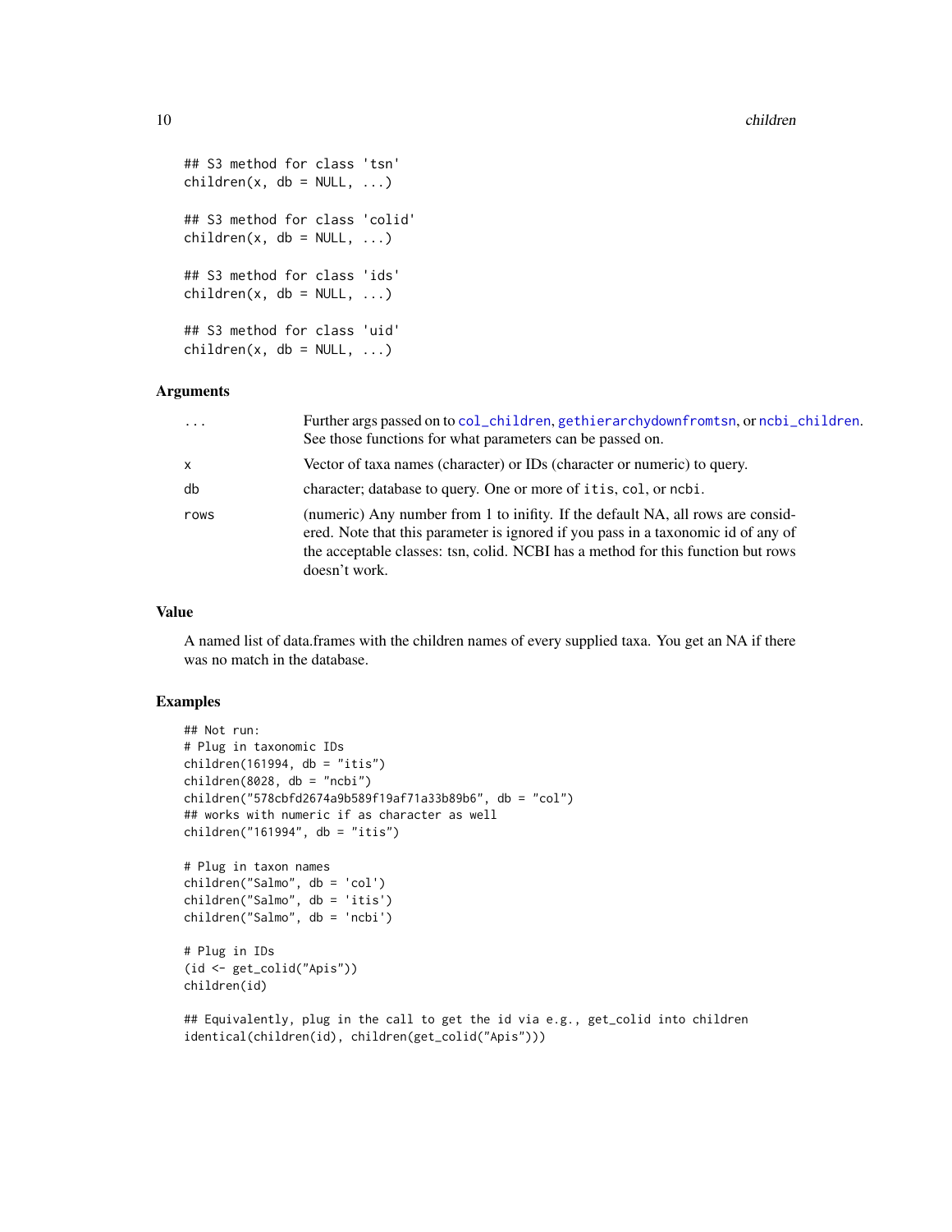```
## S3 method for class 'tsn'
children(x, db = NULL, ...)

## S3 method for class 'colid'
children(x, db = NULL, ...)

## S3 method for class 'ids'
children(x, db = NULL, ...)

## S3 method for class 'uid'
children(x, db = NULL, ...)
```

### Arguments

| | |
|---|---|
| `...` | Further args passed on to `col_children`, `gethierarchydownfromtsn`, or `ncbi_children`. See those functions for what parameters can be passed on. |
| `x` | Vector of taxa names (character) or IDs (character or numeric) to query. |
| `db` | character; database to query. One or more of `itis`, `col`, or `ncbi`. |
| `rows` | (numeric) Any number from 1 to inifity. If the default NA, all rows are considered. Note that this parameter is ignored if you pass in a taxonomic id of any of the acceptable classes: tsn, colid. NCBI has a method for this function but rows doesn't work. |

### Value

A named list of data.frames with the children names of every supplied taxa. You get an NA if there was no match in the database.

### Examples

```
## Not run:
# Plug in taxonomic IDs
children(161994, db = "itis")
children(8028, db = "ncbi")
children("578cbfd2674a9b589f19af71a33b89b6", db = "col")
## works with numeric if as character as well
children("161994", db = "itis")

# Plug in taxon names
children("Salmo", db = 'col')
children("Salmo", db = 'itis')
children("Salmo", db = 'ncbi')

# Plug in IDs
(id <- get_colid("Apis"))
children(id)

## Equivalently, plug in the call to get the id via e.g., get_colid into children
identical(children(id), children(get_colid("Apis")))
```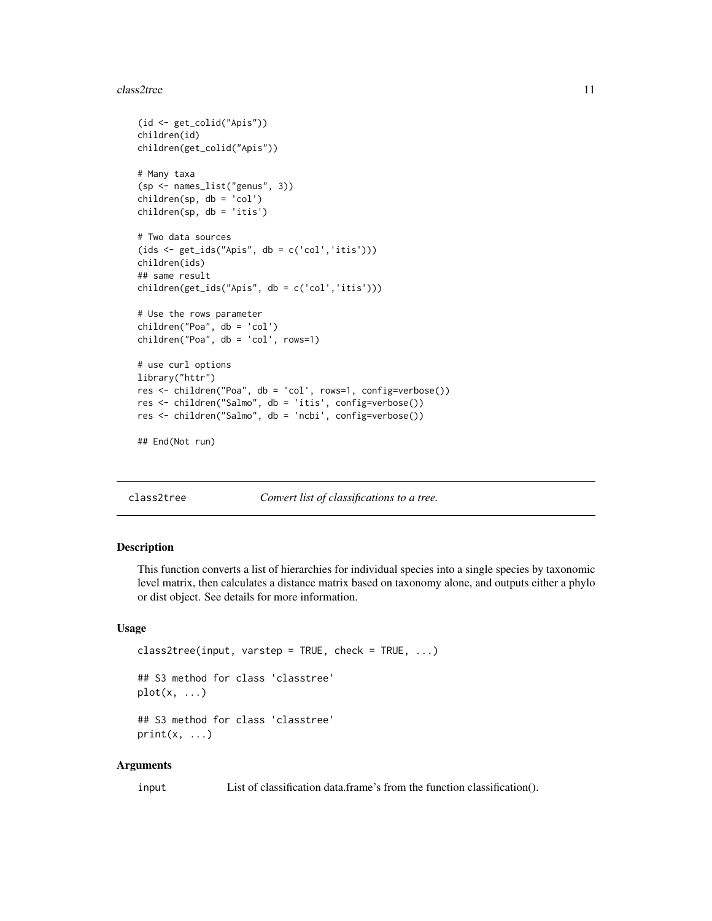```
(id <- get_colid("Apis"))
children(id)
children(get_colid("Apis"))

# Many taxa
(sp <- names_list("genus", 3))
children(sp, db = 'col')
children(sp, db = 'itis')

# Two data sources
(ids <- get_ids("Apis", db = c('col','itis')))
children(ids)
## same result
children(get_ids("Apis", db = c('col','itis')))

# Use the rows parameter
children("Poa", db = 'col')
children("Poa", db = 'col', rows=1)

# use curl options
library("httr")
res <- children("Poa", db = 'col', rows=1, config=verbose())
res <- children("Salmo", db = 'itis', config=verbose())
res <- children("Salmo", db = 'ncbi', config=verbose())

## End(Not run)
```

---

## class2tree — *Convert list of classifications to a tree.*

### Description

This function converts a list of hierarchies for individual species into a single species by taxonomic level matrix, then calculates a distance matrix based on taxonomy alone, and outputs either a phylo or dist object. See details for more information.

### Usage

```
class2tree(input, varstep = TRUE, check = TRUE, ...)

## S3 method for class 'classtree'
plot(x, ...)

## S3 method for class 'classtree'
print(x, ...)
```

### Arguments

input    List of classification data.frame's from the function classification().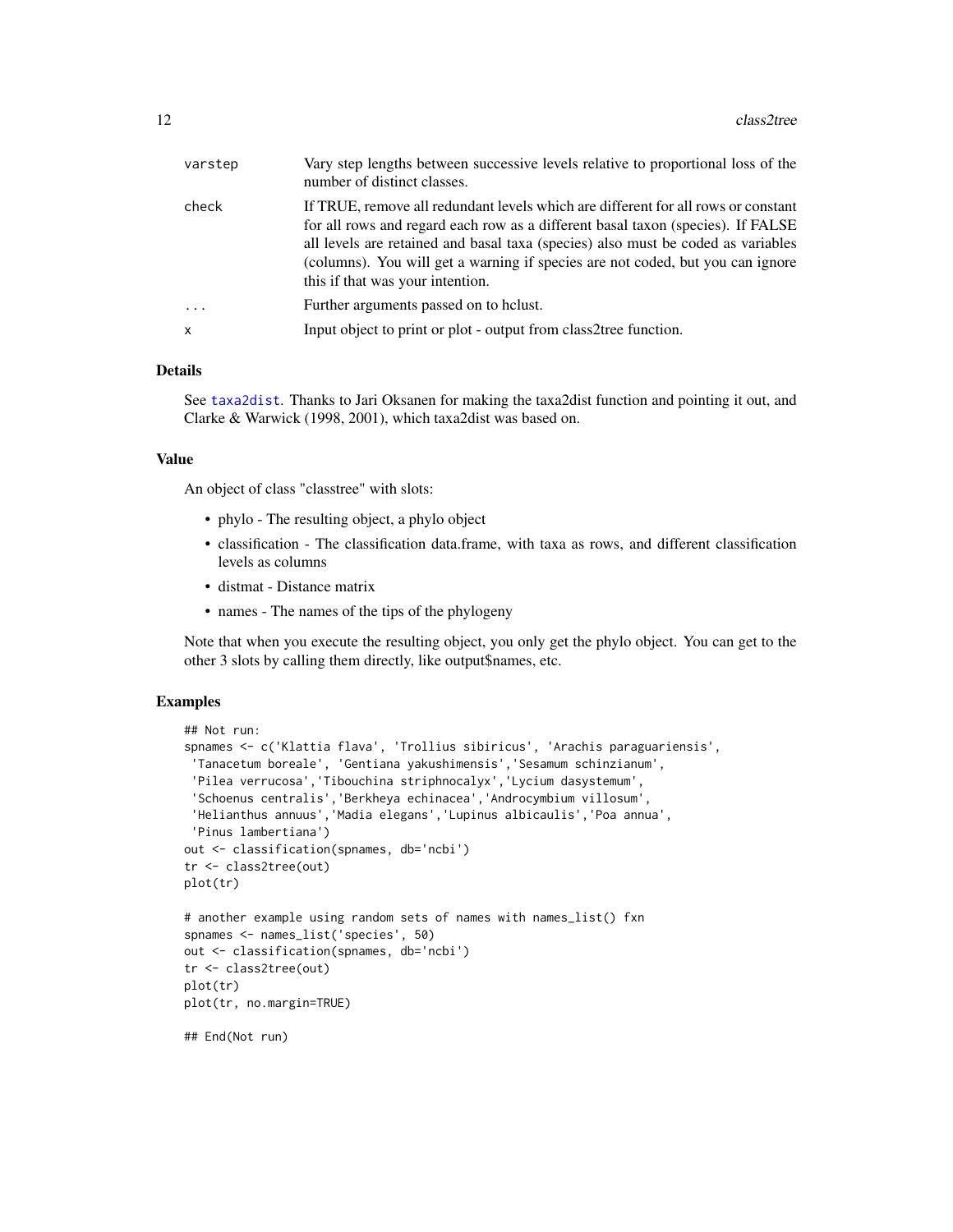| | |
|---|---|
| varstep | Vary step lengths between successive levels relative to proportional loss of the number of distinct classes. |
| check | If TRUE, remove all redundant levels which are different for all rows or constant for all rows and regard each row as a different basal taxon (species). If FALSE all levels are retained and basal taxa (species) also must be coded as variables (columns). You will get a warning if species are not coded, but you can ignore this if that was your intention. |
| ... | Further arguments passed on to hclust. |
| x | Input object to print or plot - output from class2tree function. |

## Details

See taxa2dist. Thanks to Jari Oksanen for making the taxa2dist function and pointing it out, and Clarke & Warwick (1998, 2001), which taxa2dist was based on.

## Value

An object of class "classtree" with slots:

- phylo - The resulting object, a phylo object
- classification - The classification data.frame, with taxa as rows, and different classification levels as columns
- distmat - Distance matrix
- names - The names of the tips of the phylogeny

Note that when you execute the resulting object, you only get the phylo object. You can get to the other 3 slots by calling them directly, like output$names, etc.

## Examples

```
## Not run:
spnames <- c('Klattia flava', 'Trollius sibiricus', 'Arachis paraguariensis',
 'Tanacetum boreale', 'Gentiana yakushimensis','Sesamum schinzianum',
 'Pilea verrucosa','Tibouchina striphnocalyx','Lycium dasystemum',
 'Schoenus centralis','Berkheya echinacea','Androcymbium villosum',
 'Helianthus annuus','Madia elegans','Lupinus albicaulis','Poa annua',
 'Pinus lambertiana')
out <- classification(spnames, db='ncbi')
tr <- class2tree(out)
plot(tr)

# another example using random sets of names with names_list() fxn
spnames <- names_list('species', 50)
out <- classification(spnames, db='ncbi')
tr <- class2tree(out)
plot(tr)
plot(tr, no.margin=TRUE)

## End(Not run)
```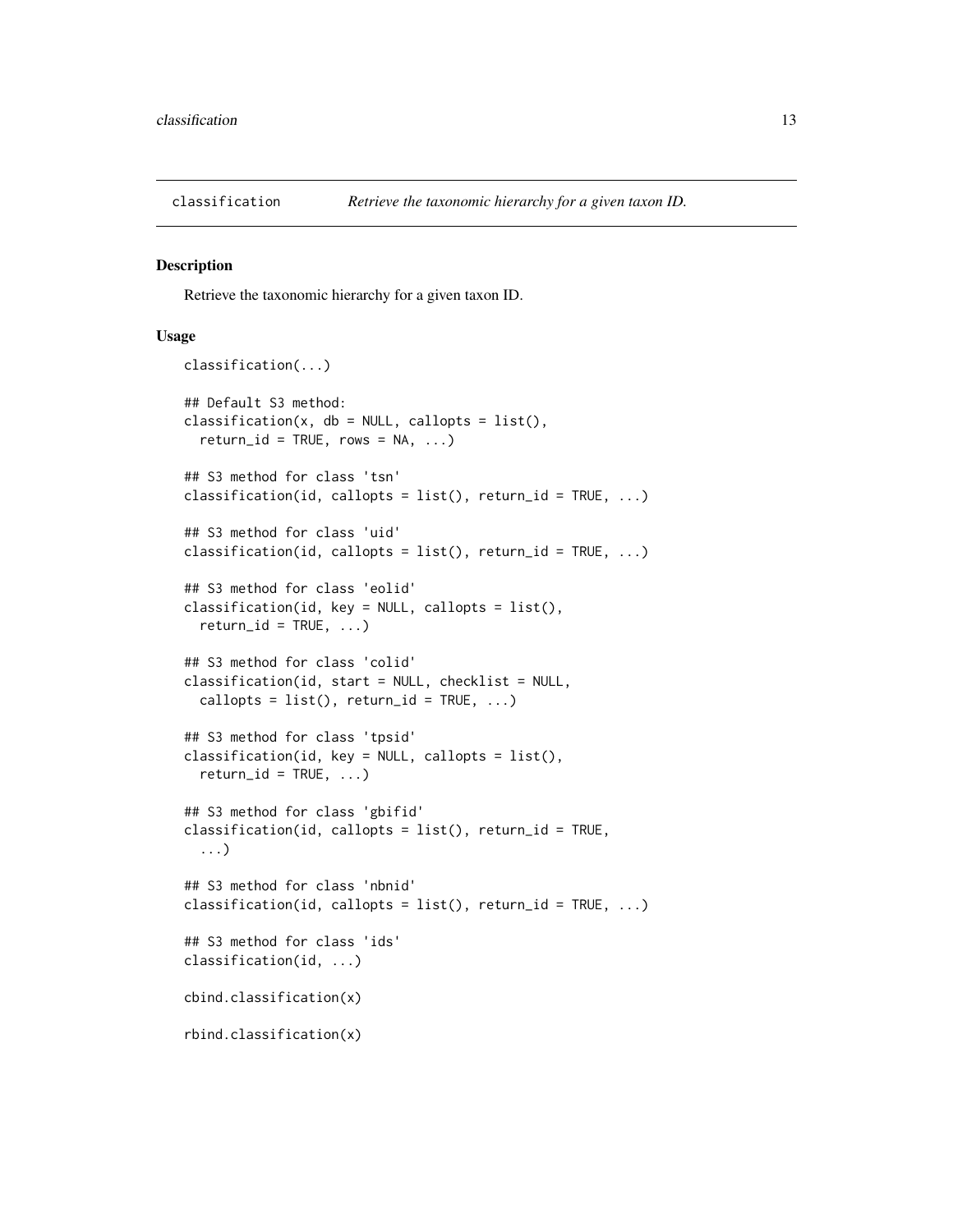# classification — *Retrieve the taxonomic hierarchy for a given taxon ID.*

## Description

Retrieve the taxonomic hierarchy for a given taxon ID.

## Usage

```
classification(...)

## Default S3 method:
classification(x, db = NULL, callopts = list(),
  return_id = TRUE, rows = NA, ...)

## S3 method for class 'tsn'
classification(id, callopts = list(), return_id = TRUE, ...)

## S3 method for class 'uid'
classification(id, callopts = list(), return_id = TRUE, ...)

## S3 method for class 'eolid'
classification(id, key = NULL, callopts = list(),
  return_id = TRUE, ...)

## S3 method for class 'colid'
classification(id, start = NULL, checklist = NULL,
  callopts = list(), return_id = TRUE, ...)

## S3 method for class 'tpsid'
classification(id, key = NULL, callopts = list(),
  return_id = TRUE, ...)

## S3 method for class 'gbifid'
classification(id, callopts = list(), return_id = TRUE,
  ...)

## S3 method for class 'nbnid'
classification(id, callopts = list(), return_id = TRUE, ...)

## S3 method for class 'ids'
classification(id, ...)

cbind.classification(x)

rbind.classification(x)
```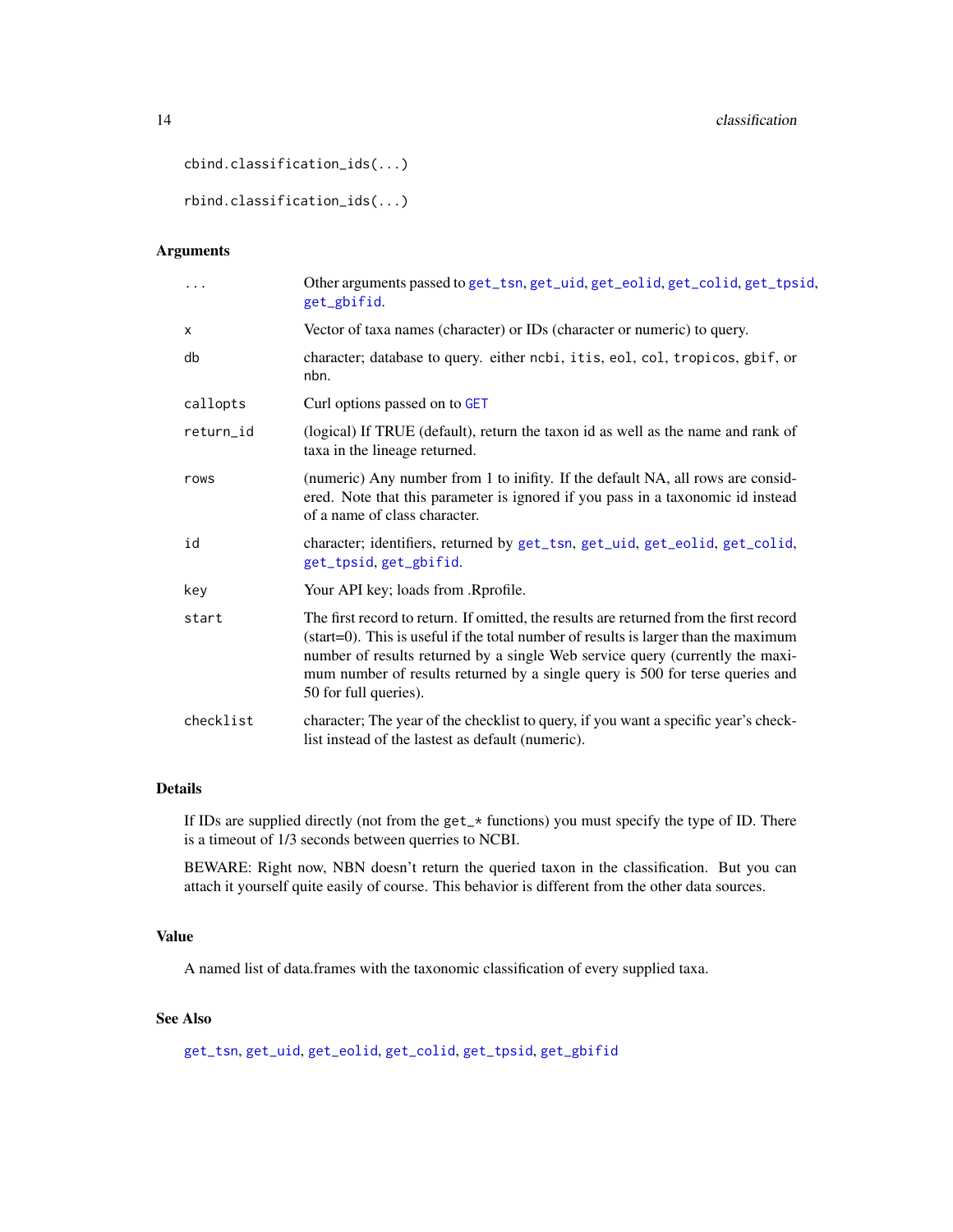```
cbind.classification_ids(...)

rbind.classification_ids(...)
```

### Arguments

| | |
|---|---|
| ... | Other arguments passed to get_tsn, get_uid, get_eolid, get_colid, get_tpsid, get_gbifid. |
| x | Vector of taxa names (character) or IDs (character or numeric) to query. |
| db | character; database to query. either ncbi, itis, eol, col, tropicos, gbif, or nbn. |
| callopts | Curl options passed on to GET |
| return_id | (logical) If TRUE (default), return the taxon id as well as the name and rank of taxa in the lineage returned. |
| rows | (numeric) Any number from 1 to inifity. If the default NA, all rows are considered. Note that this parameter is ignored if you pass in a taxonomic id instead of a name of class character. |
| id | character; identifiers, returned by get_tsn, get_uid, get_eolid, get_colid, get_tpsid, get_gbifid. |
| key | Your API key; loads from .Rprofile. |
| start | The first record to return. If omitted, the results are returned from the first record (start=0). This is useful if the total number of results is larger than the maximum number of results returned by a single Web service query (currently the maximum number of results returned by a single query is 500 for terse queries and 50 for full queries). |
| checklist | character; The year of the checklist to query, if you want a specific year's checklist instead of the lastest as default (numeric). |

### Details

If IDs are supplied directly (not from the get_* functions) you must specify the type of ID. There is a timeout of 1/3 seconds between querries to NCBI.

BEWARE: Right now, NBN doesn't return the queried taxon in the classification. But you can attach it yourself quite easily of course. This behavior is different from the other data sources.

### Value

A named list of data.frames with the taxonomic classification of every supplied taxa.

### See Also

get_tsn, get_uid, get_eolid, get_colid, get_tpsid, get_gbifid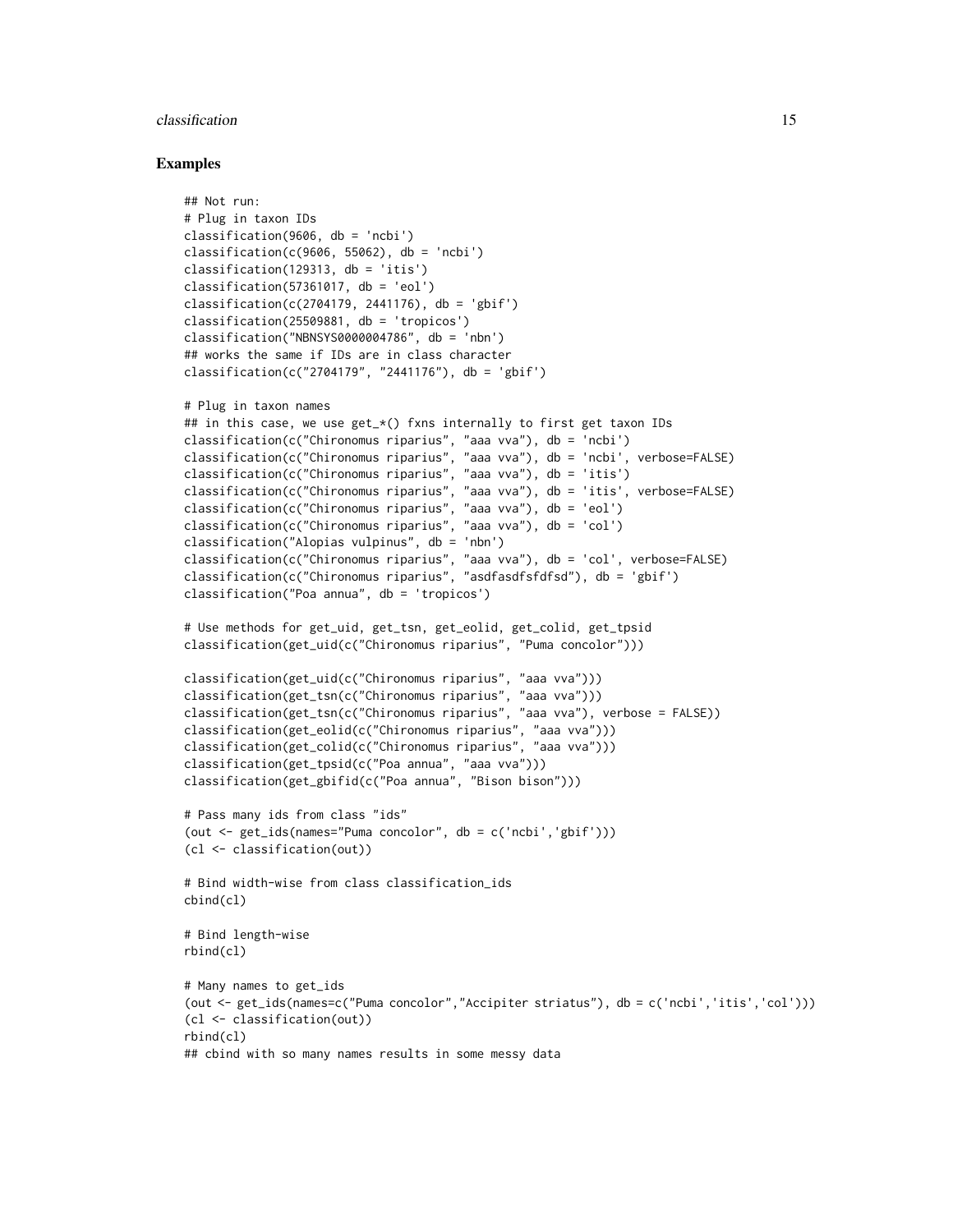### Examples

```
## Not run:
# Plug in taxon IDs
classification(9606, db = 'ncbi')
classification(c(9606, 55062), db = 'ncbi')
classification(129313, db = 'itis')
classification(57361017, db = 'eol')
classification(c(2704179, 2441176), db = 'gbif')
classification(25509881, db = 'tropicos')
classification("NBNSYS0000004786", db = 'nbn')
## works the same if IDs are in class character
classification(c("2704179", "2441176"), db = 'gbif')

# Plug in taxon names
## in this case, we use get_*() fxns internally to first get taxon IDs
classification(c("Chironomus riparius", "aaa vva"), db = 'ncbi')
classification(c("Chironomus riparius", "aaa vva"), db = 'ncbi', verbose=FALSE)
classification(c("Chironomus riparius", "aaa vva"), db = 'itis')
classification(c("Chironomus riparius", "aaa vva"), db = 'itis', verbose=FALSE)
classification(c("Chironomus riparius", "aaa vva"), db = 'eol')
classification(c("Chironomus riparius", "aaa vva"), db = 'col')
classification("Alopias vulpinus", db = 'nbn')
classification(c("Chironomus riparius", "aaa vva"), db = 'col', verbose=FALSE)
classification(c("Chironomus riparius", "asdfasdfsfdfsd"), db = 'gbif')
classification("Poa annua", db = 'tropicos')

# Use methods for get_uid, get_tsn, get_eolid, get_colid, get_tpsid
classification(get_uid(c("Chironomus riparius", "Puma concolor")))

classification(get_uid(c("Chironomus riparius", "aaa vva")))
classification(get_tsn(c("Chironomus riparius", "aaa vva")))
classification(get_tsn(c("Chironomus riparius", "aaa vva"), verbose = FALSE))
classification(get_eolid(c("Chironomus riparius", "aaa vva")))
classification(get_colid(c("Chironomus riparius", "aaa vva")))
classification(get_tpsid(c("Poa annua", "aaa vva")))
classification(get_gbifid(c("Poa annua", "Bison bison")))

# Pass many ids from class "ids"
(out <- get_ids(names="Puma concolor", db = c('ncbi','gbif')))
(cl <- classification(out))

# Bind width-wise from class classification_ids
cbind(cl)

# Bind length-wise
rbind(cl)

# Many names to get_ids
(out <- get_ids(names=c("Puma concolor","Accipiter striatus"), db = c('ncbi','itis','col')))
(cl <- classification(out))
rbind(cl)
## cbind with so many names results in some messy data
```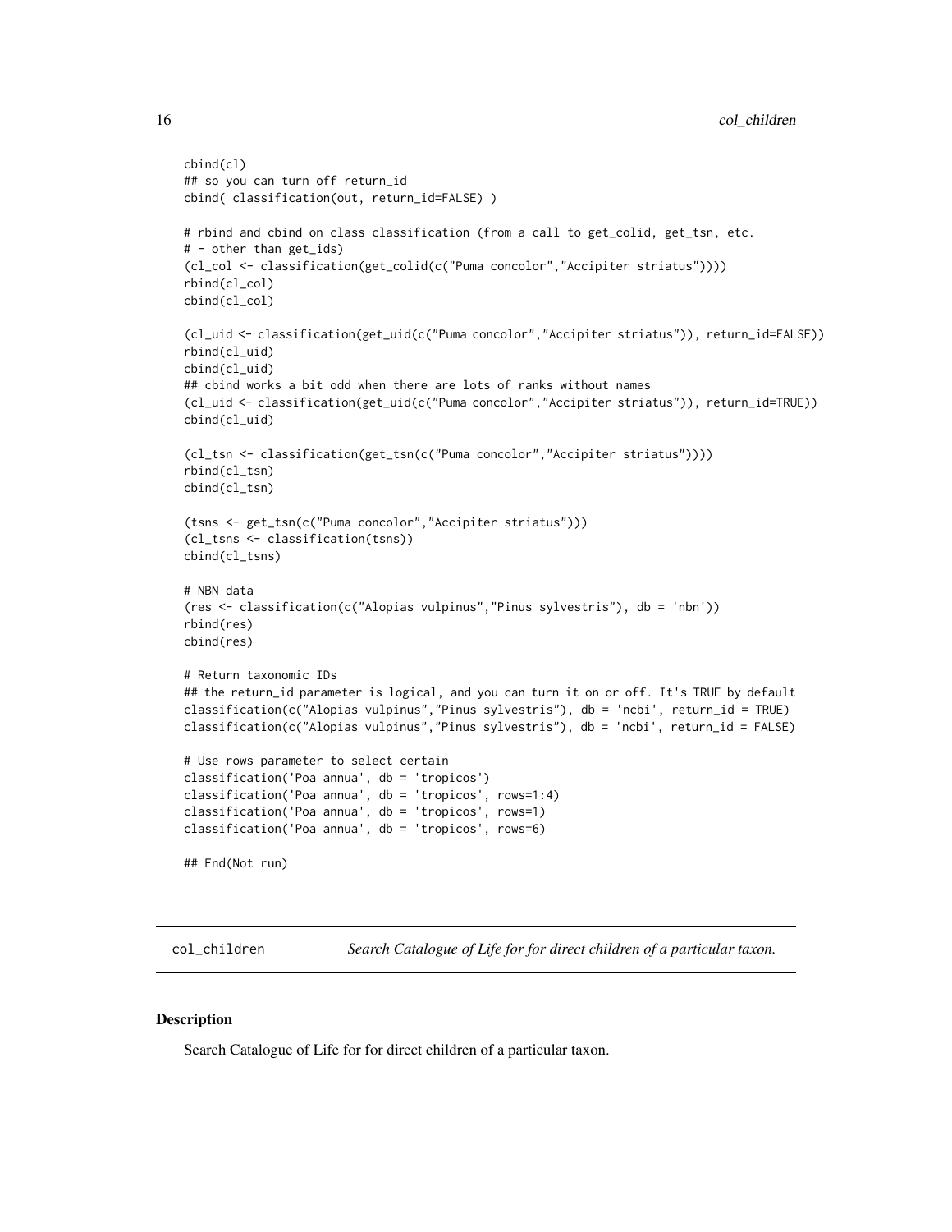```
cbind(cl)
## so you can turn off return_id
cbind( classification(out, return_id=FALSE) )

# rbind and cbind on class classification (from a call to get_colid, get_tsn, etc.
# - other than get_ids)
(cl_col <- classification(get_colid(c("Puma concolor","Accipiter striatus"))))
rbind(cl_col)
cbind(cl_col)

(cl_uid <- classification(get_uid(c("Puma concolor","Accipiter striatus")), return_id=FALSE))
rbind(cl_uid)
cbind(cl_uid)
## cbind works a bit odd when there are lots of ranks without names
(cl_uid <- classification(get_uid(c("Puma concolor","Accipiter striatus")), return_id=TRUE))
cbind(cl_uid)

(cl_tsn <- classification(get_tsn(c("Puma concolor","Accipiter striatus"))))
rbind(cl_tsn)
cbind(cl_tsn)

(tsns <- get_tsn(c("Puma concolor","Accipiter striatus")))
(cl_tsns <- classification(tsns))
cbind(cl_tsns)

# NBN data
(res <- classification(c("Alopias vulpinus","Pinus sylvestris"), db = 'nbn'))
rbind(res)
cbind(res)

# Return taxonomic IDs
## the return_id parameter is logical, and you can turn it on or off. It's TRUE by default
classification(c("Alopias vulpinus","Pinus sylvestris"), db = 'ncbi', return_id = TRUE)
classification(c("Alopias vulpinus","Pinus sylvestris"), db = 'ncbi', return_id = FALSE)

# Use rows parameter to select certain
classification('Poa annua', db = 'tropicos')
classification('Poa annua', db = 'tropicos', rows=1:4)
classification('Poa annua', db = 'tropicos', rows=1)
classification('Poa annua', db = 'tropicos', rows=6)

## End(Not run)
```

---

## col_children — *Search Catalogue of Life for for direct children of a particular taxon.*

---

### Description

Search Catalogue of Life for for direct children of a particular taxon.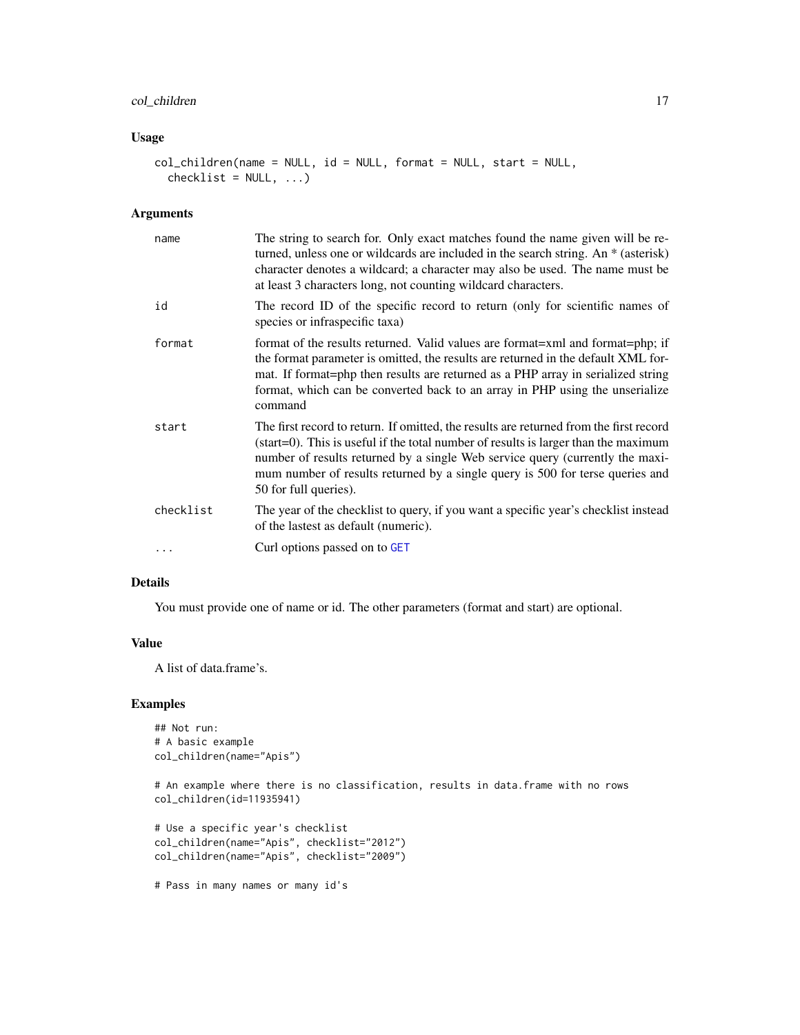## Usage

```
col_children(name = NULL, id = NULL, format = NULL, start = NULL,
  checklist = NULL, ...)
```

## Arguments

| | |
|---|---|
| name | The string to search for. Only exact matches found the name given will be returned, unless one or wildcards are included in the search string. An * (asterisk) character denotes a wildcard; a character may also be used. The name must be at least 3 characters long, not counting wildcard characters. |
| id | The record ID of the specific record to return (only for scientific names of species or infraspecific taxa) |
| format | format of the results returned. Valid values are format=xml and format=php; if the format parameter is omitted, the results are returned in the default XML format. If format=php then results are returned as a PHP array in serialized string format, which can be converted back to an array in PHP using the unserialize command |
| start | The first record to return. If omitted, the results are returned from the first record (start=0). This is useful if the total number of results is larger than the maximum number of results returned by a single Web service query (currently the maximum number of results returned by a single query is 500 for terse queries and 50 for full queries). |
| checklist | The year of the checklist to query, if you want a specific year's checklist instead of the lastest as default (numeric). |
| ... | Curl options passed on to GET |

## Details

You must provide one of name or id. The other parameters (format and start) are optional.

## Value

A list of data.frame's.

## Examples

```
## Not run:
# A basic example
col_children(name="Apis")

# An example where there is no classification, results in data.frame with no rows
col_children(id=11935941)

# Use a specific year's checklist
col_children(name="Apis", checklist="2012")
col_children(name="Apis", checklist="2009")

# Pass in many names or many id's
```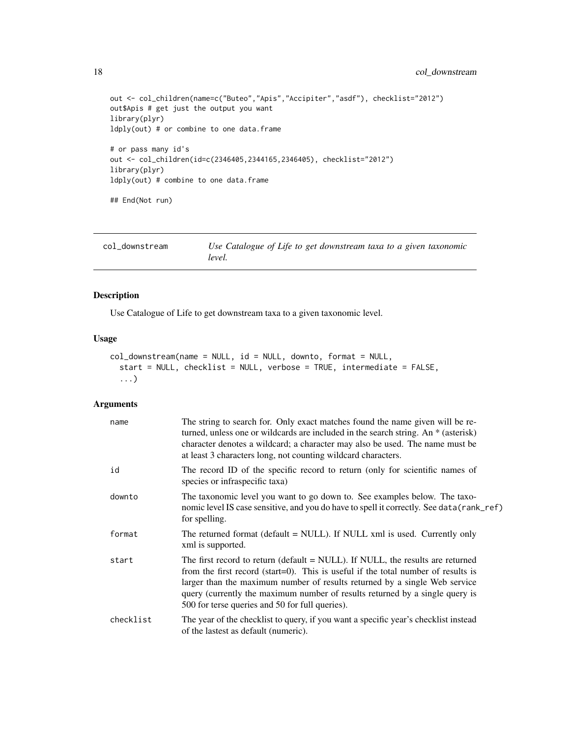```
out <- col_children(name=c("Buteo","Apis","Accipiter","asdf"), checklist="2012")
out$Apis # get just the output you want
library(plyr)
ldply(out) # or combine to one data.frame

# or pass many id's
out <- col_children(id=c(2346405,2344165,2346405), checklist="2012")
library(plyr)
ldply(out) # combine to one data.frame

## End(Not run)
```

## col_downstream — *Use Catalogue of Life to get downstream taxa to a given taxonomic level.*

### Description

Use Catalogue of Life to get downstream taxa to a given taxonomic level.

### Usage

```
col_downstream(name = NULL, id = NULL, downto, format = NULL,
  start = NULL, checklist = NULL, verbose = TRUE, intermediate = FALSE,
  ...)
```

### Arguments

| | |
|---|---|
| name | The string to search for. Only exact matches found the name given will be returned, unless one or wildcards are included in the search string. An * (asterisk) character denotes a wildcard; a character may also be used. The name must be at least 3 characters long, not counting wildcard characters. |
| id | The record ID of the specific record to return (only for scientific names of species or infraspecific taxa) |
| downto | The taxonomic level you want to go down to. See examples below. The taxonomic level IS case sensitive, and you do have to spell it correctly. See `data(rank_ref)` for spelling. |
| format | The returned format (default = NULL). If NULL xml is used. Currently only xml is supported. |
| start | The first record to return (default = NULL). If NULL, the results are returned from the first record (start=0). This is useful if the total number of results is larger than the maximum number of results returned by a single Web service query (currently the maximum number of results returned by a single query is 500 for terse queries and 50 for full queries). |
| checklist | The year of the checklist to query, if you want a specific year's checklist instead of the lastest as default (numeric). |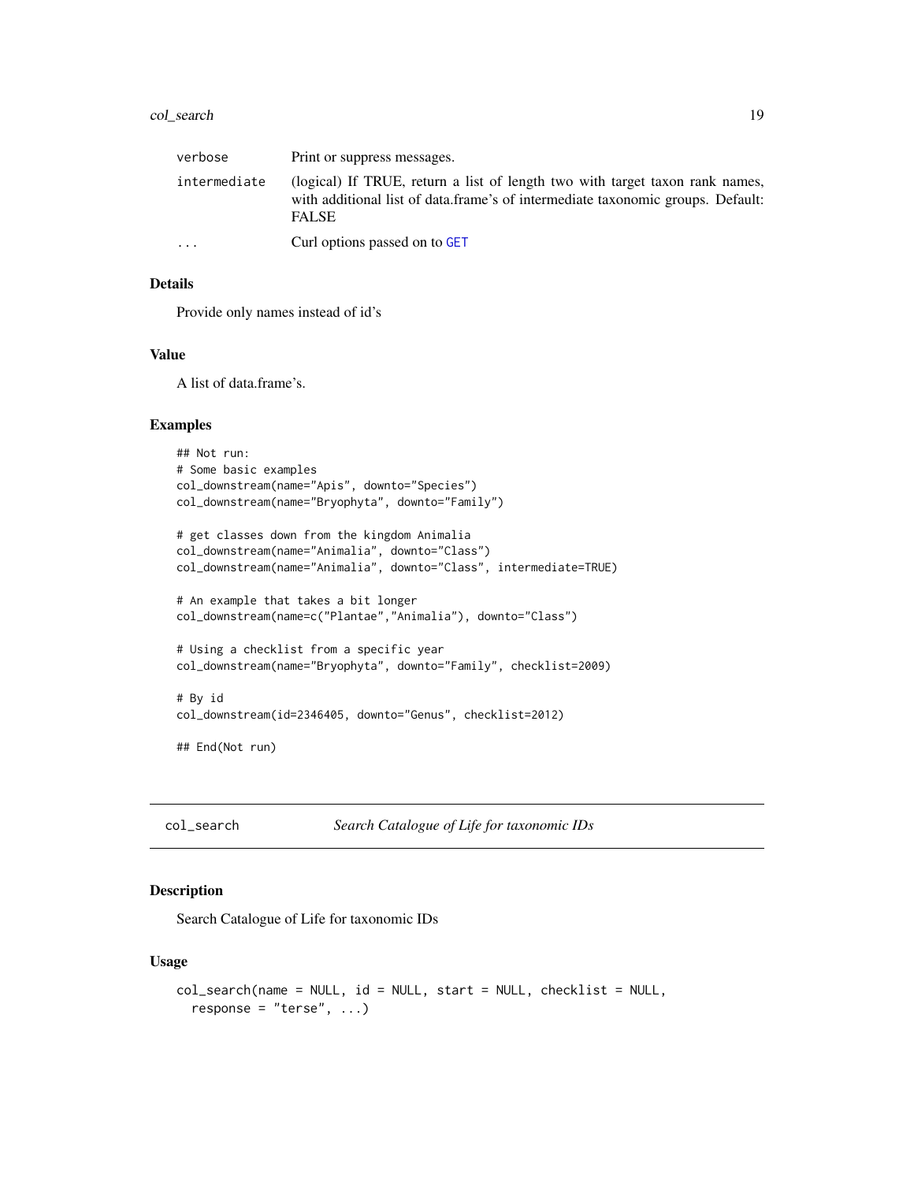| | |
|---|---|
| verbose | Print or suppress messages. |
| intermediate | (logical) If TRUE, return a list of length two with target taxon rank names, with additional list of data.frame's of intermediate taxonomic groups. Default: FALSE |
| ... | Curl options passed on to GET |

### Details

Provide only names instead of id's

### Value

A list of data.frame's.

### Examples

```
## Not run:
# Some basic examples
col_downstream(name="Apis", downto="Species")
col_downstream(name="Bryophyta", downto="Family")

# get classes down from the kingdom Animalia
col_downstream(name="Animalia", downto="Class")
col_downstream(name="Animalia", downto="Class", intermediate=TRUE)

# An example that takes a bit longer
col_downstream(name=c("Plantae","Animalia"), downto="Class")

# Using a checklist from a specific year
col_downstream(name="Bryophyta", downto="Family", checklist=2009)

# By id
col_downstream(id=2346405, downto="Genus", checklist=2012)

## End(Not run)
```

---

## col_search — *Search Catalogue of Life for taxonomic IDs*

### Description

Search Catalogue of Life for taxonomic IDs

### Usage

```
col_search(name = NULL, id = NULL, start = NULL, checklist = NULL,
  response = "terse", ...)
```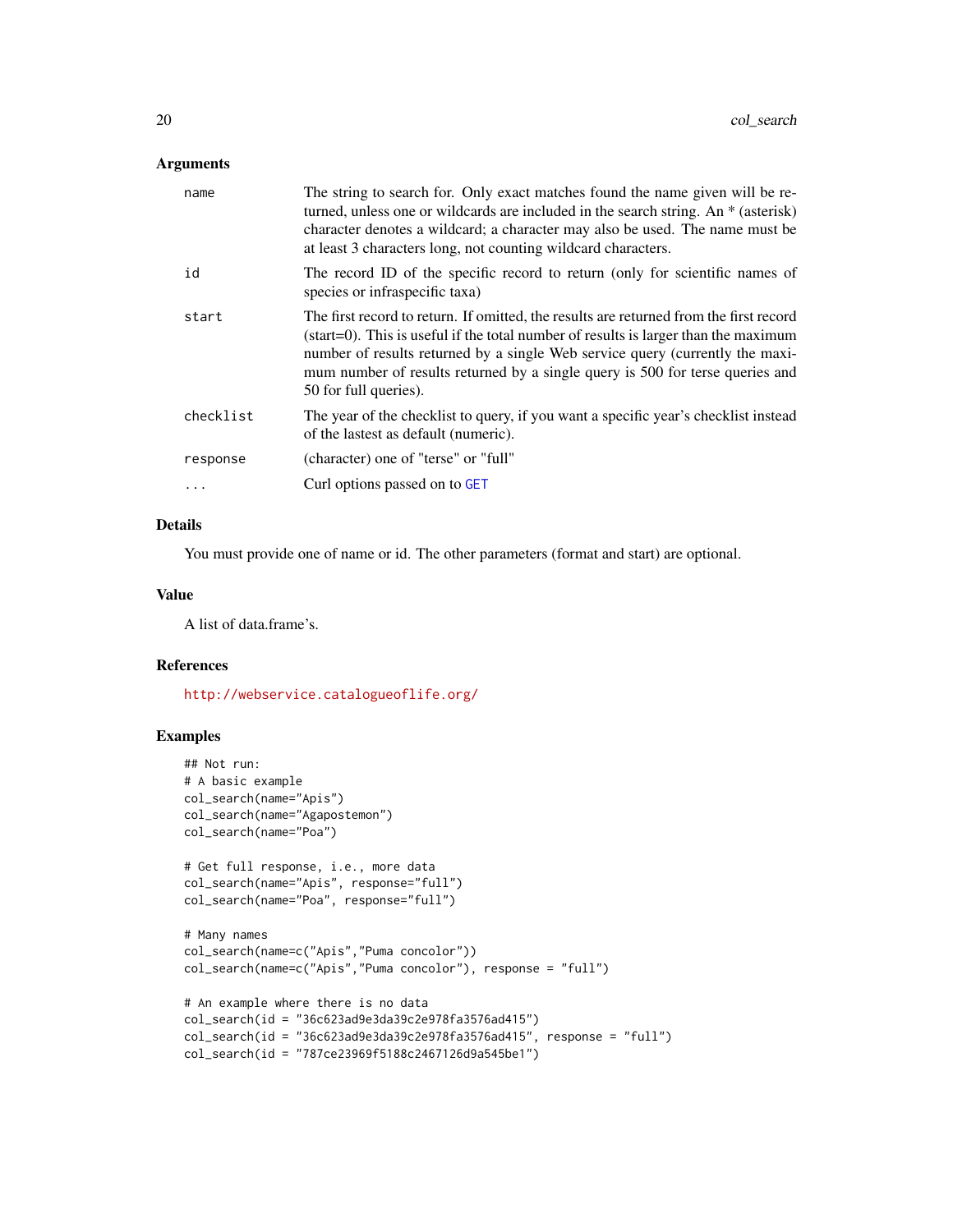### Arguments

| | |
|---|---|
| name | The string to search for. Only exact matches found the name given will be returned, unless one or wildcards are included in the search string. An * (asterisk) character denotes a wildcard; a character may also be used. The name must be at least 3 characters long, not counting wildcard characters. |
| id | The record ID of the specific record to return (only for scientific names of species or infraspecific taxa) |
| start | The first record to return. If omitted, the results are returned from the first record (start=0). This is useful if the total number of results is larger than the maximum number of results returned by a single Web service query (currently the maximum number of results returned by a single query is 500 for terse queries and 50 for full queries). |
| checklist | The year of the checklist to query, if you want a specific year's checklist instead of the lastest as default (numeric). |
| response | (character) one of "terse" or "full" |
| ... | Curl options passed on to GET |

### Details

You must provide one of name or id. The other parameters (format and start) are optional.

### Value

A list of data.frame's.

### References

http://webservice.catalogueoflife.org/

### Examples

```
## Not run:
# A basic example
col_search(name="Apis")
col_search(name="Agapostemon")
col_search(name="Poa")

# Get full response, i.e., more data
col_search(name="Apis", response="full")
col_search(name="Poa", response="full")

# Many names
col_search(name=c("Apis","Puma concolor"))
col_search(name=c("Apis","Puma concolor"), response = "full")

# An example where there is no data
col_search(id = "36c623ad9e3da39c2e978fa3576ad415")
col_search(id = "36c623ad9e3da39c2e978fa3576ad415", response = "full")
col_search(id = "787ce23969f5188c2467126d9a545be1")
```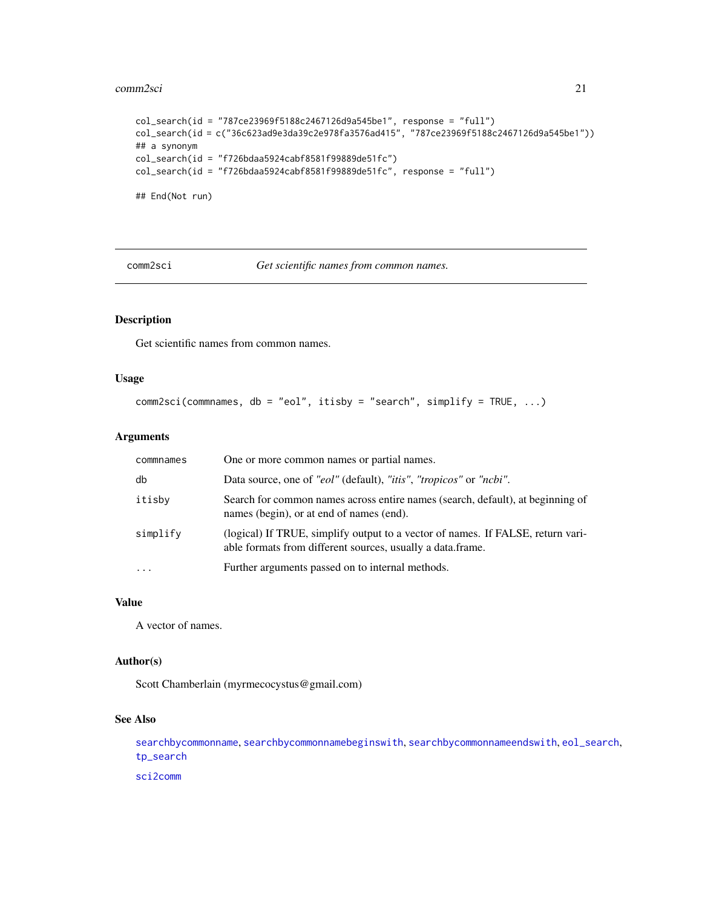```
col_search(id = "787ce23969f5188c2467126d9a545be1", response = "full")
col_search(id = c("36c623ad9e3da39c2e978fa3576ad415", "787ce23969f5188c2467126d9a545be1"))
## a synonym
col_search(id = "f726bdaa5924cabf8581f99889de51fc")
col_search(id = "f726bdaa5924cabf8581f99889de51fc", response = "full")

## End(Not run)
```

## comm2sci — *Get scientific names from common names.*

### Description

Get scientific names from common names.

### Usage

```
comm2sci(commnames, db = "eol", itisby = "search", simplify = TRUE, ...)
```

### Arguments

| | |
|---|---|
| commnames | One or more common names or partial names. |
| db | Data source, one of *"eol"* (default), *"itis"*, *"tropicos"* or *"ncbi"*. |
| itisby | Search for common names across entire names (search, default), at beginning of names (begin), or at end of names (end). |
| simplify | (logical) If TRUE, simplify output to a vector of names. If FALSE, return variable formats from different sources, usually a data.frame. |
| ... | Further arguments passed on to internal methods. |

### Value

A vector of names.

### Author(s)

Scott Chamberlain (myrmecocystus@gmail.com)

### See Also

searchbycommonname, searchbycommonnamebeginswith, searchbycommonnameendswith, eol_search, tp_search

sci2comm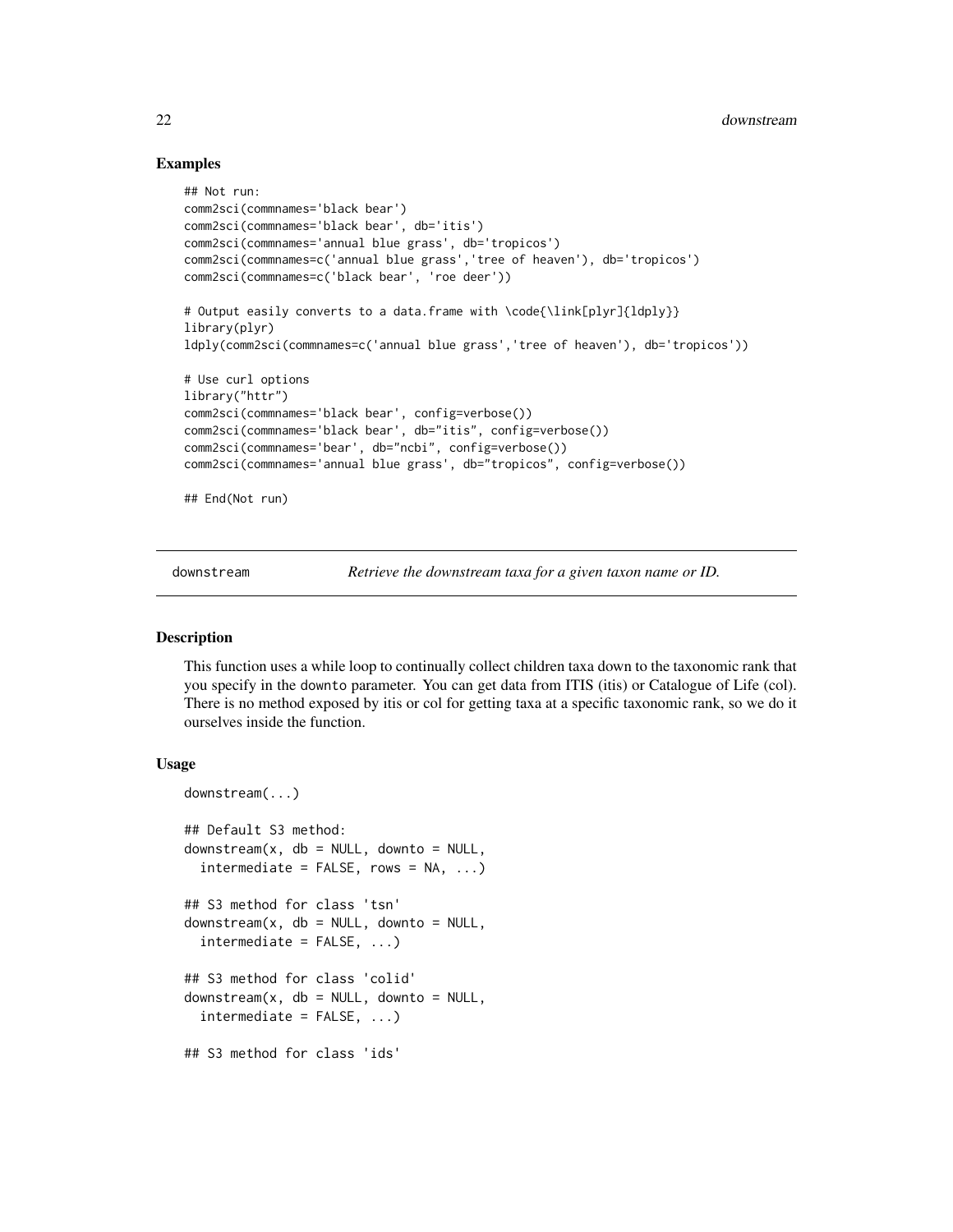### Examples

```
## Not run:
comm2sci(commnames='black bear')
comm2sci(commnames='black bear', db='itis')
comm2sci(commnames='annual blue grass', db='tropicos')
comm2sci(commnames=c('annual blue grass','tree of heaven'), db='tropicos')
comm2sci(commnames=c('black bear', 'roe deer'))

# Output easily converts to a data.frame with \code{\link[plyr]{ldply}}
library(plyr)
ldply(comm2sci(commnames=c('annual blue grass','tree of heaven'), db='tropicos'))

# Use curl options
library("httr")
comm2sci(commnames='black bear', config=verbose())
comm2sci(commnames='black bear', db="itis", config=verbose())
comm2sci(commnames='bear', db="ncbi", config=verbose())
comm2sci(commnames='annual blue grass', db="tropicos", config=verbose())

## End(Not run)
```

---

## downstream *Retrieve the downstream taxa for a given taxon name or ID.*

### Description

This function uses a while loop to continually collect children taxa down to the taxonomic rank that you specify in the downto parameter. You can get data from ITIS (itis) or Catalogue of Life (col). There is no method exposed by itis or col for getting taxa at a specific taxonomic rank, so we do it ourselves inside the function.

### Usage

```
downstream(...)

## Default S3 method:
downstream(x, db = NULL, downto = NULL,
  intermediate = FALSE, rows = NA, ...)

## S3 method for class 'tsn'
downstream(x, db = NULL, downto = NULL,
  intermediate = FALSE, ...)

## S3 method for class 'colid'
downstream(x, db = NULL, downto = NULL,
  intermediate = FALSE, ...)

## S3 method for class 'ids'
```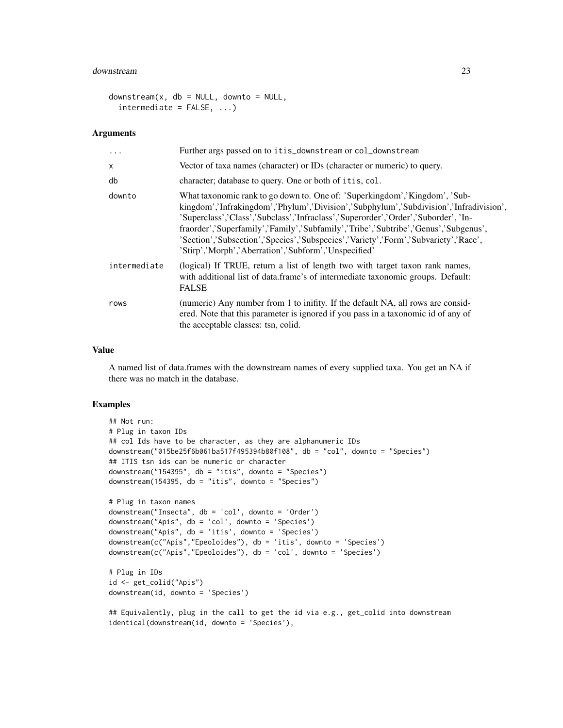```
downstream(x, db = NULL, downto = NULL,
  intermediate = FALSE, ...)
```

### Arguments

| | |
|---|---|
| ... | Further args passed on to itis_downstream or col_downstream |
| x | Vector of taxa names (character) or IDs (character or numeric) to query. |
| db | character; database to query. One or both of itis, col. |
| downto | What taxonomic rank to go down to. One of: 'Superkingdom','Kingdom', 'Subkingdom','Infrakingdom','Phylum','Division','Subphylum','Subdivision','Infradivision', 'Superclass','Class','Subclass','Infraclass','Superorder','Order','Suborder', 'Infraorder','Superfamily','Family','Subfamily','Tribe','Subtribe','Genus','Subgenus', 'Section','Subsection','Species','Subspecies','Variety','Form','Subvariety','Race', 'Stirp','Morph','Aberration','Subform','Unspecified' |
| intermediate | (logical) If TRUE, return a list of length two with target taxon rank names, with additional list of data.frame's of intermediate taxonomic groups. Default: FALSE |
| rows | (numeric) Any number from 1 to inifity. If the default NA, all rows are considered. Note that this parameter is ignored if you pass in a taxonomic id of any of the acceptable classes: tsn, colid. |

### Value

A named list of data.frames with the downstream names of every supplied taxa. You get an NA if there was no match in the database.

### Examples

```
## Not run:
# Plug in taxon IDs
## col Ids have to be character, as they are alphanumeric IDs
downstream("015be25f6b061ba517f495394b80f108", db = "col", downto = "Species")
## ITIS tsn ids can be numeric or character
downstream("154395", db = "itis", downto = "Species")
downstream(154395, db = "itis", downto = "Species")

# Plug in taxon names
downstream("Insecta", db = 'col', downto = 'Order')
downstream("Apis", db = 'col', downto = 'Species')
downstream("Apis", db = 'itis', downto = 'Species')
downstream(c("Apis","Epeoloides"), db = 'itis', downto = 'Species')
downstream(c("Apis","Epeoloides"), db = 'col', downto = 'Species')

# Plug in IDs
id <- get_colid("Apis")
downstream(id, downto = 'Species')

## Equivalently, plug in the call to get the id via e.g., get_colid into downstream
identical(downstream(id, downto = 'Species'),
```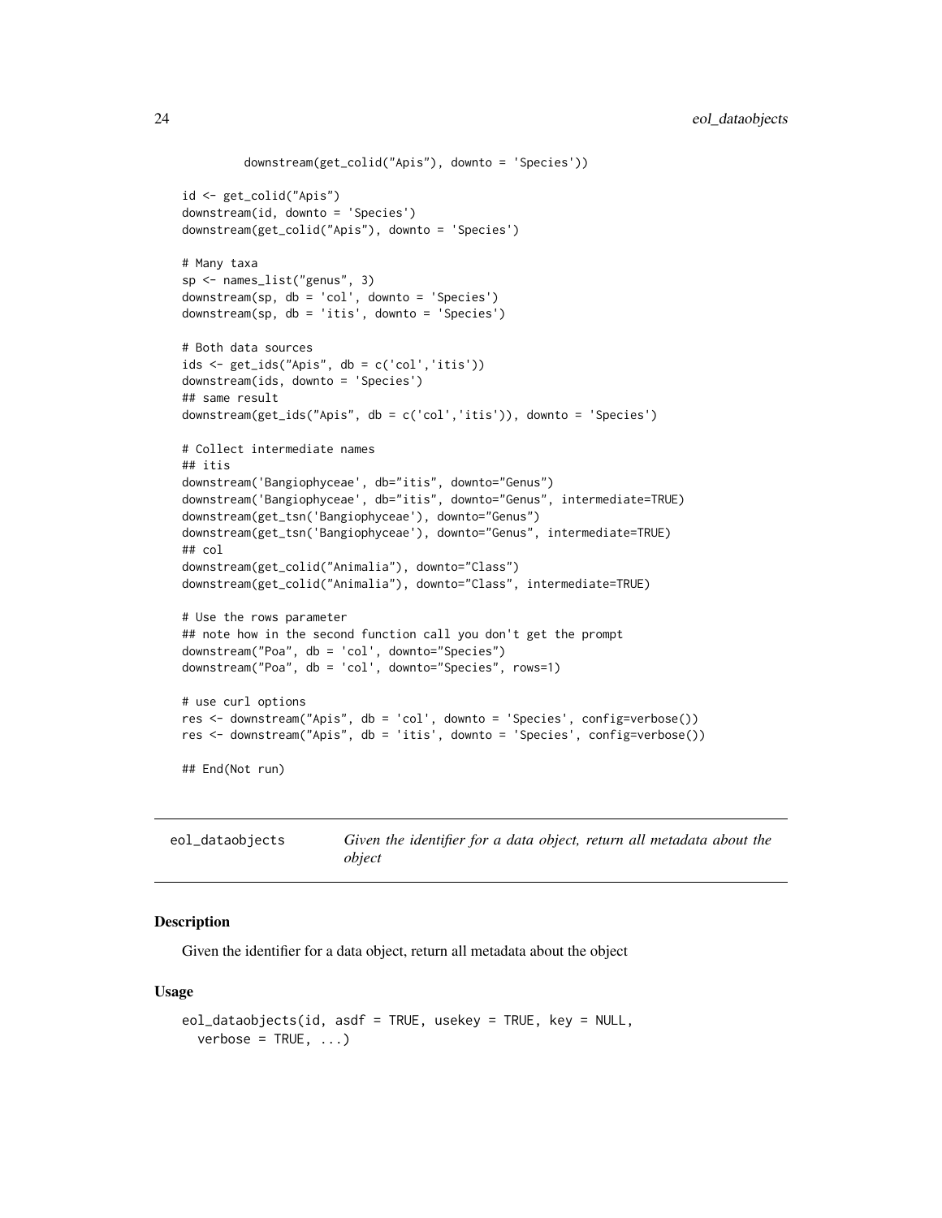```
        downstream(get_colid("Apis"), downto = 'Species'))

id <- get_colid("Apis")
downstream(id, downto = 'Species')
downstream(get_colid("Apis"), downto = 'Species')

# Many taxa
sp <- names_list("genus", 3)
downstream(sp, db = 'col', downto = 'Species')
downstream(sp, db = 'itis', downto = 'Species')

# Both data sources
ids <- get_ids("Apis", db = c('col','itis'))
downstream(ids, downto = 'Species')
## same result
downstream(get_ids("Apis", db = c('col','itis')), downto = 'Species')

# Collect intermediate names
## itis
downstream('Bangiophyceae', db="itis", downto="Genus")
downstream('Bangiophyceae', db="itis", downto="Genus", intermediate=TRUE)
downstream(get_tsn('Bangiophyceae'), downto="Genus")
downstream(get_tsn('Bangiophyceae'), downto="Genus", intermediate=TRUE)
## col
downstream(get_colid("Animalia"), downto="Class")
downstream(get_colid("Animalia"), downto="Class", intermediate=TRUE)

# Use the rows parameter
## note how in the second function call you don't get the prompt
downstream("Poa", db = 'col', downto="Species")
downstream("Poa", db = 'col', downto="Species", rows=1)

# use curl options
res <- downstream("Apis", db = 'col', downto = 'Species', config=verbose())
res <- downstream("Apis", db = 'itis', downto = 'Species', config=verbose())

## End(Not run)
```

---

# eol_dataobjects — *Given the identifier for a data object, return all metadata about the object*

### Description

Given the identifier for a data object, return all metadata about the object

### Usage

```
eol_dataobjects(id, asdf = TRUE, usekey = TRUE, key = NULL,
  verbose = TRUE, ...)
```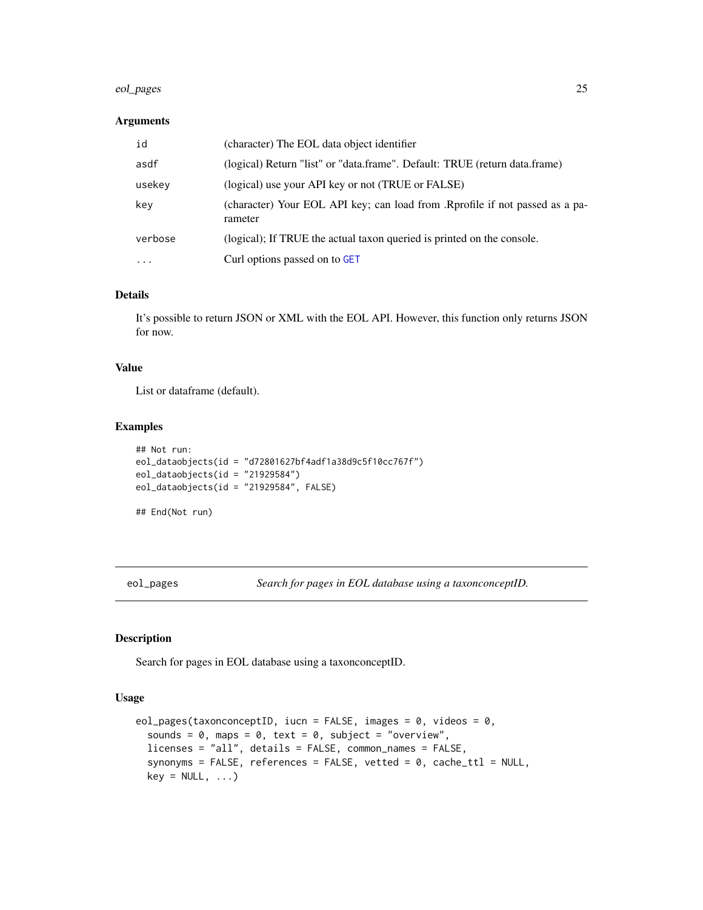### Arguments

| | |
|---|---|
| `id` | (character) The EOL data object identifier |
| `asdf` | (logical) Return "list" or "data.frame". Default: TRUE (return data.frame) |
| `usekey` | (logical) use your API key or not (TRUE or FALSE) |
| `key` | (character) Your EOL API key; can load from .Rprofile if not passed as a parameter |
| `verbose` | (logical); If TRUE the actual taxon queried is printed on the console. |
| `...` | Curl options passed on to GET |

### Details

It's possible to return JSON or XML with the EOL API. However, this function only returns JSON for now.

### Value

List or dataframe (default).

### Examples

```
## Not run:
eol_dataobjects(id = "d72801627bf4adf1a38d9c5f10cc767f")
eol_dataobjects(id = "21929584")
eol_dataobjects(id = "21929584", FALSE)

## End(Not run)
```

---

## eol_pages — *Search for pages in EOL database using a taxonconceptID.*

### Description

Search for pages in EOL database using a taxonconceptID.

### Usage

```
eol_pages(taxonconceptID, iucn = FALSE, images = 0, videos = 0,
  sounds = 0, maps = 0, text = 0, subject = "overview",
  licenses = "all", details = FALSE, common_names = FALSE,
  synonyms = FALSE, references = FALSE, vetted = 0, cache_ttl = NULL,
  key = NULL, ...)
```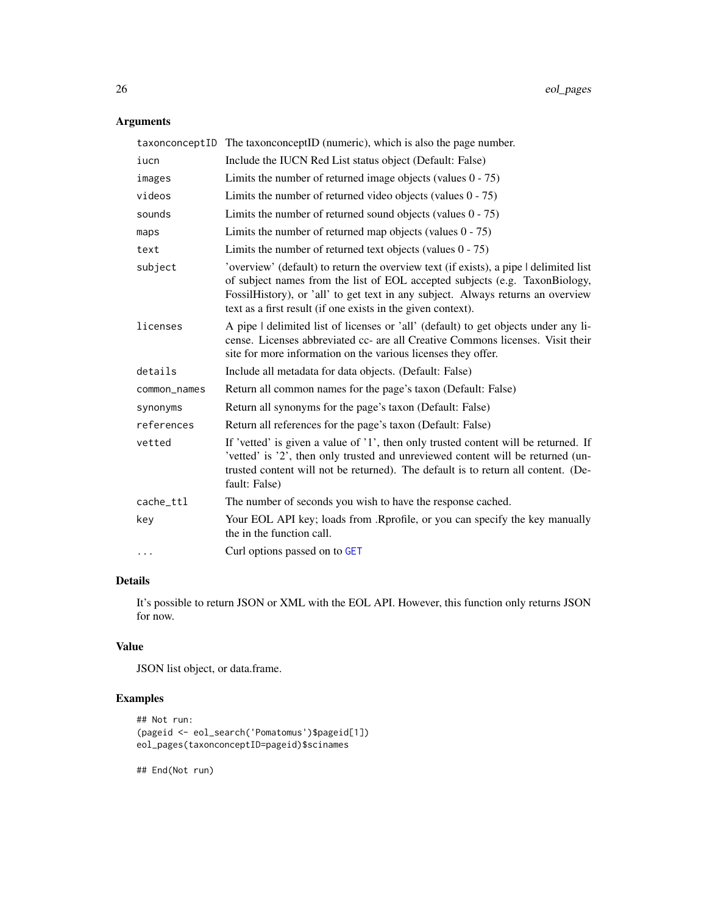## Arguments

| | |
|---|---|
| taxonconceptID | The taxonconceptID (numeric), which is also the page number. |
| iucn | Include the IUCN Red List status object (Default: False) |
| images | Limits the number of returned image objects (values 0 - 75) |
| videos | Limits the number of returned video objects (values 0 - 75) |
| sounds | Limits the number of returned sound objects (values 0 - 75) |
| maps | Limits the number of returned map objects (values 0 - 75) |
| text | Limits the number of returned text objects (values 0 - 75) |
| subject | 'overview' (default) to return the overview text (if exists), a pipe \| delimited list of subject names from the list of EOL accepted subjects (e.g. TaxonBiology, FossilHistory), or 'all' to get text in any subject. Always returns an overview text as a first result (if one exists in the given context). |
| licenses | A pipe \| delimited list of licenses or 'all' (default) to get objects under any license. Licenses abbreviated cc- are all Creative Commons licenses. Visit their site for more information on the various licenses they offer. |
| details | Include all metadata for data objects. (Default: False) |
| common_names | Return all common names for the page's taxon (Default: False) |
| synonyms | Return all synonyms for the page's taxon (Default: False) |
| references | Return all references for the page's taxon (Default: False) |
| vetted | If 'vetted' is given a value of '1', then only trusted content will be returned. If 'vetted' is '2', then only trusted and unreviewed content will be returned (untrusted content will not be returned). The default is to return all content. (Default: False) |
| cache_ttl | The number of seconds you wish to have the response cached. |
| key | Your EOL API key; loads from .Rprofile, or you can specify the key manually the in the function call. |
| ... | Curl options passed on to GET |

## Details

It's possible to return JSON or XML with the EOL API. However, this function only returns JSON for now.

## Value

JSON list object, or data.frame.

## Examples

```
## Not run:
(pageid <- eol_search('Pomatomus')$pageid[1])
eol_pages(taxonconceptID=pageid)$scinames

## End(Not run)
```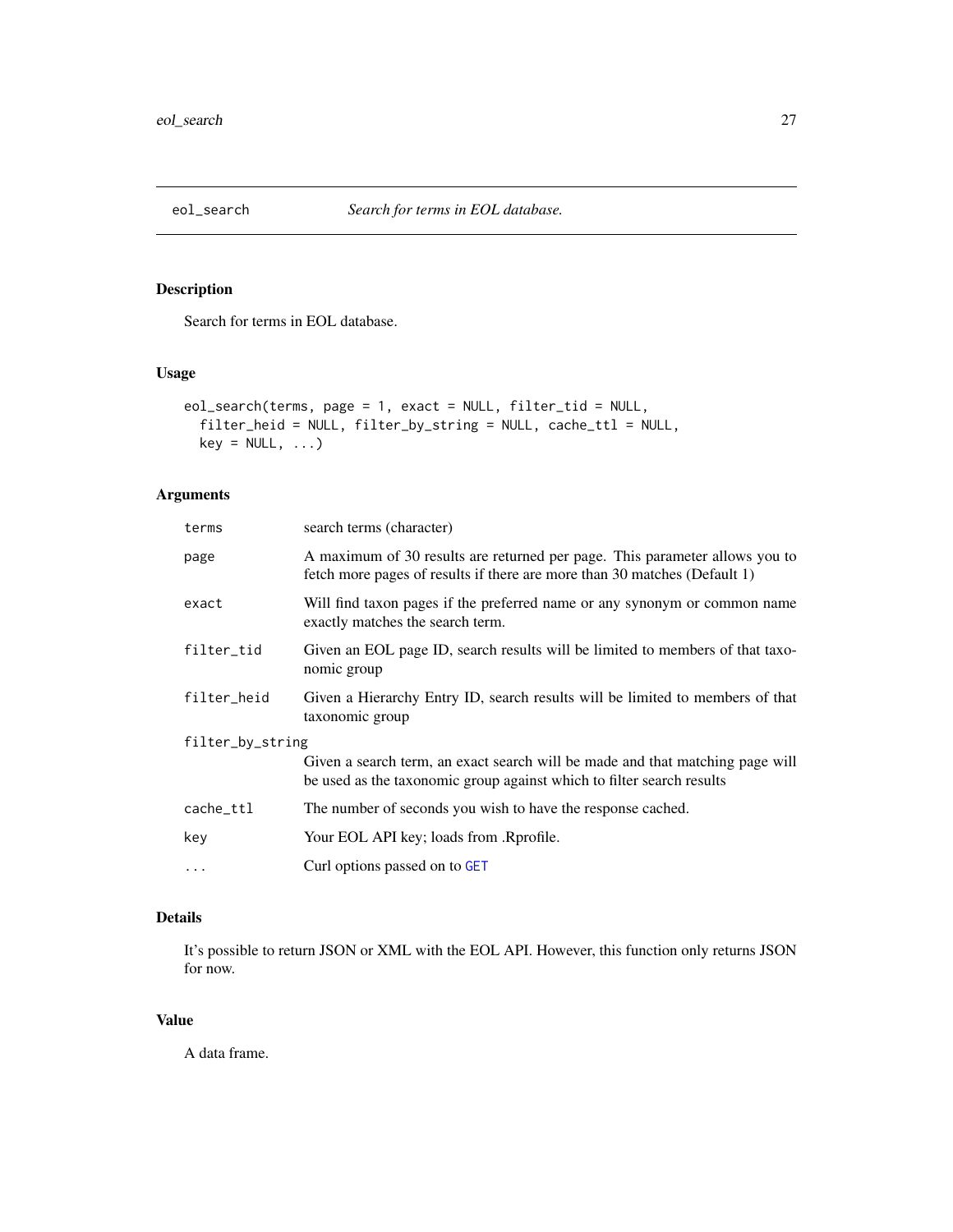## eol_search *Search for terms in EOL database.*

### Description

Search for terms in EOL database.

### Usage

```
eol_search(terms, page = 1, exact = NULL, filter_tid = NULL,
  filter_heid = NULL, filter_by_string = NULL, cache_ttl = NULL,
  key = NULL, ...)
```

### Arguments

| | |
|---|---|
| terms | search terms (character) |
| page | A maximum of 30 results are returned per page. This parameter allows you to fetch more pages of results if there are more than 30 matches (Default 1) |
| exact | Will find taxon pages if the preferred name or any synonym or common name exactly matches the search term. |
| filter_tid | Given an EOL page ID, search results will be limited to members of that taxonomic group |
| filter_heid | Given a Hierarchy Entry ID, search results will be limited to members of that taxonomic group |
| filter_by_string | Given a search term, an exact search will be made and that matching page will be used as the taxonomic group against which to filter search results |
| cache_ttl | The number of seconds you wish to have the response cached. |
| key | Your EOL API key; loads from .Rprofile. |
| ... | Curl options passed on to GET |

### Details

It's possible to return JSON or XML with the EOL API. However, this function only returns JSON for now.

### Value

A data frame.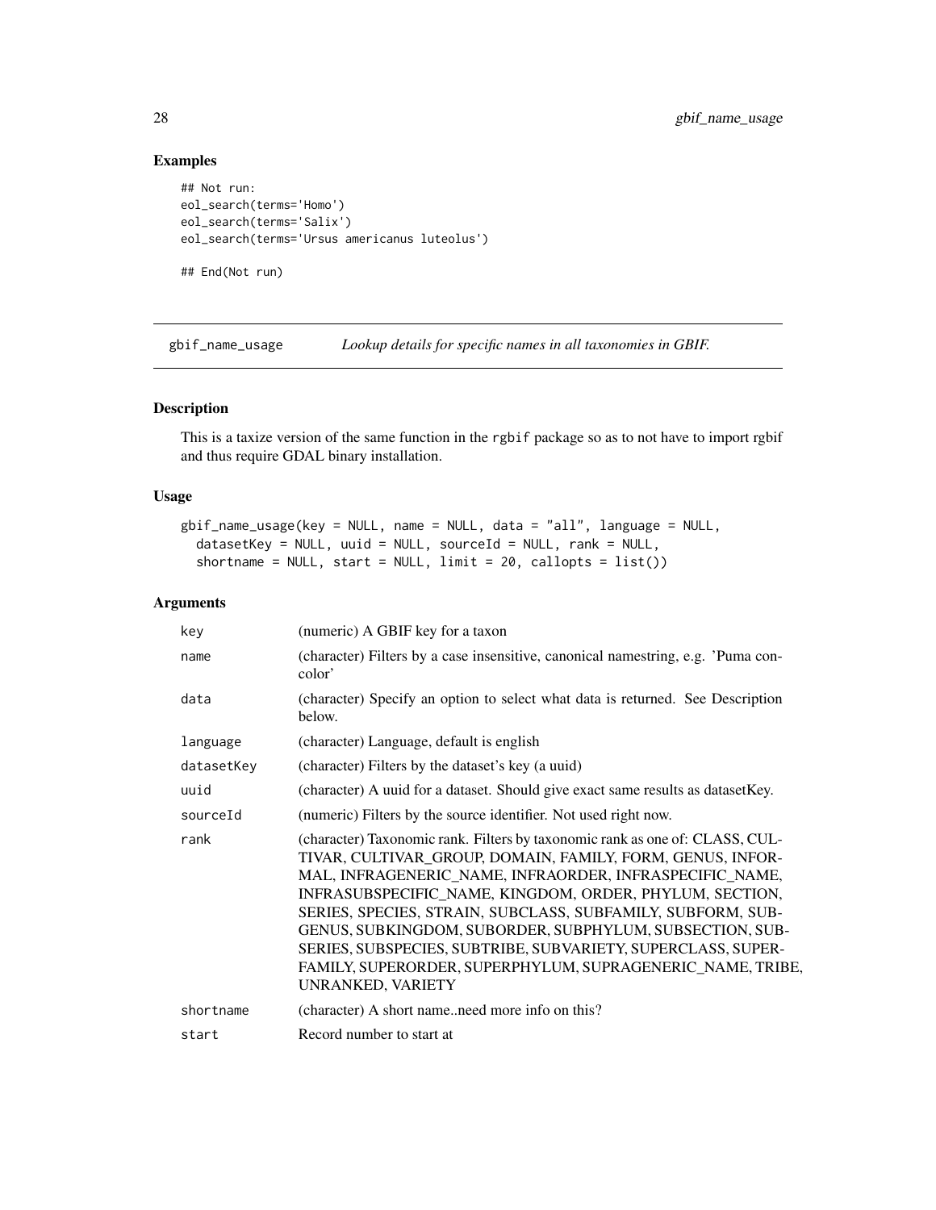## Examples

```
## Not run:
eol_search(terms='Homo')
eol_search(terms='Salix')
eol_search(terms='Ursus americanus luteolus')

## End(Not run)
```

---

# gbif_name_usage — *Lookup details for specific names in all taxonomies in GBIF.*

---

## Description

This is a taxize version of the same function in the rgbif package so as to not have to import rgbif and thus require GDAL binary installation.

## Usage

```
gbif_name_usage(key = NULL, name = NULL, data = "all", language = NULL,
  datasetKey = NULL, uuid = NULL, sourceId = NULL, rank = NULL,
  shortname = NULL, start = NULL, limit = 20, callopts = list())
```

## Arguments

| | |
|---|---|
| key | (numeric) A GBIF key for a taxon |
| name | (character) Filters by a case insensitive, canonical namestring, e.g. 'Puma concolor' |
| data | (character) Specify an option to select what data is returned. See Description below. |
| language | (character) Language, default is english |
| datasetKey | (character) Filters by the dataset's key (a uuid) |
| uuid | (character) A uuid for a dataset. Should give exact same results as datasetKey. |
| sourceId | (numeric) Filters by the source identifier. Not used right now. |
| rank | (character) Taxonomic rank. Filters by taxonomic rank as one of: CLASS, CULTIVAR, CULTIVAR_GROUP, DOMAIN, FAMILY, FORM, GENUS, INFORMAL, INFRAGENERIC_NAME, INFRAORDER, INFRASPECIFIC_NAME, INFRASUBSPECIFIC_NAME, KINGDOM, ORDER, PHYLUM, SECTION, SERIES, SPECIES, STRAIN, SUBCLASS, SUBFAMILY, SUBFORM, SUBGENUS, SUBKINGDOM, SUBORDER, SUBPHYLUM, SUBSECTION, SUBSERIES, SUBSPECIES, SUBTRIBE, SUBVARIETY, SUPERCLASS, SUPERFAMILY, SUPERORDER, SUPERPHYLUM, SUPRAGENERIC_NAME, TRIBE, UNRANKED, VARIETY |
| shortname | (character) A short name..need more info on this? |
| start | Record number to start at |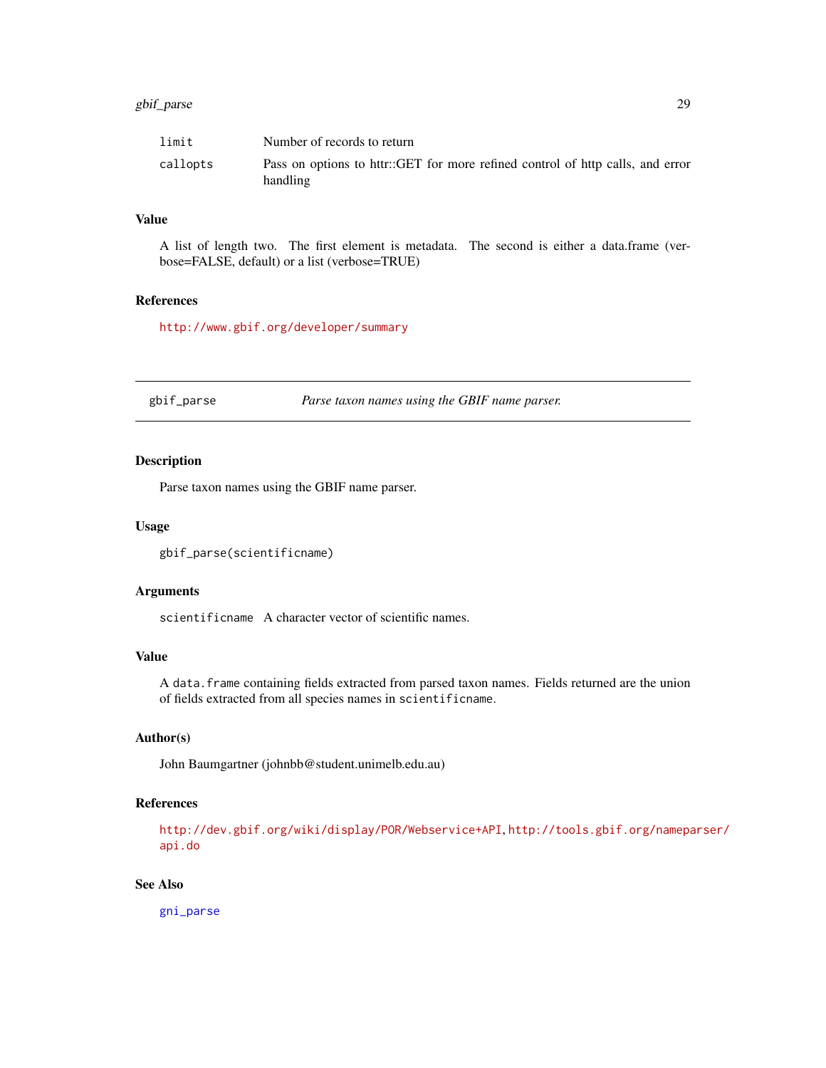| | |
|---|---|
| limit | Number of records to return |
| callopts | Pass on options to httr::GET for more refined control of http calls, and error handling |

### Value

A list of length two. The first element is metadata. The second is either a data.frame (verbose=FALSE, default) or a list (verbose=TRUE)

### References

http://www.gbif.org/developer/summary

---

## gbif_parse — *Parse taxon names using the GBIF name parser.*

---

### Description

Parse taxon names using the GBIF name parser.

### Usage

```
gbif_parse(scientificname)
```

### Arguments

| | |
|---|---|
| scientificname | A character vector of scientific names. |

### Value

A `data.frame` containing fields extracted from parsed taxon names. Fields returned are the union of fields extracted from all species names in `scientificname`.

### Author(s)

John Baumgartner (johnbb@student.unimelb.edu.au)

### References

http://dev.gbif.org/wiki/display/POR/Webservice+API, http://tools.gbif.org/nameparser/api.do

### See Also

gni_parse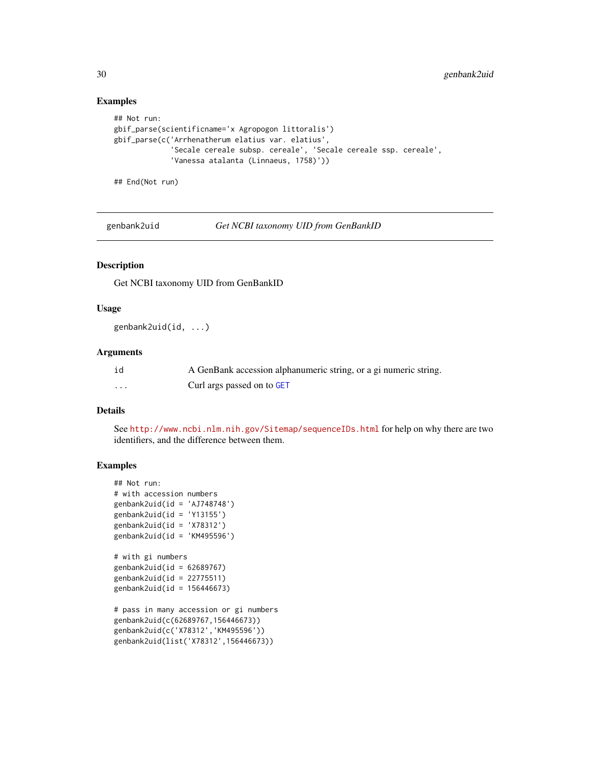## Examples

```
## Not run:
gbif_parse(scientificname='x Agropogon littoralis')
gbif_parse(c('Arrhenatherum elatius var. elatius',
             'Secale cereale subsp. cereale', 'Secale cereale ssp. cereale',
             'Vanessa atalanta (Linnaeus, 1758)'))

## End(Not run)
```

---

# genbank2uid — *Get NCBI taxonomy UID from GenBankID*

---

## Description

Get NCBI taxonomy UID from GenBankID

## Usage

```
genbank2uid(id, ...)
```

## Arguments

| | |
|---|---|
| id | A GenBank accession alphanumeric string, or a gi numeric string. |
| ... | Curl args passed on to GET |

## Details

See http://www.ncbi.nlm.nih.gov/Sitemap/sequenceIDs.html for help on why there are two identifiers, and the difference between them.

## Examples

```
## Not run:
# with accession numbers
genbank2uid(id = 'AJ748748')
genbank2uid(id = 'Y13155')
genbank2uid(id = 'X78312')
genbank2uid(id = 'KM495596')

# with gi numbers
genbank2uid(id = 62689767)
genbank2uid(id = 22775511)
genbank2uid(id = 156446673)

# pass in many accession or gi numbers
genbank2uid(c(62689767,156446673))
genbank2uid(c('X78312','KM495596'))
genbank2uid(list('X78312',156446673))
```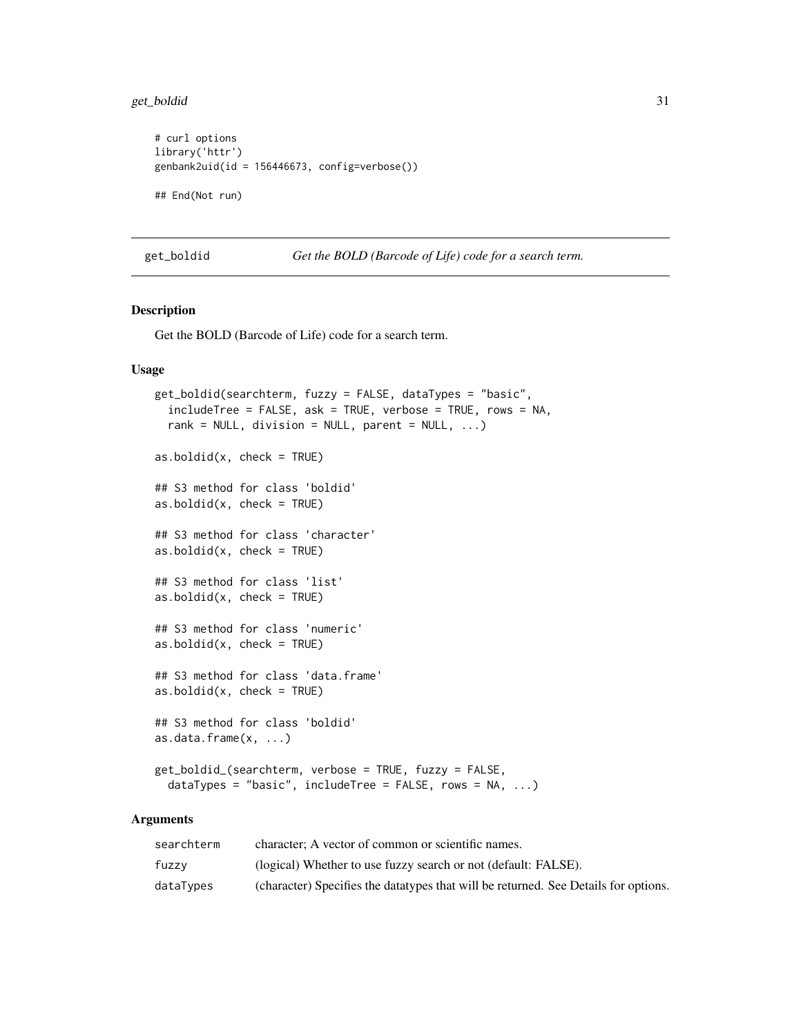```
# curl options
library('httr')
genbank2uid(id = 156446673, config=verbose())

## End(Not run)
```

---

## get_boldid — *Get the BOLD (Barcode of Life) code for a search term.*

---

### Description

Get the BOLD (Barcode of Life) code for a search term.

### Usage

```
get_boldid(searchterm, fuzzy = FALSE, dataTypes = "basic",
  includeTree = FALSE, ask = TRUE, verbose = TRUE, rows = NA,
  rank = NULL, division = NULL, parent = NULL, ...)

as.boldid(x, check = TRUE)

## S3 method for class 'boldid'
as.boldid(x, check = TRUE)

## S3 method for class 'character'
as.boldid(x, check = TRUE)

## S3 method for class 'list'
as.boldid(x, check = TRUE)

## S3 method for class 'numeric'
as.boldid(x, check = TRUE)

## S3 method for class 'data.frame'
as.boldid(x, check = TRUE)

## S3 method for class 'boldid'
as.data.frame(x, ...)

get_boldid_(searchterm, verbose = TRUE, fuzzy = FALSE,
  dataTypes = "basic", includeTree = FALSE, rows = NA, ...)
```

### Arguments

| | |
|---|---|
| searchterm | character; A vector of common or scientific names. |
| fuzzy | (logical) Whether to use fuzzy search or not (default: FALSE). |
| dataTypes | (character) Specifies the datatypes that will be returned. See Details for options. |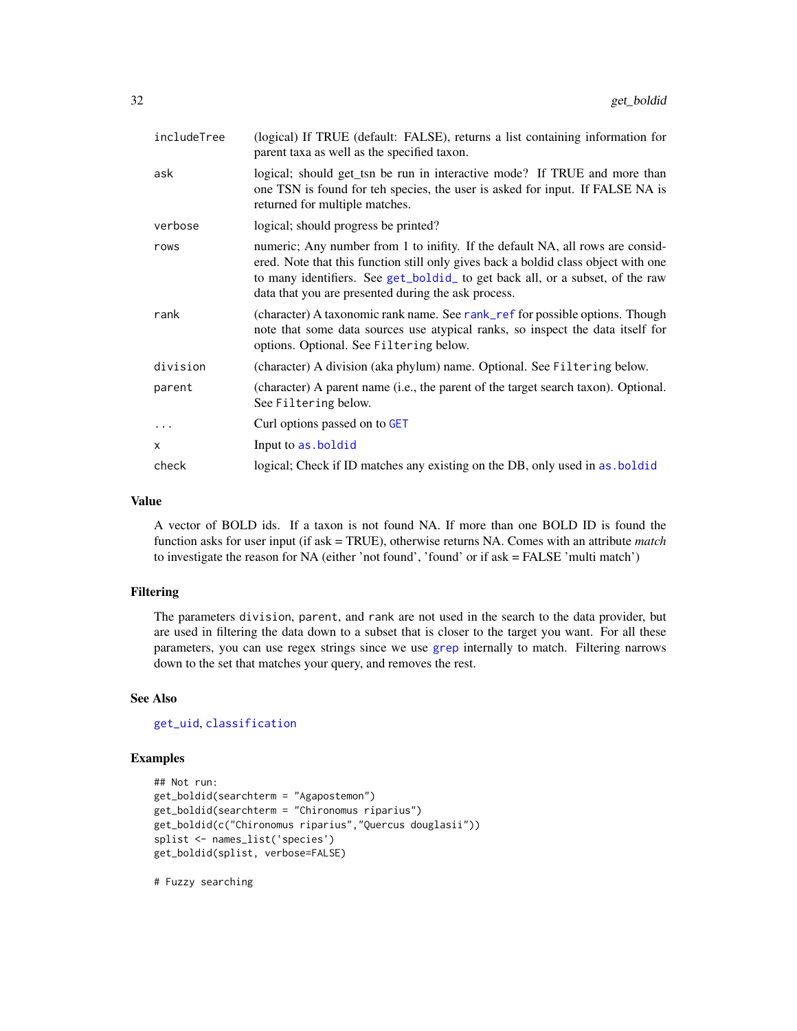| | |
|---|---|
| includeTree | (logical) If TRUE (default: FALSE), returns a list containing information for parent taxa as well as the specified taxon. |
| ask | logical; should get_tsn be run in interactive mode? If TRUE and more than one TSN is found for teh species, the user is asked for input. If FALSE NA is returned for multiple matches. |
| verbose | logical; should progress be printed? |
| rows | numeric; Any number from 1 to inifity. If the default NA, all rows are considered. Note that this function still only gives back a boldid class object with one to many identifiers. See `get_boldid_` to get back all, or a subset, of the raw data that you are presented during the ask process. |
| rank | (character) A taxonomic rank name. See `rank_ref` for possible options. Though note that some data sources use atypical ranks, so inspect the data itself for options. Optional. See `Filtering` below. |
| division | (character) A division (aka phylum) name. Optional. See `Filtering` below. |
| parent | (character) A parent name (i.e., the parent of the target search taxon). Optional. See `Filtering` below. |
| ... | Curl options passed on to `GET` |
| x | Input to `as.boldid` |
| check | logical; Check if ID matches any existing on the DB, only used in `as.boldid` |

## Value

A vector of BOLD ids. If a taxon is not found NA. If more than one BOLD ID is found the function asks for user input (if ask = TRUE), otherwise returns NA. Comes with an attribute *match* to investigate the reason for NA (either 'not found', 'found' or if ask = FALSE 'multi match')

## Filtering

The parameters `division`, `parent`, and `rank` are not used in the search to the data provider, but are used in filtering the data down to a subset that is closer to the target you want. For all these parameters, you can use regex strings since we use `grep` internally to match. Filtering narrows down to the set that matches your query, and removes the rest.

## See Also

`get_uid`, `classification`

## Examples

```
## Not run:
get_boldid(searchterm = "Agapostemon")
get_boldid(searchterm = "Chironomus riparius")
get_boldid(c("Chironomus riparius","Quercus douglasii"))
splist <- names_list('species')
get_boldid(splist, verbose=FALSE)

# Fuzzy searching
```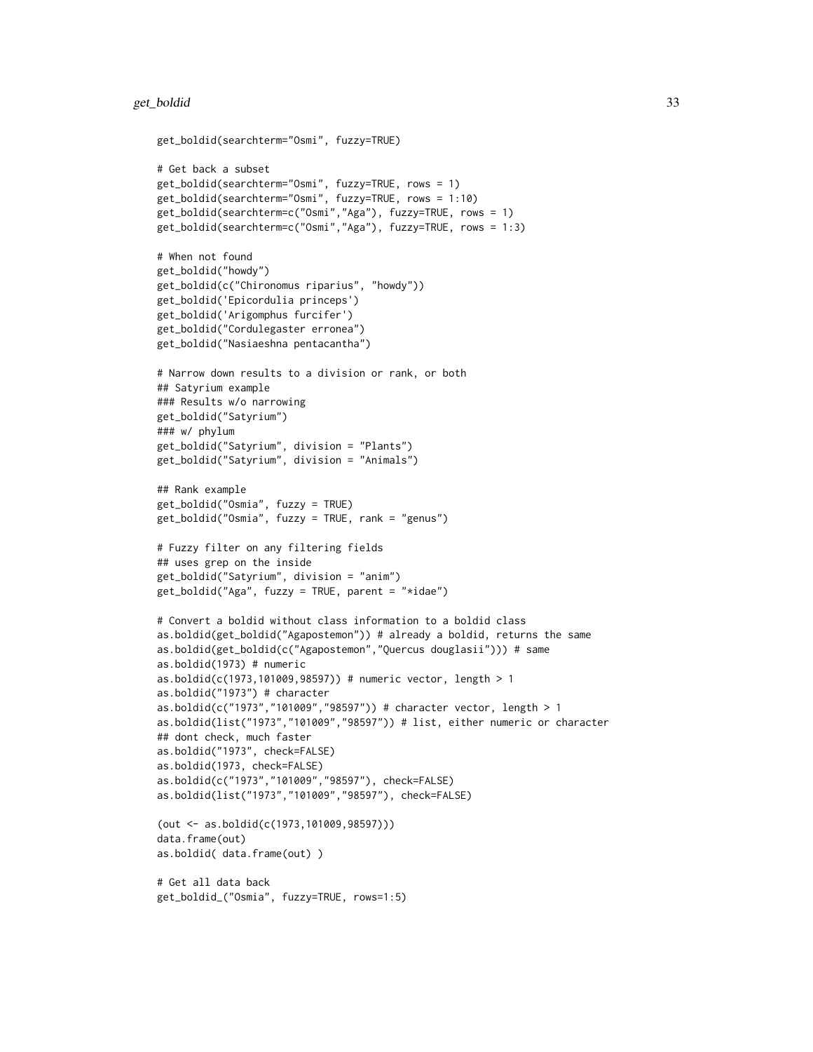```
get_boldid(searchterm="Osmi", fuzzy=TRUE)

# Get back a subset
get_boldid(searchterm="Osmi", fuzzy=TRUE, rows = 1)
get_boldid(searchterm="Osmi", fuzzy=TRUE, rows = 1:10)
get_boldid(searchterm=c("Osmi","Aga"), fuzzy=TRUE, rows = 1)
get_boldid(searchterm=c("Osmi","Aga"), fuzzy=TRUE, rows = 1:3)

# When not found
get_boldid("howdy")
get_boldid(c("Chironomus riparius", "howdy"))
get_boldid('Epicordulia princeps')
get_boldid('Arigomphus furcifer')
get_boldid("Cordulegaster erronea")
get_boldid("Nasiaeshna pentacantha")

# Narrow down results to a division or rank, or both
## Satyrium example
### Results w/o narrowing
get_boldid("Satyrium")
### w/ phylum
get_boldid("Satyrium", division = "Plants")
get_boldid("Satyrium", division = "Animals")

## Rank example
get_boldid("Osmia", fuzzy = TRUE)
get_boldid("Osmia", fuzzy = TRUE, rank = "genus")

# Fuzzy filter on any filtering fields
## uses grep on the inside
get_boldid("Satyrium", division = "anim")
get_boldid("Aga", fuzzy = TRUE, parent = "*idae")

# Convert a boldid without class information to a boldid class
as.boldid(get_boldid("Agapostemon")) # already a boldid, returns the same
as.boldid(get_boldid(c("Agapostemon","Quercus douglasii"))) # same
as.boldid(1973) # numeric
as.boldid(c(1973,101009,98597)) # numeric vector, length > 1
as.boldid("1973") # character
as.boldid(c("1973","101009","98597")) # character vector, length > 1
as.boldid(list("1973","101009","98597")) # list, either numeric or character
## dont check, much faster
as.boldid("1973", check=FALSE)
as.boldid(1973, check=FALSE)
as.boldid(c("1973","101009","98597"), check=FALSE)
as.boldid(list("1973","101009","98597"), check=FALSE)

(out <- as.boldid(c(1973,101009,98597)))
data.frame(out)
as.boldid( data.frame(out) )

# Get all data back
get_boldid_("Osmia", fuzzy=TRUE, rows=1:5)
```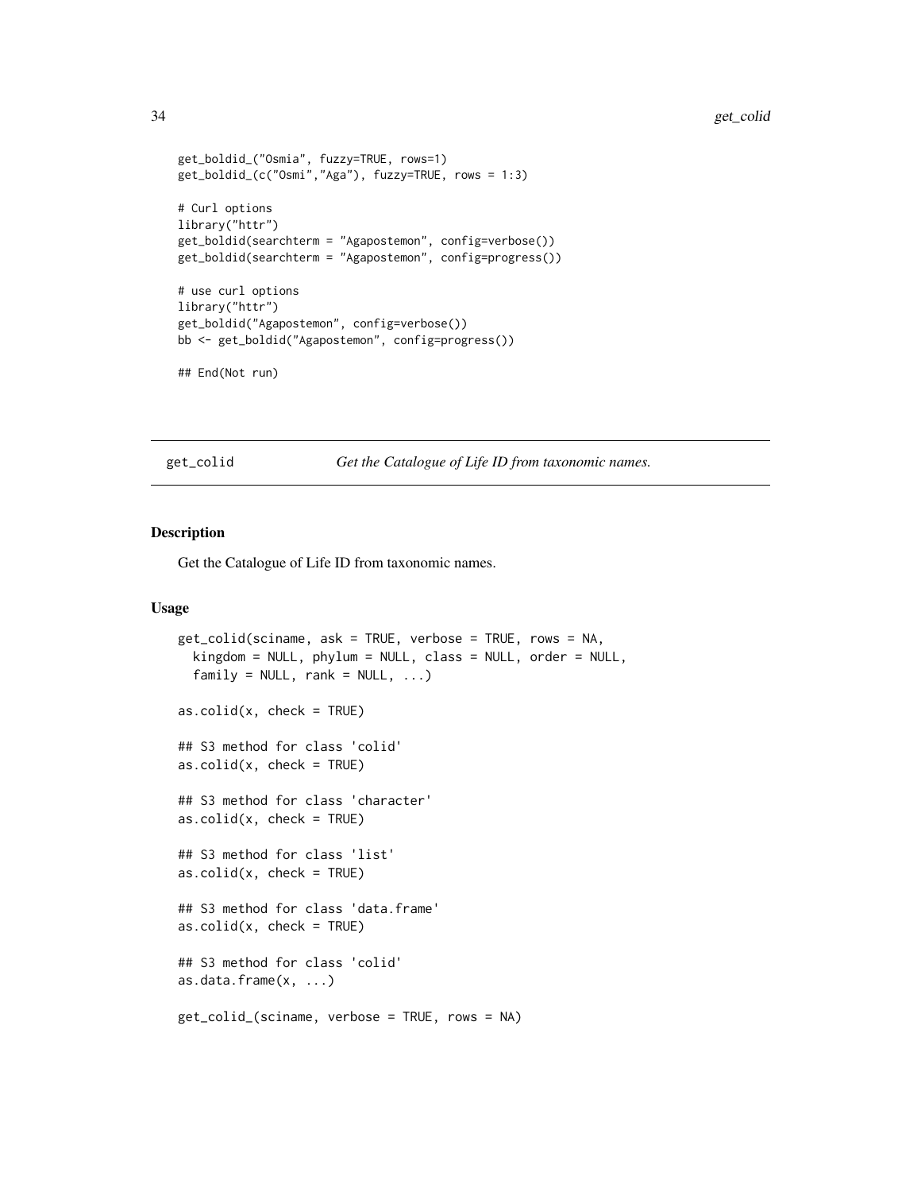```
get_boldid_("Osmia", fuzzy=TRUE, rows=1)
get_boldid_(c("Osmi","Aga"), fuzzy=TRUE, rows = 1:3)

# Curl options
library("httr")
get_boldid(searchterm = "Agapostemon", config=verbose())
get_boldid(searchterm = "Agapostemon", config=progress())

# use curl options
library("httr")
get_boldid("Agapostemon", config=verbose())
bb <- get_boldid("Agapostemon", config=progress())

## End(Not run)
```

---

## get_colid — *Get the Catalogue of Life ID from taxonomic names.*

---

### Description

Get the Catalogue of Life ID from taxonomic names.

### Usage

```
get_colid(sciname, ask = TRUE, verbose = TRUE, rows = NA,
  kingdom = NULL, phylum = NULL, class = NULL, order = NULL,
  family = NULL, rank = NULL, ...)

as.colid(x, check = TRUE)

## S3 method for class 'colid'
as.colid(x, check = TRUE)

## S3 method for class 'character'
as.colid(x, check = TRUE)

## S3 method for class 'list'
as.colid(x, check = TRUE)

## S3 method for class 'data.frame'
as.colid(x, check = TRUE)

## S3 method for class 'colid'
as.data.frame(x, ...)

get_colid_(sciname, verbose = TRUE, rows = NA)
```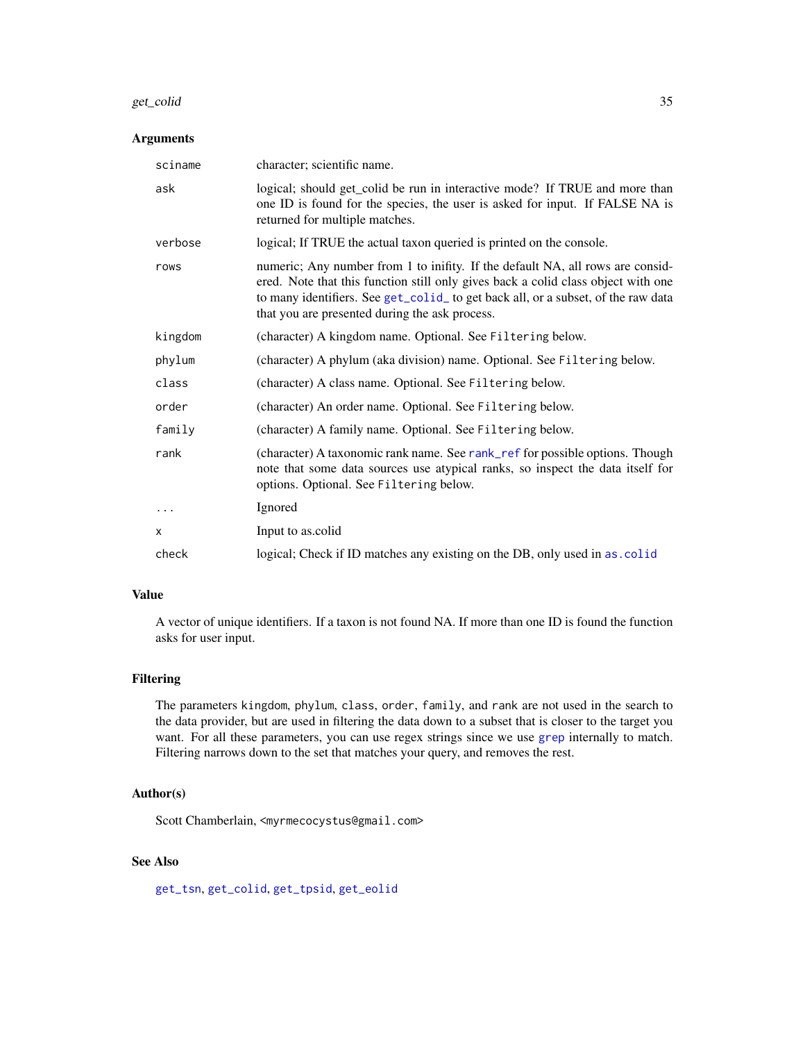## Arguments

| | |
|---|---|
| sciname | character; scientific name. |
| ask | logical; should get_colid be run in interactive mode? If TRUE and more than one ID is found for the species, the user is asked for input. If FALSE NA is returned for multiple matches. |
| verbose | logical; If TRUE the actual taxon queried is printed on the console. |
| rows | numeric; Any number from 1 to inifity. If the default NA, all rows are considered. Note that this function still only gives back a colid class object with one to many identifiers. See `get_colid_` to get back all, or a subset, of the raw data that you are presented during the ask process. |
| kingdom | (character) A kingdom name. Optional. See `Filtering` below. |
| phylum | (character) A phylum (aka division) name. Optional. See `Filtering` below. |
| class | (character) A class name. Optional. See `Filtering` below. |
| order | (character) An order name. Optional. See `Filtering` below. |
| family | (character) A family name. Optional. See `Filtering` below. |
| rank | (character) A taxonomic rank name. See `rank_ref` for possible options. Though note that some data sources use atypical ranks, so inspect the data itself for options. Optional. See `Filtering` below. |
| ... | Ignored |
| x | Input to as.colid |
| check | logical; Check if ID matches any existing on the DB, only used in `as.colid` |

## Value

A vector of unique identifiers. If a taxon is not found NA. If more than one ID is found the function asks for user input.

## Filtering

The parameters `kingdom`, `phylum`, `class`, `order`, `family`, and `rank` are not used in the search to the data provider, but are used in filtering the data down to a subset that is closer to the target you want. For all these parameters, you can use regex strings since we use `grep` internally to match. Filtering narrows down to the set that matches your query, and removes the rest.

## Author(s)

Scott Chamberlain, <myrmecocystus@gmail.com>

## See Also

`get_tsn`, `get_colid`, `get_tpsid`, `get_eolid`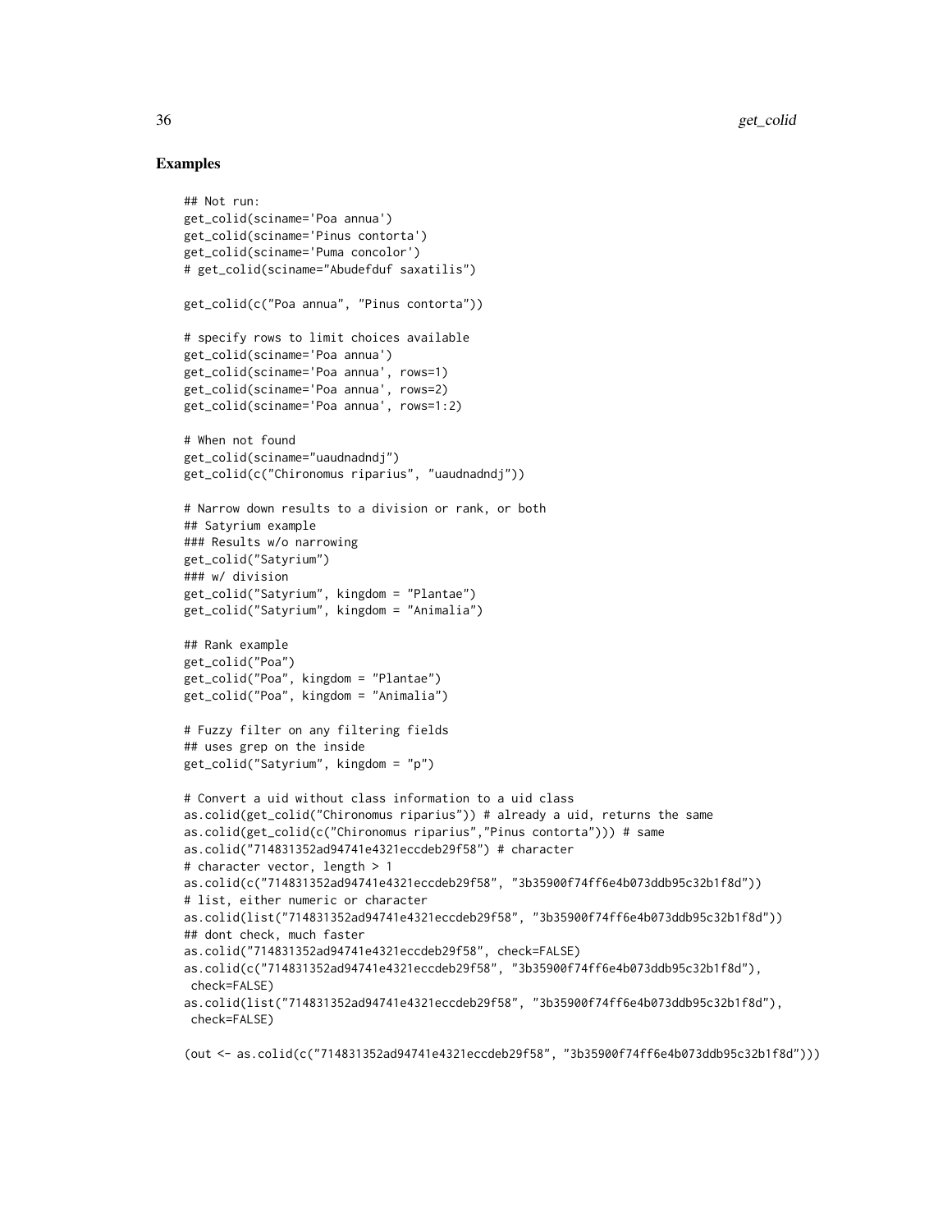## Examples

```
## Not run:
get_colid(sciname='Poa annua')
get_colid(sciname='Pinus contorta')
get_colid(sciname='Puma concolor')
# get_colid(sciname="Abudefduf saxatilis")

get_colid(c("Poa annua", "Pinus contorta"))

# specify rows to limit choices available
get_colid(sciname='Poa annua')
get_colid(sciname='Poa annua', rows=1)
get_colid(sciname='Poa annua', rows=2)
get_colid(sciname='Poa annua', rows=1:2)

# When not found
get_colid(sciname="uaudnadndj")
get_colid(c("Chironomus riparius", "uaudnadndj"))

# Narrow down results to a division or rank, or both
## Satyrium example
### Results w/o narrowing
get_colid("Satyrium")
### w/ division
get_colid("Satyrium", kingdom = "Plantae")
get_colid("Satyrium", kingdom = "Animalia")

## Rank example
get_colid("Poa")
get_colid("Poa", kingdom = "Plantae")
get_colid("Poa", kingdom = "Animalia")

# Fuzzy filter on any filtering fields
## uses grep on the inside
get_colid("Satyrium", kingdom = "p")

# Convert a uid without class information to a uid class
as.colid(get_colid("Chironomus riparius")) # already a uid, returns the same
as.colid(get_colid(c("Chironomus riparius","Pinus contorta"))) # same
as.colid("714831352ad94741e4321eccdeb29f58") # character
# character vector, length > 1
as.colid(c("714831352ad94741e4321eccdeb29f58", "3b35900f74ff6e4b073ddb95c32b1f8d"))
# list, either numeric or character
as.colid(list("714831352ad94741e4321eccdeb29f58", "3b35900f74ff6e4b073ddb95c32b1f8d"))
## dont check, much faster
as.colid("714831352ad94741e4321eccdeb29f58", check=FALSE)
as.colid(c("714831352ad94741e4321eccdeb29f58", "3b35900f74ff6e4b073ddb95c32b1f8d"),
 check=FALSE)
as.colid(list("714831352ad94741e4321eccdeb29f58", "3b35900f74ff6e4b073ddb95c32b1f8d"),
 check=FALSE)

(out <- as.colid(c("714831352ad94741e4321eccdeb29f58", "3b35900f74ff6e4b073ddb95c32b1f8d")))
```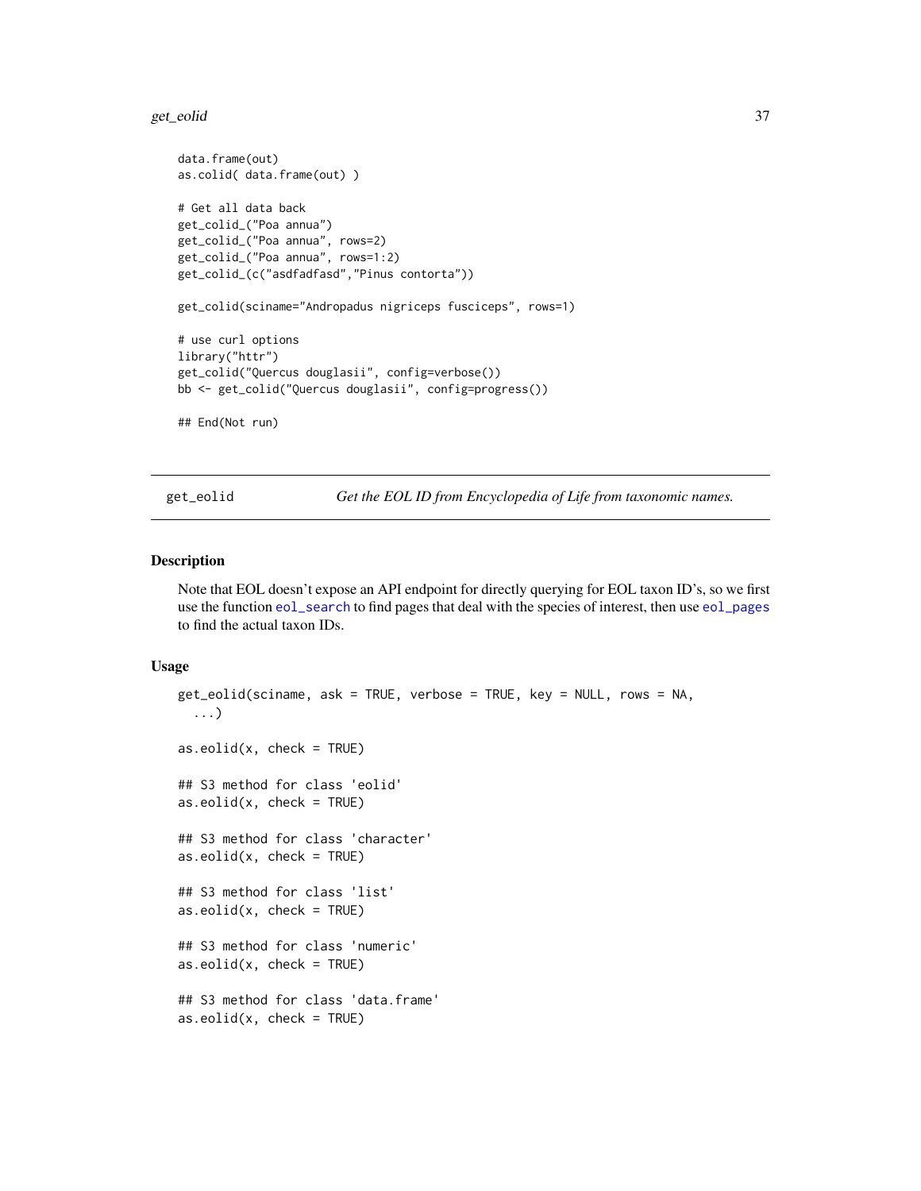```
data.frame(out)
as.colid( data.frame(out) )

# Get all data back
get_colid_("Poa annua")
get_colid_("Poa annua", rows=2)
get_colid_("Poa annua", rows=1:2)
get_colid_(c("asdfadfasd","Pinus contorta"))

get_colid(sciname="Andropadus nigriceps fusciceps", rows=1)

# use curl options
library("httr")
get_colid("Quercus douglasii", config=verbose())
bb <- get_colid("Quercus douglasii", config=progress())

## End(Not run)
```

---

## get_eolid — *Get the EOL ID from Encyclopedia of Life from taxonomic names.*

### Description

Note that EOL doesn't expose an API endpoint for directly querying for EOL taxon ID's, so we first use the function eol_search to find pages that deal with the species of interest, then use eol_pages to find the actual taxon IDs.

### Usage

```
get_eolid(sciname, ask = TRUE, verbose = TRUE, key = NULL, rows = NA,
  ...)

as.eolid(x, check = TRUE)

## S3 method for class 'eolid'
as.eolid(x, check = TRUE)

## S3 method for class 'character'
as.eolid(x, check = TRUE)

## S3 method for class 'list'
as.eolid(x, check = TRUE)

## S3 method for class 'numeric'
as.eolid(x, check = TRUE)

## S3 method for class 'data.frame'
as.eolid(x, check = TRUE)
```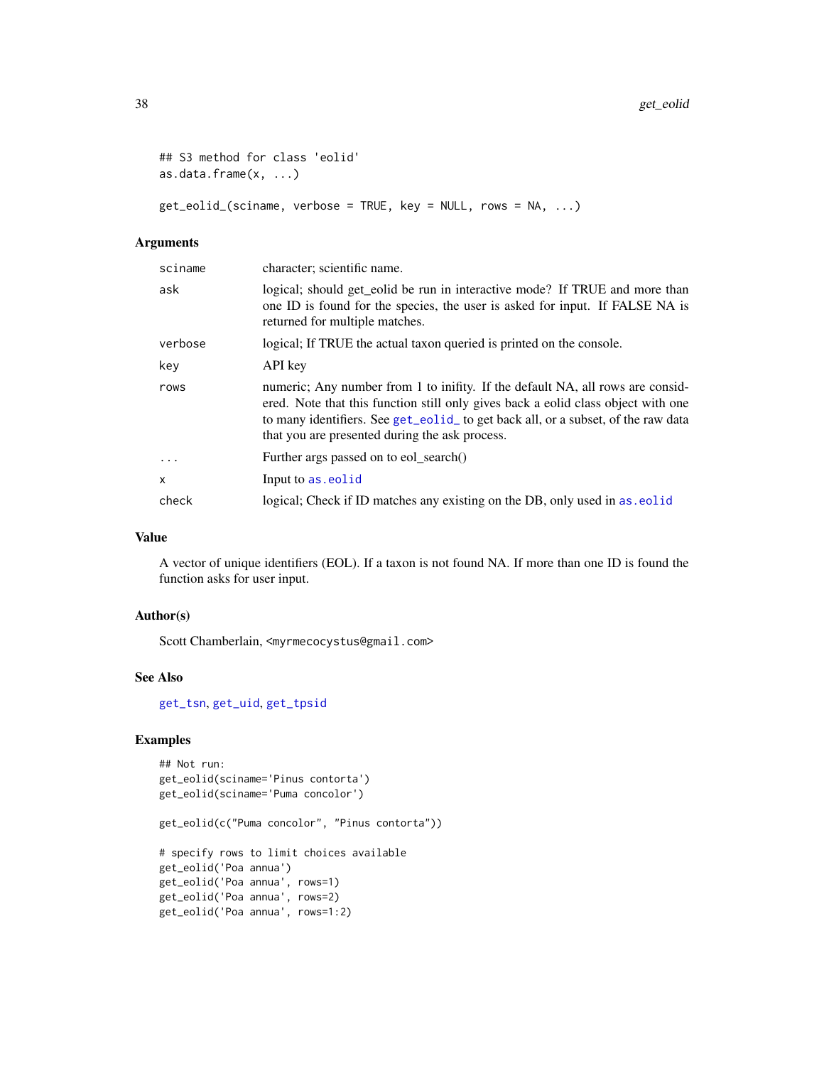```
## S3 method for class 'eolid'
as.data.frame(x, ...)

get_eolid_(sciname, verbose = TRUE, key = NULL, rows = NA, ...)
```

### Arguments

| | |
|---|---|
| sciname | character; scientific name. |
| ask | logical; should get_eolid be run in interactive mode? If TRUE and more than one ID is found for the species, the user is asked for input. If FALSE NA is returned for multiple matches. |
| verbose | logical; If TRUE the actual taxon queried is printed on the console. |
| key | API key |
| rows | numeric; Any number from 1 to inifity. If the default NA, all rows are considered. Note that this function still only gives back a eolid class object with one to many identifiers. See get_eolid_ to get back all, or a subset, of the raw data that you are presented during the ask process. |
| ... | Further args passed on to eol_search() |
| x | Input to as.eolid |
| check | logical; Check if ID matches any existing on the DB, only used in as.eolid |

### Value

A vector of unique identifiers (EOL). If a taxon is not found NA. If more than one ID is found the function asks for user input.

### Author(s)

Scott Chamberlain, <myrmecocystus@gmail.com>

### See Also

get_tsn, get_uid, get_tpsid

### Examples

```
## Not run:
get_eolid(sciname='Pinus contorta')
get_eolid(sciname='Puma concolor')

get_eolid(c("Puma concolor", "Pinus contorta"))

# specify rows to limit choices available
get_eolid('Poa annua')
get_eolid('Poa annua', rows=1)
get_eolid('Poa annua', rows=2)
get_eolid('Poa annua', rows=1:2)
```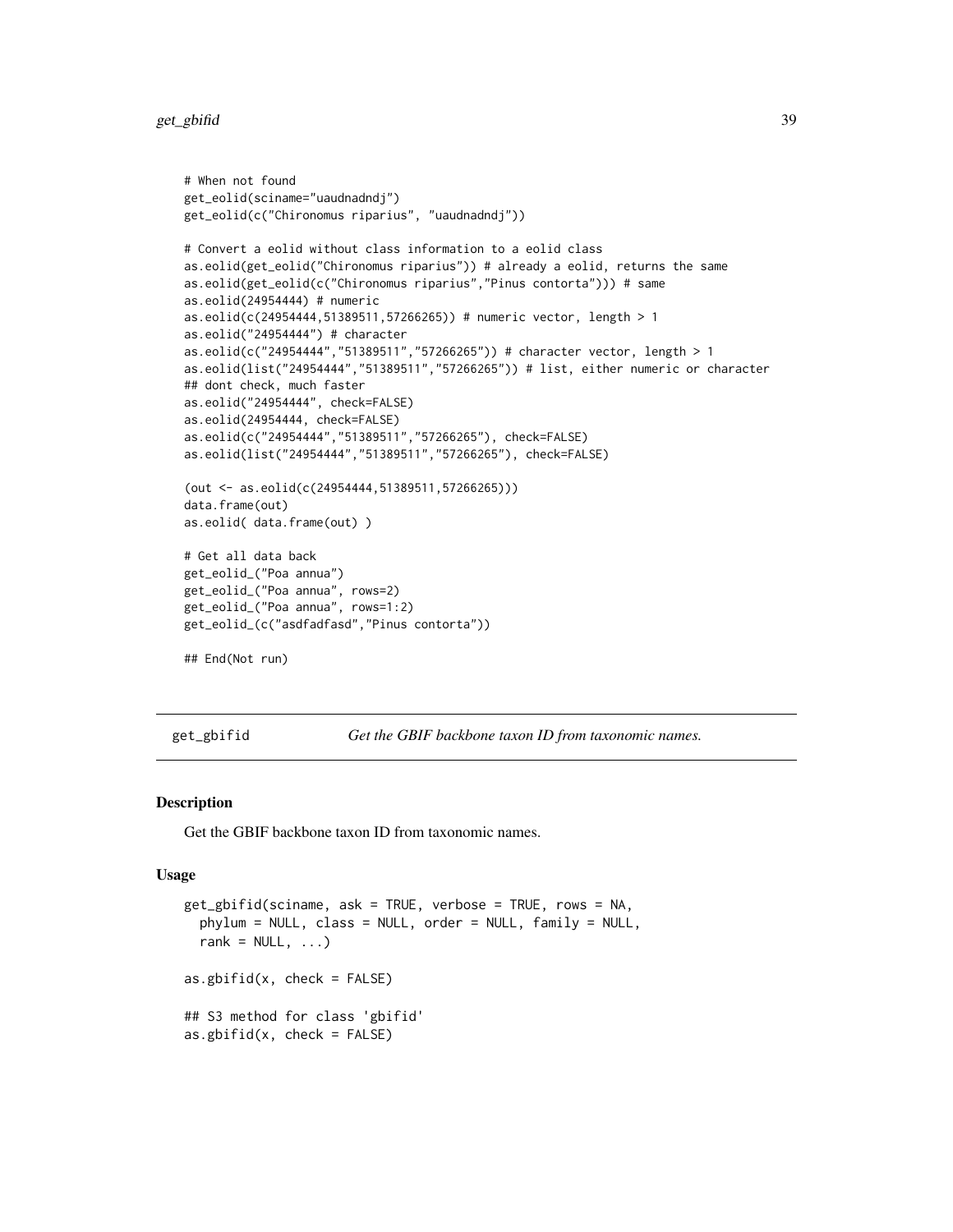```
# When not found
get_eolid(sciname="uaudnadndj")
get_eolid(c("Chironomus riparius", "uaudnadndj"))

# Convert a eolid without class information to a eolid class
as.eolid(get_eolid("Chironomus riparius")) # already a eolid, returns the same
as.eolid(get_eolid(c("Chironomus riparius","Pinus contorta"))) # same
as.eolid(24954444) # numeric
as.eolid(c(24954444,51389511,57266265)) # numeric vector, length > 1
as.eolid("24954444") # character
as.eolid(c("24954444","51389511","57266265")) # character vector, length > 1
as.eolid(list("24954444","51389511","57266265")) # list, either numeric or character
## dont check, much faster
as.eolid("24954444", check=FALSE)
as.eolid(24954444, check=FALSE)
as.eolid(c("24954444","51389511","57266265"), check=FALSE)
as.eolid(list("24954444","51389511","57266265"), check=FALSE)

(out <- as.eolid(c(24954444,51389511,57266265)))
data.frame(out)
as.eolid( data.frame(out) )

# Get all data back
get_eolid_("Poa annua")
get_eolid_("Poa annua", rows=2)
get_eolid_("Poa annua", rows=1:2)
get_eolid_(c("asdfadfasd","Pinus contorta"))

## End(Not run)
```

---

get_gbifid — *Get the GBIF backbone taxon ID from taxonomic names.*

---

### Description

Get the GBIF backbone taxon ID from taxonomic names.

### Usage

```
get_gbifid(sciname, ask = TRUE, verbose = TRUE, rows = NA,
  phylum = NULL, class = NULL, order = NULL, family = NULL,
  rank = NULL, ...)

as.gbifid(x, check = FALSE)

## S3 method for class 'gbifid'
as.gbifid(x, check = FALSE)
```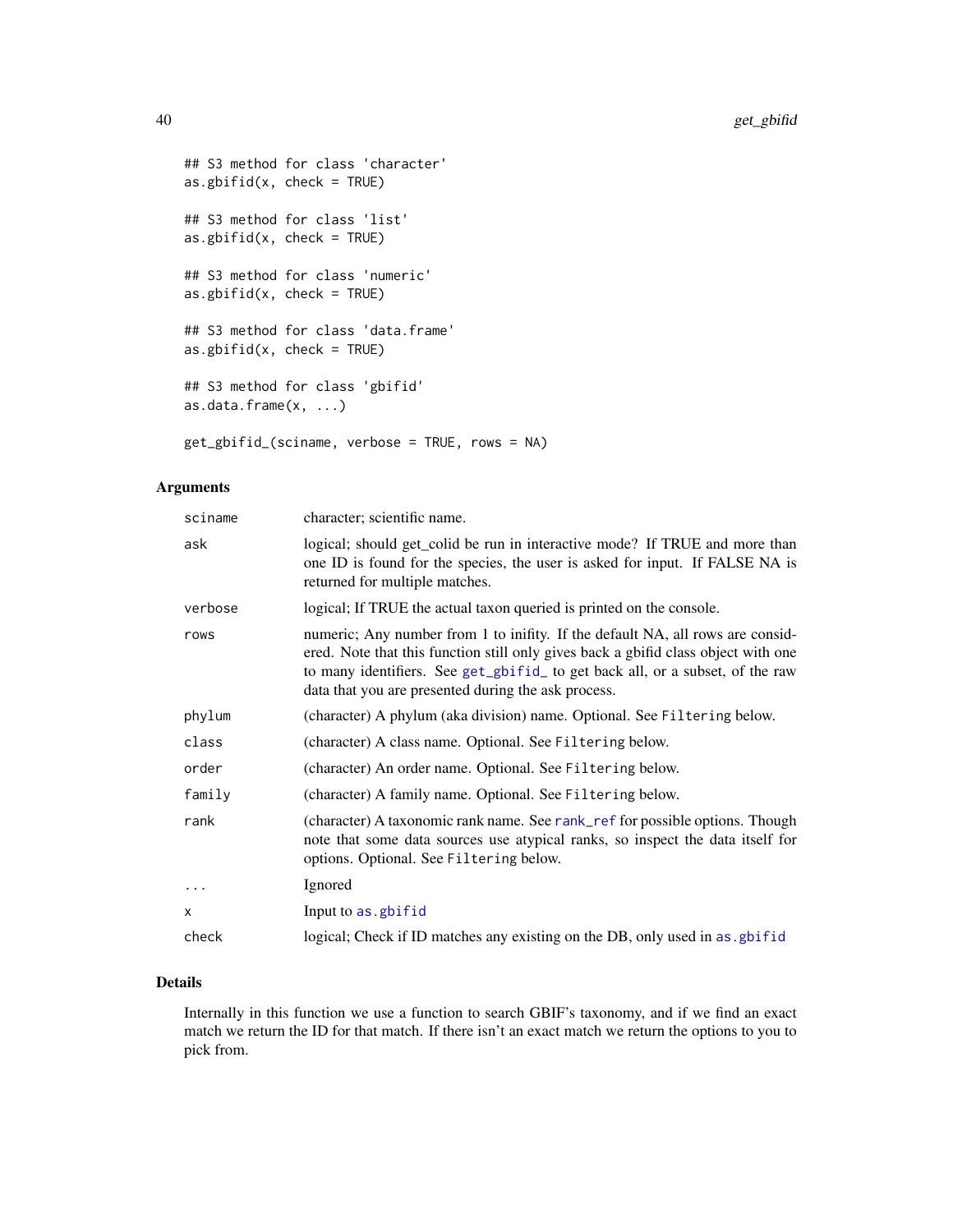```
## S3 method for class 'character'
as.gbifid(x, check = TRUE)

## S3 method for class 'list'
as.gbifid(x, check = TRUE)

## S3 method for class 'numeric'
as.gbifid(x, check = TRUE)

## S3 method for class 'data.frame'
as.gbifid(x, check = TRUE)

## S3 method for class 'gbifid'
as.data.frame(x, ...)

get_gbifid_(sciname, verbose = TRUE, rows = NA)
```

### Arguments

| | |
|---|---|
| `sciname` | character; scientific name. |
| `ask` | logical; should get_colid be run in interactive mode? If TRUE and more than one ID is found for the species, the user is asked for input. If FALSE NA is returned for multiple matches. |
| `verbose` | logical; If TRUE the actual taxon queried is printed on the console. |
| `rows` | numeric; Any number from 1 to inifity. If the default NA, all rows are considered. Note that this function still only gives back a gbifid class object with one to many identifiers. See `get_gbifid_` to get back all, or a subset, of the raw data that you are presented during the ask process. |
| `phylum` | (character) A phylum (aka division) name. Optional. See `Filtering` below. |
| `class` | (character) A class name. Optional. See `Filtering` below. |
| `order` | (character) An order name. Optional. See `Filtering` below. |
| `family` | (character) A family name. Optional. See `Filtering` below. |
| `rank` | (character) A taxonomic rank name. See `rank_ref` for possible options. Though note that some data sources use atypical ranks, so inspect the data itself for options. Optional. See `Filtering` below. |
| `...` | Ignored |
| `x` | Input to `as.gbifid` |
| `check` | logical; Check if ID matches any existing on the DB, only used in `as.gbifid` |

### Details

Internally in this function we use a function to search GBIF's taxonomy, and if we find an exact match we return the ID for that match. If there isn't an exact match we return the options to you to pick from.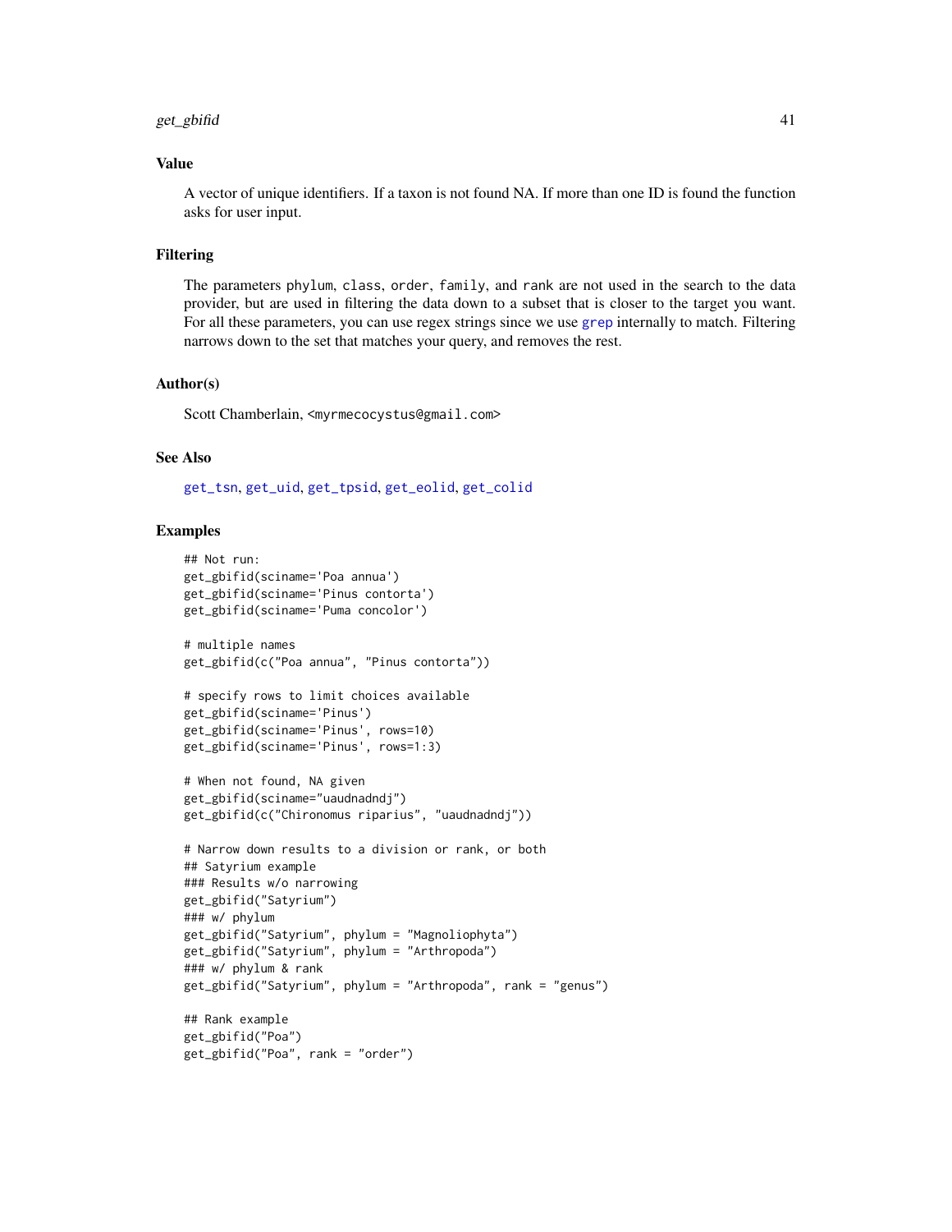### Value

A vector of unique identifiers. If a taxon is not found NA. If more than one ID is found the function asks for user input.

### Filtering

The parameters `phylum`, `class`, `order`, `family`, and `rank` are not used in the search to the data provider, but are used in filtering the data down to a subset that is closer to the target you want. For all these parameters, you can use regex strings since we use `grep` internally to match. Filtering narrows down to the set that matches your query, and removes the rest.

### Author(s)

Scott Chamberlain, <myrmecocystus@gmail.com>

### See Also

`get_tsn`, `get_uid`, `get_tpsid`, `get_eolid`, `get_colid`

### Examples

```
## Not run:
get_gbifid(sciname='Poa annua')
get_gbifid(sciname='Pinus contorta')
get_gbifid(sciname='Puma concolor')

# multiple names
get_gbifid(c("Poa annua", "Pinus contorta"))

# specify rows to limit choices available
get_gbifid(sciname='Pinus')
get_gbifid(sciname='Pinus', rows=10)
get_gbifid(sciname='Pinus', rows=1:3)

# When not found, NA given
get_gbifid(sciname="uaudnadndj")
get_gbifid(c("Chironomus riparius", "uaudnadndj"))

# Narrow down results to a division or rank, or both
## Satyrium example
### Results w/o narrowing
get_gbifid("Satyrium")
### w/ phylum
get_gbifid("Satyrium", phylum = "Magnoliophyta")
get_gbifid("Satyrium", phylum = "Arthropoda")
### w/ phylum & rank
get_gbifid("Satyrium", phylum = "Arthropoda", rank = "genus")

## Rank example
get_gbifid("Poa")
get_gbifid("Poa", rank = "order")
```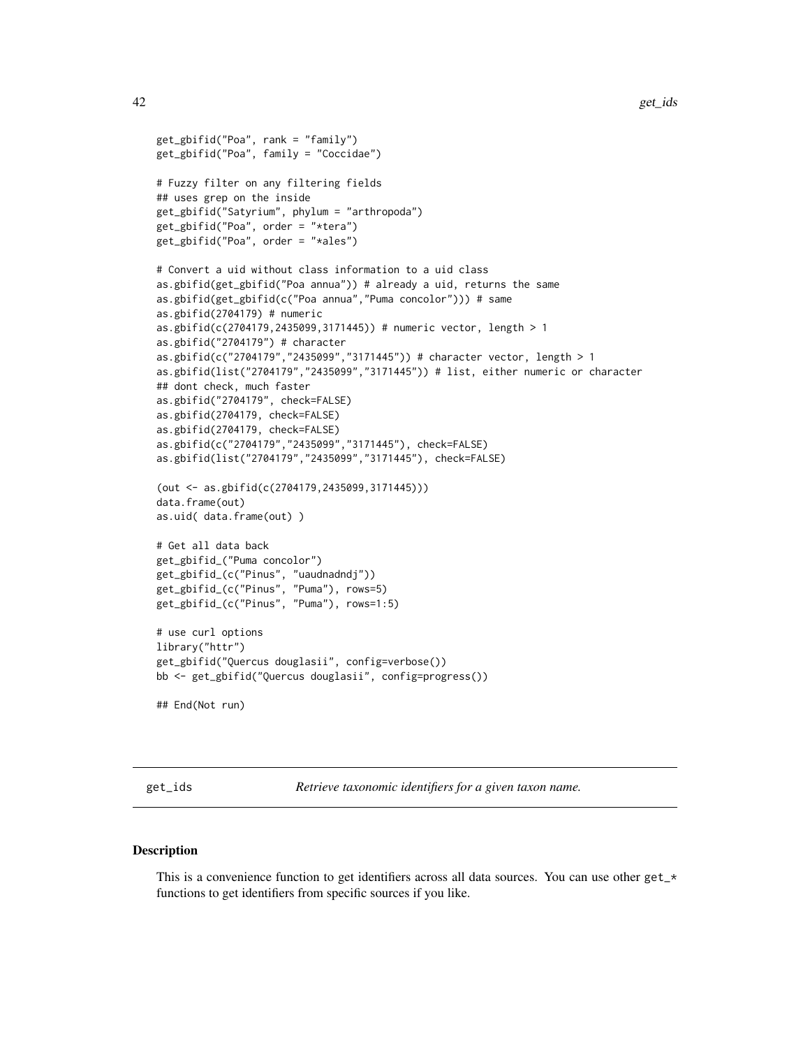```
get_gbifid("Poa", rank = "family")
get_gbifid("Poa", family = "Coccidae")

# Fuzzy filter on any filtering fields
## uses grep on the inside
get_gbifid("Satyrium", phylum = "arthropoda")
get_gbifid("Poa", order = "*tera")
get_gbifid("Poa", order = "*ales")

# Convert a uid without class information to a uid class
as.gbifid(get_gbifid("Poa annua")) # already a uid, returns the same
as.gbifid(get_gbifid(c("Poa annua","Puma concolor"))) # same
as.gbifid(2704179) # numeric
as.gbifid(c(2704179,2435099,3171445)) # numeric vector, length > 1
as.gbifid("2704179") # character
as.gbifid(c("2704179","2435099","3171445")) # character vector, length > 1
as.gbifid(list("2704179","2435099","3171445")) # list, either numeric or character
## dont check, much faster
as.gbifid("2704179", check=FALSE)
as.gbifid(2704179, check=FALSE)
as.gbifid(2704179, check=FALSE)
as.gbifid(c("2704179","2435099","3171445"), check=FALSE)
as.gbifid(list("2704179","2435099","3171445"), check=FALSE)

(out <- as.gbifid(c(2704179,2435099,3171445)))
data.frame(out)
as.uid( data.frame(out) )

# Get all data back
get_gbifid_("Puma concolor")
get_gbifid_(c("Pinus", "uaudnadndj"))
get_gbifid_(c("Pinus", "Puma"), rows=5)
get_gbifid_(c("Pinus", "Puma"), rows=1:5)

# use curl options
library("httr")
get_gbifid("Quercus douglasii", config=verbose())
bb <- get_gbifid("Quercus douglasii", config=progress())

## End(Not run)
```

---

## get_ids — *Retrieve taxonomic identifiers for a given taxon name.*

### Description

This is a convenience function to get identifiers across all data sources. You can use other `get_*` functions to get identifiers from specific sources if you like.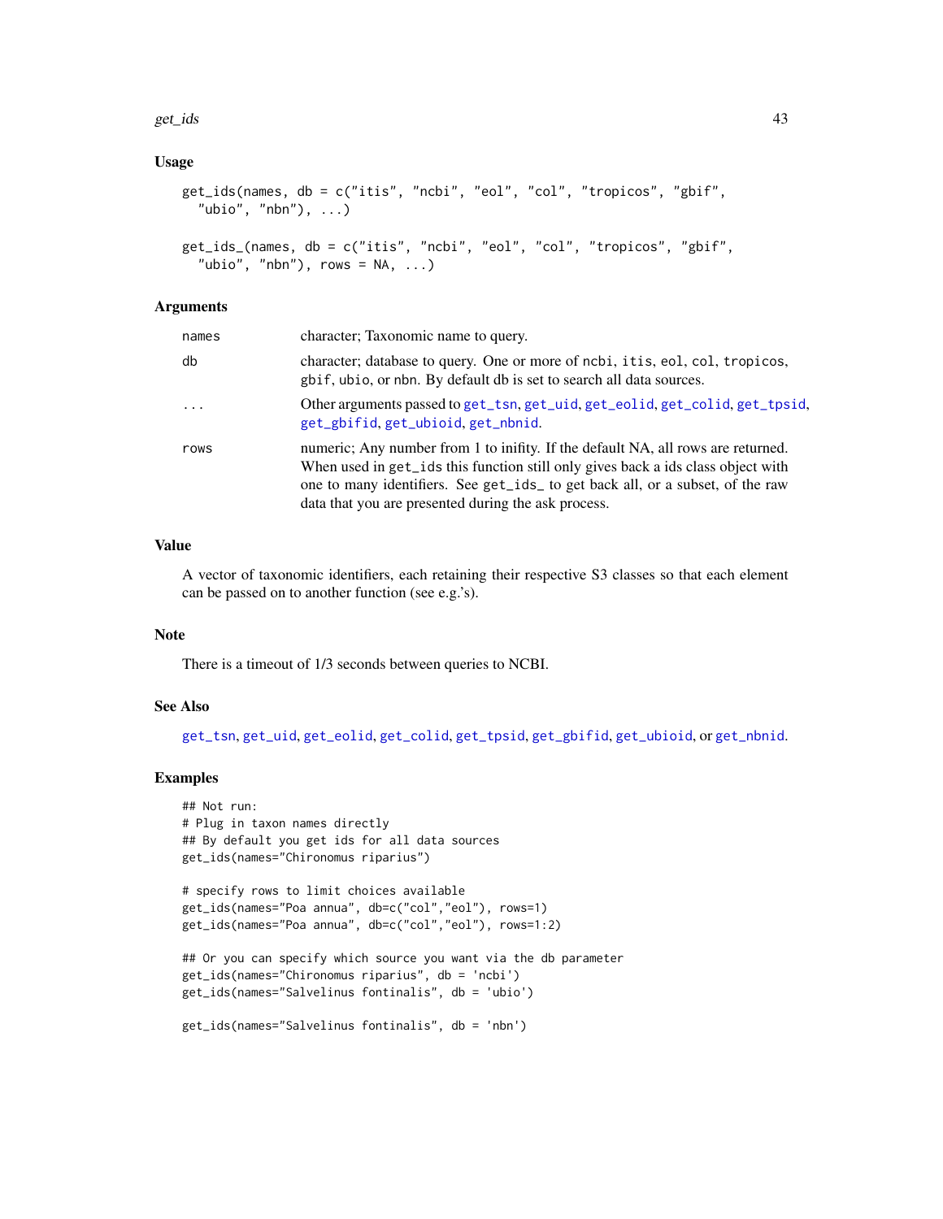### Usage

```
get_ids(names, db = c("itis", "ncbi", "eol", "col", "tropicos", "gbif",
  "ubio", "nbn"), ...)

get_ids_(names, db = c("itis", "ncbi", "eol", "col", "tropicos", "gbif",
  "ubio", "nbn"), rows = NA, ...)
```

### Arguments

| | |
|---|---|
| names | character; Taxonomic name to query. |
| db | character; database to query. One or more of ncbi, itis, eol, col, tropicos, gbif, ubio, or nbn. By default db is set to search all data sources. |
| ... | Other arguments passed to get_tsn, get_uid, get_eolid, get_colid, get_tpsid, get_gbifid, get_ubioid, get_nbnid. |
| rows | numeric; Any number from 1 to inifity. If the default NA, all rows are returned. When used in get_ids this function still only gives back a ids class object with one to many identifiers. See get_ids_ to get back all, or a subset, of the raw data that you are presented during the ask process. |

### Value

A vector of taxonomic identifiers, each retaining their respective S3 classes so that each element can be passed on to another function (see e.g.'s).

### Note

There is a timeout of 1/3 seconds between queries to NCBI.

### See Also

get_tsn, get_uid, get_eolid, get_colid, get_tpsid, get_gbifid, get_ubioid, or get_nbnid.

### Examples

```
## Not run:
# Plug in taxon names directly
## By default you get ids for all data sources
get_ids(names="Chironomus riparius")

# specify rows to limit choices available
get_ids(names="Poa annua", db=c("col","eol"), rows=1)
get_ids(names="Poa annua", db=c("col","eol"), rows=1:2)

## Or you can specify which source you want via the db parameter
get_ids(names="Chironomus riparius", db = 'ncbi')
get_ids(names="Salvelinus fontinalis", db = 'ubio')

get_ids(names="Salvelinus fontinalis", db = 'nbn')
```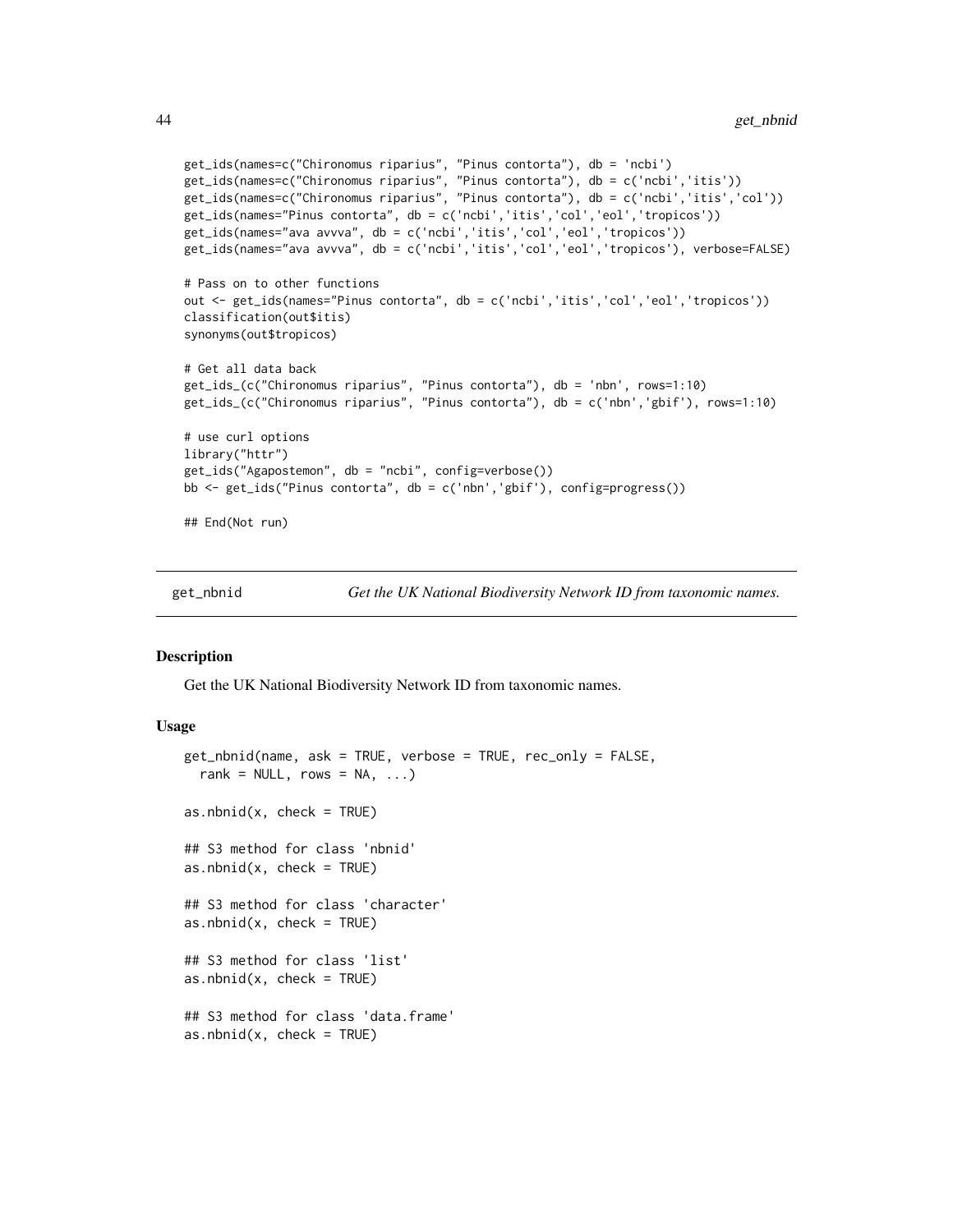```
get_ids(names=c("Chironomus riparius", "Pinus contorta"), db = 'ncbi')
get_ids(names=c("Chironomus riparius", "Pinus contorta"), db = c('ncbi','itis'))
get_ids(names=c("Chironomus riparius", "Pinus contorta"), db = c('ncbi','itis','col'))
get_ids(names="Pinus contorta", db = c('ncbi','itis','col','eol','tropicos'))
get_ids(names="ava avvva", db = c('ncbi','itis','col','eol','tropicos'))
get_ids(names="ava avvva", db = c('ncbi','itis','col','eol','tropicos'), verbose=FALSE)

# Pass on to other functions
out <- get_ids(names="Pinus contorta", db = c('ncbi','itis','col','eol','tropicos'))
classification(out$itis)
synonyms(out$tropicos)

# Get all data back
get_ids_(c("Chironomus riparius", "Pinus contorta"), db = 'nbn', rows=1:10)
get_ids_(c("Chironomus riparius", "Pinus contorta"), db = c('nbn','gbif'), rows=1:10)

# use curl options
library("httr")
get_ids("Agapostemon", db = "ncbi", config=verbose())
bb <- get_ids("Pinus contorta", db = c('nbn','gbif'), config=progress())

## End(Not run)
```

## get_nbnid — *Get the UK National Biodiversity Network ID from taxonomic names.*

### Description

Get the UK National Biodiversity Network ID from taxonomic names.

### Usage

```
get_nbnid(name, ask = TRUE, verbose = TRUE, rec_only = FALSE,
  rank = NULL, rows = NA, ...)

as.nbnid(x, check = TRUE)

## S3 method for class 'nbnid'
as.nbnid(x, check = TRUE)

## S3 method for class 'character'
as.nbnid(x, check = TRUE)

## S3 method for class 'list'
as.nbnid(x, check = TRUE)

## S3 method for class 'data.frame'
as.nbnid(x, check = TRUE)
```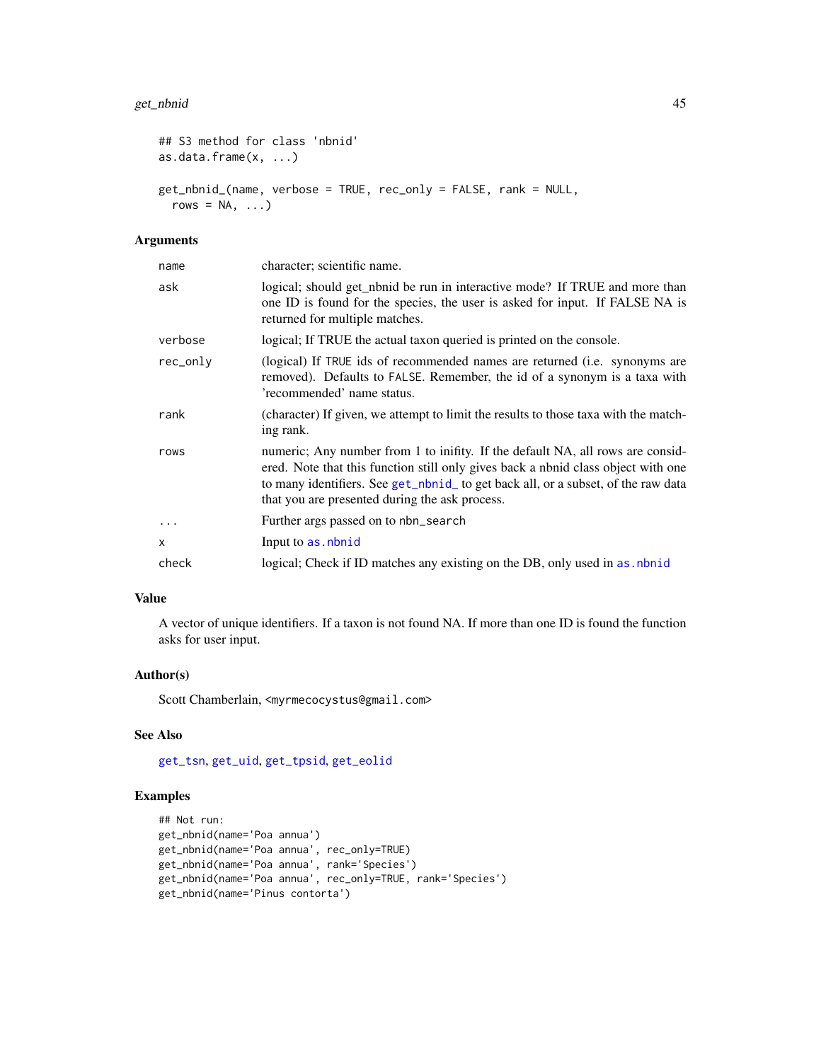```
## S3 method for class 'nbnid'
as.data.frame(x, ...)

get_nbnid_(name, verbose = TRUE, rec_only = FALSE, rank = NULL,
  rows = NA, ...)
```

### Arguments

| | |
|---|---|
| name | character; scientific name. |
| ask | logical; should get_nbnid be run in interactive mode? If TRUE and more than one ID is found for the species, the user is asked for input. If FALSE NA is returned for multiple matches. |
| verbose | logical; If TRUE the actual taxon queried is printed on the console. |
| rec_only | (logical) If TRUE ids of recommended names are returned (i.e. synonyms are removed). Defaults to FALSE. Remember, the id of a synonym is a taxa with 'recommended' name status. |
| rank | (character) If given, we attempt to limit the results to those taxa with the matching rank. |
| rows | numeric; Any number from 1 to inifity. If the default NA, all rows are considered. Note that this function still only gives back a nbnid class object with one to many identifiers. See get_nbnid_ to get back all, or a subset, of the raw data that you are presented during the ask process. |
| ... | Further args passed on to nbn_search |
| x | Input to as.nbnid |
| check | logical; Check if ID matches any existing on the DB, only used in as.nbnid |

### Value

A vector of unique identifiers. If a taxon is not found NA. If more than one ID is found the function asks for user input.

### Author(s)

Scott Chamberlain, <myrmecocystus@gmail.com>

### See Also

get_tsn, get_uid, get_tpsid, get_eolid

### Examples

```
## Not run:
get_nbnid(name='Poa annua')
get_nbnid(name='Poa annua', rec_only=TRUE)
get_nbnid(name='Poa annua', rank='Species')
get_nbnid(name='Poa annua', rec_only=TRUE, rank='Species')
get_nbnid(name='Pinus contorta')
```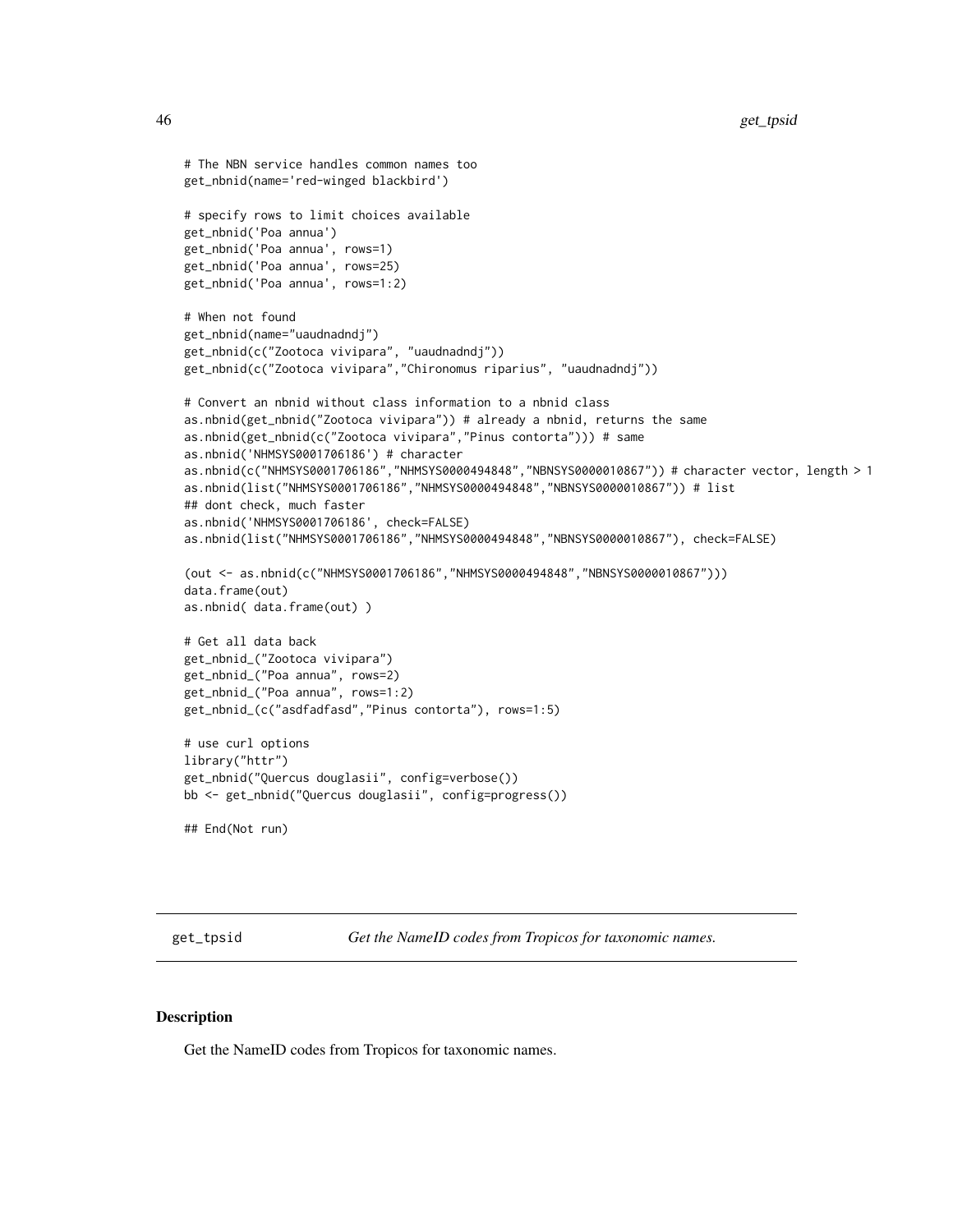```
# The NBN service handles common names too
get_nbnid(name='red-winged blackbird')

# specify rows to limit choices available
get_nbnid('Poa annua')
get_nbnid('Poa annua', rows=1)
get_nbnid('Poa annua', rows=25)
get_nbnid('Poa annua', rows=1:2)

# When not found
get_nbnid(name="uaudnadndj")
get_nbnid(c("Zootoca vivipara", "uaudnadndj"))
get_nbnid(c("Zootoca vivipara","Chironomus riparius", "uaudnadndj"))

# Convert an nbnid without class information to a nbnid class
as.nbnid(get_nbnid("Zootoca vivipara")) # already a nbnid, returns the same
as.nbnid(get_nbnid(c("Zootoca vivipara","Pinus contorta"))) # same
as.nbnid('NHMSYS0001706186') # character
as.nbnid(c("NHMSYS0001706186","NHMSYS0000494848","NBNSYS0000010867")) # character vector, length > 1
as.nbnid(list("NHMSYS0001706186","NHMSYS0000494848","NBNSYS0000010867")) # list
## dont check, much faster
as.nbnid('NHMSYS0001706186', check=FALSE)
as.nbnid(list("NHMSYS0001706186","NHMSYS0000494848","NBNSYS0000010867"), check=FALSE)

(out <- as.nbnid(c("NHMSYS0001706186","NHMSYS0000494848","NBNSYS0000010867")))
data.frame(out)
as.nbnid( data.frame(out) )

# Get all data back
get_nbnid_("Zootoca vivipara")
get_nbnid_("Poa annua", rows=2)
get_nbnid_("Poa annua", rows=1:2)
get_nbnid_(c("asdfadfasd","Pinus contorta"), rows=1:5)

# use curl options
library("httr")
get_nbnid("Quercus douglasii", config=verbose())
bb <- get_nbnid("Quercus douglasii", config=progress())

## End(Not run)
```

---

get_tpsid &nbsp;&nbsp;&nbsp;&nbsp; *Get the NameID codes from Tropicos for taxonomic names.*

---

### Description

Get the NameID codes from Tropicos for taxonomic names.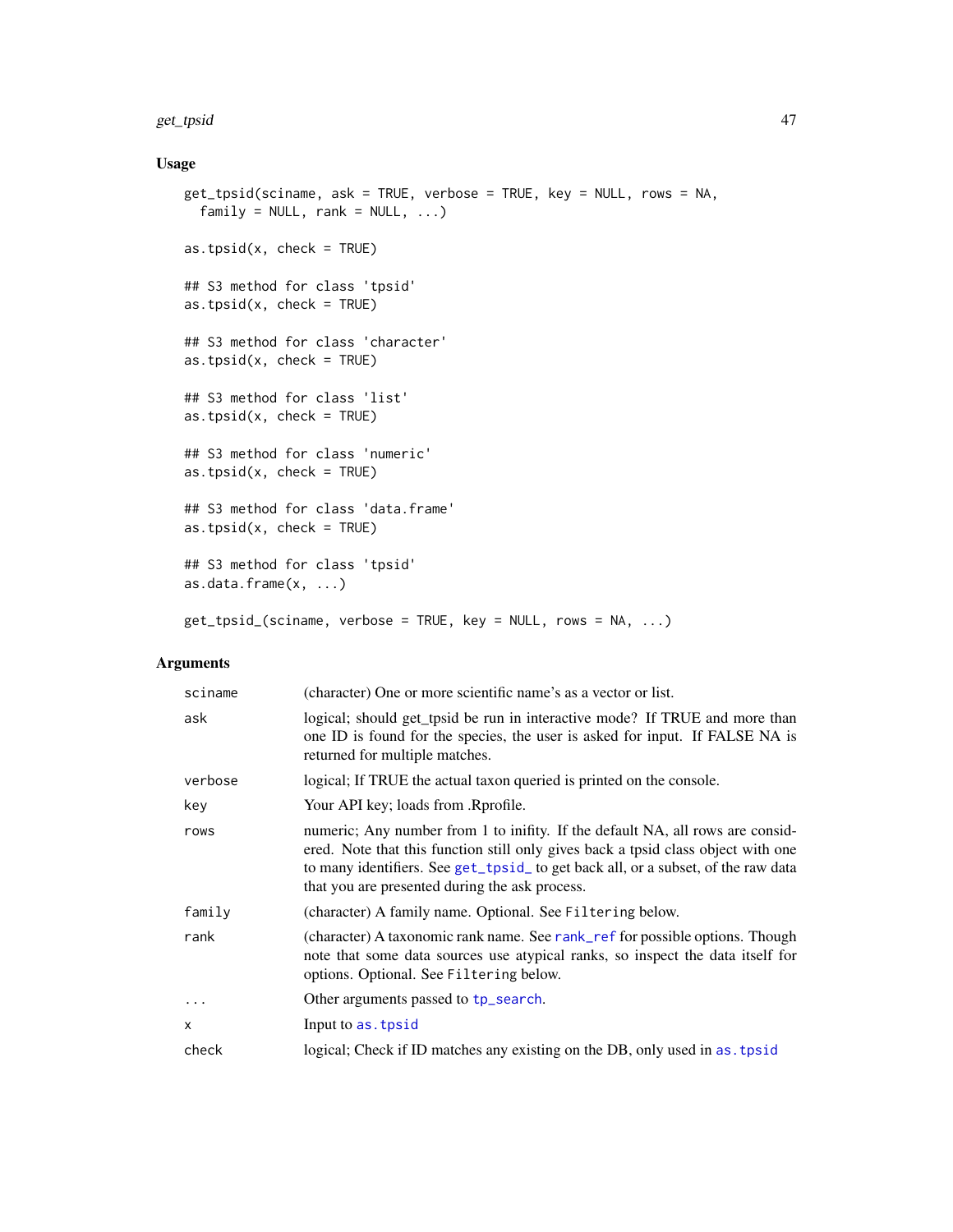## Usage

```
get_tpsid(sciname, ask = TRUE, verbose = TRUE, key = NULL, rows = NA,
  family = NULL, rank = NULL, ...)

as.tpsid(x, check = TRUE)

## S3 method for class 'tpsid'
as.tpsid(x, check = TRUE)

## S3 method for class 'character'
as.tpsid(x, check = TRUE)

## S3 method for class 'list'
as.tpsid(x, check = TRUE)

## S3 method for class 'numeric'
as.tpsid(x, check = TRUE)

## S3 method for class 'data.frame'
as.tpsid(x, check = TRUE)

## S3 method for class 'tpsid'
as.data.frame(x, ...)

get_tpsid_(sciname, verbose = TRUE, key = NULL, rows = NA, ...)
```

## Arguments

| | |
|---|---|
| sciname | (character) One or more scientific name's as a vector or list. |
| ask | logical; should get_tpsid be run in interactive mode? If TRUE and more than one ID is found for the species, the user is asked for input. If FALSE NA is returned for multiple matches. |
| verbose | logical; If TRUE the actual taxon queried is printed on the console. |
| key | Your API key; loads from .Rprofile. |
| rows | numeric; Any number from 1 to inifity. If the default NA, all rows are considered. Note that this function still only gives back a tpsid class object with one to many identifiers. See `get_tpsid_` to get back all, or a subset, of the raw data that you are presented during the ask process. |
| family | (character) A family name. Optional. See `Filtering` below. |
| rank | (character) A taxonomic rank name. See `rank_ref` for possible options. Though note that some data sources use atypical ranks, so inspect the data itself for options. Optional. See `Filtering` below. |
| ... | Other arguments passed to `tp_search`. |
| x | Input to `as.tpsid` |
| check | logical; Check if ID matches any existing on the DB, only used in `as.tpsid` |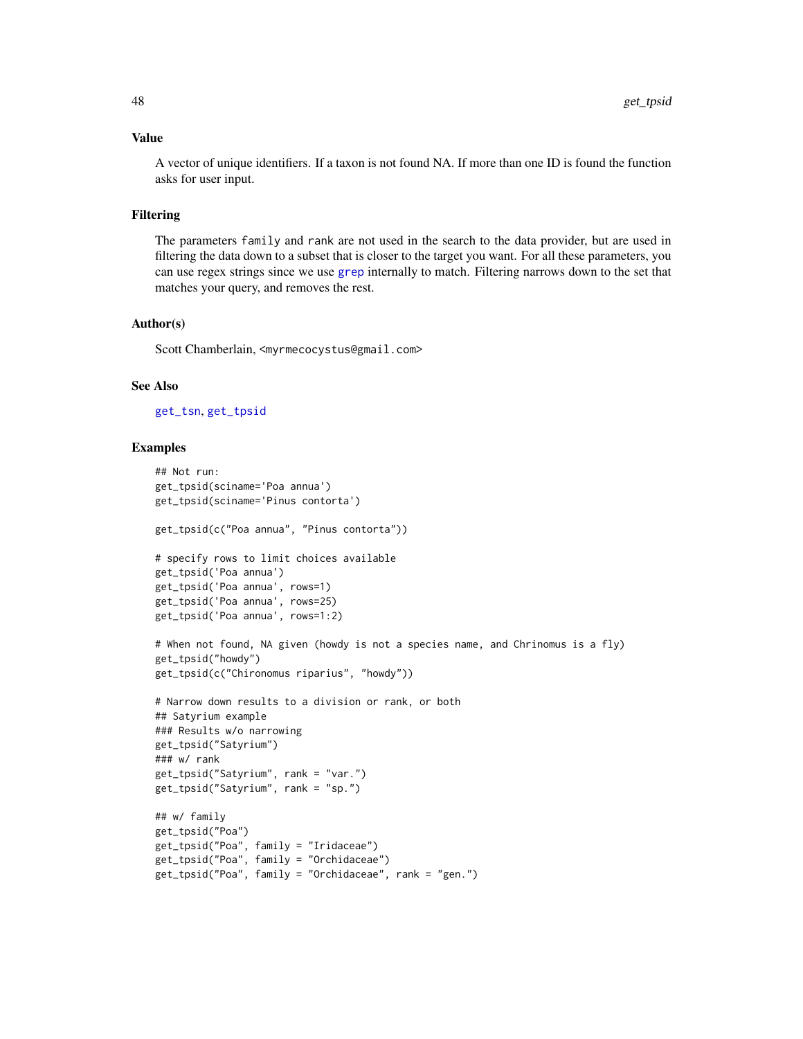## Value

A vector of unique identifiers. If a taxon is not found NA. If more than one ID is found the function asks for user input.

## Filtering

The parameters `family` and `rank` are not used in the search to the data provider, but are used in filtering the data down to a subset that is closer to the target you want. For all these parameters, you can use regex strings since we use grep internally to match. Filtering narrows down to the set that matches your query, and removes the rest.

## Author(s)

Scott Chamberlain, <myrmecocystus@gmail.com>

## See Also

get_tsn, get_tpsid

## Examples

```
## Not run:
get_tpsid(sciname='Poa annua')
get_tpsid(sciname='Pinus contorta')

get_tpsid(c("Poa annua", "Pinus contorta"))

# specify rows to limit choices available
get_tpsid('Poa annua')
get_tpsid('Poa annua', rows=1)
get_tpsid('Poa annua', rows=25)
get_tpsid('Poa annua', rows=1:2)

# When not found, NA given (howdy is not a species name, and Chrinomus is a fly)
get_tpsid("howdy")
get_tpsid(c("Chironomus riparius", "howdy"))

# Narrow down results to a division or rank, or both
## Satyrium example
### Results w/o narrowing
get_tpsid("Satyrium")
### w/ rank
get_tpsid("Satyrium", rank = "var.")
get_tpsid("Satyrium", rank = "sp.")

## w/ family
get_tpsid("Poa")
get_tpsid("Poa", family = "Iridaceae")
get_tpsid("Poa", family = "Orchidaceae")
get_tpsid("Poa", family = "Orchidaceae", rank = "gen.")
```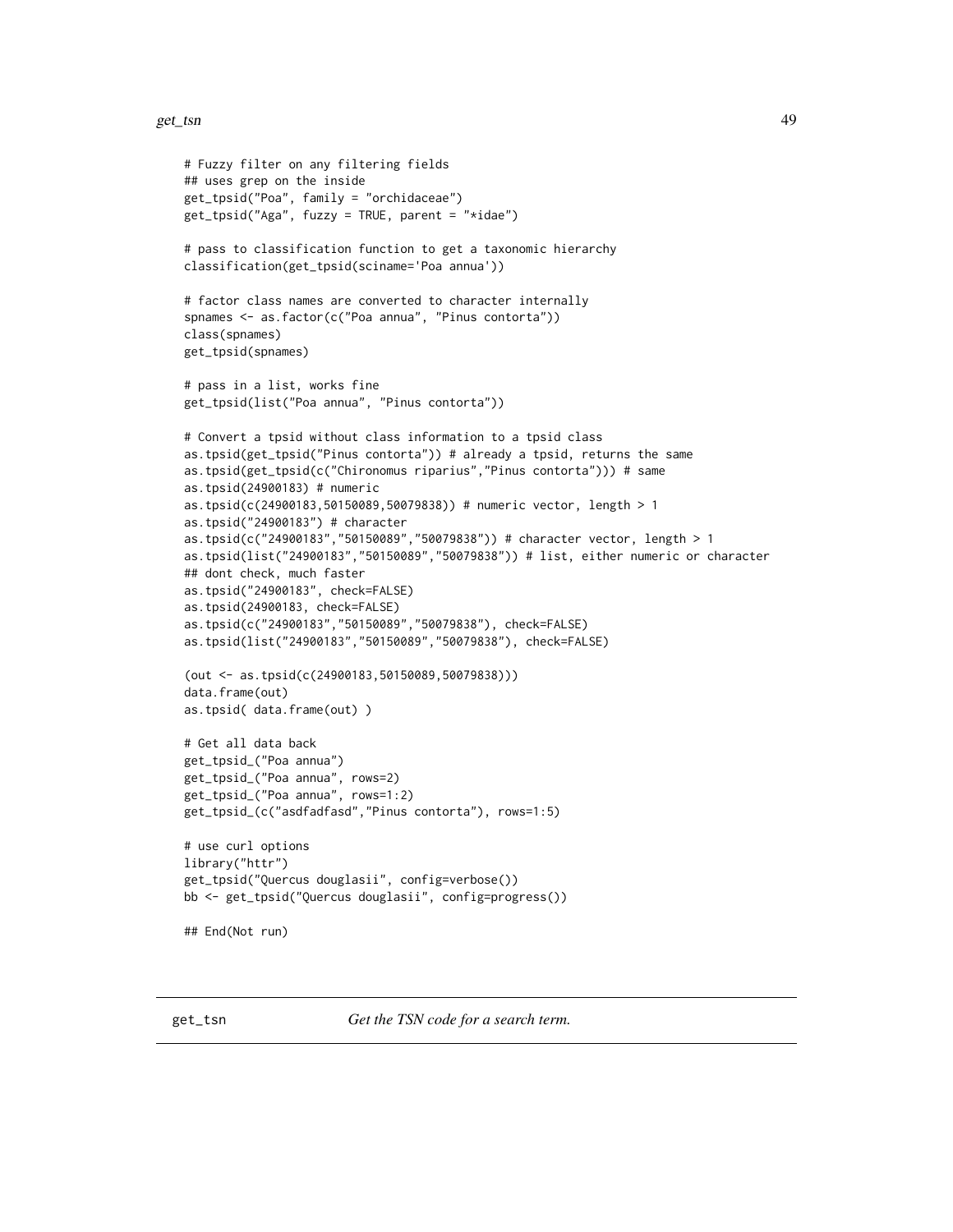```
# Fuzzy filter on any filtering fields
## uses grep on the inside
get_tpsid("Poa", family = "orchidaceae")
get_tpsid("Aga", fuzzy = TRUE, parent = "*idae")

# pass to classification function to get a taxonomic hierarchy
classification(get_tpsid(sciname='Poa annua'))

# factor class names are converted to character internally
spnames <- as.factor(c("Poa annua", "Pinus contorta"))
class(spnames)
get_tpsid(spnames)

# pass in a list, works fine
get_tpsid(list("Poa annua", "Pinus contorta"))

# Convert a tpsid without class information to a tpsid class
as.tpsid(get_tpsid("Pinus contorta")) # already a tpsid, returns the same
as.tpsid(get_tpsid(c("Chironomus riparius","Pinus contorta"))) # same
as.tpsid(24900183) # numeric
as.tpsid(c(24900183,50150089,50079838)) # numeric vector, length > 1
as.tpsid("24900183") # character
as.tpsid(c("24900183","50150089","50079838")) # character vector, length > 1
as.tpsid(list("24900183","50150089","50079838")) # list, either numeric or character
## dont check, much faster
as.tpsid("24900183", check=FALSE)
as.tpsid(24900183, check=FALSE)
as.tpsid(c("24900183","50150089","50079838"), check=FALSE)
as.tpsid(list("24900183","50150089","50079838"), check=FALSE)

(out <- as.tpsid(c(24900183,50150089,50079838)))
data.frame(out)
as.tpsid( data.frame(out) )

# Get all data back
get_tpsid_("Poa annua")
get_tpsid_("Poa annua", rows=2)
get_tpsid_("Poa annua", rows=1:2)
get_tpsid_(c("asdfadfasd","Pinus contorta"), rows=1:5)

# use curl options
library("httr")
get_tpsid("Quercus douglasii", config=verbose())
bb <- get_tpsid("Quercus douglasii", config=progress())

## End(Not run)
```

## get_tsn    *Get the TSN code for a search term.*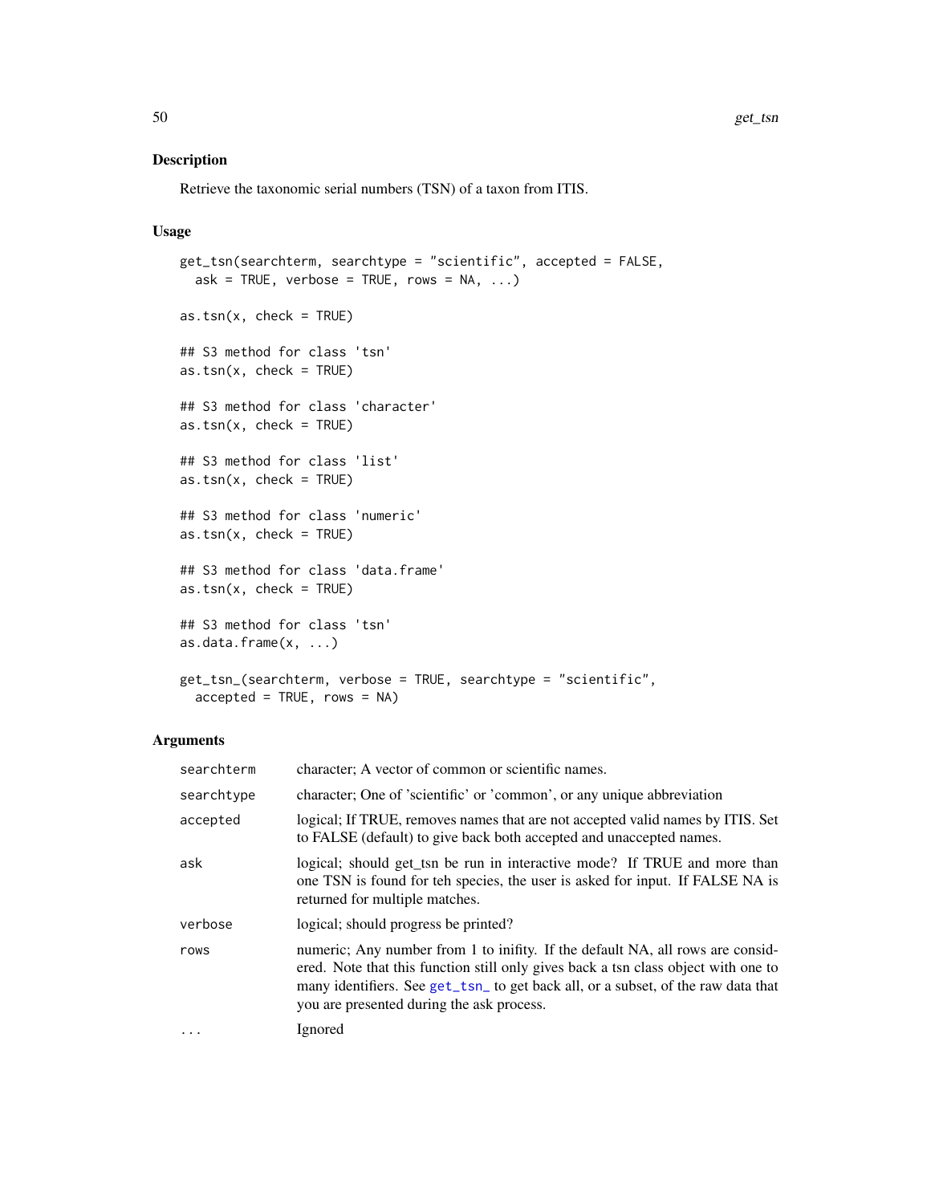## Description

Retrieve the taxonomic serial numbers (TSN) of a taxon from ITIS.

## Usage

```
get_tsn(searchterm, searchtype = "scientific", accepted = FALSE,
  ask = TRUE, verbose = TRUE, rows = NA, ...)

as.tsn(x, check = TRUE)

## S3 method for class 'tsn'
as.tsn(x, check = TRUE)

## S3 method for class 'character'
as.tsn(x, check = TRUE)

## S3 method for class 'list'
as.tsn(x, check = TRUE)

## S3 method for class 'numeric'
as.tsn(x, check = TRUE)

## S3 method for class 'data.frame'
as.tsn(x, check = TRUE)

## S3 method for class 'tsn'
as.data.frame(x, ...)

get_tsn_(searchterm, verbose = TRUE, searchtype = "scientific",
  accepted = TRUE, rows = NA)
```

## Arguments

| | |
|---|---|
| searchterm | character; A vector of common or scientific names. |
| searchtype | character; One of 'scientific' or 'common', or any unique abbreviation |
| accepted | logical; If TRUE, removes names that are not accepted valid names by ITIS. Set to FALSE (default) to give back both accepted and unaccepted names. |
| ask | logical; should get_tsn be run in interactive mode? If TRUE and more than one TSN is found for teh species, the user is asked for input. If FALSE NA is returned for multiple matches. |
| verbose | logical; should progress be printed? |
| rows | numeric; Any number from 1 to inifity. If the default NA, all rows are considered. Note that this function still only gives back a tsn class object with one to many identifiers. See get_tsn_ to get back all, or a subset, of the raw data that you are presented during the ask process. |
| ... | Ignored |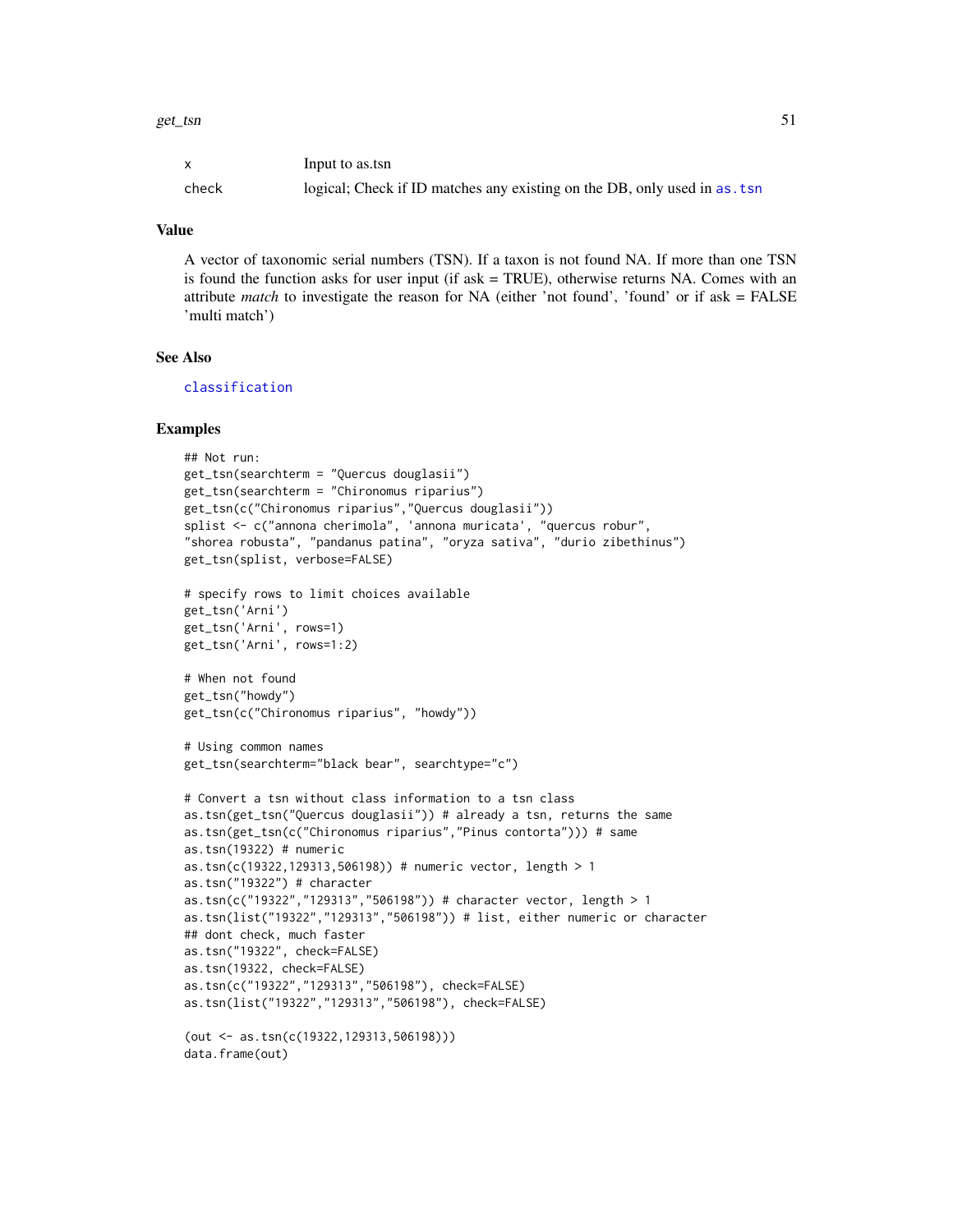| | |
|---|---|
| x | Input to as.tsn |
| check | logical; Check if ID matches any existing on the DB, only used in as.tsn |

## Value

A vector of taxonomic serial numbers (TSN). If a taxon is not found NA. If more than one TSN is found the function asks for user input (if ask = TRUE), otherwise returns NA. Comes with an attribute *match* to investigate the reason for NA (either 'not found', 'found' or if ask = FALSE 'multi match')

## See Also

classification

## Examples

```
## Not run:
get_tsn(searchterm = "Quercus douglasii")
get_tsn(searchterm = "Chironomus riparius")
get_tsn(c("Chironomus riparius","Quercus douglasii"))
splist <- c("annona cherimola", 'annona muricata', "quercus robur",
"shorea robusta", "pandanus patina", "oryza sativa", "durio zibethinus")
get_tsn(splist, verbose=FALSE)

# specify rows to limit choices available
get_tsn('Arni')
get_tsn('Arni', rows=1)
get_tsn('Arni', rows=1:2)

# When not found
get_tsn("howdy")
get_tsn(c("Chironomus riparius", "howdy"))

# Using common names
get_tsn(searchterm="black bear", searchtype="c")

# Convert a tsn without class information to a tsn class
as.tsn(get_tsn("Quercus douglasii")) # already a tsn, returns the same
as.tsn(get_tsn(c("Chironomus riparius","Pinus contorta"))) # same
as.tsn(19322) # numeric
as.tsn(c(19322,129313,506198)) # numeric vector, length > 1
as.tsn("19322") # character
as.tsn(c("19322","129313","506198")) # character vector, length > 1
as.tsn(list("19322","129313","506198")) # list, either numeric or character
## dont check, much faster
as.tsn("19322", check=FALSE)
as.tsn(19322, check=FALSE)
as.tsn(c("19322","129313","506198"), check=FALSE)
as.tsn(list("19322","129313","506198"), check=FALSE)

(out <- as.tsn(c(19322,129313,506198)))
data.frame(out)
```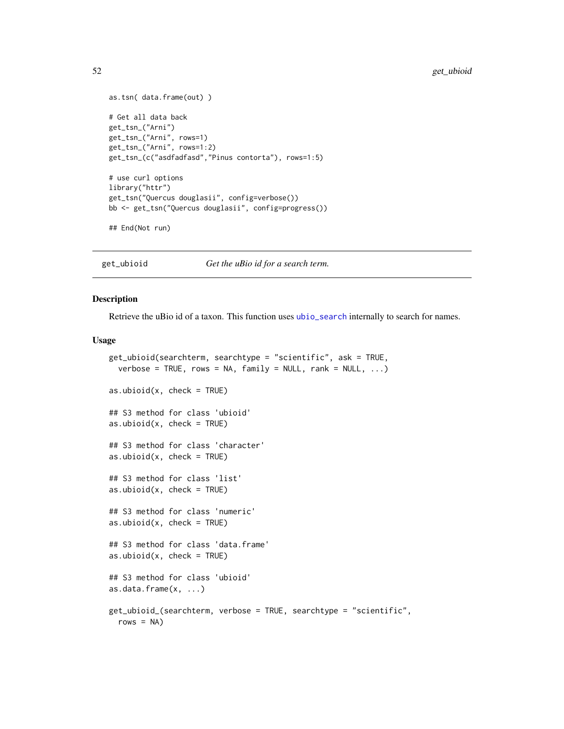```
as.tsn( data.frame(out) )

# Get all data back
get_tsn_("Arni")
get_tsn_("Arni", rows=1)
get_tsn_("Arni", rows=1:2)
get_tsn_(c("asdfadfasd","Pinus contorta"), rows=1:5)

# use curl options
library("httr")
get_tsn("Quercus douglasii", config=verbose())
bb <- get_tsn("Quercus douglasii", config=progress())

## End(Not run)
```

---

## get_ubioid — *Get the uBio id for a search term.*

---

### Description

Retrieve the uBio id of a taxon. This function uses ubio_search internally to search for names.

### Usage

```
get_ubioid(searchterm, searchtype = "scientific", ask = TRUE,
  verbose = TRUE, rows = NA, family = NULL, rank = NULL, ...)

as.ubioid(x, check = TRUE)

## S3 method for class 'ubioid'
as.ubioid(x, check = TRUE)

## S3 method for class 'character'
as.ubioid(x, check = TRUE)

## S3 method for class 'list'
as.ubioid(x, check = TRUE)

## S3 method for class 'numeric'
as.ubioid(x, check = TRUE)

## S3 method for class 'data.frame'
as.ubioid(x, check = TRUE)

## S3 method for class 'ubioid'
as.data.frame(x, ...)

get_ubioid_(searchterm, verbose = TRUE, searchtype = "scientific",
  rows = NA)
```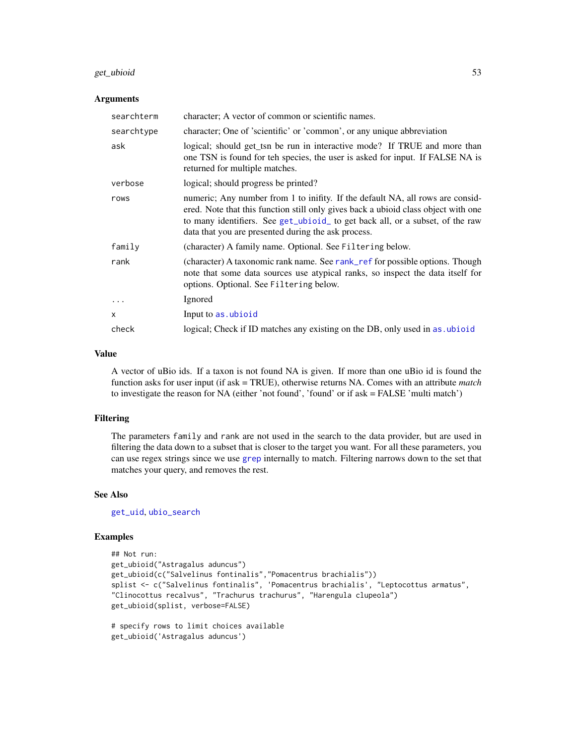### Arguments

| | |
|---|---|
| searchterm | character; A vector of common or scientific names. |
| searchtype | character; One of 'scientific' or 'common', or any unique abbreviation |
| ask | logical; should get_tsn be run in interactive mode? If TRUE and more than one TSN is found for teh species, the user is asked for input. If FALSE NA is returned for multiple matches. |
| verbose | logical; should progress be printed? |
| rows | numeric; Any number from 1 to inifity. If the default NA, all rows are considered. Note that this function still only gives back a ubioid class object with one to many identifiers. See get_ubioid_ to get back all, or a subset, of the raw data that you are presented during the ask process. |
| family | (character) A family name. Optional. See Filtering below. |
| rank | (character) A taxonomic rank name. See rank_ref for possible options. Though note that some data sources use atypical ranks, so inspect the data itself for options. Optional. See Filtering below. |
| ... | Ignored |
| x | Input to as.ubioid |
| check | logical; Check if ID matches any existing on the DB, only used in as.ubioid |

### Value

A vector of uBio ids. If a taxon is not found NA is given. If more than one uBio id is found the function asks for user input (if ask = TRUE), otherwise returns NA. Comes with an attribute *match* to investigate the reason for NA (either 'not found', 'found' or if ask = FALSE 'multi match')

### Filtering

The parameters family and rank are not used in the search to the data provider, but are used in filtering the data down to a subset that is closer to the target you want. For all these parameters, you can use regex strings since we use grep internally to match. Filtering narrows down to the set that matches your query, and removes the rest.

### See Also

get_uid, ubio_search

### Examples

```
## Not run:
get_ubioid("Astragalus aduncus")
get_ubioid(c("Salvelinus fontinalis","Pomacentrus brachialis"))
splist <- c("Salvelinus fontinalis", 'Pomacentrus brachialis', "Leptocottus armatus",
"Clinocottus recalvus", "Trachurus trachurus", "Harengula clupeola")
get_ubioid(splist, verbose=FALSE)

# specify rows to limit choices available
get_ubioid('Astragalus aduncus')
```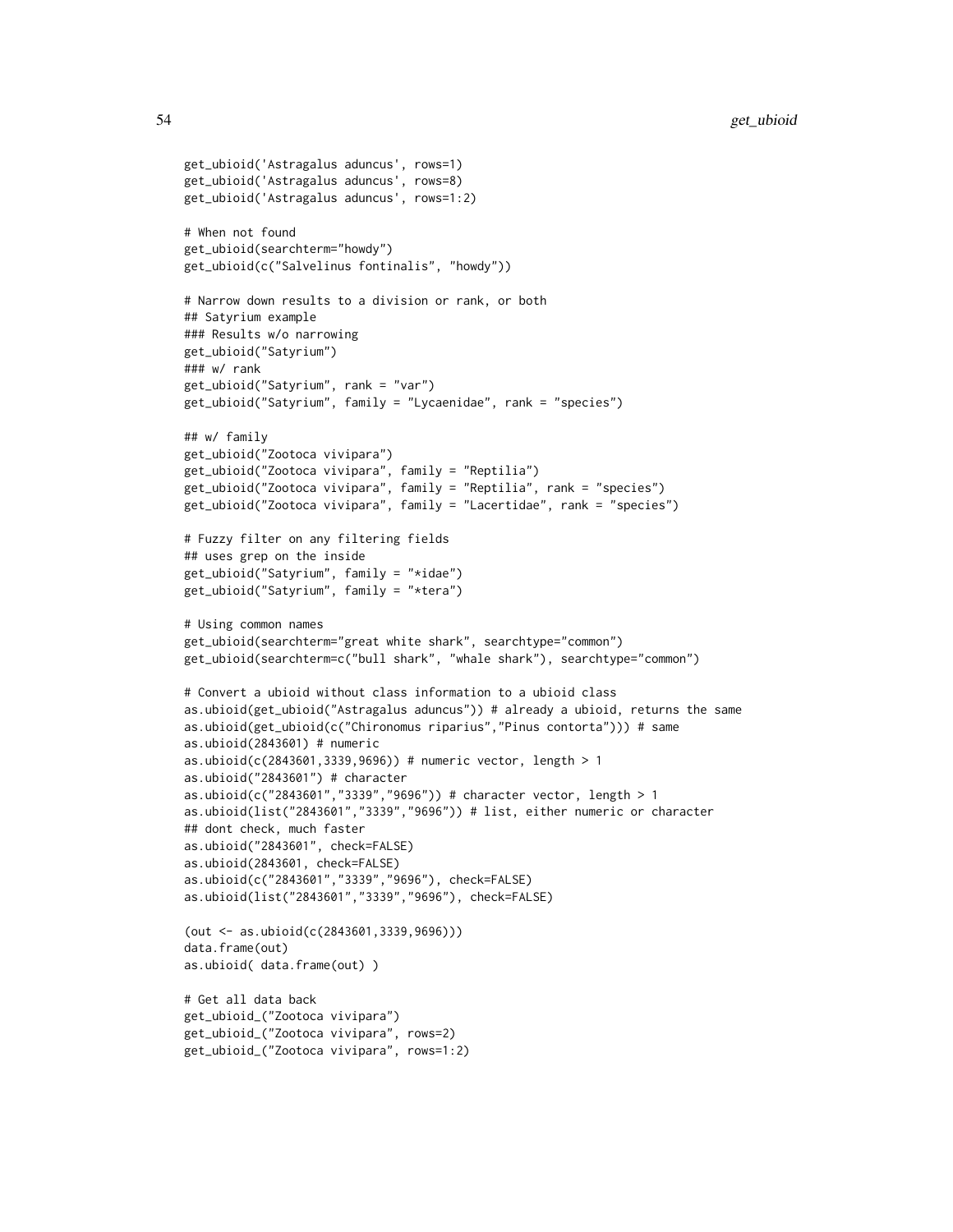```
get_ubioid('Astragalus aduncus', rows=1)
get_ubioid('Astragalus aduncus', rows=8)
get_ubioid('Astragalus aduncus', rows=1:2)

# When not found
get_ubioid(searchterm="howdy")
get_ubioid(c("Salvelinus fontinalis", "howdy"))

# Narrow down results to a division or rank, or both
## Satyrium example
### Results w/o narrowing
get_ubioid("Satyrium")
### w/ rank
get_ubioid("Satyrium", rank = "var")
get_ubioid("Satyrium", family = "Lycaenidae", rank = "species")

## w/ family
get_ubioid("Zootoca vivipara")
get_ubioid("Zootoca vivipara", family = "Reptilia")
get_ubioid("Zootoca vivipara", family = "Reptilia", rank = "species")
get_ubioid("Zootoca vivipara", family = "Lacertidae", rank = "species")

# Fuzzy filter on any filtering fields
## uses grep on the inside
get_ubioid("Satyrium", family = "*idae")
get_ubioid("Satyrium", family = "*tera")

# Using common names
get_ubioid(searchterm="great white shark", searchtype="common")
get_ubioid(searchterm=c("bull shark", "whale shark"), searchtype="common")

# Convert a ubioid without class information to a ubioid class
as.ubioid(get_ubioid("Astragalus aduncus")) # already a ubioid, returns the same
as.ubioid(get_ubioid(c("Chironomus riparius","Pinus contorta"))) # same
as.ubioid(2843601) # numeric
as.ubioid(c(2843601,3339,9696)) # numeric vector, length > 1
as.ubioid("2843601") # character
as.ubioid(c("2843601","3339","9696")) # character vector, length > 1
as.ubioid(list("2843601","3339","9696")) # list, either numeric or character
## dont check, much faster
as.ubioid("2843601", check=FALSE)
as.ubioid(2843601, check=FALSE)
as.ubioid(c("2843601","3339","9696"), check=FALSE)
as.ubioid(list("2843601","3339","9696"), check=FALSE)

(out <- as.ubioid(c(2843601,3339,9696)))
data.frame(out)
as.ubioid( data.frame(out) )

# Get all data back
get_ubioid_("Zootoca vivipara")
get_ubioid_("Zootoca vivipara", rows=2)
get_ubioid_("Zootoca vivipara", rows=1:2)
```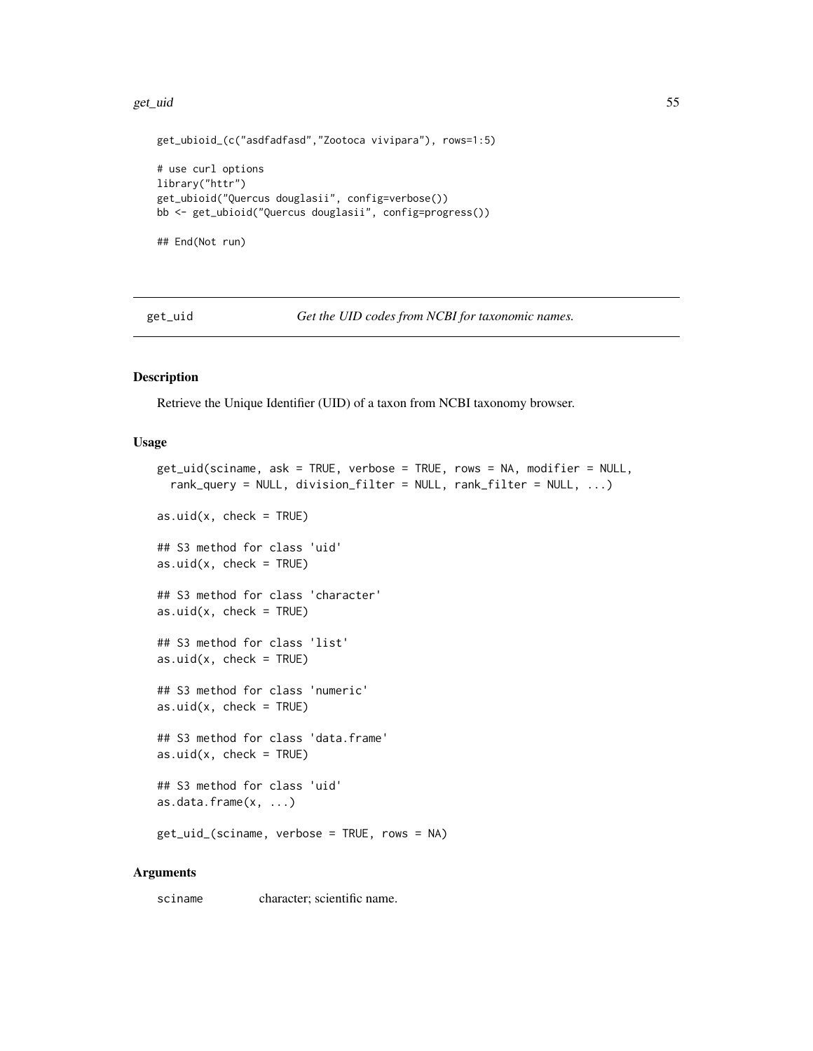```
get_ubioid_(c("asdfadfasd","Zootoca vivipara"), rows=1:5)

# use curl options
library("httr")
get_ubioid("Quercus douglasii", config=verbose())
bb <- get_ubioid("Quercus douglasii", config=progress())

## End(Not run)
```

---

## get_uid — *Get the UID codes from NCBI for taxonomic names.*

---

### Description

Retrieve the Unique Identifier (UID) of a taxon from NCBI taxonomy browser.

### Usage

```
get_uid(sciname, ask = TRUE, verbose = TRUE, rows = NA, modifier = NULL,
  rank_query = NULL, division_filter = NULL, rank_filter = NULL, ...)

as.uid(x, check = TRUE)

## S3 method for class 'uid'
as.uid(x, check = TRUE)

## S3 method for class 'character'
as.uid(x, check = TRUE)

## S3 method for class 'list'
as.uid(x, check = TRUE)

## S3 method for class 'numeric'
as.uid(x, check = TRUE)

## S3 method for class 'data.frame'
as.uid(x, check = TRUE)

## S3 method for class 'uid'
as.data.frame(x, ...)

get_uid_(sciname, verbose = TRUE, rows = NA)
```

### Arguments

| | |
|---|---|
| sciname | character; scientific name. |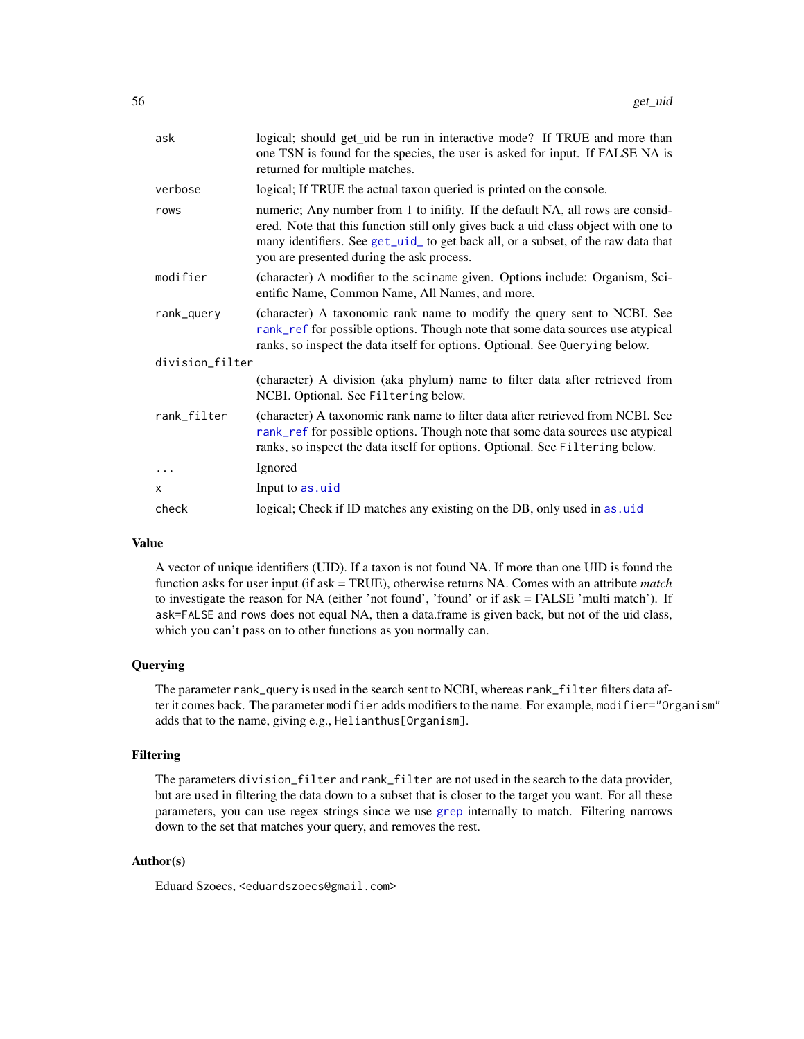| | |
|---|---|
| ask | logical; should get_uid be run in interactive mode? If TRUE and more than one TSN is found for the species, the user is asked for input. If FALSE NA is returned for multiple matches. |
| verbose | logical; If TRUE the actual taxon queried is printed on the console. |
| rows | numeric; Any number from 1 to inifity. If the default NA, all rows are considered. Note that this function still only gives back a uid class object with one to many identifiers. See `get_uid_` to get back all, or a subset, of the raw data that you are presented during the ask process. |
| modifier | (character) A modifier to the `sciname` given. Options include: Organism, Scientific Name, Common Name, All Names, and more. |
| rank_query | (character) A taxonomic rank name to modify the query sent to NCBI. See `rank_ref` for possible options. Though note that some data sources use atypical ranks, so inspect the data itself for options. Optional. See `Querying` below. |
| division_filter | (character) A division (aka phylum) name to filter data after retrieved from NCBI. Optional. See `Filtering` below. |
| rank_filter | (character) A taxonomic rank name to filter data after retrieved from NCBI. See `rank_ref` for possible options. Though note that some data sources use atypical ranks, so inspect the data itself for options. Optional. See `Filtering` below. |
| ... | Ignored |
| x | Input to `as.uid` |
| check | logical; Check if ID matches any existing on the DB, only used in `as.uid` |

### Value

A vector of unique identifiers (UID). If a taxon is not found NA. If more than one UID is found the function asks for user input (if ask = TRUE), otherwise returns NA. Comes with an attribute *match* to investigate the reason for NA (either 'not found', 'found' or if ask = FALSE 'multi match'). If `ask=FALSE` and `rows` does not equal NA, then a data.frame is given back, but not of the uid class, which you can't pass on to other functions as you normally can.

### Querying

The parameter `rank_query` is used in the search sent to NCBI, whereas `rank_filter` filters data after it comes back. The parameter `modifier` adds modifiers to the name. For example, `modifier="Organism"` adds that to the name, giving e.g., `Helianthus[Organism]`.

### Filtering

The parameters `division_filter` and `rank_filter` are not used in the search to the data provider, but are used in filtering the data down to a subset that is closer to the target you want. For all these parameters, you can use regex strings since we use `grep` internally to match. Filtering narrows down to the set that matches your query, and removes the rest.

### Author(s)

Eduard Szoecs, `<eduardszoecs@gmail.com>`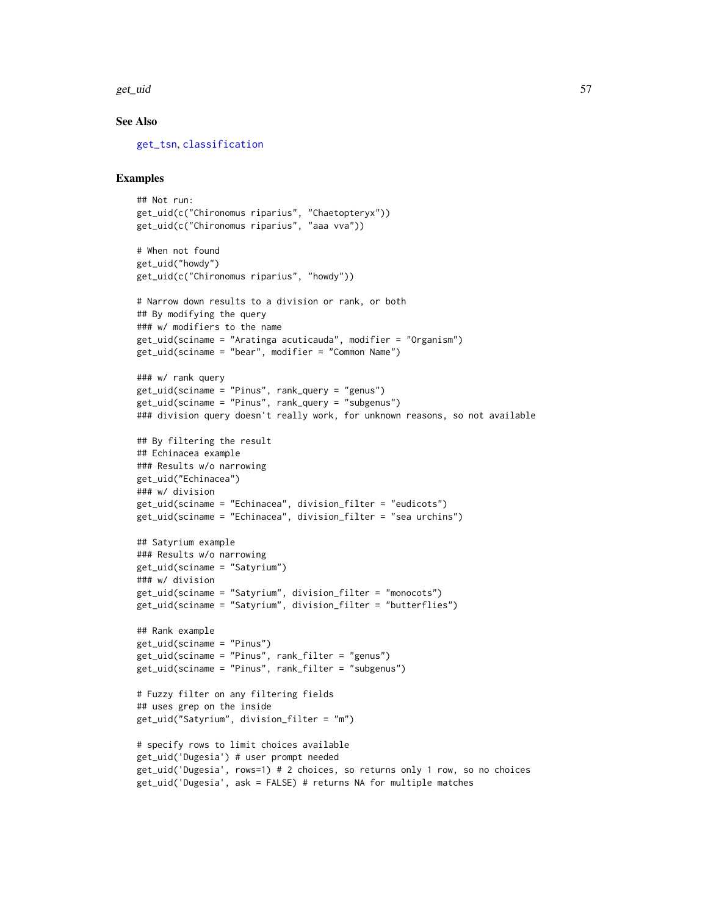## See Also

get_tsn, classification

## Examples

```
## Not run:
get_uid(c("Chironomus riparius", "Chaetopteryx"))
get_uid(c("Chironomus riparius", "aaa vva"))

# When not found
get_uid("howdy")
get_uid(c("Chironomus riparius", "howdy"))

# Narrow down results to a division or rank, or both
## By modifying the query
### w/ modifiers to the name
get_uid(sciname = "Aratinga acuticauda", modifier = "Organism")
get_uid(sciname = "bear", modifier = "Common Name")

### w/ rank query
get_uid(sciname = "Pinus", rank_query = "genus")
get_uid(sciname = "Pinus", rank_query = "subgenus")
### division query doesn't really work, for unknown reasons, so not available

## By filtering the result
## Echinacea example
### Results w/o narrowing
get_uid("Echinacea")
### w/ division
get_uid(sciname = "Echinacea", division_filter = "eudicots")
get_uid(sciname = "Echinacea", division_filter = "sea urchins")

## Satyrium example
### Results w/o narrowing
get_uid(sciname = "Satyrium")
### w/ division
get_uid(sciname = "Satyrium", division_filter = "monocots")
get_uid(sciname = "Satyrium", division_filter = "butterflies")

## Rank example
get_uid(sciname = "Pinus")
get_uid(sciname = "Pinus", rank_filter = "genus")
get_uid(sciname = "Pinus", rank_filter = "subgenus")

# Fuzzy filter on any filtering fields
## uses grep on the inside
get_uid("Satyrium", division_filter = "m")

# specify rows to limit choices available
get_uid('Dugesia') # user prompt needed
get_uid('Dugesia', rows=1) # 2 choices, so returns only 1 row, so no choices
get_uid('Dugesia', ask = FALSE) # returns NA for multiple matches
```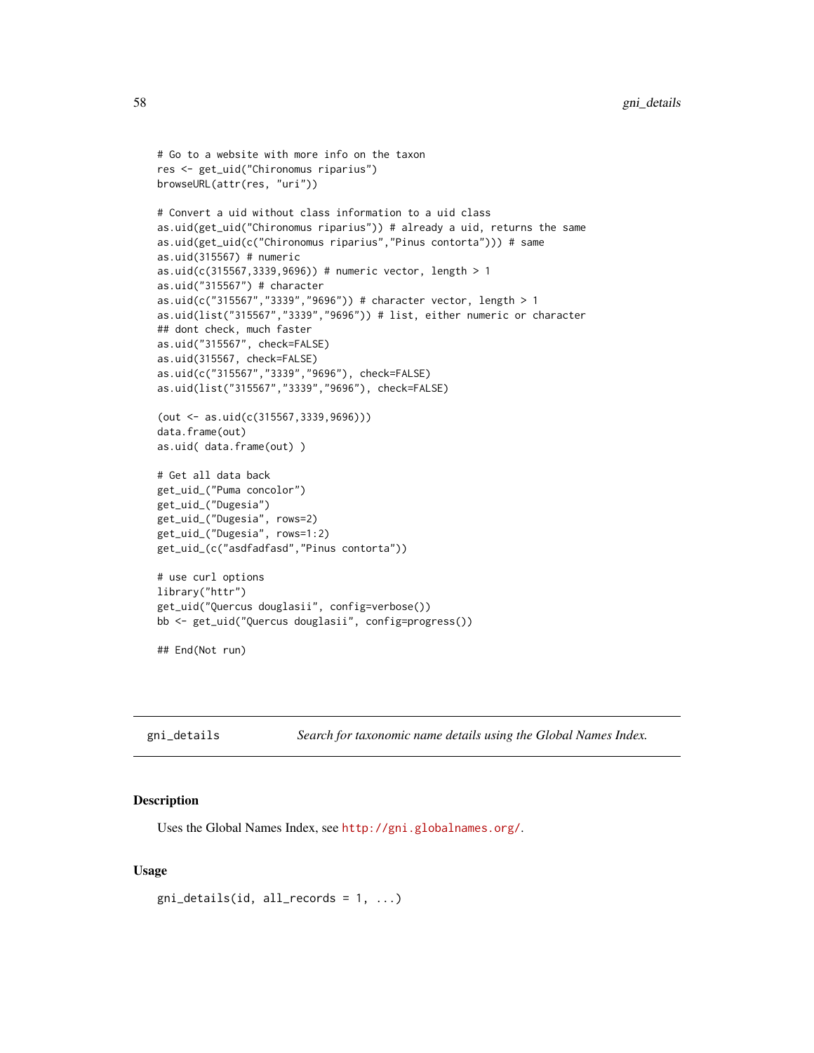```
# Go to a website with more info on the taxon
res <- get_uid("Chironomus riparius")
browseURL(attr(res, "uri"))

# Convert a uid without class information to a uid class
as.uid(get_uid("Chironomus riparius")) # already a uid, returns the same
as.uid(get_uid(c("Chironomus riparius","Pinus contorta"))) # same
as.uid(315567) # numeric
as.uid(c(315567,3339,9696)) # numeric vector, length > 1
as.uid("315567") # character
as.uid(c("315567","3339","9696")) # character vector, length > 1
as.uid(list("315567","3339","9696")) # list, either numeric or character
## dont check, much faster
as.uid("315567", check=FALSE)
as.uid(315567, check=FALSE)
as.uid(c("315567","3339","9696"), check=FALSE)
as.uid(list("315567","3339","9696"), check=FALSE)

(out <- as.uid(c(315567,3339,9696)))
data.frame(out)
as.uid( data.frame(out) )

# Get all data back
get_uid_("Puma concolor")
get_uid_("Dugesia")
get_uid_("Dugesia", rows=2)
get_uid_("Dugesia", rows=1:2)
get_uid_(c("asdfadfasd","Pinus contorta"))

# use curl options
library("httr")
get_uid("Quercus douglasii", config=verbose())
bb <- get_uid("Quercus douglasii", config=progress())

## End(Not run)
```

---

## gni_details &nbsp;&nbsp;&nbsp;&nbsp; *Search for taxonomic name details using the Global Names Index.*

---

### Description

Uses the Global Names Index, see http://gni.globalnames.org/.

### Usage

```
gni_details(id, all_records = 1, ...)
```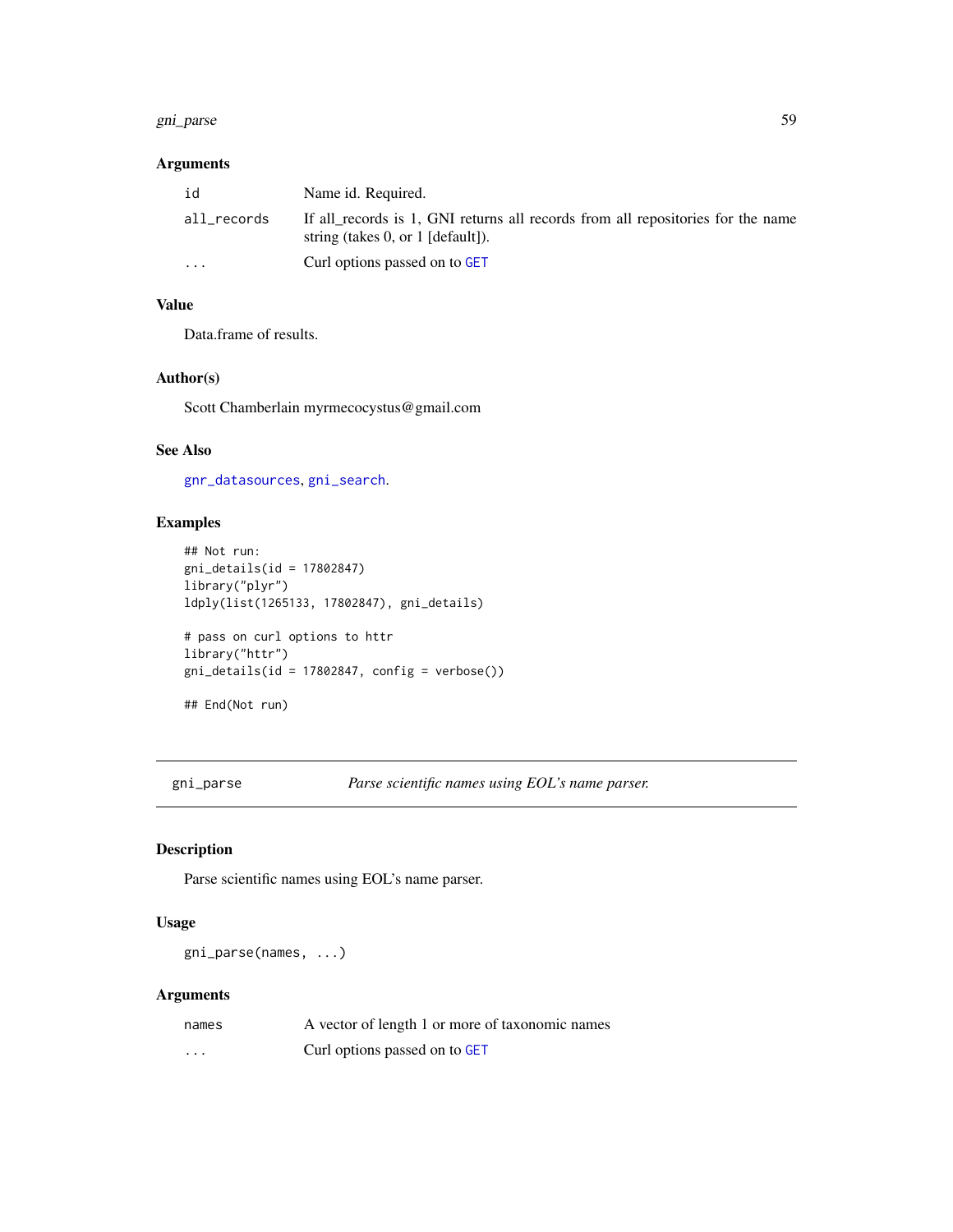### Arguments

| | |
|---|---|
| id | Name id. Required. |
| all_records | If all_records is 1, GNI returns all records from all repositories for the name string (takes 0, or 1 [default]). |
| ... | Curl options passed on to GET |

### Value

Data.frame of results.

### Author(s)

Scott Chamberlain myrmecocystus@gmail.com

### See Also

gnr_datasources, gni_search.

### Examples

```
## Not run:
gni_details(id = 17802847)
library("plyr")
ldply(list(1265133, 17802847), gni_details)

# pass on curl options to httr
library("httr")
gni_details(id = 17802847, config = verbose())

## End(Not run)
```

---

## gni_parse — *Parse scientific names using EOL's name parser.*

---

### Description

Parse scientific names using EOL's name parser.

### Usage

```
gni_parse(names, ...)
```

### Arguments

| | |
|---|---|
| names | A vector of length 1 or more of taxonomic names |
| ... | Curl options passed on to GET |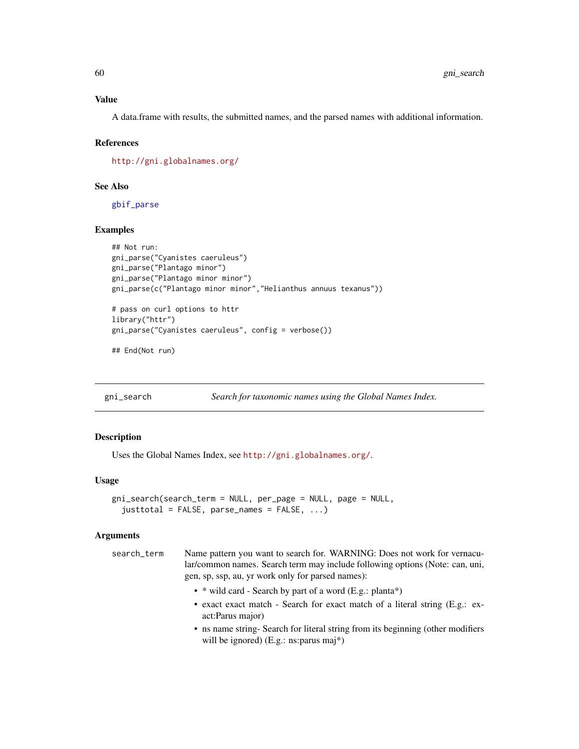### Value

A data.frame with results, the submitted names, and the parsed names with additional information.

### References

http://gni.globalnames.org/

### See Also

gbif_parse

### Examples

```
## Not run:
gni_parse("Cyanistes caeruleus")
gni_parse("Plantago minor")
gni_parse("Plantago minor minor")
gni_parse(c("Plantago minor minor","Helianthus annuus texanus"))

# pass on curl options to httr
library("httr")
gni_parse("Cyanistes caeruleus", config = verbose())

## End(Not run)
```

---

## gni_search — *Search for taxonomic names using the Global Names Index.*

---

### Description

Uses the Global Names Index, see http://gni.globalnames.org/.

### Usage

```
gni_search(search_term = NULL, per_page = NULL, page = NULL,
  justtotal = FALSE, parse_names = FALSE, ...)
```

### Arguments

`search_term` Name pattern you want to search for. WARNING: Does not work for vernacular/common names. Search term may include following options (Note: can, uni, gen, sp, ssp, au, yr work only for parsed names):

- * wild card - Search by part of a word (E.g.: planta*)
- exact exact match - Search for exact match of a literal string (E.g.: exact:Parus major)
- ns name string- Search for literal string from its beginning (other modifiers will be ignored) (E.g.: ns:parus maj*)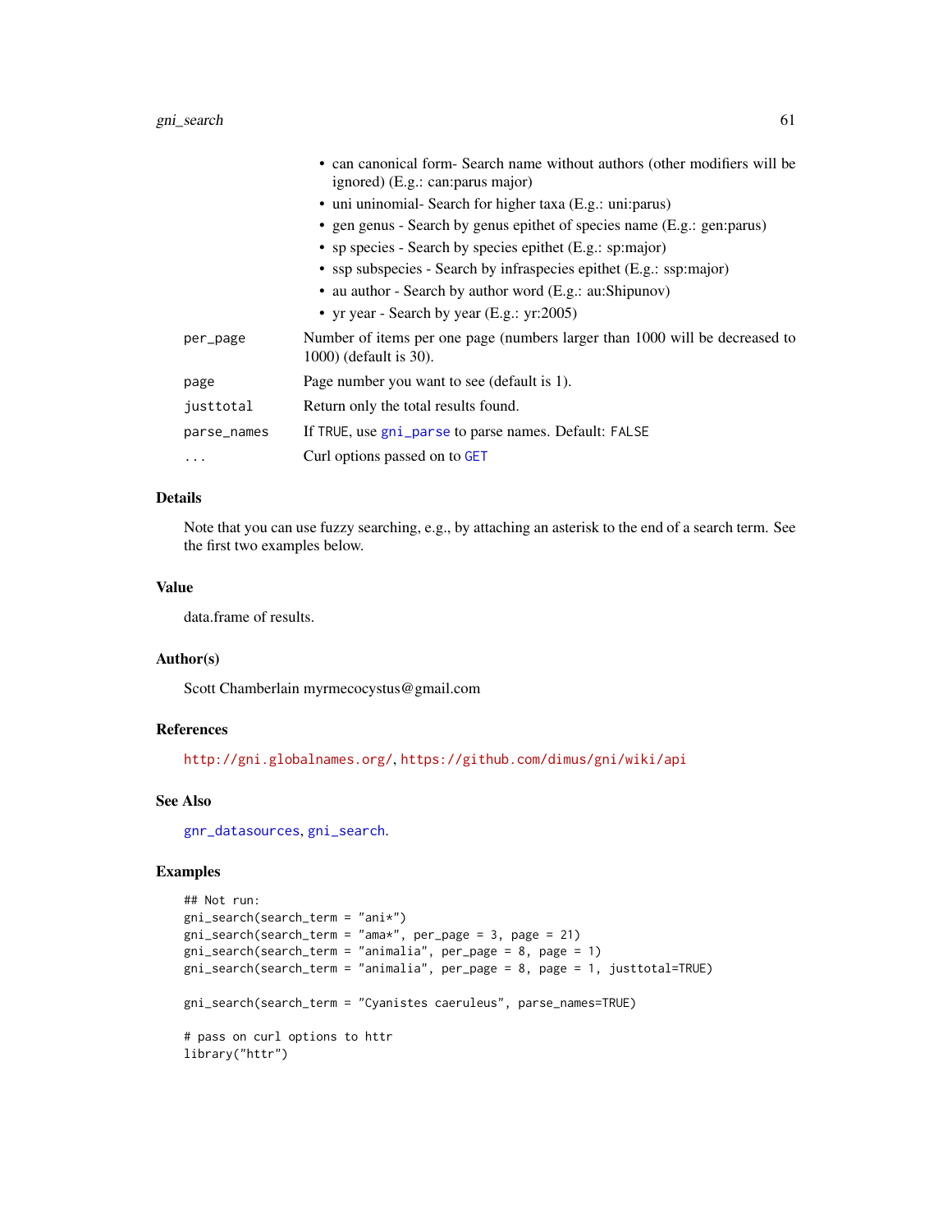- can canonical form- Search name without authors (other modifiers will be ignored) (E.g.: can:parus major)
- uni uninomial- Search for higher taxa (E.g.: uni:parus)
- gen genus - Search by genus epithet of species name (E.g.: gen:parus)
- sp species - Search by species epithet (E.g.: sp:major)
- ssp subspecies - Search by infraspecies epithet (E.g.: ssp:major)
- au author - Search by author word (E.g.: au:Shipunov)
- yr year - Search by year (E.g.: yr:2005)

| | |
|---|---|
| `per_page` | Number of items per one page (numbers larger than 1000 will be decreased to 1000) (default is 30). |
| `page` | Page number you want to see (default is 1). |
| `justtotal` | Return only the total results found. |
| `parse_names` | If `TRUE`, use `gni_parse` to parse names. Default: `FALSE` |
| `...` | Curl options passed on to `GET` |

### Details

Note that you can use fuzzy searching, e.g., by attaching an asterisk to the end of a search term. See the first two examples below.

### Value

data.frame of results.

### Author(s)

Scott Chamberlain myrmecocystus@gmail.com

### References

http://gni.globalnames.org/, https://github.com/dimus/gni/wiki/api

### See Also

`gnr_datasources`, `gni_search`.

### Examples

```
## Not run:
gni_search(search_term = "ani*")
gni_search(search_term = "ama*", per_page = 3, page = 21)
gni_search(search_term = "animalia", per_page = 8, page = 1)
gni_search(search_term = "animalia", per_page = 8, page = 1, justtotal=TRUE)

gni_search(search_term = "Cyanistes caeruleus", parse_names=TRUE)

# pass on curl options to httr
library("httr")
```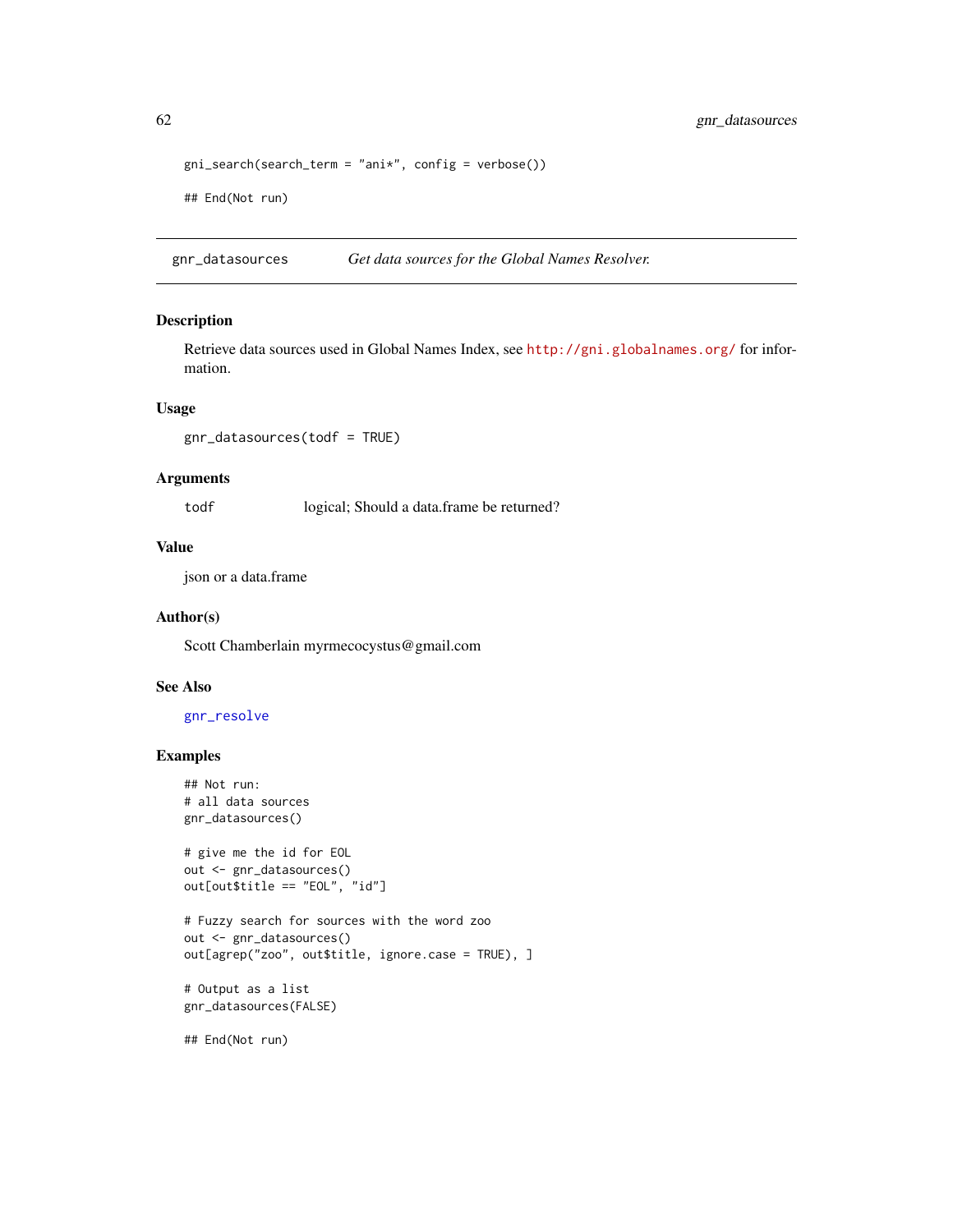```
gni_search(search_term = "ani*", config = verbose())

## End(Not run)
```

## gnr_datasources — *Get data sources for the Global Names Resolver.*

### Description

Retrieve data sources used in Global Names Index, see http://gni.globalnames.org/ for information.

### Usage

```
gnr_datasources(todf = TRUE)
```

### Arguments

| | |
|---|---|
| todf | logical; Should a data.frame be returned? |

### Value

json or a data.frame

### Author(s)

Scott Chamberlain myrmecocystus@gmail.com

### See Also

gnr_resolve

### Examples

```
## Not run:
# all data sources
gnr_datasources()

# give me the id for EOL
out <- gnr_datasources()
out[out$title == "EOL", "id"]

# Fuzzy search for sources with the word zoo
out <- gnr_datasources()
out[agrep("zoo", out$title, ignore.case = TRUE), ]

# Output as a list
gnr_datasources(FALSE)

## End(Not run)
```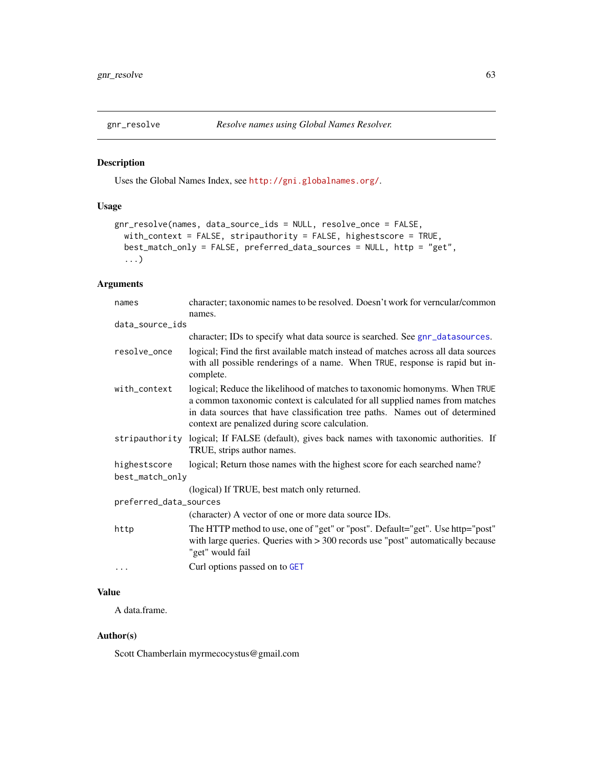# gnr_resolve — *Resolve names using Global Names Resolver.*

## Description

Uses the Global Names Index, see http://gni.globalnames.org/.

## Usage

```
gnr_resolve(names, data_source_ids = NULL, resolve_once = FALSE,
  with_context = FALSE, stripauthority = FALSE, highestscore = TRUE,
  best_match_only = FALSE, preferred_data_sources = NULL, http = "get",
  ...)
```

## Arguments

| | |
|---|---|
| `names` | character; taxonomic names to be resolved. Doesn't work for verncular/common names. |
| `data_source_ids` | character; IDs to specify what data source is searched. See `gnr_datasources`. |
| `resolve_once` | logical; Find the first available match instead of matches across all data sources with all possible renderings of a name. When `TRUE`, response is rapid but incomplete. |
| `with_context` | logical; Reduce the likelihood of matches to taxonomic homonyms. When `TRUE` a common taxonomic context is calculated for all supplied names from matches in data sources that have classification tree paths. Names out of determined context are penalized during score calculation. |
| `stripauthority` | logical; If FALSE (default), gives back names with taxonomic authorities. If TRUE, strips author names. |
| `highestscore` | logical; Return those names with the highest score for each searched name? |
| `best_match_only` | (logical) If TRUE, best match only returned. |
| `preferred_data_sources` | (character) A vector of one or more data source IDs. |
| `http` | The HTTP method to use, one of "get" or "post". Default="get". Use http="post" with large queries. Queries with > 300 records use "post" automatically because "get" would fail |
| `...` | Curl options passed on to `GET` |

## Value

A data.frame.

## Author(s)

Scott Chamberlain myrmecocystus@gmail.com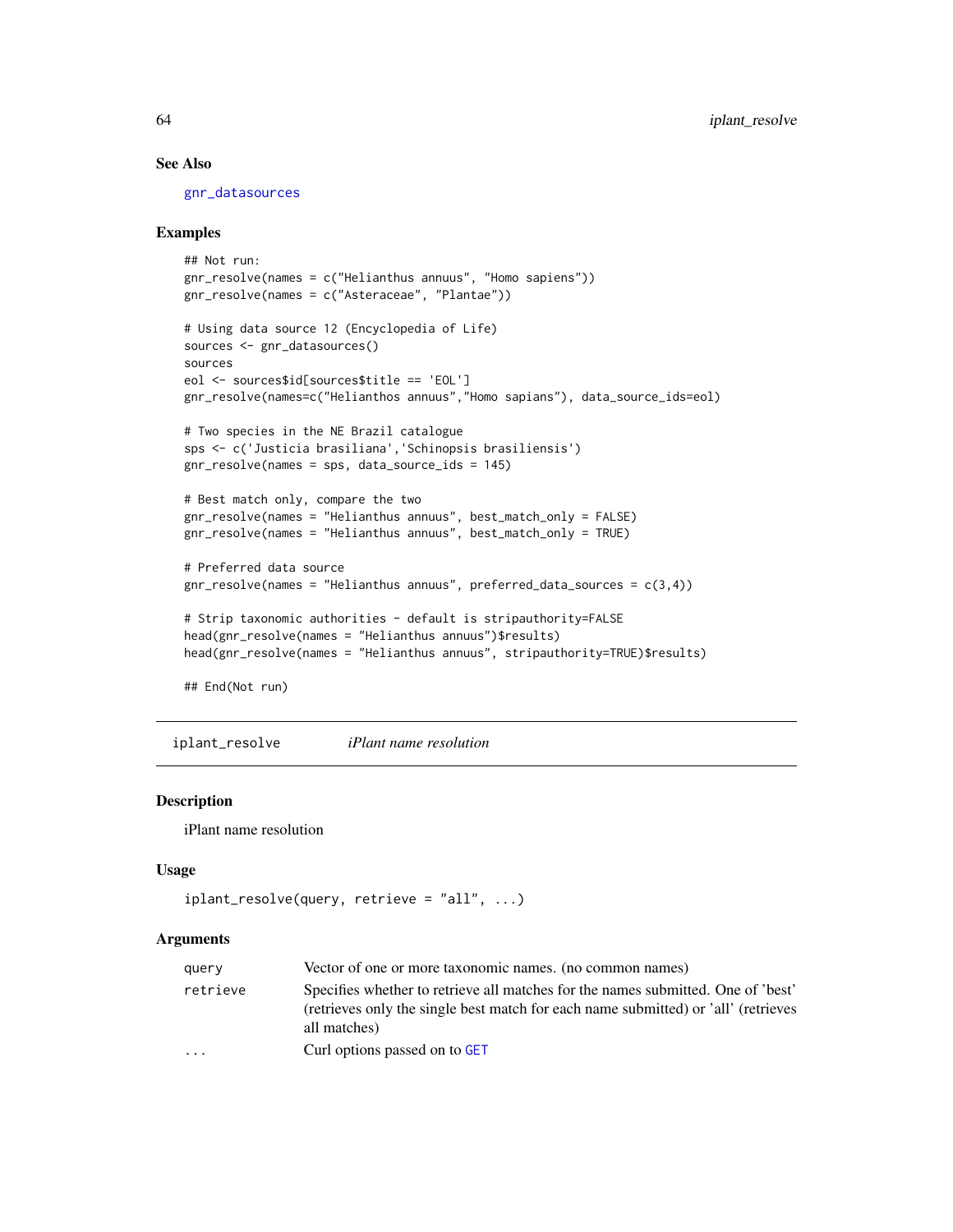### See Also

gnr_datasources

### Examples

```
## Not run:
gnr_resolve(names = c("Helianthus annuus", "Homo sapiens"))
gnr_resolve(names = c("Asteraceae", "Plantae"))

# Using data source 12 (Encyclopedia of Life)
sources <- gnr_datasources()
sources
eol <- sources$id[sources$title == 'EOL']
gnr_resolve(names=c("Helianthos annuus","Homo sapians"), data_source_ids=eol)

# Two species in the NE Brazil catalogue
sps <- c('Justicia brasiliana','Schinopsis brasiliensis')
gnr_resolve(names = sps, data_source_ids = 145)

# Best match only, compare the two
gnr_resolve(names = "Helianthus annuus", best_match_only = FALSE)
gnr_resolve(names = "Helianthus annuus", best_match_only = TRUE)

# Preferred data source
gnr_resolve(names = "Helianthus annuus", preferred_data_sources = c(3,4))

# Strip taxonomic authorities - default is stripauthority=FALSE
head(gnr_resolve(names = "Helianthus annuus")$results)
head(gnr_resolve(names = "Helianthus annuus", stripauthority=TRUE)$results)

## End(Not run)
```

---

## iplant_resolve — *iPlant name resolution*

### Description

iPlant name resolution

### Usage

```
iplant_resolve(query, retrieve = "all", ...)
```

### Arguments

| | |
|---|---|
| query | Vector of one or more taxonomic names. (no common names) |
| retrieve | Specifies whether to retrieve all matches for the names submitted. One of 'best' (retrieves only the single best match for each name submitted) or 'all' (retrieves all matches) |
| ... | Curl options passed on to GET |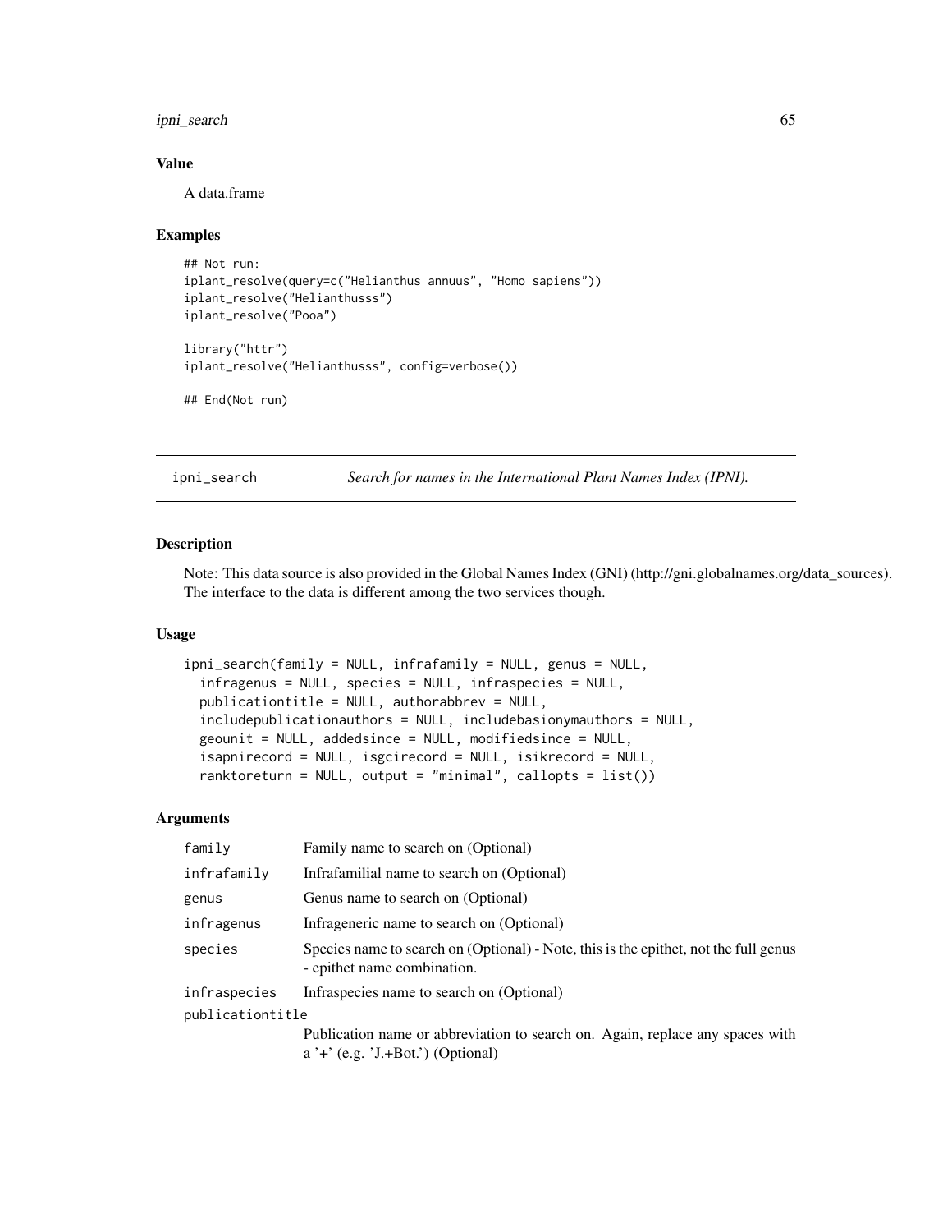### Value

A data.frame

### Examples

```
## Not run:
iplant_resolve(query=c("Helianthus annuus", "Homo sapiens"))
iplant_resolve("Helianthusss")
iplant_resolve("Pooa")

library("httr")
iplant_resolve("Helianthusss", config=verbose())

## End(Not run)
```

---

## ipni_search    *Search for names in the International Plant Names Index (IPNI).*

---

### Description

Note: This data source is also provided in the Global Names Index (GNI) (http://gni.globalnames.org/data_sources). The interface to the data is different among the two services though.

### Usage

```
ipni_search(family = NULL, infrafamily = NULL, genus = NULL,
  infragenus = NULL, species = NULL, infraspecies = NULL,
  publicationtitle = NULL, authorabbrev = NULL,
  includepublicationauthors = NULL, includebasionymauthors = NULL,
  geounit = NULL, addedsince = NULL, modifiedsince = NULL,
  isapnirecord = NULL, isgcirecord = NULL, isikrecord = NULL,
  ranktoreturn = NULL, output = "minimal", callopts = list())
```

### Arguments

| | |
|---|---|
| `family` | Family name to search on (Optional) |
| `infrafamily` | Infrafamilial name to search on (Optional) |
| `genus` | Genus name to search on (Optional) |
| `infragenus` | Infrageneric name to search on (Optional) |
| `species` | Species name to search on (Optional) - Note, this is the epithet, not the full genus - epithet name combination. |
| `infraspecies` | Infraspecies name to search on (Optional) |
| `publicationtitle` | Publication name or abbreviation to search on. Again, replace any spaces with a '+' (e.g. 'J.+Bot.') (Optional) |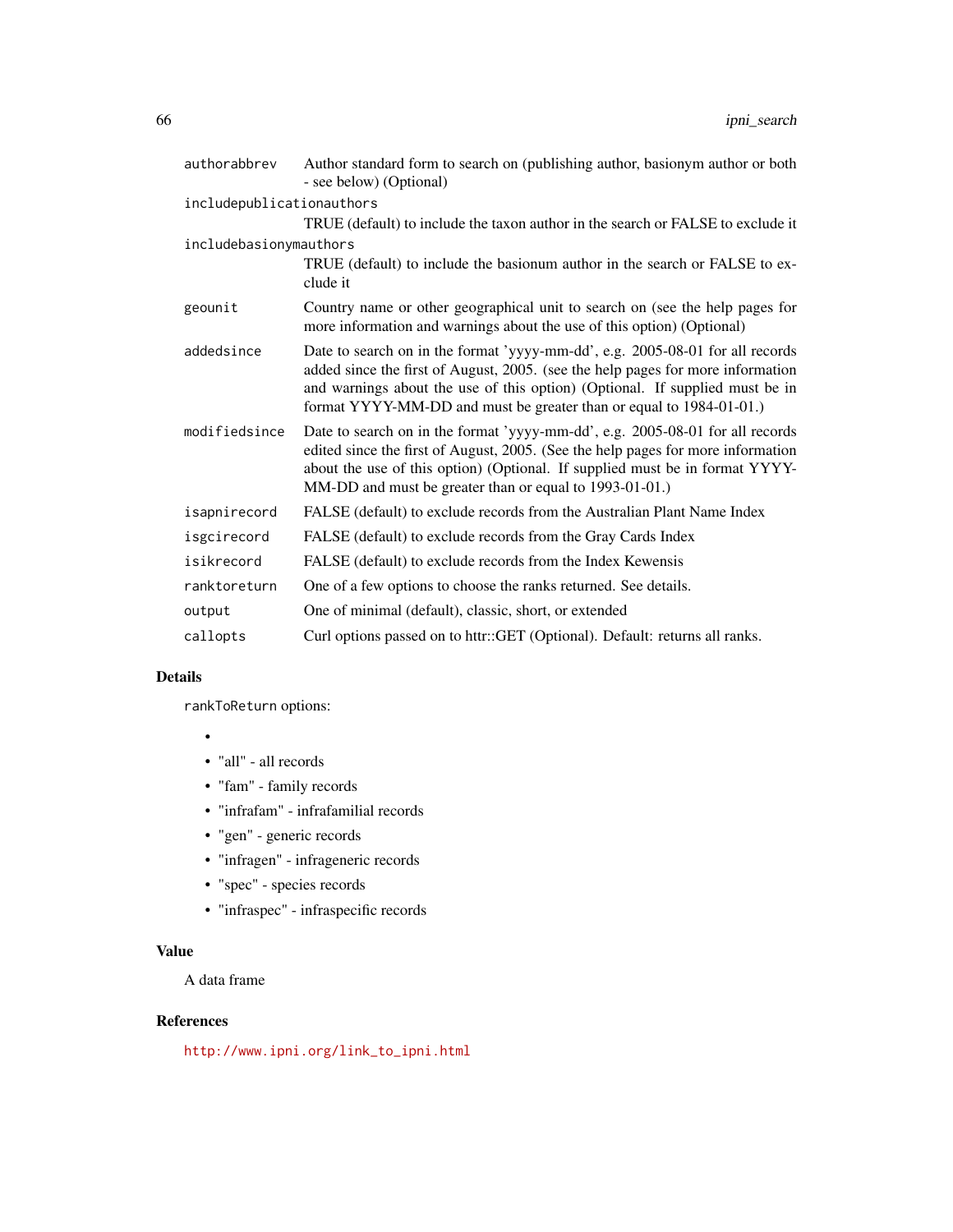| | |
|---|---|
| `authorabbrev` | Author standard form to search on (publishing author, basionym author or both - see below) (Optional) |
| `includepublicationauthors` | TRUE (default) to include the taxon author in the search or FALSE to exclude it |
| `includebasionymauthors` | TRUE (default) to include the basionum author in the search or FALSE to exclude it |
| `geounit` | Country name or other geographical unit to search on (see the help pages for more information and warnings about the use of this option) (Optional) |
| `addedsince` | Date to search on in the format 'yyyy-mm-dd', e.g. 2005-08-01 for all records added since the first of August, 2005. (see the help pages for more information and warnings about the use of this option) (Optional. If supplied must be in format YYYY-MM-DD and must be greater than or equal to 1984-01-01.) |
| `modifiedsince` | Date to search on in the format 'yyyy-mm-dd', e.g. 2005-08-01 for all records edited since the first of August, 2005. (See the help pages for more information about the use of this option) (Optional. If supplied must be in format YYYY-MM-DD and must be greater than or equal to 1993-01-01.) |
| `isapnirecord` | FALSE (default) to exclude records from the Australian Plant Name Index |
| `isgcirecord` | FALSE (default) to exclude records from the Gray Cards Index |
| `isikrecord` | FALSE (default) to exclude records from the Index Kewensis |
| `ranktoreturn` | One of a few options to choose the ranks returned. See details. |
| `output` | One of minimal (default), classic, short, or extended |
| `callopts` | Curl options passed on to httr::GET (Optional). Default: returns all ranks. |

## Details

`rankToReturn` options:

- 
- "all" - all records
- "fam" - family records
- "infrafam" - infrafamilial records
- "gen" - generic records
- "infragen" - infrageneric records
- "spec" - species records
- "infraspec" - infraspecific records

## Value

A data frame

## References

http://www.ipni.org/link_to_ipni.html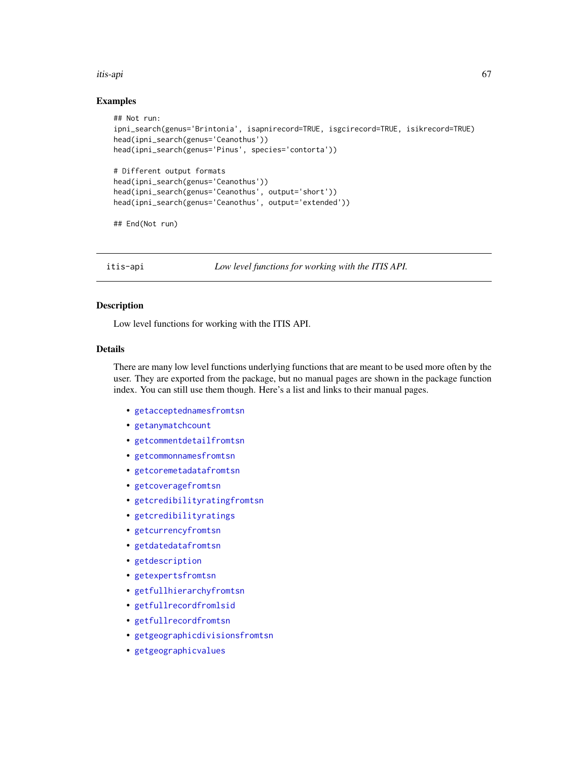### Examples

```
## Not run:
ipni_search(genus='Brintonia', isapnirecord=TRUE, isgcirecord=TRUE, isikrecord=TRUE)
head(ipni_search(genus='Ceanothus'))
head(ipni_search(genus='Pinus', species='contorta'))

# Different output formats
head(ipni_search(genus='Ceanothus'))
head(ipni_search(genus='Ceanothus', output='short'))
head(ipni_search(genus='Ceanothus', output='extended'))

## End(Not run)
```

---

## itis-api — *Low level functions for working with the ITIS API.*

### Description

Low level functions for working with the ITIS API.

### Details

There are many low level functions underlying functions that are meant to be used more often by the user. They are exported from the package, but no manual pages are shown in the package function index. You can still use them though. Here's a list and links to their manual pages.

- `getacceptednamesfromtsn`
- `getanymatchcount`
- `getcommentdetailfromtsn`
- `getcommonnamesfromtsn`
- `getcoremetadatafromtsn`
- `getcoveragefromtsn`
- `getcredibilityratingfromtsn`
- `getcredibilityratings`
- `getcurrencyfromtsn`
- `getdatedatafromtsn`
- `getdescription`
- `getexpertsfromtsn`
- `getfullhierarchyfromtsn`
- `getfullrecordfromlsid`
- `getfullrecordfromtsn`
- `getgeographicdivisionsfromtsn`
- `getgeographicvalues`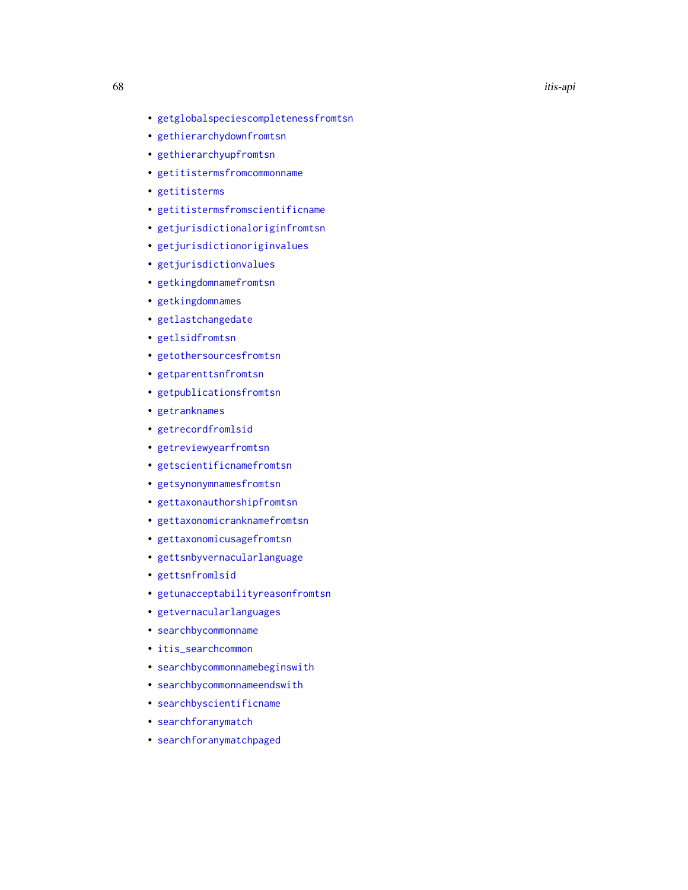- getglobalspeciescompletenessfromtsn
- gethierarchydownfromtsn
- gethierarchyupfromtsn
- getitistermsfromcommonname
- getitisterms
- getitistermsfromscientificname
- getjurisdictionaloriginfromtsn
- getjurisdictionoriginvalues
- getjurisdictionvalues
- getkingdomnamefromtsn
- getkingdomnames
- getlastchangedate
- getlsidfromtsn
- getothersourcesfromtsn
- getparenttsnfromtsn
- getpublicationsfromtsn
- getranknames
- getrecordfromlsid
- getreviewyearfromtsn
- getscientificnamefromtsn
- getsynonymnamesfromtsn
- gettaxonauthorshipfromtsn
- gettaxonomicranknamefromtsn
- gettaxonomicusagefromtsn
- gettsnbyvernacularlanguage
- gettsnfromlsid
- getunacceptabilityreasonfromtsn
- getvernacularlanguages
- searchbycommonname
- itis_searchcommon
- searchbycommonnamebeginswith
- searchbycommonnameendswith
- searchbyscientificname
- searchforanymatch
- searchforanymatchpaged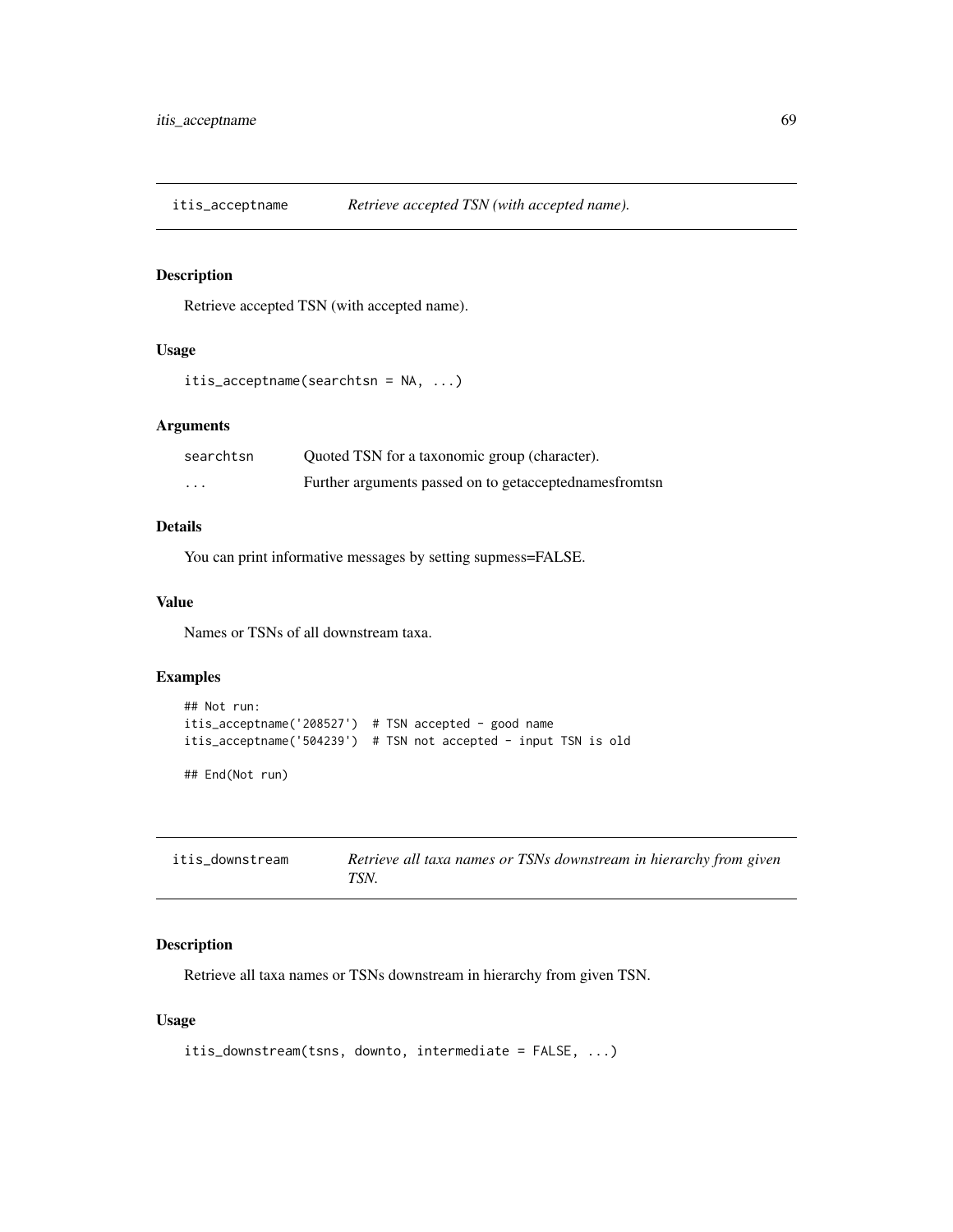## itis_acceptname — *Retrieve accepted TSN (with accepted name).*

### Description

Retrieve accepted TSN (with accepted name).

### Usage

```
itis_acceptname(searchtsn = NA, ...)
```

### Arguments

| | |
|---|---|
| searchtsn | Quoted TSN for a taxonomic group (character). |
| ... | Further arguments passed on to getacceptednamesfromtsn |

### Details

You can print informative messages by setting supmess=FALSE.

### Value

Names or TSNs of all downstream taxa.

### Examples

```
## Not run:
itis_acceptname('208527')  # TSN accepted - good name
itis_acceptname('504239')  # TSN not accepted - input TSN is old

## End(Not run)
```

## itis_downstream — *Retrieve all taxa names or TSNs downstream in hierarchy from given TSN.*

### Description

Retrieve all taxa names or TSNs downstream in hierarchy from given TSN.

### Usage

```
itis_downstream(tsns, downto, intermediate = FALSE, ...)
```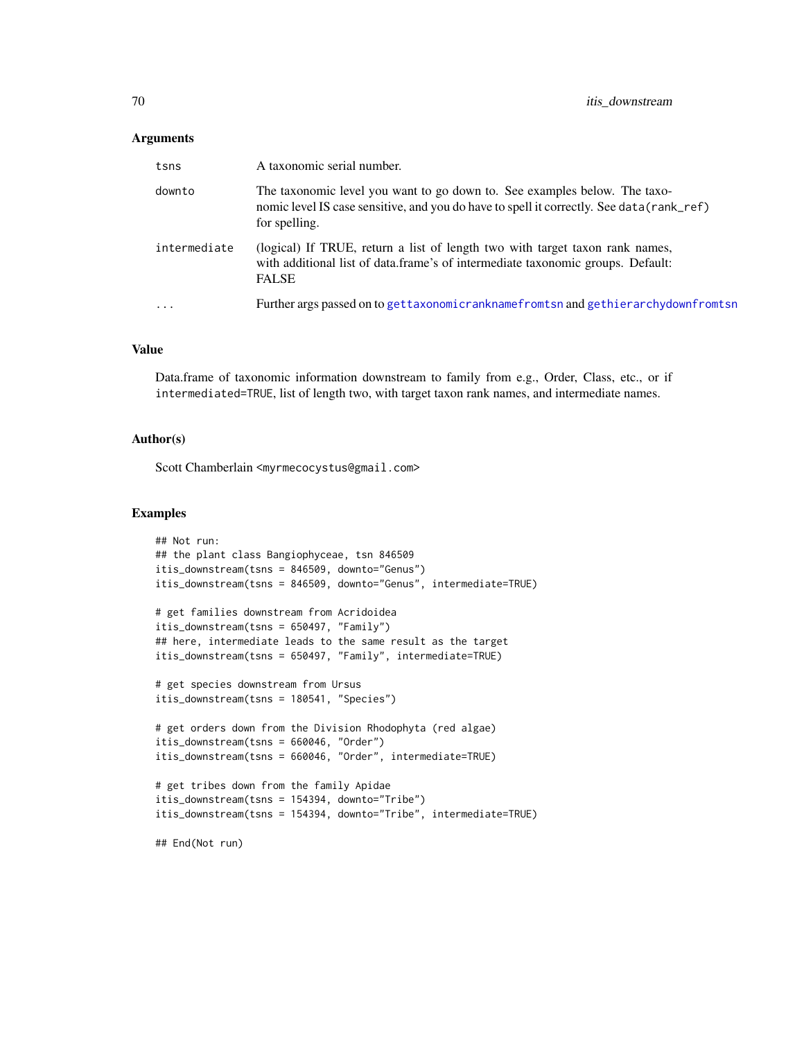## Arguments

| | |
|---|---|
| `tsns` | A taxonomic serial number. |
| `downto` | The taxonomic level you want to go down to. See examples below. The taxonomic level IS case sensitive, and you do have to spell it correctly. See `data(rank_ref)` for spelling. |
| `intermediate` | (logical) If TRUE, return a list of length two with target taxon rank names, with additional list of data.frame's of intermediate taxonomic groups. Default: FALSE |
| `...` | Further args passed on to `gettaxonomicranknamefromtsn` and `gethierarchydownfromtsn` |

## Value

Data.frame of taxonomic information downstream to family from e.g., Order, Class, etc., or if `intermediated=TRUE`, list of length two, with target taxon rank names, and intermediate names.

## Author(s)

Scott Chamberlain <myrmecocystus@gmail.com>

## Examples

```
## Not run:
## the plant class Bangiophyceae, tsn 846509
itis_downstream(tsns = 846509, downto="Genus")
itis_downstream(tsns = 846509, downto="Genus", intermediate=TRUE)

# get families downstream from Acridoidea
itis_downstream(tsns = 650497, "Family")
## here, intermediate leads to the same result as the target
itis_downstream(tsns = 650497, "Family", intermediate=TRUE)

# get species downstream from Ursus
itis_downstream(tsns = 180541, "Species")

# get orders down from the Division Rhodophyta (red algae)
itis_downstream(tsns = 660046, "Order")
itis_downstream(tsns = 660046, "Order", intermediate=TRUE)

# get tribes down from the family Apidae
itis_downstream(tsns = 154394, downto="Tribe")
itis_downstream(tsns = 154394, downto="Tribe", intermediate=TRUE)

## End(Not run)
```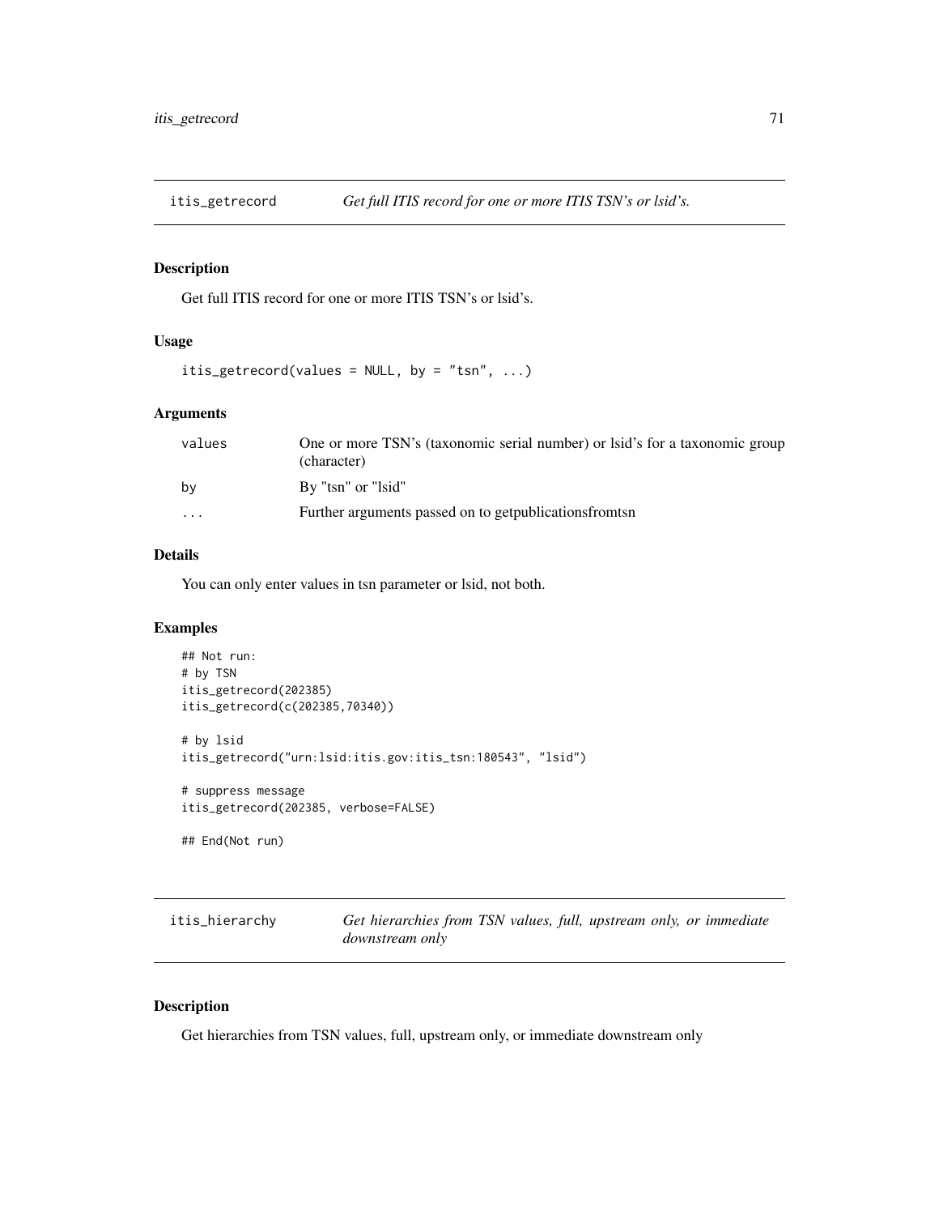## itis_getrecord — *Get full ITIS record for one or more ITIS TSN's or lsid's.*

### Description

Get full ITIS record for one or more ITIS TSN's or lsid's.

### Usage

```
itis_getrecord(values = NULL, by = "tsn", ...)
```

### Arguments

| | |
|---|---|
| values | One or more TSN's (taxonomic serial number) or lsid's for a taxonomic group (character) |
| by | By "tsn" or "lsid" |
| ... | Further arguments passed on to getpublicationsfromtsn |

### Details

You can only enter values in tsn parameter or lsid, not both.

### Examples

```
## Not run:
# by TSN
itis_getrecord(202385)
itis_getrecord(c(202385,70340))

# by lsid
itis_getrecord("urn:lsid:itis.gov:itis_tsn:180543", "lsid")

# suppress message
itis_getrecord(202385, verbose=FALSE)

## End(Not run)
```

## itis_hierarchy — *Get hierarchies from TSN values, full, upstream only, or immediate downstream only*

### Description

Get hierarchies from TSN values, full, upstream only, or immediate downstream only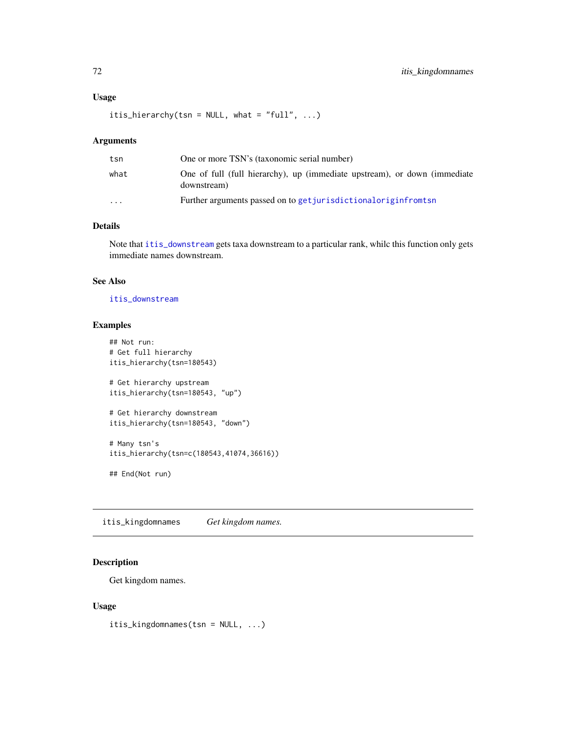## Usage

```
itis_hierarchy(tsn = NULL, what = "full", ...)
```

## Arguments

| | |
|---|---|
| tsn | One or more TSN's (taxonomic serial number) |
| what | One of full (full hierarchy), up (immediate upstream), or down (immediate downstream) |
| ... | Further arguments passed on to getjurisdictionaloriginfromtsn |

## Details

Note that itis_downstream gets taxa downstream to a particular rank, whilc this function only gets immediate names downstream.

## See Also

itis_downstream

## Examples

```
## Not run:
# Get full hierarchy
itis_hierarchy(tsn=180543)

# Get hierarchy upstream
itis_hierarchy(tsn=180543, "up")

# Get hierarchy downstream
itis_hierarchy(tsn=180543, "down")

# Many tsn's
itis_hierarchy(tsn=c(180543,41074,36616))

## End(Not run)
```

---

# itis_kingdomnames *Get kingdom names.*

---

## Description

Get kingdom names.

## Usage

```
itis_kingdomnames(tsn = NULL, ...)
```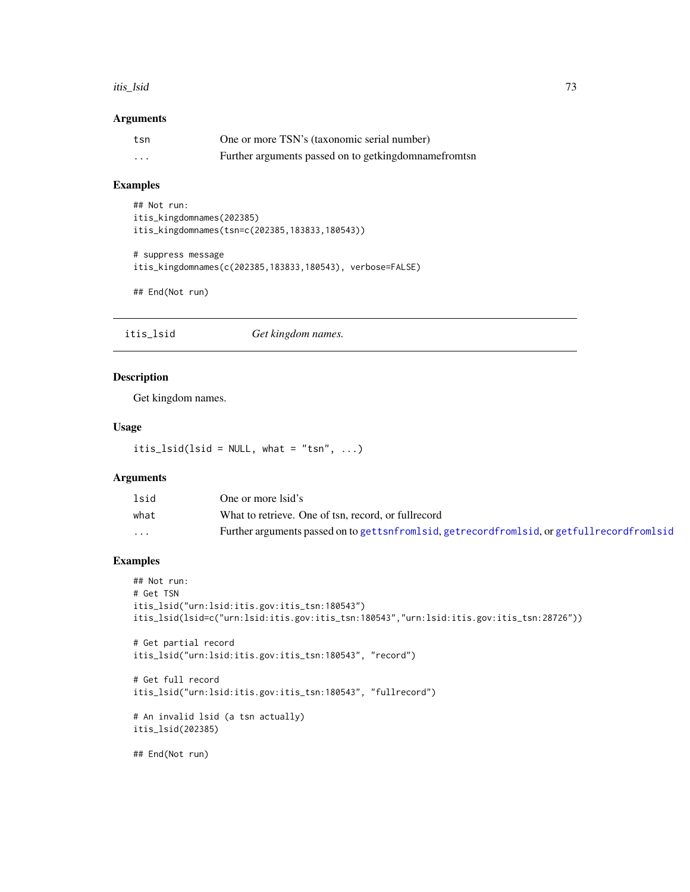### Arguments

| | |
|---|---|
| tsn | One or more TSN's (taxonomic serial number) |
| ... | Further arguments passed on to getkingdomnamefromtsn |

### Examples

```
## Not run:
itis_kingdomnames(202385)
itis_kingdomnames(tsn=c(202385,183833,180543))

# suppress message
itis_kingdomnames(c(202385,183833,180543), verbose=FALSE)

## End(Not run)
```

---

## itis_lsid *Get kingdom names.*

---

### Description

Get kingdom names.

### Usage

```
itis_lsid(lsid = NULL, what = "tsn", ...)
```

### Arguments

| | |
|---|---|
| lsid | One or more lsid's |
| what | What to retrieve. One of tsn, record, or fullrecord |
| ... | Further arguments passed on to gettsnfromlsid, getrecordfromlsid, or getfullrecordfromlsid |

### Examples

```
## Not run:
# Get TSN
itis_lsid("urn:lsid:itis.gov:itis_tsn:180543")
itis_lsid(lsid=c("urn:lsid:itis.gov:itis_tsn:180543","urn:lsid:itis.gov:itis_tsn:28726"))

# Get partial record
itis_lsid("urn:lsid:itis.gov:itis_tsn:180543", "record")

# Get full record
itis_lsid("urn:lsid:itis.gov:itis_tsn:180543", "fullrecord")

# An invalid lsid (a tsn actually)
itis_lsid(202385)

## End(Not run)
```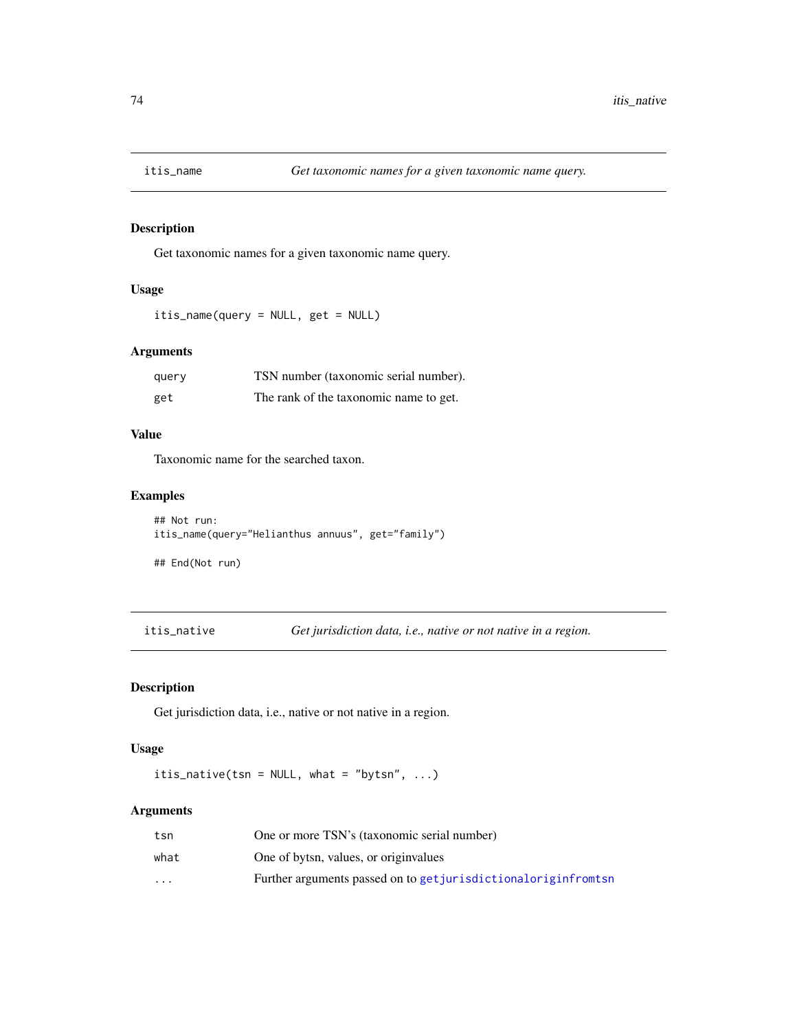## itis_name — *Get taxonomic names for a given taxonomic name query.*

### Description

Get taxonomic names for a given taxonomic name query.

### Usage

```
itis_name(query = NULL, get = NULL)
```

### Arguments

| | |
|---|---|
| query | TSN number (taxonomic serial number). |
| get | The rank of the taxonomic name to get. |

### Value

Taxonomic name for the searched taxon.

### Examples

```
## Not run:
itis_name(query="Helianthus annuus", get="family")

## End(Not run)
```

## itis_native — *Get jurisdiction data, i.e., native or not native in a region.*

### Description

Get jurisdiction data, i.e., native or not native in a region.

### Usage

```
itis_native(tsn = NULL, what = "bytsn", ...)
```

### Arguments

| | |
|---|---|
| tsn | One or more TSN's (taxonomic serial number) |
| what | One of bytsn, values, or originvalues |
| ... | Further arguments passed on to getjurisdictionaloriginfromtsn |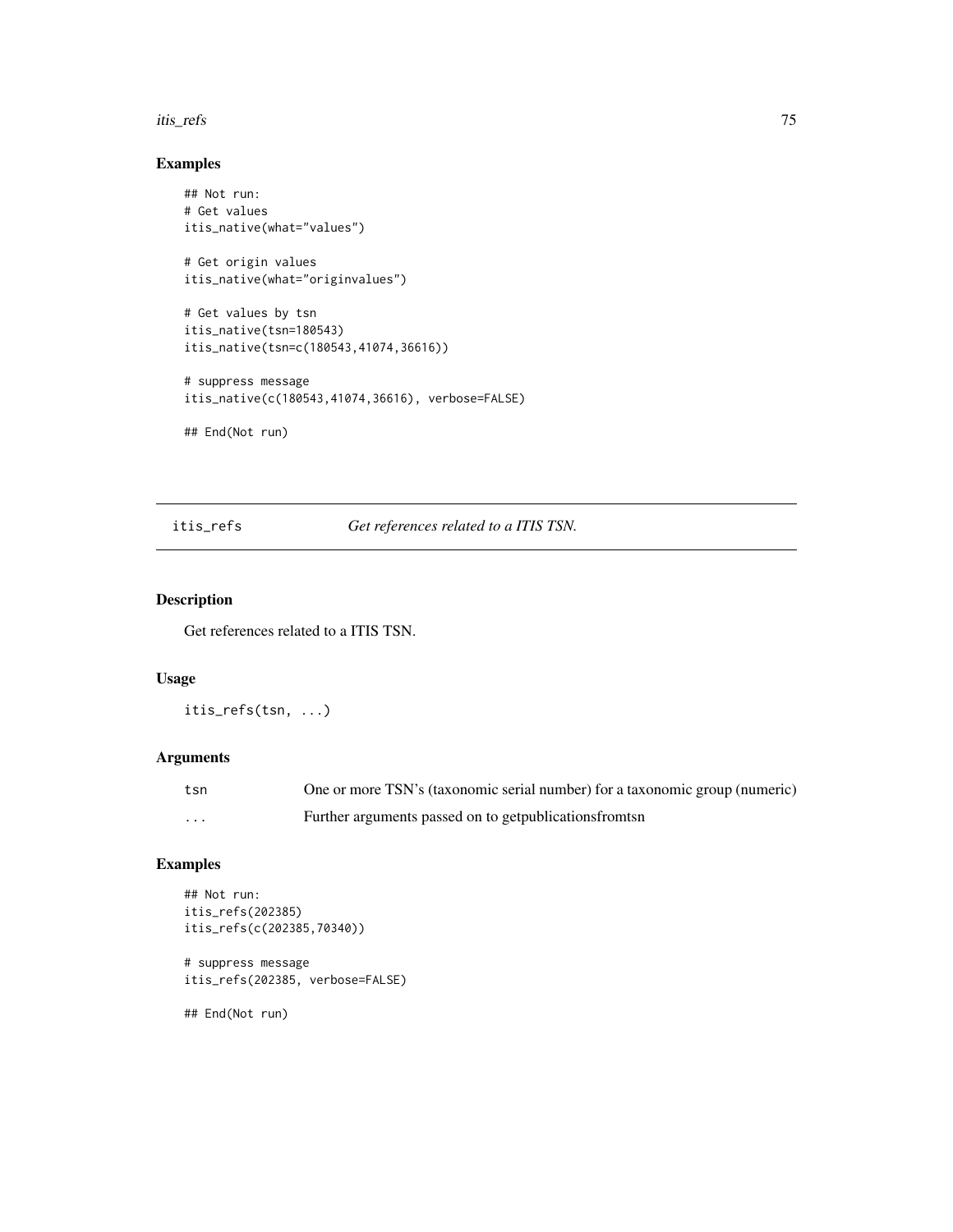### Examples

```
## Not run:
# Get values
itis_native(what="values")

# Get origin values
itis_native(what="originvalues")

# Get values by tsn
itis_native(tsn=180543)
itis_native(tsn=c(180543,41074,36616))

# suppress message
itis_native(c(180543,41074,36616), verbose=FALSE)

## End(Not run)
```

---

## itis_refs — *Get references related to a ITIS TSN.*

---

### Description

Get references related to a ITIS TSN.

### Usage

```
itis_refs(tsn, ...)
```

### Arguments

| | |
|---|---|
| tsn | One or more TSN's (taxonomic serial number) for a taxonomic group (numeric) |
| ... | Further arguments passed on to getpublicationsfromtsn |

### Examples

```
## Not run:
itis_refs(202385)
itis_refs(c(202385,70340))

# suppress message
itis_refs(202385, verbose=FALSE)

## End(Not run)
```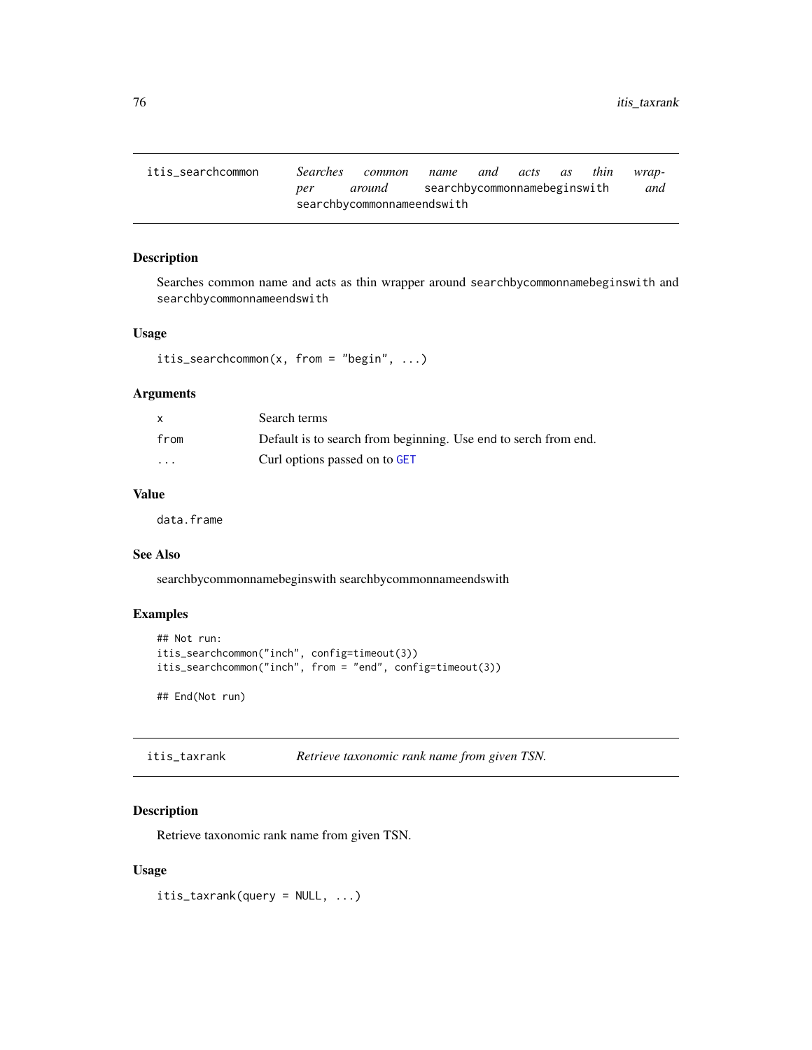## itis_searchcommon — *Searches common name and acts as thin wrapper around* `searchbycommonnamebeginswith` *and* `searchbycommonnameendswith`

### Description

Searches common name and acts as thin wrapper around `searchbycommonnamebeginswith` and `searchbycommonnameendswith`

### Usage

```
itis_searchcommon(x, from = "begin", ...)
```

### Arguments

| | |
|---|---|
| `x` | Search terms |
| `from` | Default is to search from beginning. Use end to serch from end. |
| `...` | Curl options passed on to `GET` |

### Value

`data.frame`

### See Also

searchbycommonnamebeginswith searchbycommonnameendswith

### Examples

```
## Not run:
itis_searchcommon("inch", config=timeout(3))
itis_searchcommon("inch", from = "end", config=timeout(3))

## End(Not run)
```

## itis_taxrank — *Retrieve taxonomic rank name from given TSN.*

### Description

Retrieve taxonomic rank name from given TSN.

### Usage

```
itis_taxrank(query = NULL, ...)
```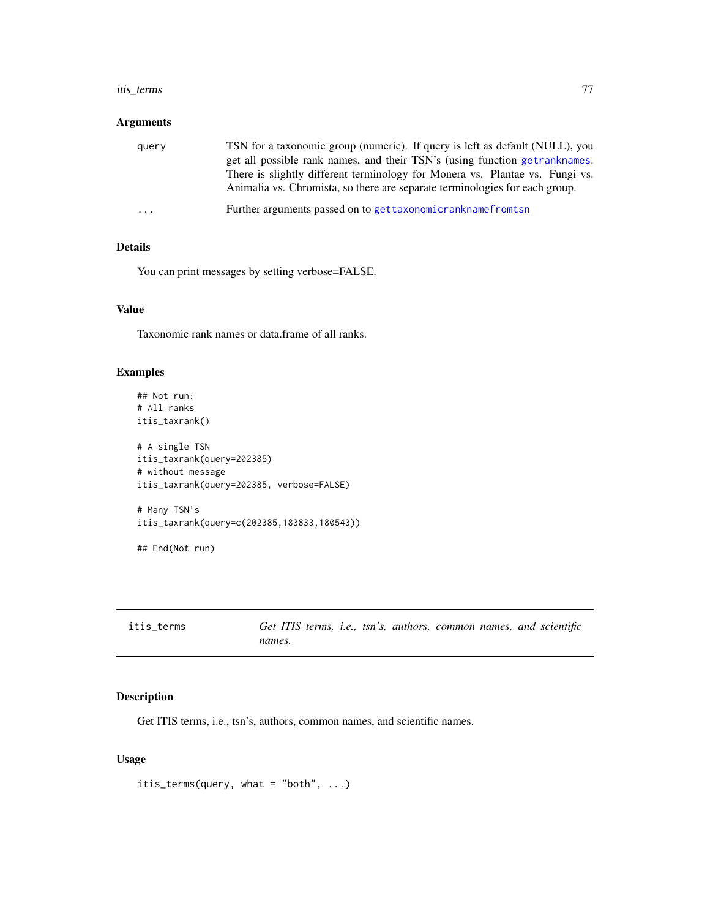### Arguments

| | |
|---|---|
| query | TSN for a taxonomic group (numeric). If query is left as default (NULL), you get all possible rank names, and their TSN's (using function getranknames. There is slightly different terminology for Monera vs. Plantae vs. Fungi vs. Animalia vs. Chromista, so there are separate terminologies for each group. |
| ... | Further arguments passed on to gettaxonomicranknamefromtsn |

### Details

You can print messages by setting verbose=FALSE.

### Value

Taxonomic rank names or data.frame of all ranks.

### Examples

```
## Not run:
# All ranks
itis_taxrank()

# A single TSN
itis_taxrank(query=202385)
# without message
itis_taxrank(query=202385, verbose=FALSE)

# Many TSN's
itis_taxrank(query=c(202385,183833,180543))

## End(Not run)
```

---

## itis_terms

*Get ITIS terms, i.e., tsn's, authors, common names, and scientific names.*

### Description

Get ITIS terms, i.e., tsn's, authors, common names, and scientific names.

### Usage

```
itis_terms(query, what = "both", ...)
```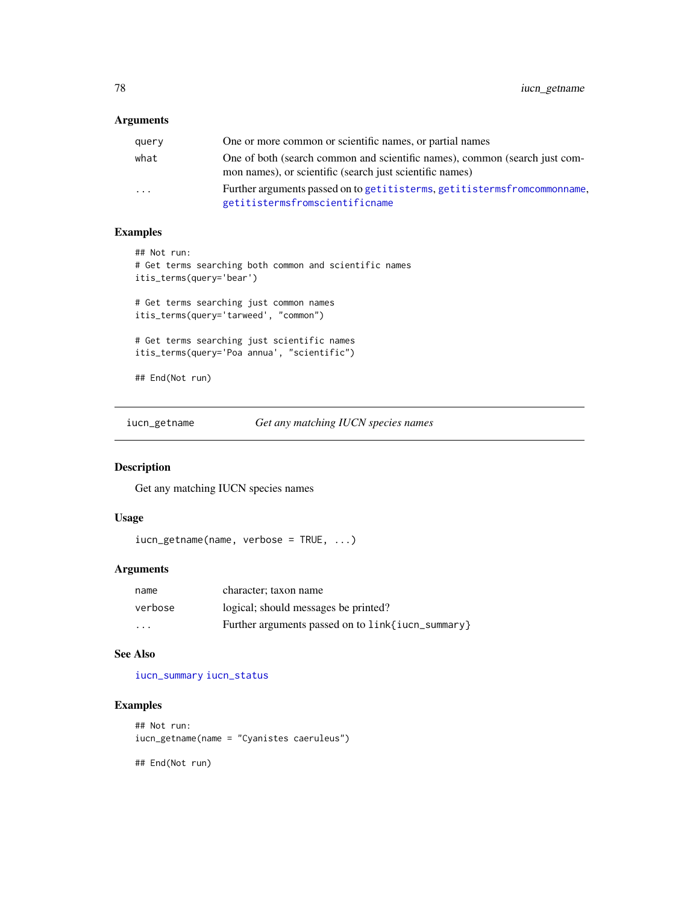### Arguments

| | |
|---|---|
| query | One or more common or scientific names, or partial names |
| what | One of both (search common and scientific names), common (search just common names), or scientific (search just scientific names) |
| ... | Further arguments passed on to getitisterms, getitistermsfromcommonname, getitistermsfromscientificname |

### Examples

```
## Not run:
# Get terms searching both common and scientific names
itis_terms(query='bear')

# Get terms searching just common names
itis_terms(query='tarweed', "common")

# Get terms searching just scientific names
itis_terms(query='Poa annua', "scientific")

## End(Not run)
```

---

## iucn_getname *Get any matching IUCN species names*

---

### Description

Get any matching IUCN species names

### Usage

```
iucn_getname(name, verbose = TRUE, ...)
```

### Arguments

| | |
|---|---|
| name | character; taxon name |
| verbose | logical; should messages be printed? |
| ... | Further arguments passed on to `link{iucn_summary}` |

### See Also

iucn_summary iucn_status

### Examples

```
## Not run:
iucn_getname(name = "Cyanistes caeruleus")

## End(Not run)
```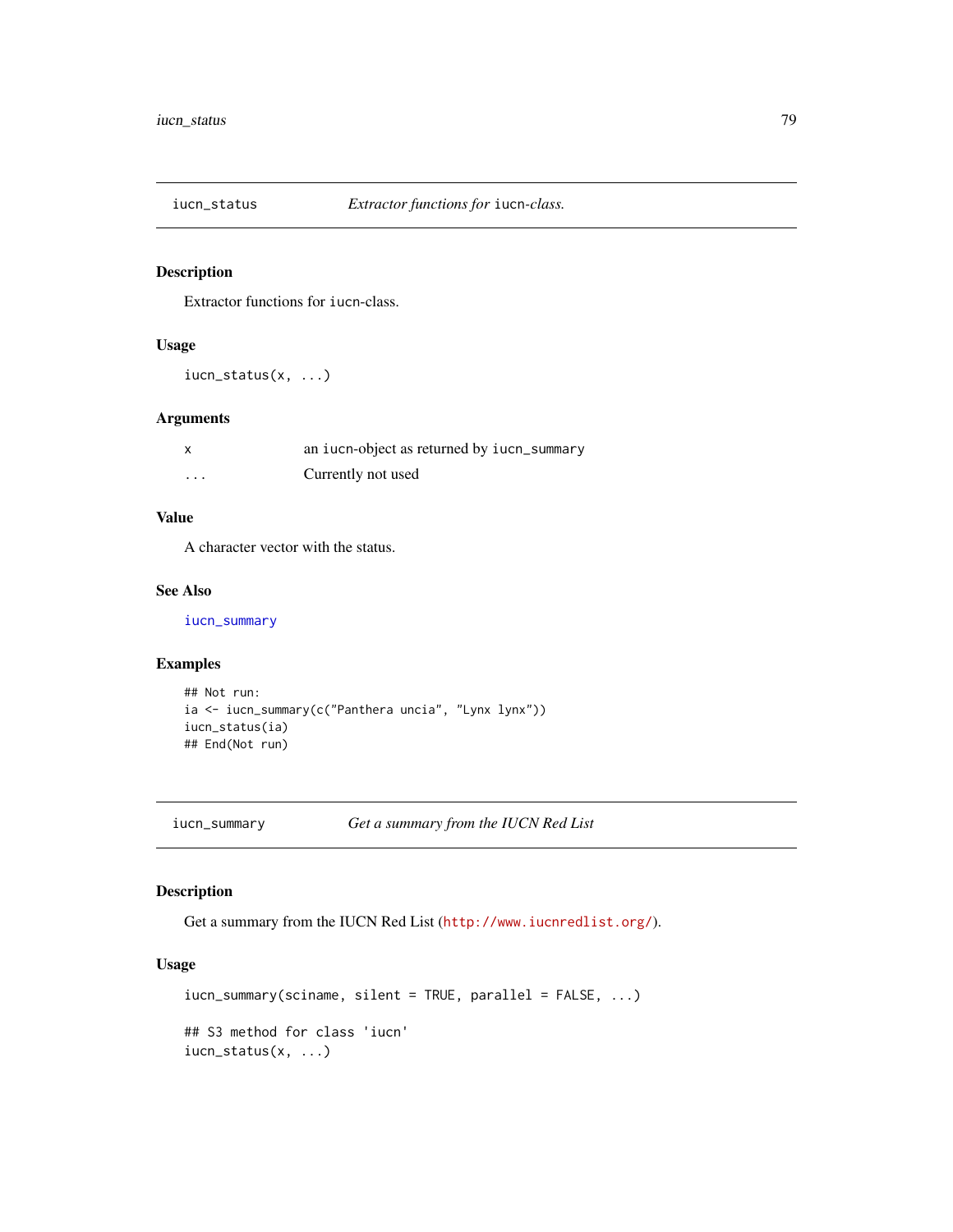## iucn_status *Extractor functions for* iucn*-class.*

### Description

Extractor functions for iucn-class.

### Usage

```
iucn_status(x, ...)
```

### Arguments

| | |
|---|---|
| x | an iucn-object as returned by iucn_summary |
| ... | Currently not used |

### Value

A character vector with the status.

### See Also

iucn_summary

### Examples

```
## Not run:
ia <- iucn_summary(c("Panthera uncia", "Lynx lynx"))
iucn_status(ia)
## End(Not run)
```

## iucn_summary *Get a summary from the IUCN Red List*

### Description

Get a summary from the IUCN Red List (http://www.iucnredlist.org/).

### Usage

```
iucn_summary(sciname, silent = TRUE, parallel = FALSE, ...)

## S3 method for class 'iucn'
iucn_status(x, ...)
```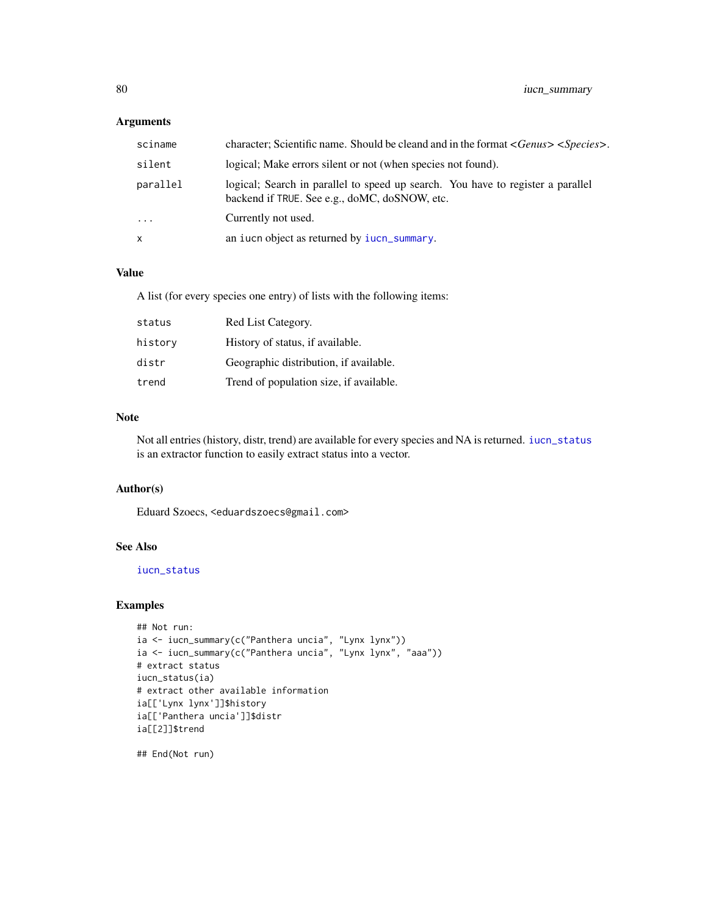## Arguments

| | |
|---|---|
| sciname | character; Scientific name. Should be cleand and in the format *<Genus> <Species>*. |
| silent | logical; Make errors silent or not (when species not found). |
| parallel | logical; Search in parallel to speed up search. You have to register a parallel backend if TRUE. See e.g., doMC, doSNOW, etc. |
| ... | Currently not used. |
| x | an iucn object as returned by iucn_summary. |

## Value

A list (for every species one entry) of lists with the following items:

| | |
|---|---|
| status | Red List Category. |
| history | History of status, if available. |
| distr | Geographic distribution, if available. |
| trend | Trend of population size, if available. |

## Note

Not all entries (history, distr, trend) are available for every species and NA is returned. iucn_status is an extractor function to easily extract status into a vector.

## Author(s)

Eduard Szoecs, <eduardszoecs@gmail.com>

## See Also

iucn_status

## Examples

```
## Not run:
ia <- iucn_summary(c("Panthera uncia", "Lynx lynx"))
ia <- iucn_summary(c("Panthera uncia", "Lynx lynx", "aaa"))
# extract status
iucn_status(ia)
# extract other available information
ia[['Lynx lynx']]$history
ia[['Panthera uncia']]$distr
ia[[2]]$trend

## End(Not run)
```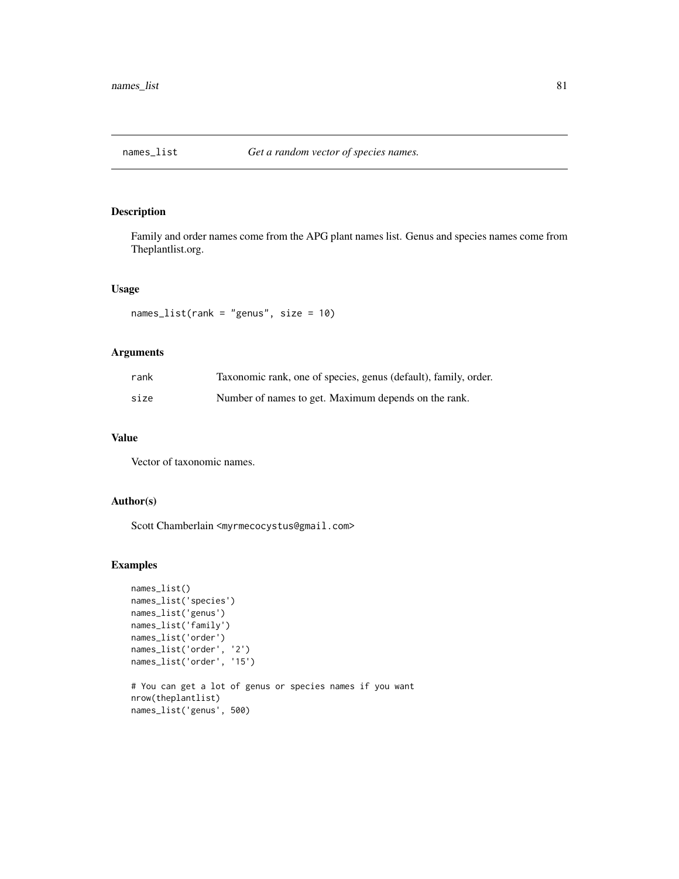## names_list — *Get a random vector of species names.*

### Description

Family and order names come from the APG plant names list. Genus and species names come from Theplantlist.org.

### Usage

```
names_list(rank = "genus", size = 10)
```

### Arguments

| | |
|---|---|
| rank | Taxonomic rank, one of species, genus (default), family, order. |
| size | Number of names to get. Maximum depends on the rank. |

### Value

Vector of taxonomic names.

### Author(s)

Scott Chamberlain <myrmecocystus@gmail.com>

### Examples

```
names_list()
names_list('species')
names_list('genus')
names_list('family')
names_list('order')
names_list('order', '2')
names_list('order', '15')

# You can get a lot of genus or species names if you want
nrow(theplantlist)
names_list('genus', 500)
```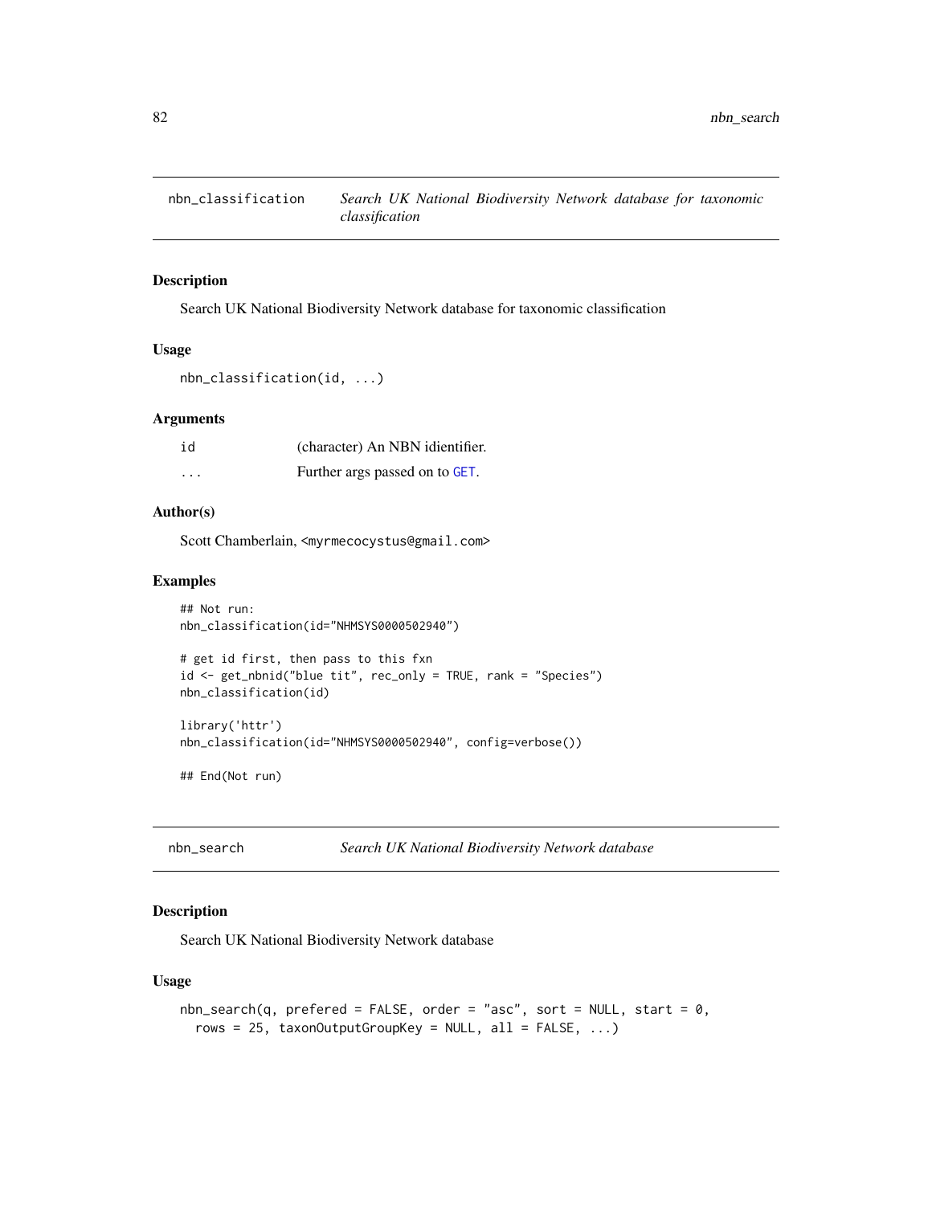## nbn_classification — *Search UK National Biodiversity Network database for taxonomic classification*

### Description

Search UK National Biodiversity Network database for taxonomic classification

### Usage

```
nbn_classification(id, ...)
```

### Arguments

| | |
|---|---|
| id | (character) An NBN idientifier. |
| ... | Further args passed on to GET. |

### Author(s)

Scott Chamberlain, <myrmecocystus@gmail.com>

### Examples

```
## Not run:
nbn_classification(id="NHMSYS0000502940")

# get id first, then pass to this fxn
id <- get_nbnid("blue tit", rec_only = TRUE, rank = "Species")
nbn_classification(id)

library('httr')
nbn_classification(id="NHMSYS0000502940", config=verbose())

## End(Not run)
```

## nbn_search — *Search UK National Biodiversity Network database*

### Description

Search UK National Biodiversity Network database

### Usage

```
nbn_search(q, prefered = FALSE, order = "asc", sort = NULL, start = 0,
  rows = 25, taxonOutputGroupKey = NULL, all = FALSE, ...)
```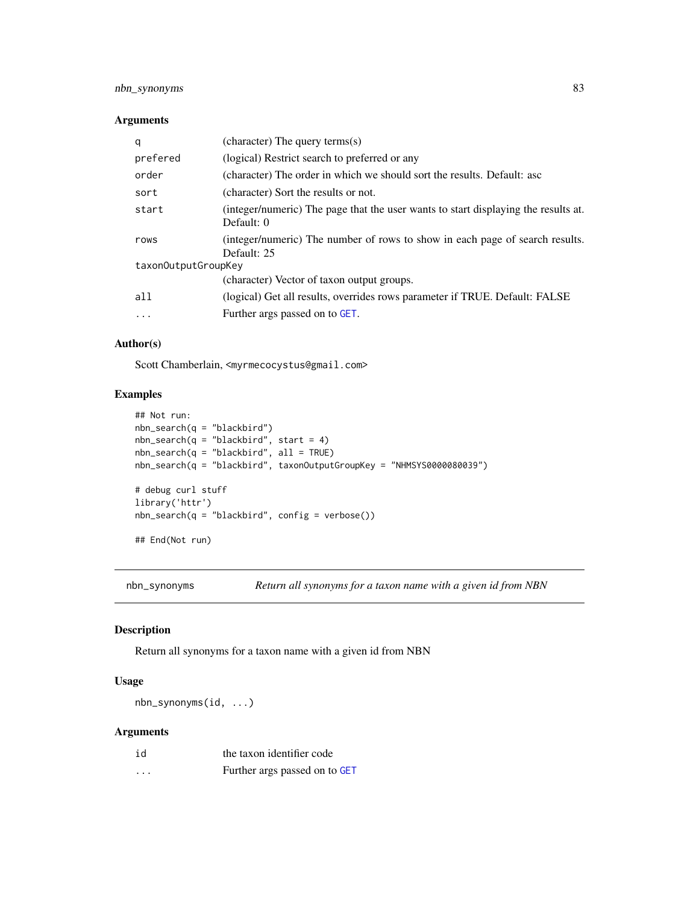## Arguments

| | |
|---|---|
| `q` | (character) The query terms(s) |
| `prefered` | (logical) Restrict search to preferred or any |
| `order` | (character) The order in which we should sort the results. Default: asc |
| `sort` | (character) Sort the results or not. |
| `start` | (integer/numeric) The page that the user wants to start displaying the results at. Default: 0 |
| `rows` | (integer/numeric) The number of rows to show in each page of search results. Default: 25 |
| `taxonOutputGroupKey` | (character) Vector of taxon output groups. |
| `all` | (logical) Get all results, overrides rows parameter if TRUE. Default: FALSE |
| `...` | Further args passed on to GET. |

## Author(s)

Scott Chamberlain, <myrmecocystus@gmail.com>

## Examples

```
## Not run:
nbn_search(q = "blackbird")
nbn_search(q = "blackbird", start = 4)
nbn_search(q = "blackbird", all = TRUE)
nbn_search(q = "blackbird", taxonOutputGroupKey = "NHMSYS0000080039")

# debug curl stuff
library('httr')
nbn_search(q = "blackbird", config = verbose())

## End(Not run)
```

---

# nbn_synonyms — *Return all synonyms for a taxon name with a given id from NBN*

## Description

Return all synonyms for a taxon name with a given id from NBN

## Usage

```
nbn_synonyms(id, ...)
```

## Arguments

| | |
|---|---|
| `id` | the taxon identifier code |
| `...` | Further args passed on to GET |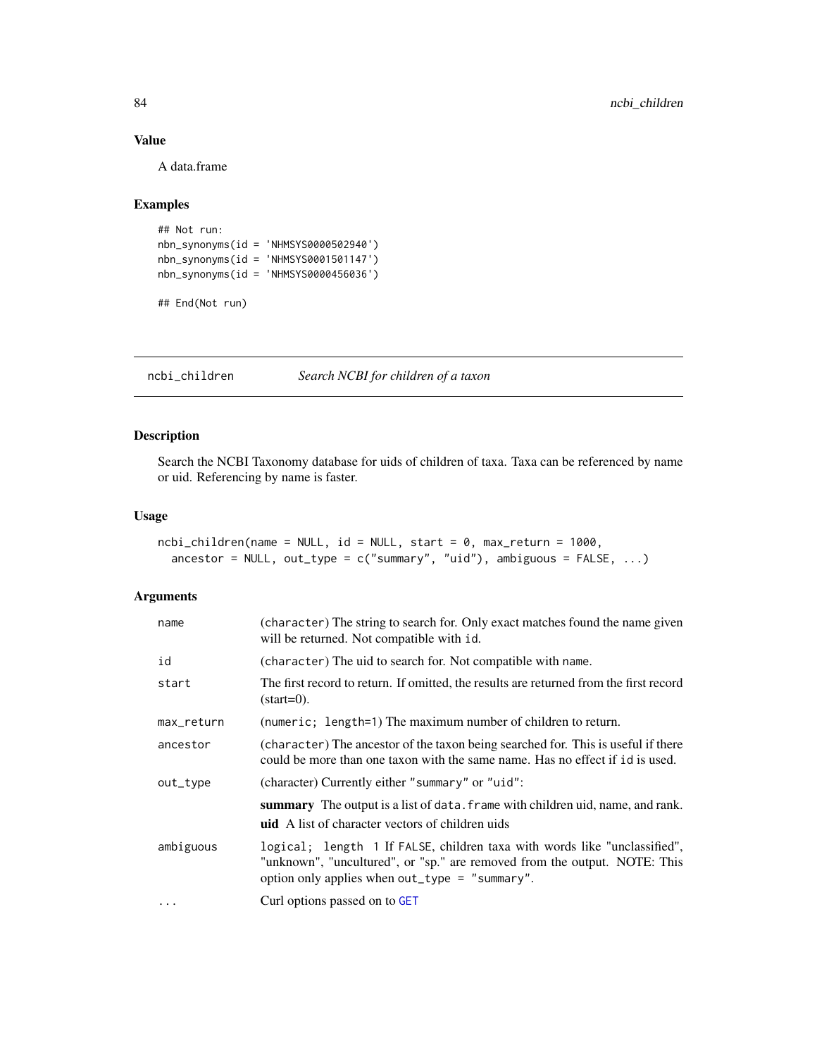## Value

A data.frame

## Examples

```
## Not run:
nbn_synonyms(id = 'NHMSYS0000502940')
nbn_synonyms(id = 'NHMSYS0001501147')
nbn_synonyms(id = 'NHMSYS0000456036')

## End(Not run)
```

---

# ncbi_children *Search NCBI for children of a taxon*

## Description

Search the NCBI Taxonomy database for uids of children of taxa. Taxa can be referenced by name or uid. Referencing by name is faster.

## Usage

```
ncbi_children(name = NULL, id = NULL, start = 0, max_return = 1000,
  ancestor = NULL, out_type = c("summary", "uid"), ambiguous = FALSE, ...)
```

## Arguments

| | |
|---|---|
| `name` | (`character`) The string to search for. Only exact matches found the name given will be returned. Not compatible with `id`. |
| `id` | (`character`) The uid to search for. Not compatible with `name`. |
| `start` | The first record to return. If omitted, the results are returned from the first record (start=0). |
| `max_return` | (`numeric; length=1`) The maximum number of children to return. |
| `ancestor` | (`character`) The ancestor of the taxon being searched for. This is useful if there could be more than one taxon with the same name. Has no effect if `id` is used. |
| `out_type` | (character) Currently either `"summary"` or `"uid"`:<br>**summary** The output is a list of `data.frame` with children uid, name, and rank.<br>**uid** A list of character vectors of children uids |
| `ambiguous` | `logical; length 1` If `FALSE`, children taxa with words like "unclassified", "unknown", "uncultured", or "sp." are removed from the output. NOTE: This option only applies when `out_type = "summary"`. |
| `...` | Curl options passed on to `GET` |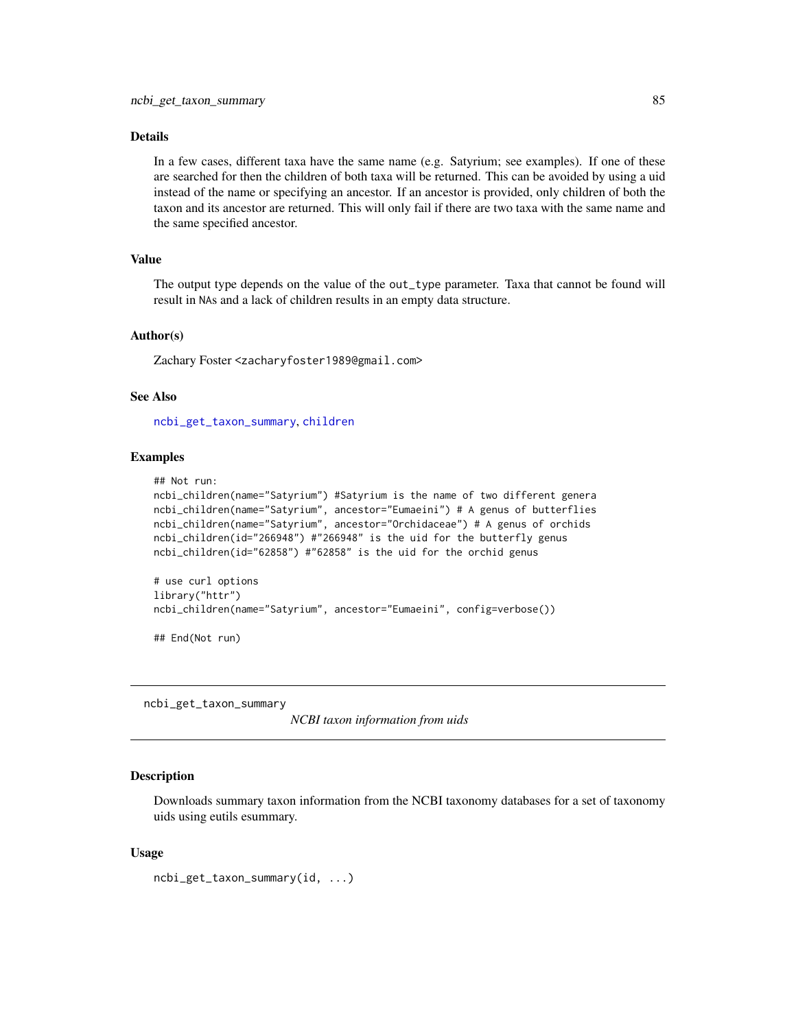### Details

In a few cases, different taxa have the same name (e.g. Satyrium; see examples). If one of these are searched for then the children of both taxa will be returned. This can be avoided by using a uid instead of the name or specifying an ancestor. If an ancestor is provided, only children of both the taxon and its ancestor are returned. This will only fail if there are two taxa with the same name and the same specified ancestor.

### Value

The output type depends on the value of the `out_type` parameter. Taxa that cannot be found will result in NAs and a lack of children results in an empty data structure.

### Author(s)

Zachary Foster <zacharyfoster1989@gmail.com>

### See Also

ncbi_get_taxon_summary, children

### Examples

```
## Not run:
ncbi_children(name="Satyrium") #Satyrium is the name of two different genera
ncbi_children(name="Satyrium", ancestor="Eumaeini") # A genus of butterflies
ncbi_children(name="Satyrium", ancestor="Orchidaceae") # A genus of orchids
ncbi_children(id="266948") #"266948" is the uid for the butterfly genus
ncbi_children(id="62858") #"62858" is the uid for the orchid genus

# use curl options
library("httr")
ncbi_children(name="Satyrium", ancestor="Eumaeini", config=verbose())

## End(Not run)
```

---

## ncbi_get_taxon_summary *NCBI taxon information from uids*

### Description

Downloads summary taxon information from the NCBI taxonomy databases for a set of taxonomy uids using eutils esummary.

### Usage

```
ncbi_get_taxon_summary(id, ...)
```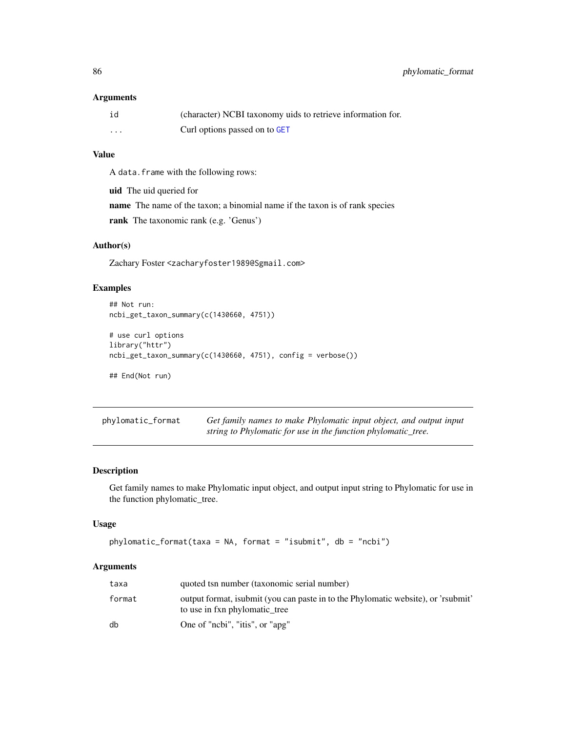### Arguments

| | |
|---|---|
| id | (character) NCBI taxonomy uids to retrieve information for. |
| ... | Curl options passed on to GET |

### Value

A data.frame with the following rows:

**uid** The uid queried for

**name** The name of the taxon; a binomial name if the taxon is of rank species

**rank** The taxonomic rank (e.g. 'Genus')

### Author(s)

Zachary Foster <zacharyfoster1989@Sgmail.com>

### Examples

```
## Not run:
ncbi_get_taxon_summary(c(1430660, 4751))

# use curl options
library("httr")
ncbi_get_taxon_summary(c(1430660, 4751), config = verbose())

## End(Not run)
```

---

## phylomatic_format

*Get family names to make Phylomatic input object, and output input string to Phylomatic for use in the function phylomatic_tree.*

---

### Description

Get family names to make Phylomatic input object, and output input string to Phylomatic for use in the function phylomatic_tree.

### Usage

```
phylomatic_format(taxa = NA, format = "isubmit", db = "ncbi")
```

### Arguments

| | |
|---|---|
| taxa | quoted tsn number (taxonomic serial number) |
| format | output format, isubmit (you can paste in to the Phylomatic website), or 'rsubmit' to use in fxn phylomatic_tree |
| db | One of "ncbi", "itis", or "apg" |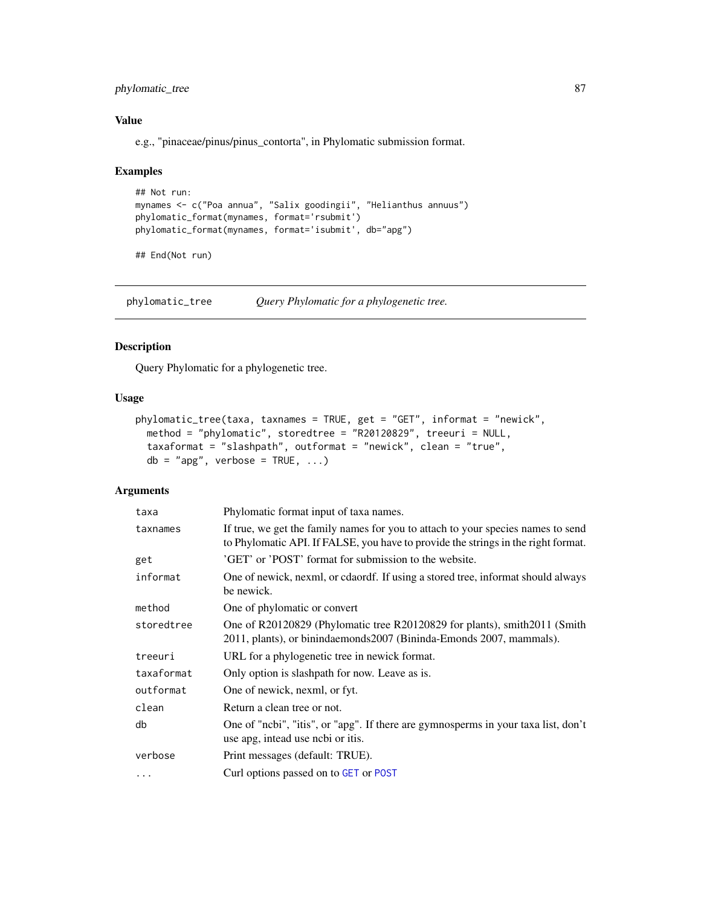### Value

e.g., "pinaceae/pinus/pinus_contorta", in Phylomatic submission format.

### Examples

```
## Not run:
mynames <- c("Poa annua", "Salix goodingii", "Helianthus annuus")
phylomatic_format(mynames, format='rsubmit')
phylomatic_format(mynames, format='isubmit', db="apg")

## End(Not run)
```

---

## phylomatic_tree — *Query Phylomatic for a phylogenetic tree.*

### Description

Query Phylomatic for a phylogenetic tree.

### Usage

```
phylomatic_tree(taxa, taxnames = TRUE, get = "GET", informat = "newick",
  method = "phylomatic", storedtree = "R20120829", treeuri = NULL,
  taxaformat = "slashpath", outformat = "newick", clean = "true",
  db = "apg", verbose = TRUE, ...)
```

### Arguments

| | |
|---|---|
| taxa | Phylomatic format input of taxa names. |
| taxnames | If true, we get the family names for you to attach to your species names to send to Phylomatic API. If FALSE, you have to provide the strings in the right format. |
| get | 'GET' or 'POST' format for submission to the website. |
| informat | One of newick, nexml, or cdaordf. If using a stored tree, informat should always be newick. |
| method | One of phylomatic or convert |
| storedtree | One of R20120829 (Phylomatic tree R20120829 for plants), smith2011 (Smith 2011, plants), or binindaemonds2007 (Bininda-Emonds 2007, mammals). |
| treeuri | URL for a phylogenetic tree in newick format. |
| taxaformat | Only option is slashpath for now. Leave as is. |
| outformat | One of newick, nexml, or fyt. |
| clean | Return a clean tree or not. |
| db | One of "ncbi", "itis", or "apg". If there are gymnosperms in your taxa list, don't use apg, intead use ncbi or itis. |
| verbose | Print messages (default: TRUE). |
| ... | Curl options passed on to GET or POST |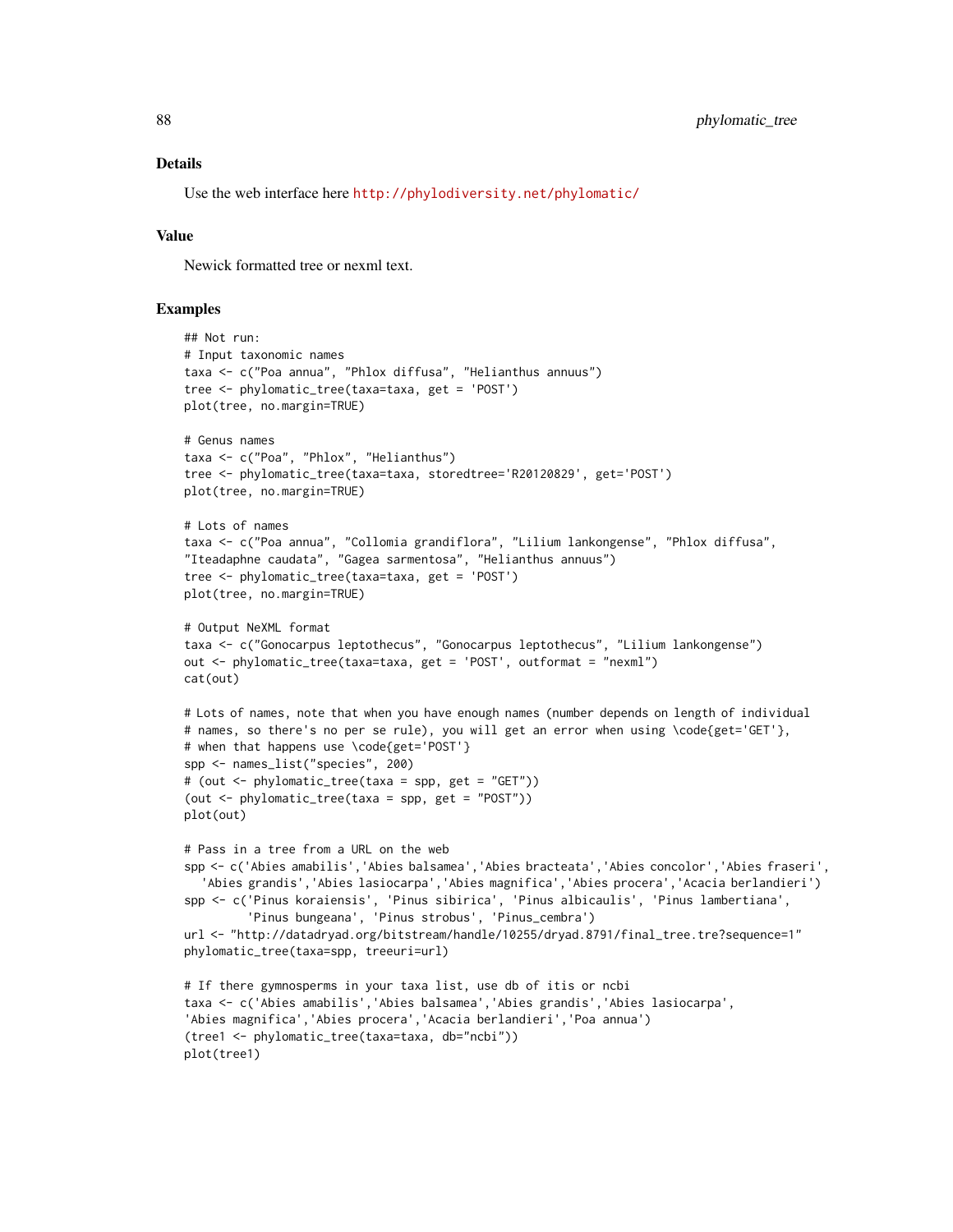### Details

Use the web interface here http://phylodiversity.net/phylomatic/

### Value

Newick formatted tree or nexml text.

### Examples

```
## Not run:
# Input taxonomic names
taxa <- c("Poa annua", "Phlox diffusa", "Helianthus annuus")
tree <- phylomatic_tree(taxa=taxa, get = 'POST')
plot(tree, no.margin=TRUE)

# Genus names
taxa <- c("Poa", "Phlox", "Helianthus")
tree <- phylomatic_tree(taxa=taxa, storedtree='R20120829', get='POST')
plot(tree, no.margin=TRUE)

# Lots of names
taxa <- c("Poa annua", "Collomia grandiflora", "Lilium lankongense", "Phlox diffusa",
"Iteadaphne caudata", "Gagea sarmentosa", "Helianthus annuus")
tree <- phylomatic_tree(taxa=taxa, get = 'POST')
plot(tree, no.margin=TRUE)

# Output NeXML format
taxa <- c("Gonocarpus leptothecus", "Gonocarpus leptothecus", "Lilium lankongense")
out <- phylomatic_tree(taxa=taxa, get = 'POST', outformat = "nexml")
cat(out)

# Lots of names, note that when you have enough names (number depends on length of individual
# names, so there's no per se rule), you will get an error when using \code{get='GET'},
# when that happens use \code{get='POST'}
spp <- names_list("species", 200)
# (out <- phylomatic_tree(taxa = spp, get = "GET"))
(out <- phylomatic_tree(taxa = spp, get = "POST"))
plot(out)

# Pass in a tree from a URL on the web
spp <- c('Abies amabilis','Abies balsamea','Abies bracteata','Abies concolor','Abies fraseri',
  'Abies grandis','Abies lasiocarpa','Abies magnifica','Abies procera','Acacia berlandieri')
spp <- c('Pinus koraiensis', 'Pinus sibirica', 'Pinus albicaulis', 'Pinus lambertiana',
        'Pinus bungeana', 'Pinus strobus', 'Pinus_cembra')
url <- "http://datadryad.org/bitstream/handle/10255/dryad.8791/final_tree.tre?sequence=1"
phylomatic_tree(taxa=spp, treeuri=url)

# If there gymnosperms in your taxa list, use db of itis or ncbi
taxa <- c('Abies amabilis','Abies balsamea','Abies grandis','Abies lasiocarpa',
'Abies magnifica','Abies procera','Acacia berlandieri','Poa annua')
(tree1 <- phylomatic_tree(taxa=taxa, db="ncbi"))
plot(tree1)
```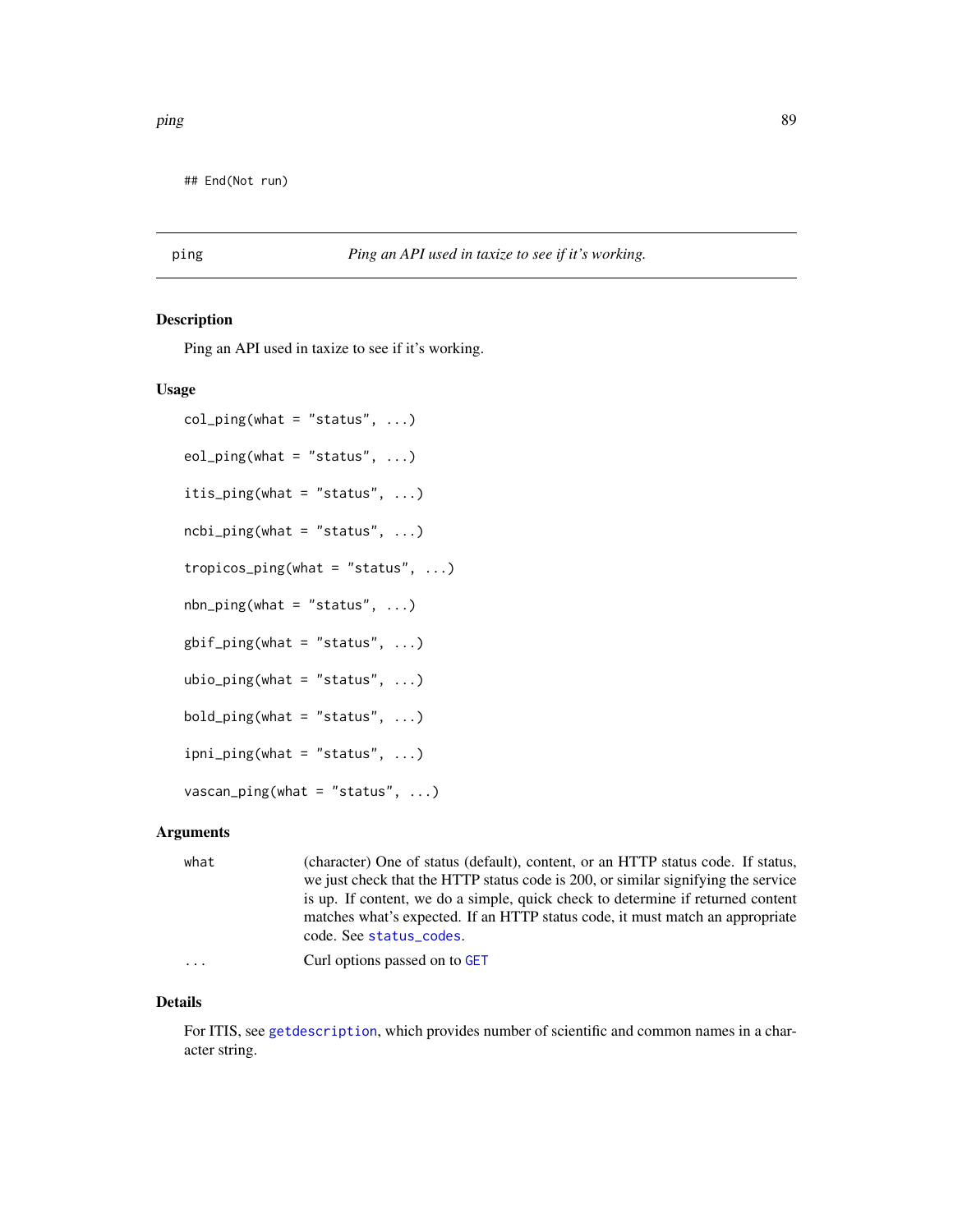```
## End(Not run)
```

---

ping *Ping an API used in taxize to see if it's working.*

---

### Description

Ping an API used in taxize to see if it's working.

### Usage

```
col_ping(what = "status", ...)

eol_ping(what = "status", ...)

itis_ping(what = "status", ...)

ncbi_ping(what = "status", ...)

tropicos_ping(what = "status", ...)

nbn_ping(what = "status", ...)

gbif_ping(what = "status", ...)

ubio_ping(what = "status", ...)

bold_ping(what = "status", ...)

ipni_ping(what = "status", ...)

vascan_ping(what = "status", ...)
```

### Arguments

| | |
|---|---|
| what | (character) One of status (default), content, or an HTTP status code. If status, we just check that the HTTP status code is 200, or similar signifying the service is up. If content, we do a simple, quick check to determine if returned content matches what's expected. If an HTTP status code, it must match an appropriate code. See `status_codes`. |
| ... | Curl options passed on to `GET` |

### Details

For ITIS, see `getdescription`, which provides number of scientific and common names in a character string.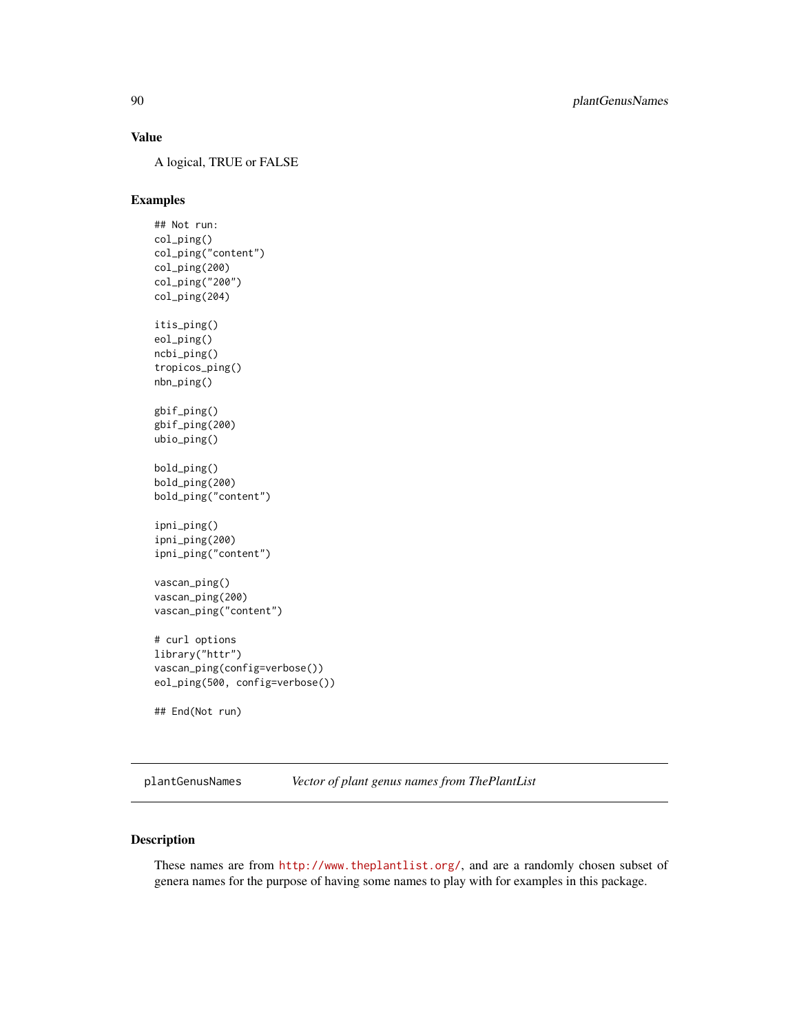### Value

A logical, TRUE or FALSE

### Examples

```
## Not run:
col_ping()
col_ping("content")
col_ping(200)
col_ping("200")
col_ping(204)

itis_ping()
eol_ping()
ncbi_ping()
tropicos_ping()
nbn_ping()

gbif_ping()
gbif_ping(200)
ubio_ping()

bold_ping()
bold_ping(200)
bold_ping("content")

ipni_ping()
ipni_ping(200)
ipni_ping("content")

vascan_ping()
vascan_ping(200)
vascan_ping("content")

# curl options
library("httr")
vascan_ping(config=verbose())
eol_ping(500, config=verbose())

## End(Not run)
```

---

## plantGenusNames    *Vector of plant genus names from ThePlantList*

### Description

These names are from http://www.theplantlist.org/, and are a randomly chosen subset of genera names for the purpose of having some names to play with for examples in this package.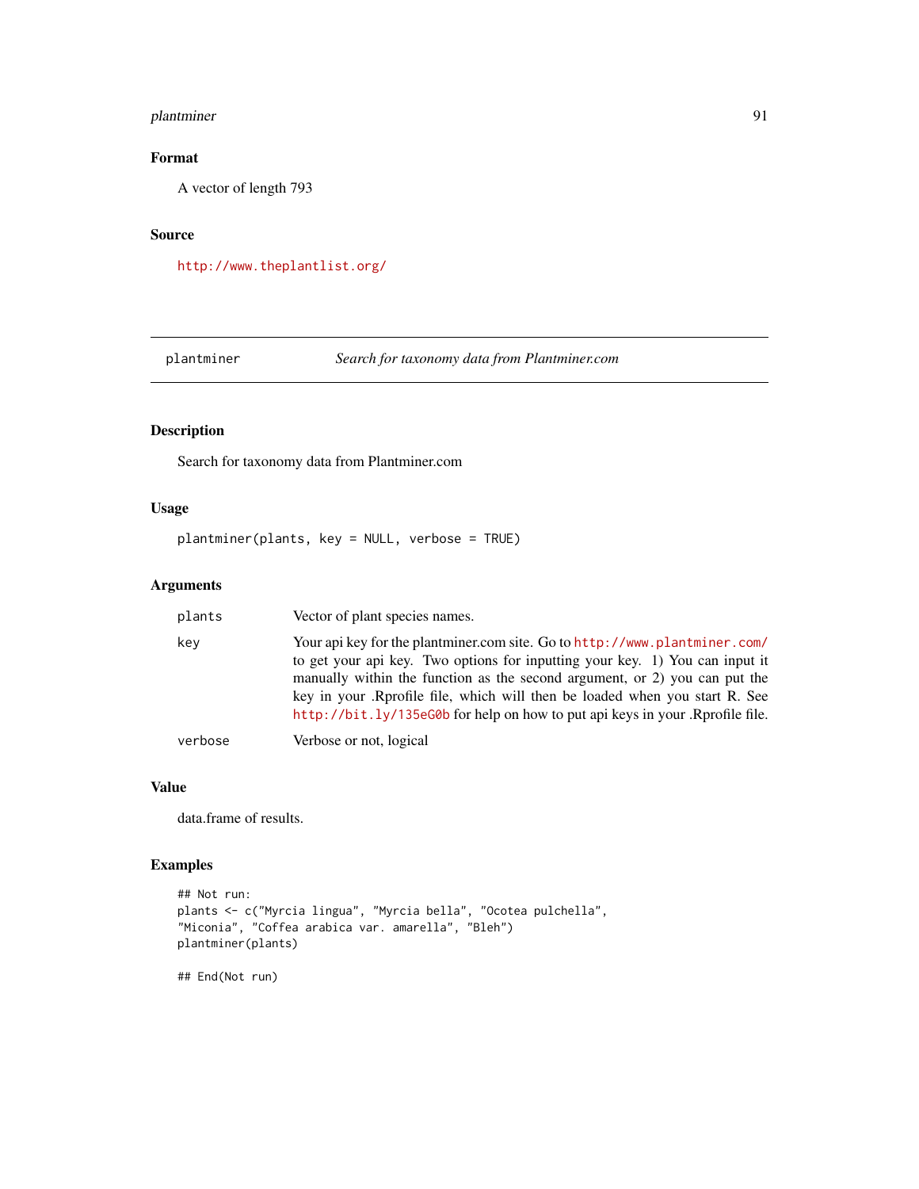## Format

A vector of length 793

## Source

http://www.theplantlist.org/

---

**plantminer** *Search for taxonomy data from Plantminer.com*

---

## Description

Search for taxonomy data from Plantminer.com

## Usage

```
plantminer(plants, key = NULL, verbose = TRUE)
```

## Arguments

| | |
|---|---|
| plants | Vector of plant species names. |
| key | Your api key for the plantminer.com site. Go to http://www.plantminer.com/ to get your api key. Two options for inputting your key. 1) You can input it manually within the function as the second argument, or 2) you can put the key in your .Rprofile file, which will then be loaded when you start R. See http://bit.ly/135eG0b for help on how to put api keys in your .Rprofile file. |
| verbose | Verbose or not, logical |

## Value

data.frame of results.

## Examples

```
## Not run:
plants <- c("Myrcia lingua", "Myrcia bella", "Ocotea pulchella",
"Miconia", "Coffea arabica var. amarella", "Bleh")
plantminer(plants)

## End(Not run)
```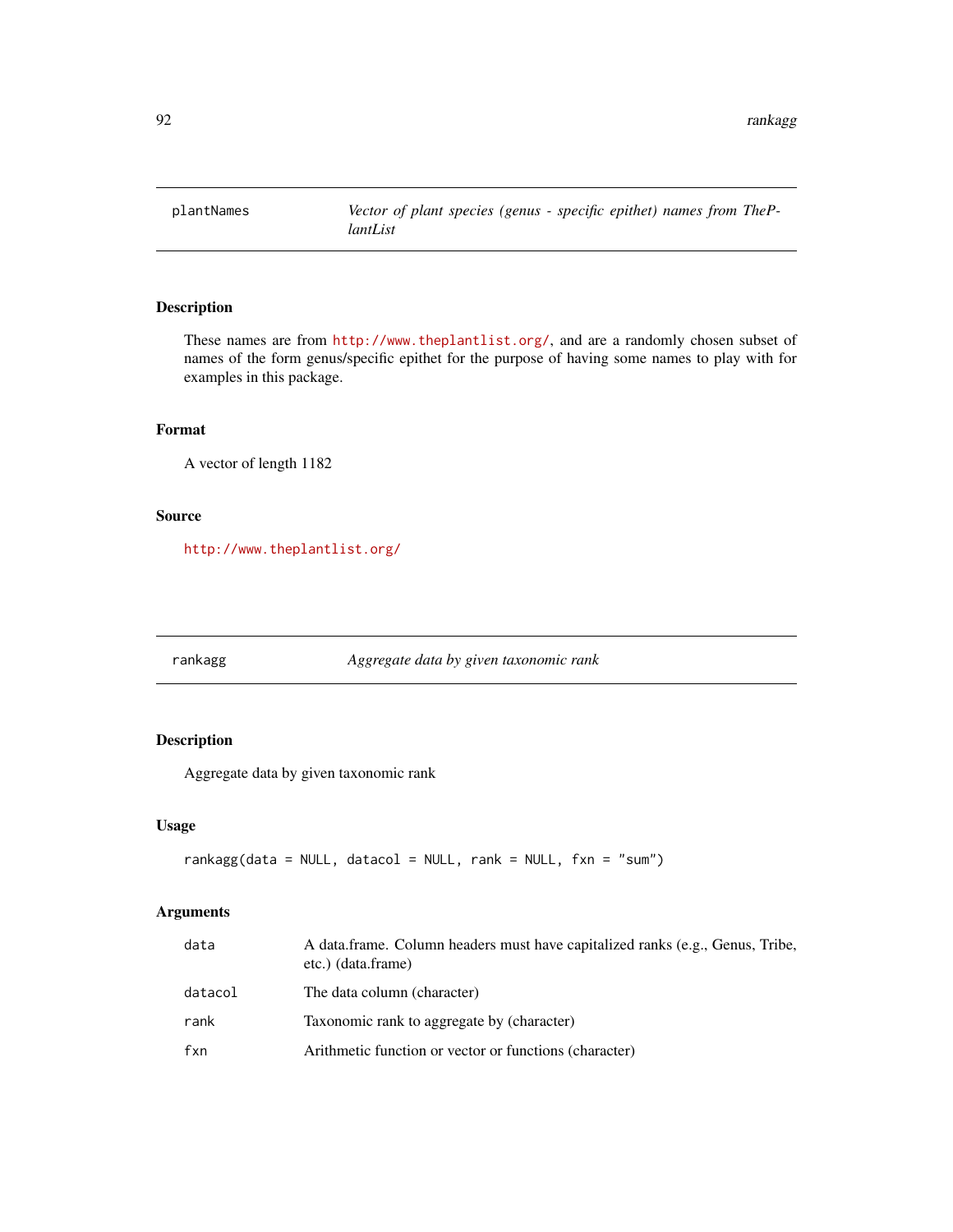## plantNames — *Vector of plant species (genus - specific epithet) names from ThePlantList*

### Description

These names are from http://www.theplantlist.org/, and are a randomly chosen subset of names of the form genus/specific epithet for the purpose of having some names to play with for examples in this package.

### Format

A vector of length 1182

### Source

http://www.theplantlist.org/

## rankagg — *Aggregate data by given taxonomic rank*

### Description

Aggregate data by given taxonomic rank

### Usage

```
rankagg(data = NULL, datacol = NULL, rank = NULL, fxn = "sum")
```

### Arguments

| | |
|---|---|
| data | A data.frame. Column headers must have capitalized ranks (e.g., Genus, Tribe, etc.) (data.frame) |
| datacol | The data column (character) |
| rank | Taxonomic rank to aggregate by (character) |
| fxn | Arithmetic function or vector or functions (character) |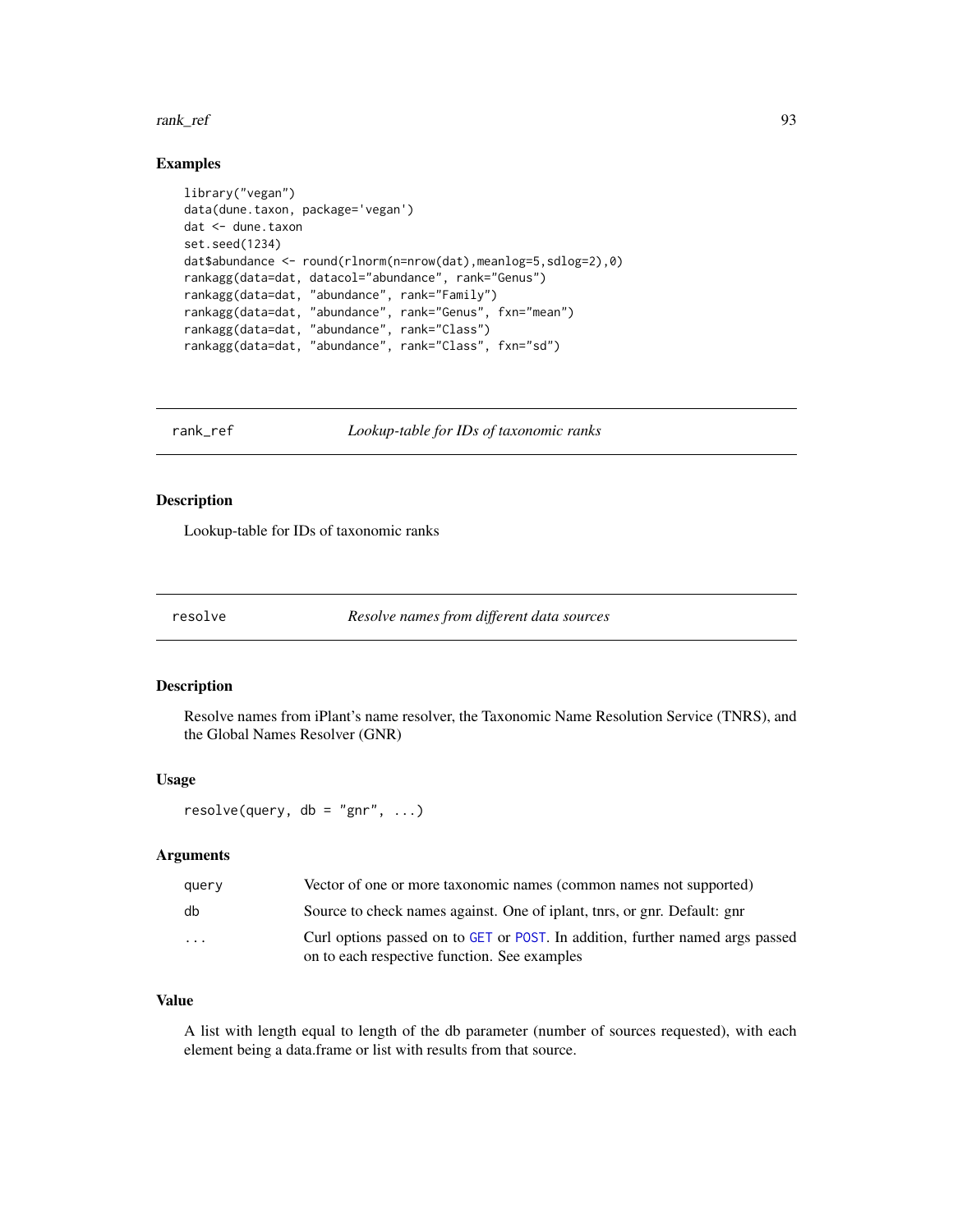## Examples

```
library("vegan")
data(dune.taxon, package='vegan')
dat <- dune.taxon
set.seed(1234)
dat$abundance <- round(rlnorm(n=nrow(dat),meanlog=5,sdlog=2),0)
rankagg(data=dat, datacol="abundance", rank="Genus")
rankagg(data=dat, "abundance", rank="Family")
rankagg(data=dat, "abundance", rank="Genus", fxn="mean")
rankagg(data=dat, "abundance", rank="Class")
rankagg(data=dat, "abundance", rank="Class", fxn="sd")
```

---

# rank_ref *Lookup-table for IDs of taxonomic ranks*

## Description

Lookup-table for IDs of taxonomic ranks

---

# resolve *Resolve names from different data sources*

## Description

Resolve names from iPlant's name resolver, the Taxonomic Name Resolution Service (TNRS), and the Global Names Resolver (GNR)

## Usage

```
resolve(query, db = "gnr", ...)
```

## Arguments

| | |
|---|---|
| query | Vector of one or more taxonomic names (common names not supported) |
| db | Source to check names against. One of iplant, tnrs, or gnr. Default: gnr |
| ... | Curl options passed on to GET or POST. In addition, further named args passed on to each respective function. See examples |

## Value

A list with length equal to length of the db parameter (number of sources requested), with each element being a data.frame or list with results from that source.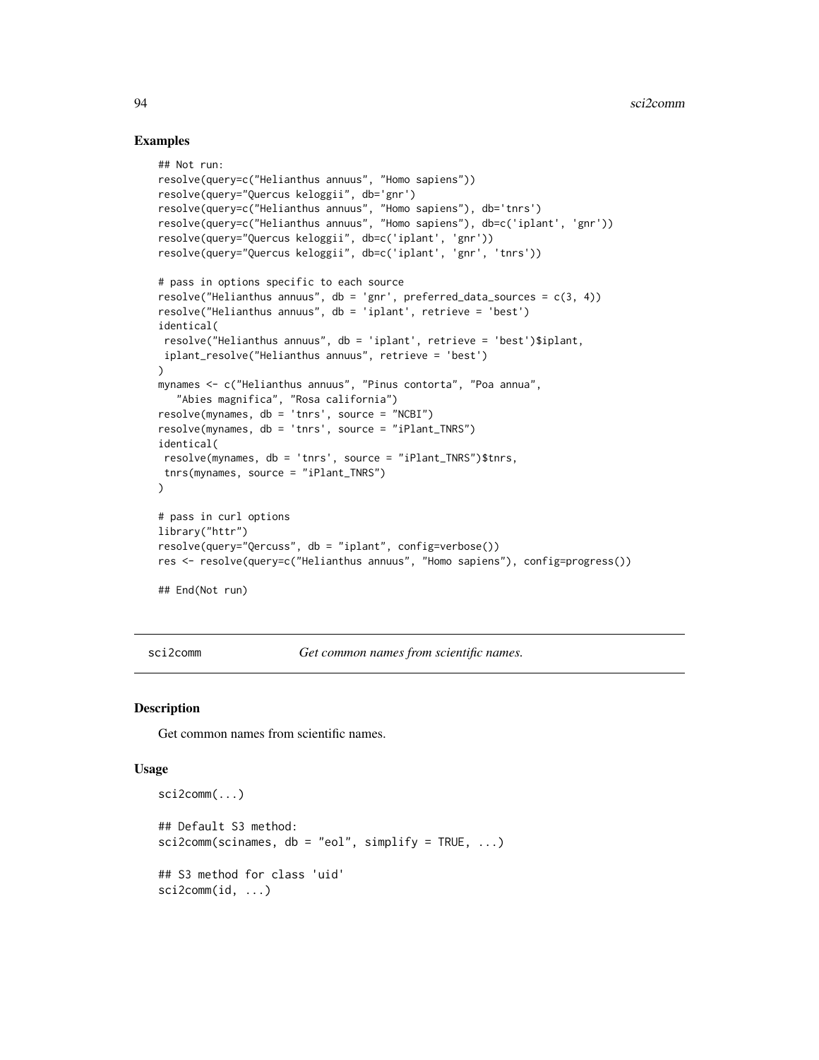## Examples

```
## Not run:
resolve(query=c("Helianthus annuus", "Homo sapiens"))
resolve(query="Quercus keloggii", db='gnr')
resolve(query=c("Helianthus annuus", "Homo sapiens"), db='tnrs')
resolve(query=c("Helianthus annuus", "Homo sapiens"), db=c('iplant', 'gnr'))
resolve(query="Quercus keloggii", db=c('iplant', 'gnr'))
resolve(query="Quercus keloggii", db=c('iplant', 'gnr', 'tnrs'))

# pass in options specific to each source
resolve("Helianthus annuus", db = 'gnr', preferred_data_sources = c(3, 4))
resolve("Helianthus annuus", db = 'iplant', retrieve = 'best')
identical(
 resolve("Helianthus annuus", db = 'iplant', retrieve = 'best')$iplant,
 iplant_resolve("Helianthus annuus", retrieve = 'best')
)
mynames <- c("Helianthus annuus", "Pinus contorta", "Poa annua",
   "Abies magnifica", "Rosa california")
resolve(mynames, db = 'tnrs', source = "NCBI")
resolve(mynames, db = 'tnrs', source = "iPlant_TNRS")
identical(
 resolve(mynames, db = 'tnrs', source = "iPlant_TNRS")$tnrs,
 tnrs(mynames, source = "iPlant_TNRS")
)

# pass in curl options
library("httr")
resolve(query="Qercuss", db = "iplant", config=verbose())
res <- resolve(query=c("Helianthus annuus", "Homo sapiens"), config=progress())

## End(Not run)
```

---

# sci2comm — *Get common names from scientific names.*

## Description

Get common names from scientific names.

## Usage

```
sci2comm(...)

## Default S3 method:
sci2comm(scinames, db = "eol", simplify = TRUE, ...)

## S3 method for class 'uid'
sci2comm(id, ...)
```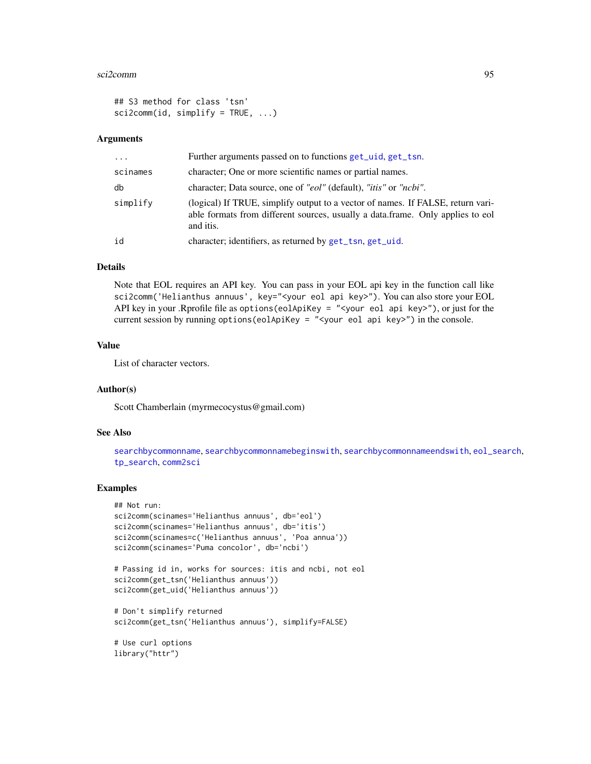```
## S3 method for class 'tsn'
sci2comm(id, simplify = TRUE, ...)
```

### Arguments

| | |
|---|---|
| `...` | Further arguments passed on to functions `get_uid`, `get_tsn`. |
| `scinames` | character; One or more scientific names or partial names. |
| `db` | character; Data source, one of *"eol"* (default), *"itis"* or *"ncbi"*. |
| `simplify` | (logical) If TRUE, simplify output to a vector of names. If FALSE, return variable formats from different sources, usually a data.frame. Only applies to eol and itis. |
| `id` | character; identifiers, as returned by `get_tsn`, `get_uid`. |

### Details

Note that EOL requires an API key. You can pass in your EOL api key in the function call like `sci2comm('Helianthus annuus', key="<your eol api key>")`. You can also store your EOL API key in your .Rprofile file as `options(eolApiKey = "<your eol api key>")`, or just for the current session by running `options(eolApiKey = "<your eol api key>")` in the console.

### Value

List of character vectors.

### Author(s)

Scott Chamberlain (myrmecocystus@gmail.com)

### See Also

`searchbycommonname`, `searchbycommonnamebeginswith`, `searchbycommonnameendswith`, `eol_search`, `tp_search`, `comm2sci`

### Examples

```
## Not run:
sci2comm(scinames='Helianthus annuus', db='eol')
sci2comm(scinames='Helianthus annuus', db='itis')
sci2comm(scinames=c('Helianthus annuus', 'Poa annua'))
sci2comm(scinames='Puma concolor', db='ncbi')

# Passing id in, works for sources: itis and ncbi, not eol
sci2comm(get_tsn('Helianthus annuus'))
sci2comm(get_uid('Helianthus annuus'))

# Don't simplify returned
sci2comm(get_tsn('Helianthus annuus'), simplify=FALSE)

# Use curl options
library("httr")
```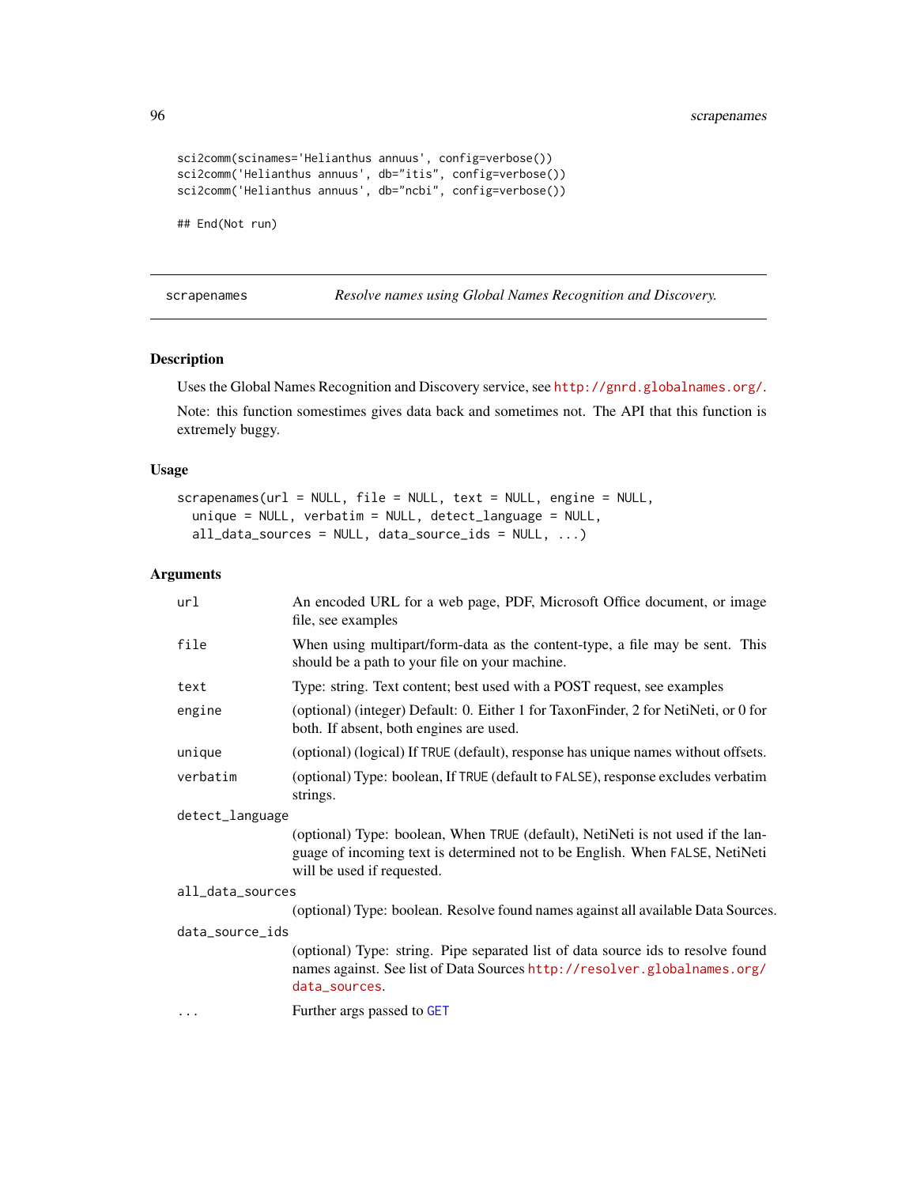```
sci2comm(scinames='Helianthus annuus', config=verbose())
sci2comm('Helianthus annuus', db="itis", config=verbose())
sci2comm('Helianthus annuus', db="ncbi", config=verbose())

## End(Not run)
```

---

## scrapenames — *Resolve names using Global Names Recognition and Discovery.*

---

### Description

Uses the Global Names Recognition and Discovery service, see http://gnrd.globalnames.org/.

Note: this function somestimes gives data back and sometimes not. The API that this function is extremely buggy.

### Usage

```
scrapenames(url = NULL, file = NULL, text = NULL, engine = NULL,
  unique = NULL, verbatim = NULL, detect_language = NULL,
  all_data_sources = NULL, data_source_ids = NULL, ...)
```

### Arguments

| | |
|---|---|
| url | An encoded URL for a web page, PDF, Microsoft Office document, or image file, see examples |
| file | When using multipart/form-data as the content-type, a file may be sent. This should be a path to your file on your machine. |
| text | Type: string. Text content; best used with a POST request, see examples |
| engine | (optional) (integer) Default: 0. Either 1 for TaxonFinder, 2 for NetiNeti, or 0 for both. If absent, both engines are used. |
| unique | (optional) (logical) If TRUE (default), response has unique names without offsets. |
| verbatim | (optional) Type: boolean, If TRUE (default to FALSE), response excludes verbatim strings. |
| detect_language | (optional) Type: boolean, When TRUE (default), NetiNeti is not used if the language of incoming text is determined not to be English. When FALSE, NetiNeti will be used if requested. |
| all_data_sources | (optional) Type: boolean. Resolve found names against all available Data Sources. |
| data_source_ids | (optional) Type: string. Pipe separated list of data source ids to resolve found names against. See list of Data Sources http://resolver.globalnames.org/data_sources. |
| ... | Further args passed to GET |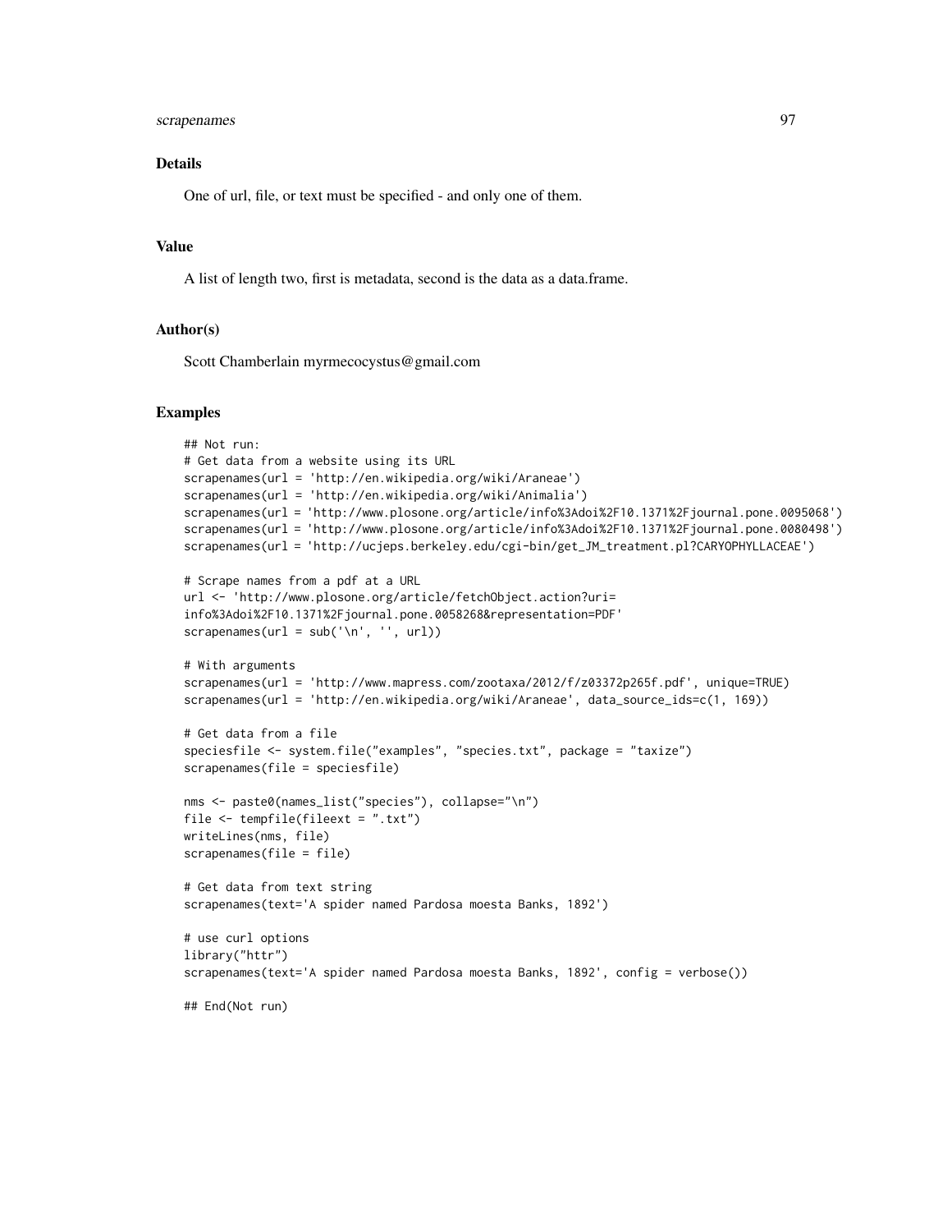### Details

One of url, file, or text must be specified - and only one of them.

### Value

A list of length two, first is metadata, second is the data as a data.frame.

### Author(s)

Scott Chamberlain myrmecocystus@gmail.com

### Examples

```
## Not run:
# Get data from a website using its URL
scrapenames(url = 'http://en.wikipedia.org/wiki/Araneae')
scrapenames(url = 'http://en.wikipedia.org/wiki/Animalia')
scrapenames(url = 'http://www.plosone.org/article/info%3Adoi%2F10.1371%2Fjournal.pone.0095068')
scrapenames(url = 'http://www.plosone.org/article/info%3Adoi%2F10.1371%2Fjournal.pone.0080498')
scrapenames(url = 'http://ucjeps.berkeley.edu/cgi-bin/get_JM_treatment.pl?CARYOPHYLLACEAE')

# Scrape names from a pdf at a URL
url <- 'http://www.plosone.org/article/fetchObject.action?uri=
info%3Adoi%2F10.1371%2Fjournal.pone.0058268&representation=PDF'
scrapenames(url = sub('\n', '', url))

# With arguments
scrapenames(url = 'http://www.mapress.com/zootaxa/2012/f/z03372p265f.pdf', unique=TRUE)
scrapenames(url = 'http://en.wikipedia.org/wiki/Araneae', data_source_ids=c(1, 169))

# Get data from a file
speciesfile <- system.file("examples", "species.txt", package = "taxize")
scrapenames(file = speciesfile)

nms <- paste0(names_list("species"), collapse="\n")
file <- tempfile(fileext = ".txt")
writeLines(nms, file)
scrapenames(file = file)

# Get data from text string
scrapenames(text='A spider named Pardosa moesta Banks, 1892')

# use curl options
library("httr")
scrapenames(text='A spider named Pardosa moesta Banks, 1892', config = verbose())

## End(Not run)
```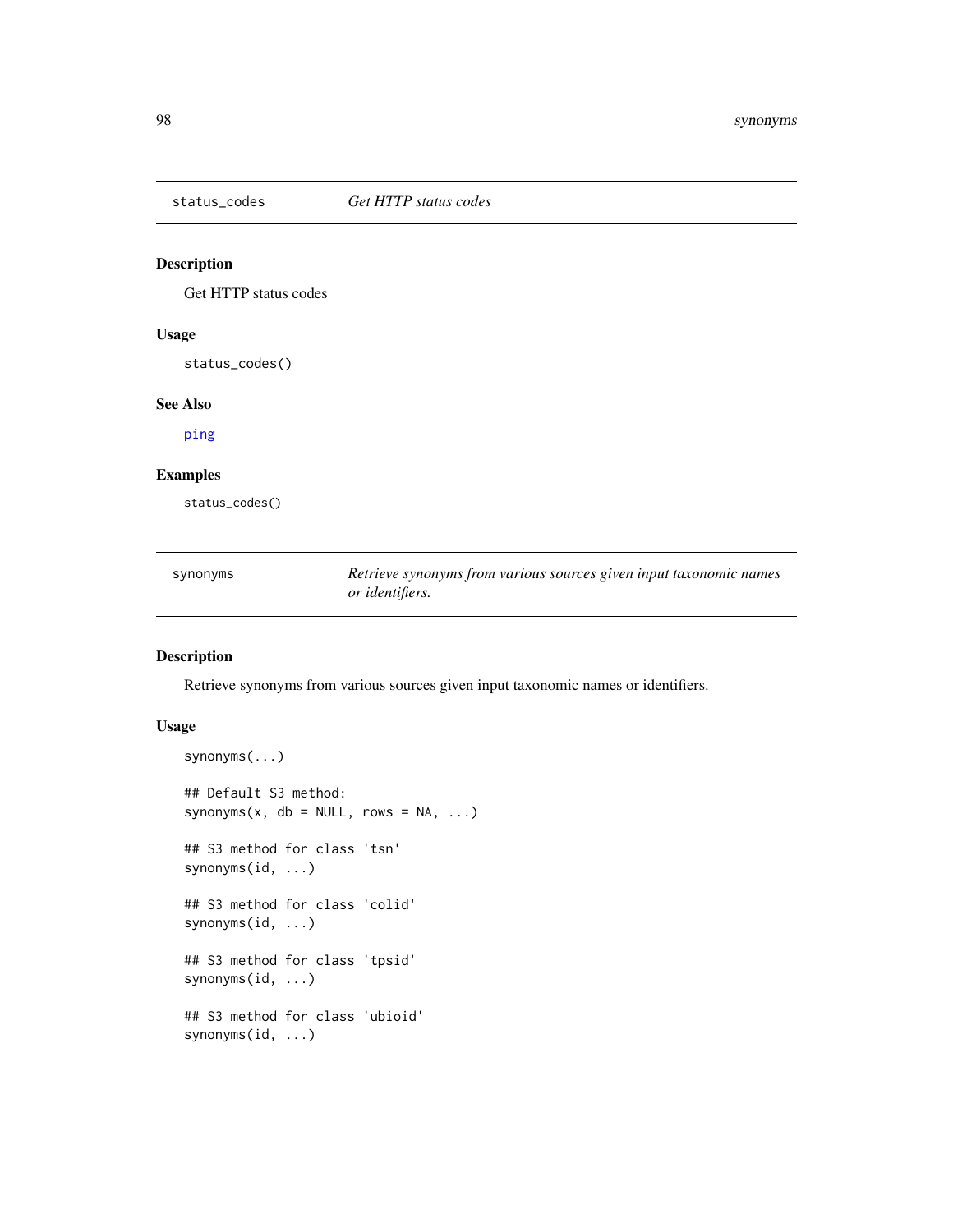## status_codes — *Get HTTP status codes*

### Description

Get HTTP status codes

### Usage

```
status_codes()
```

### See Also

ping

### Examples

```
status_codes()
```

## synonyms — *Retrieve synonyms from various sources given input taxonomic names or identifiers.*

### Description

Retrieve synonyms from various sources given input taxonomic names or identifiers.

### Usage

```
synonyms(...)

## Default S3 method:
synonyms(x, db = NULL, rows = NA, ...)

## S3 method for class 'tsn'
synonyms(id, ...)

## S3 method for class 'colid'
synonyms(id, ...)

## S3 method for class 'tpsid'
synonyms(id, ...)

## S3 method for class 'ubioid'
synonyms(id, ...)
```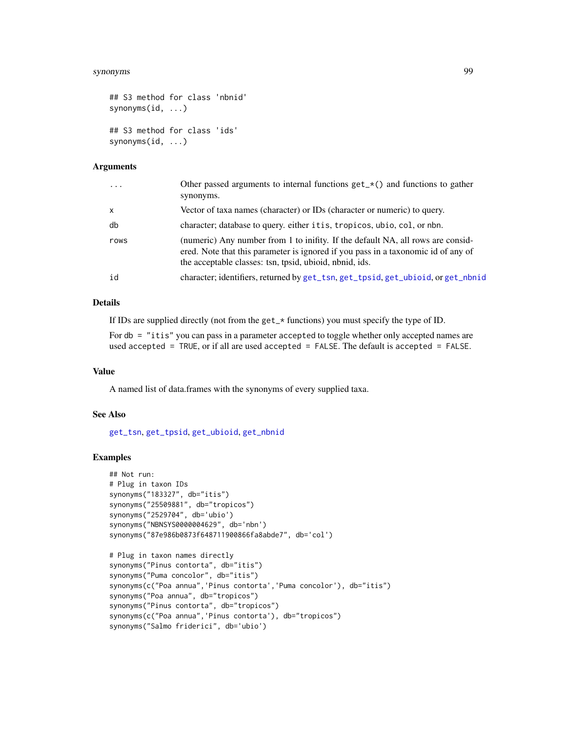```
## S3 method for class 'nbnid'
synonyms(id, ...)

## S3 method for class 'ids'
synonyms(id, ...)
```

### Arguments

| | |
|---|---|
| ... | Other passed arguments to internal functions get_*() and functions to gather synonyms. |
| x | Vector of taxa names (character) or IDs (character or numeric) to query. |
| db | character; database to query. either itis, tropicos, ubio, col, or nbn. |
| rows | (numeric) Any number from 1 to inifity. If the default NA, all rows are considered. Note that this parameter is ignored if you pass in a taxonomic id of any of the acceptable classes: tsn, tpsid, ubioid, nbnid, ids. |
| id | character; identifiers, returned by get_tsn, get_tpsid, get_ubioid, or get_nbnid |

### Details

If IDs are supplied directly (not from the get_* functions) you must specify the type of ID.

For db = "itis" you can pass in a parameter accepted to toggle whether only accepted names are used accepted = TRUE, or if all are used accepted = FALSE. The default is accepted = FALSE.

### Value

A named list of data.frames with the synonyms of every supplied taxa.

### See Also

get_tsn, get_tpsid, get_ubioid, get_nbnid

### Examples

```
## Not run:
# Plug in taxon IDs
synonyms("183327", db="itis")
synonyms("25509881", db="tropicos")
synonyms("2529704", db='ubio')
synonyms("NBNSYS0000004629", db='nbn')
synonyms("87e986b0873f648711900866fa8abde7", db='col')

# Plug in taxon names directly
synonyms("Pinus contorta", db="itis")
synonyms("Puma concolor", db="itis")
synonyms(c("Poa annua",'Pinus contorta','Puma concolor'), db="itis")
synonyms("Poa annua", db="tropicos")
synonyms("Pinus contorta", db="tropicos")
synonyms(c("Poa annua",'Pinus contorta'), db="tropicos")
synonyms("Salmo friderici", db='ubio')
```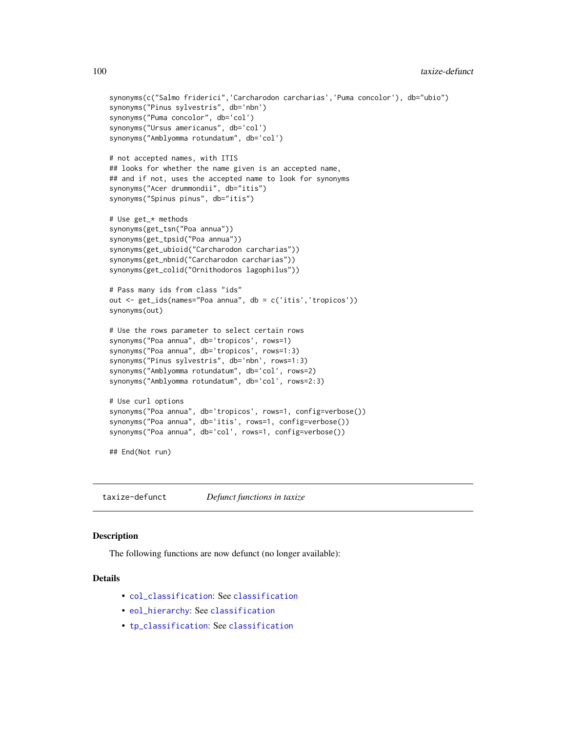```
synonyms(c("Salmo friderici",'Carcharodon carcharias','Puma concolor'), db="ubio")
synonyms("Pinus sylvestris", db='nbn')
synonyms("Puma concolor", db='col')
synonyms("Ursus americanus", db='col')
synonyms("Amblyomma rotundatum", db='col')

# not accepted names, with ITIS
## looks for whether the name given is an accepted name,
## and if not, uses the accepted name to look for synonyms
synonyms("Acer drummondii", db="itis")
synonyms("Spinus pinus", db="itis")

# Use get_* methods
synonyms(get_tsn("Poa annua"))
synonyms(get_tpsid("Poa annua"))
synonyms(get_ubioid("Carcharodon carcharias"))
synonyms(get_nbnid("Carcharodon carcharias"))
synonyms(get_colid("Ornithodoros lagophilus"))

# Pass many ids from class "ids"
out <- get_ids(names="Poa annua", db = c('itis','tropicos'))
synonyms(out)

# Use the rows parameter to select certain rows
synonyms("Poa annua", db='tropicos', rows=1)
synonyms("Poa annua", db='tropicos', rows=1:3)
synonyms("Pinus sylvestris", db='nbn', rows=1:3)
synonyms("Amblyomma rotundatum", db='col', rows=2)
synonyms("Amblyomma rotundatum", db='col', rows=2:3)

# Use curl options
synonyms("Poa annua", db='tropicos', rows=1, config=verbose())
synonyms("Poa annua", db='itis', rows=1, config=verbose())
synonyms("Poa annua", db='col', rows=1, config=verbose())

## End(Not run)
```

## taxize-defunct *Defunct functions in taxize*

### Description

The following functions are now defunct (no longer available):

### Details

- col_classification: See classification
- eol_hierarchy: See classification
- tp_classification: See classification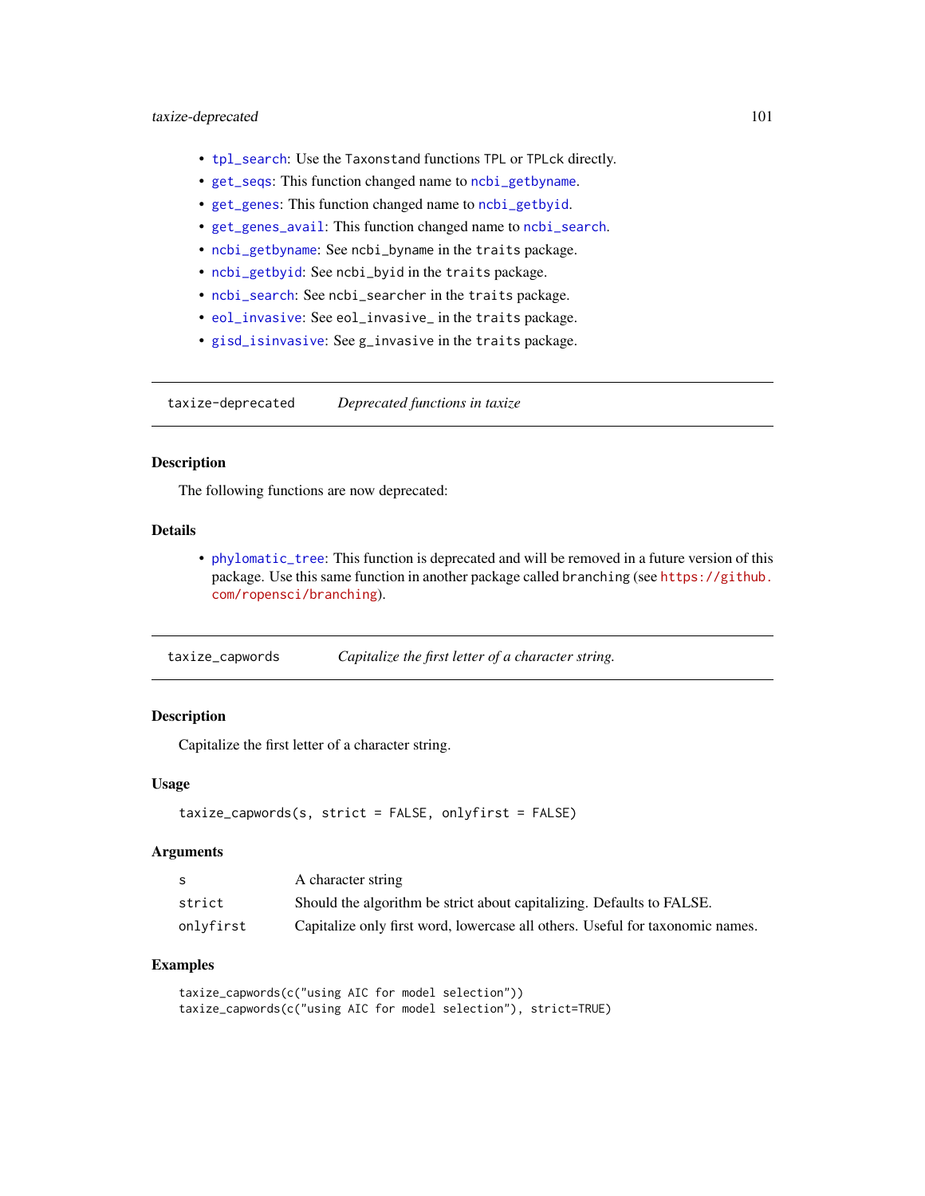- tpl_search: Use the Taxonstand functions TPL or TPLck directly.
- get_seqs: This function changed name to ncbi_getbyname.
- get_genes: This function changed name to ncbi_getbyid.
- get_genes_avail: This function changed name to ncbi_search.
- ncbi_getbyname: See ncbi_byname in the traits package.
- ncbi_getbyid: See ncbi_byid in the traits package.
- ncbi_search: See ncbi_searcher in the traits package.
- eol_invasive: See eol_invasive_ in the traits package.
- gisd_isinvasive: See g_invasive in the traits package.

---

## taxize-deprecated — *Deprecated functions in taxize*

### Description

The following functions are now deprecated:

### Details

- phylomatic_tree: This function is deprecated and will be removed in a future version of this package. Use this same function in another package called branching (see https://github.com/ropensci/branching).

---

## taxize_capwords — *Capitalize the first letter of a character string.*

### Description

Capitalize the first letter of a character string.

### Usage

```
taxize_capwords(s, strict = FALSE, onlyfirst = FALSE)
```

### Arguments

| | |
|---|---|
| s | A character string |
| strict | Should the algorithm be strict about capitalizing. Defaults to FALSE. |
| onlyfirst | Capitalize only first word, lowercase all others. Useful for taxonomic names. |

### Examples

```
taxize_capwords(c("using AIC for model selection"))
taxize_capwords(c("using AIC for model selection"), strict=TRUE)
```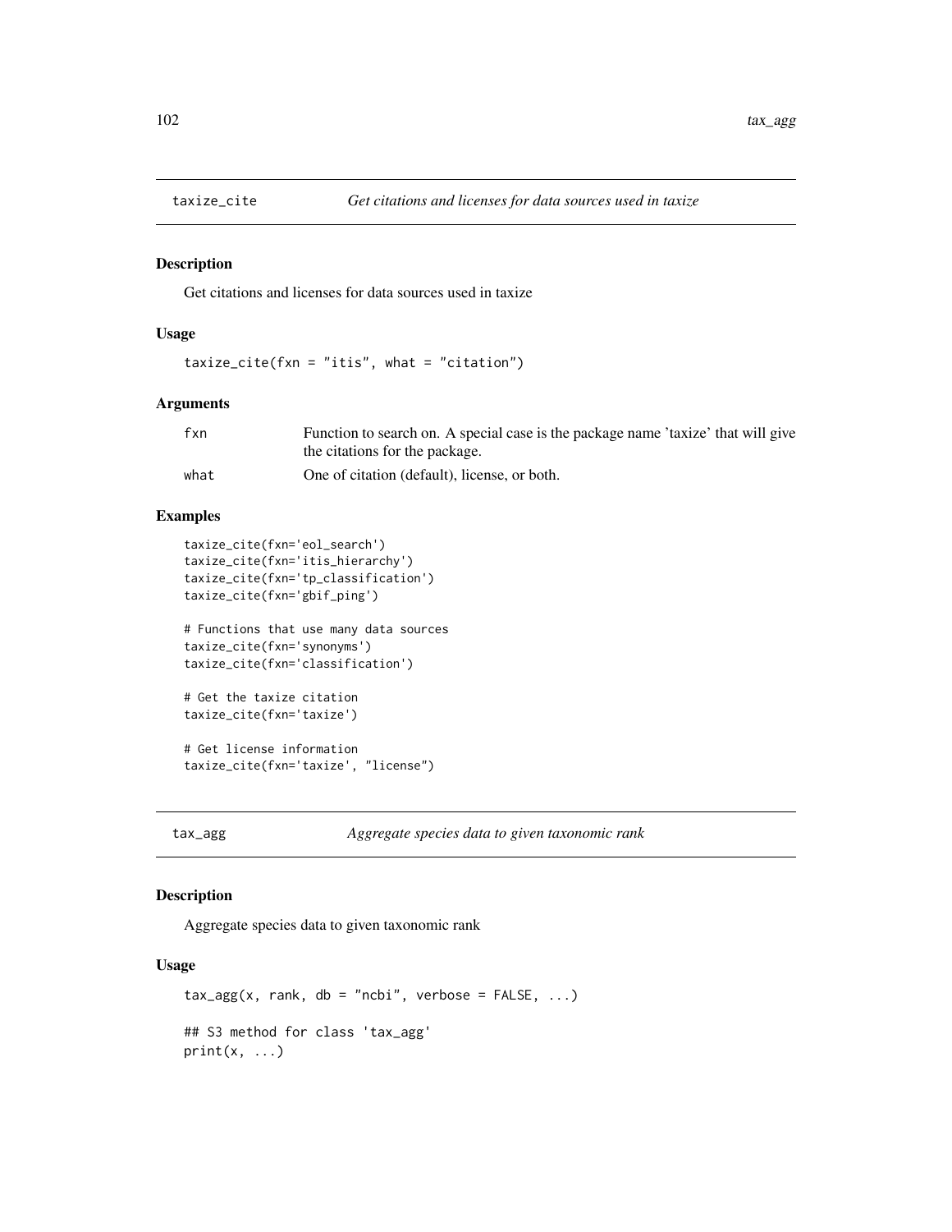## taxize_cite — *Get citations and licenses for data sources used in taxize*

### Description

Get citations and licenses for data sources used in taxize

### Usage

```
taxize_cite(fxn = "itis", what = "citation")
```

### Arguments

| | |
|---|---|
| fxn | Function to search on. A special case is the package name 'taxize' that will give the citations for the package. |
| what | One of citation (default), license, or both. |

### Examples

```
taxize_cite(fxn='eol_search')
taxize_cite(fxn='itis_hierarchy')
taxize_cite(fxn='tp_classification')
taxize_cite(fxn='gbif_ping')

# Functions that use many data sources
taxize_cite(fxn='synonyms')
taxize_cite(fxn='classification')

# Get the taxize citation
taxize_cite(fxn='taxize')

# Get license information
taxize_cite(fxn='taxize', "license")
```

## tax_agg — *Aggregate species data to given taxonomic rank*

### Description

Aggregate species data to given taxonomic rank

### Usage

```
tax_agg(x, rank, db = "ncbi", verbose = FALSE, ...)

## S3 method for class 'tax_agg'
print(x, ...)
```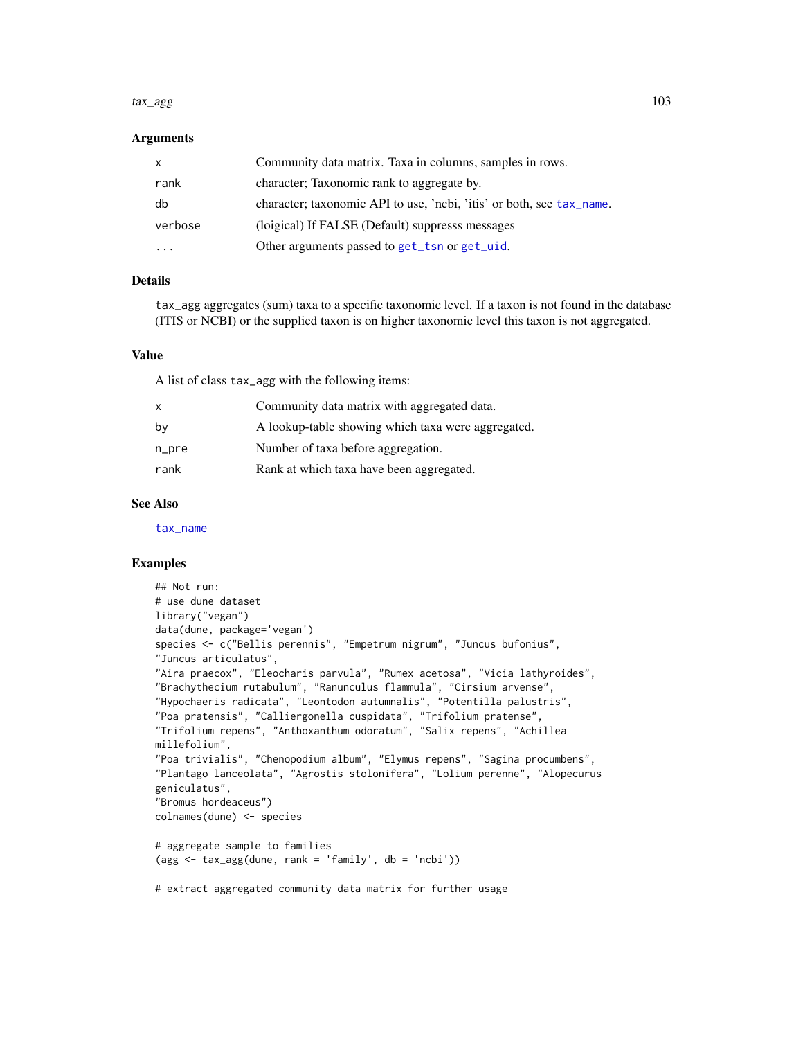### Arguments

| | |
|---|---|
| x | Community data matrix. Taxa in columns, samples in rows. |
| rank | character; Taxonomic rank to aggregate by. |
| db | character; taxonomic API to use, 'ncbi, 'itis' or both, see tax_name. |
| verbose | (logical) If FALSE (Default) suppresss messages |
| ... | Other arguments passed to get_tsn or get_uid. |

### Details

tax_agg aggregates (sum) taxa to a specific taxonomic level. If a taxon is not found in the database (ITIS or NCBI) or the supplied taxon is on higher taxonomic level this taxon is not aggregated.

### Value

A list of class tax_agg with the following items:

| | |
|---|---|
| x | Community data matrix with aggregated data. |
| by | A lookup-table showing which taxa were aggregated. |
| n_pre | Number of taxa before aggregation. |
| rank | Rank at which taxa have been aggregated. |

### See Also

tax_name

### Examples

```
## Not run:
# use dune dataset
library("vegan")
data(dune, package='vegan')
species <- c("Bellis perennis", "Empetrum nigrum", "Juncus bufonius",
"Juncus articulatus",
"Aira praecox", "Eleocharis parvula", "Rumex acetosa", "Vicia lathyroides",
"Brachythecium rutabulum", "Ranunculus flammula", "Cirsium arvense",
"Hypochaeris radicata", "Leontodon autumnalis", "Potentilla palustris",
"Poa pratensis", "Calliergonella cuspidata", "Trifolium pratense",
"Trifolium repens", "Anthoxanthum odoratum", "Salix repens", "Achillea
millefolium",
"Poa trivialis", "Chenopodium album", "Elymus repens", "Sagina procumbens",
"Plantago lanceolata", "Agrostis stolonifera", "Lolium perenne", "Alopecurus
geniculatus",
"Bromus hordeaceus")
colnames(dune) <- species

# aggregate sample to families
(agg <- tax_agg(dune, rank = 'family', db = 'ncbi'))

# extract aggregated community data matrix for further usage
```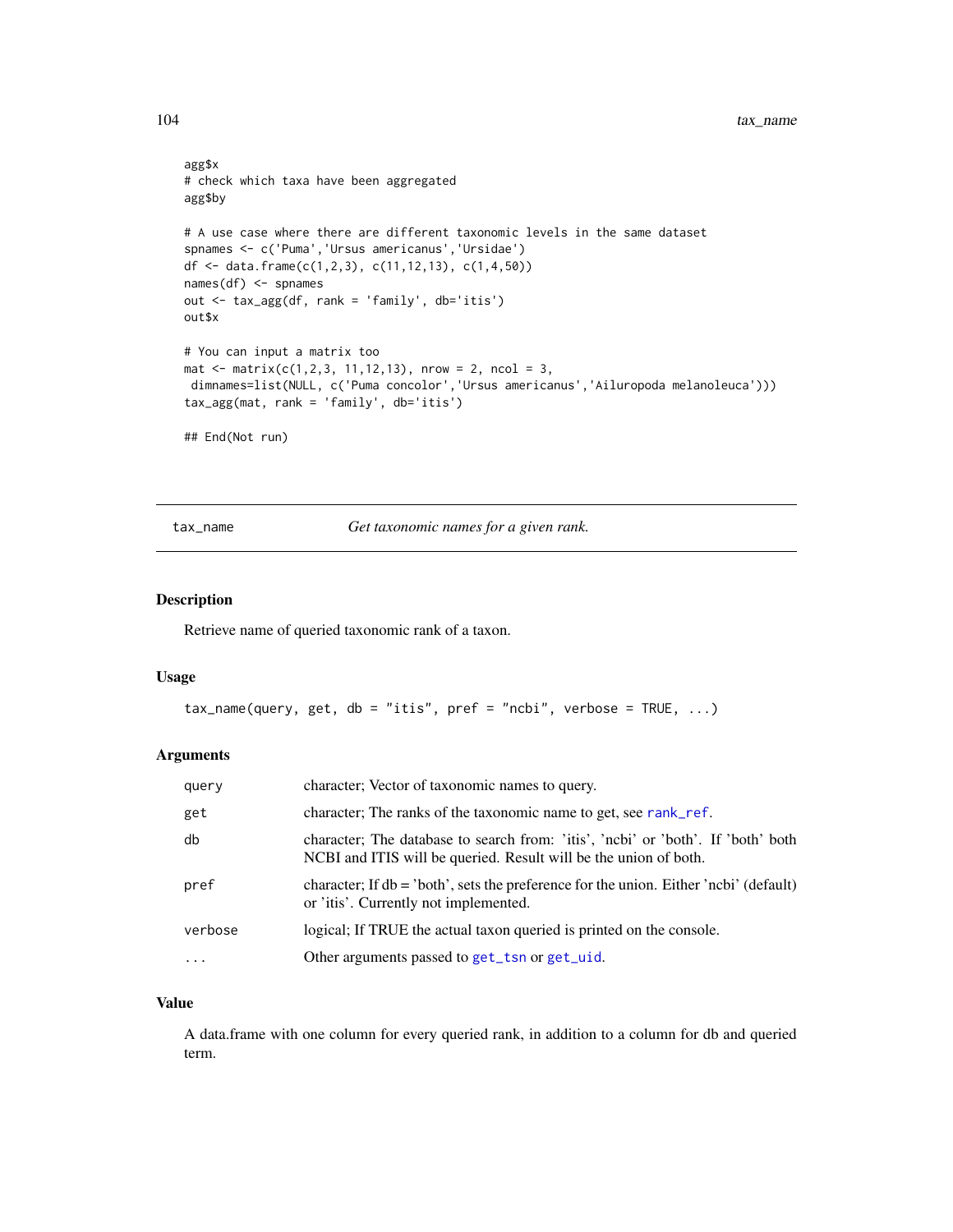```
agg$x
# check which taxa have been aggregated
agg$by

# A use case where there are different taxonomic levels in the same dataset
spnames <- c('Puma','Ursus americanus','Ursidae')
df <- data.frame(c(1,2,3), c(11,12,13), c(1,4,50))
names(df) <- spnames
out <- tax_agg(df, rank = 'family', db='itis')
out$x

# You can input a matrix too
mat <- matrix(c(1,2,3, 11,12,13), nrow = 2, ncol = 3,
 dimnames=list(NULL, c('Puma concolor','Ursus americanus','Ailuropoda melanoleuca')))
tax_agg(mat, rank = 'family', db='itis')

## End(Not run)
```

---

## tax_name *Get taxonomic names for a given rank.*

### Description

Retrieve name of queried taxonomic rank of a taxon.

### Usage

```
tax_name(query, get, db = "itis", pref = "ncbi", verbose = TRUE, ...)
```

### Arguments

| | |
|---|---|
| query | character; Vector of taxonomic names to query. |
| get | character; The ranks of the taxonomic name to get, see rank_ref. |
| db | character; The database to search from: 'itis', 'ncbi' or 'both'. If 'both' both NCBI and ITIS will be queried. Result will be the union of both. |
| pref | character; If db = 'both', sets the preference for the union. Either 'ncbi' (default) or 'itis'. Currently not implemented. |
| verbose | logical; If TRUE the actual taxon queried is printed on the console. |
| ... | Other arguments passed to get_tsn or get_uid. |

### Value

A data.frame with one column for every queried rank, in addition to a column for db and queried term.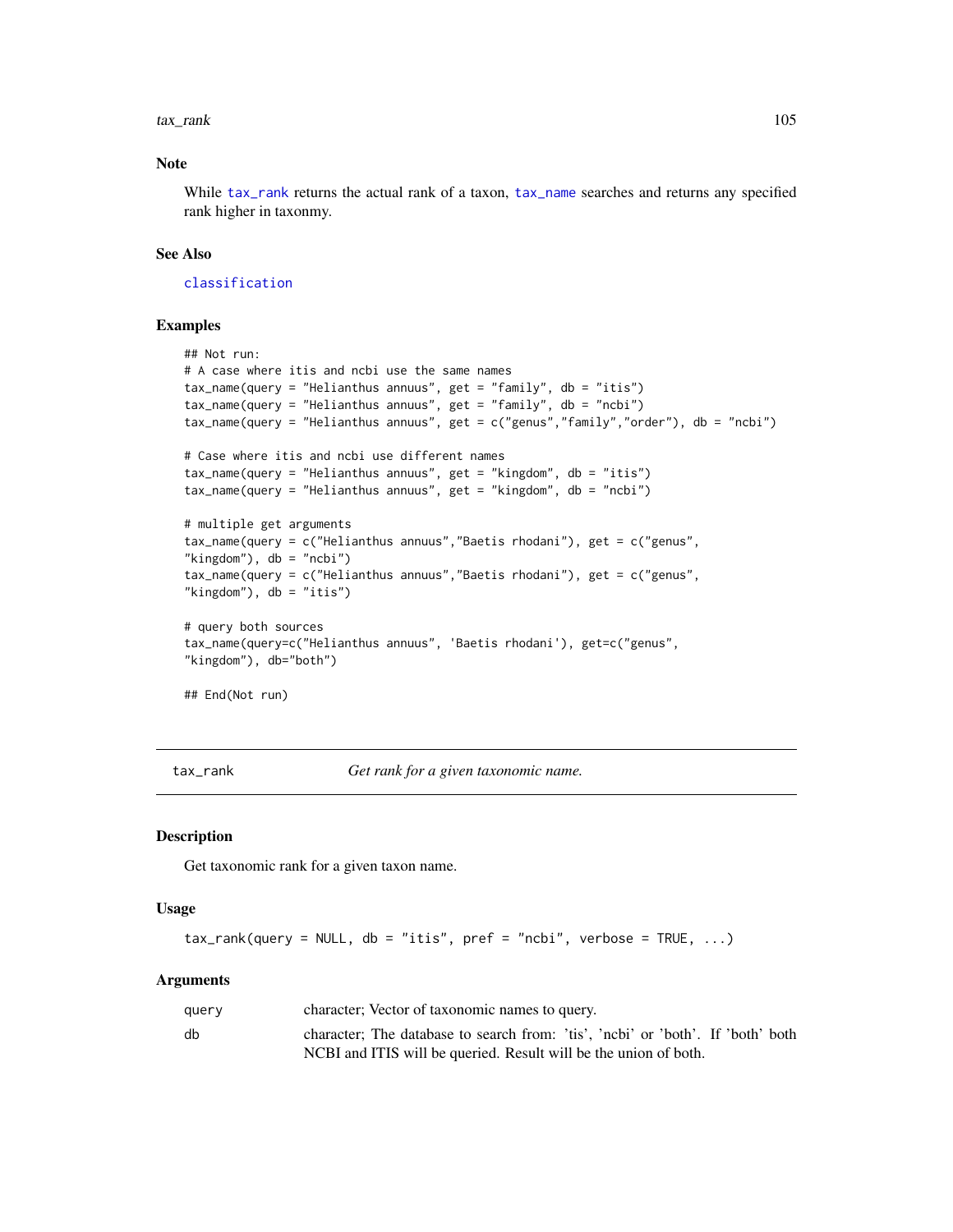### Note

While `tax_rank` returns the actual rank of a taxon, `tax_name` searches and returns any specified rank higher in taxonmy.

### See Also

`classification`

### Examples

```
## Not run:
# A case where itis and ncbi use the same names
tax_name(query = "Helianthus annuus", get = "family", db = "itis")
tax_name(query = "Helianthus annuus", get = "family", db = "ncbi")
tax_name(query = "Helianthus annuus", get = c("genus","family","order"), db = "ncbi")

# Case where itis and ncbi use different names
tax_name(query = "Helianthus annuus", get = "kingdom", db = "itis")
tax_name(query = "Helianthus annuus", get = "kingdom", db = "ncbi")

# multiple get arguments
tax_name(query = c("Helianthus annuus","Baetis rhodani"), get = c("genus",
"kingdom"), db = "ncbi")
tax_name(query = c("Helianthus annuus","Baetis rhodani"), get = c("genus",
"kingdom"), db = "itis")

# query both sources
tax_name(query=c("Helianthus annuus", 'Baetis rhodani'), get=c("genus",
"kingdom"), db="both")

## End(Not run)
```

---

## tax_rank — *Get rank for a given taxonomic name.*

### Description

Get taxonomic rank for a given taxon name.

### Usage

```
tax_rank(query = NULL, db = "itis", pref = "ncbi", verbose = TRUE, ...)
```

### Arguments

| | |
|---|---|
| query | character; Vector of taxonomic names to query. |
| db | character; The database to search from: 'tis', 'ncbi' or 'both'. If 'both' both NCBI and ITIS will be queried. Result will be the union of both. |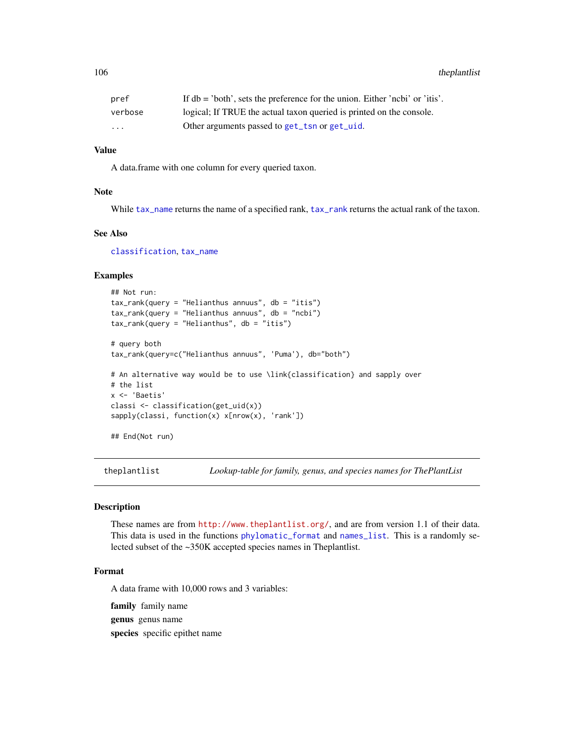| | |
|---|---|
| pref | If db = 'both', sets the preference for the union. Either 'ncbi' or 'itis'. |
| verbose | logical; If TRUE the actual taxon queried is printed on the console. |
| ... | Other arguments passed to get_tsn or get_uid. |

### Value

A data.frame with one column for every queried taxon.

### Note

While tax_name returns the name of a specified rank, tax_rank returns the actual rank of the taxon.

### See Also

classification, tax_name

### Examples

```
## Not run:
tax_rank(query = "Helianthus annuus", db = "itis")
tax_rank(query = "Helianthus annuus", db = "ncbi")
tax_rank(query = "Helianthus", db = "itis")

# query both
tax_rank(query=c("Helianthus annuus", 'Puma'), db="both")

# An alternative way would be to use \link{classification} and sapply over
# the list
x <- 'Baetis'
classi <- classification(get_uid(x))
sapply(classi, function(x) x[nrow(x), 'rank'])

## End(Not run)
```

---

## theplantlist *Lookup-table for family, genus, and species names for ThePlantList*

### Description

These names are from http://www.theplantlist.org/, and are from version 1.1 of their data. This data is used in the functions phylomatic_format and names_list. This is a randomly selected subset of the ~350K accepted species names in Theplantlist.

### Format

A data frame with 10,000 rows and 3 variables:

**family** family name

**genus** genus name

**species** specific epithet name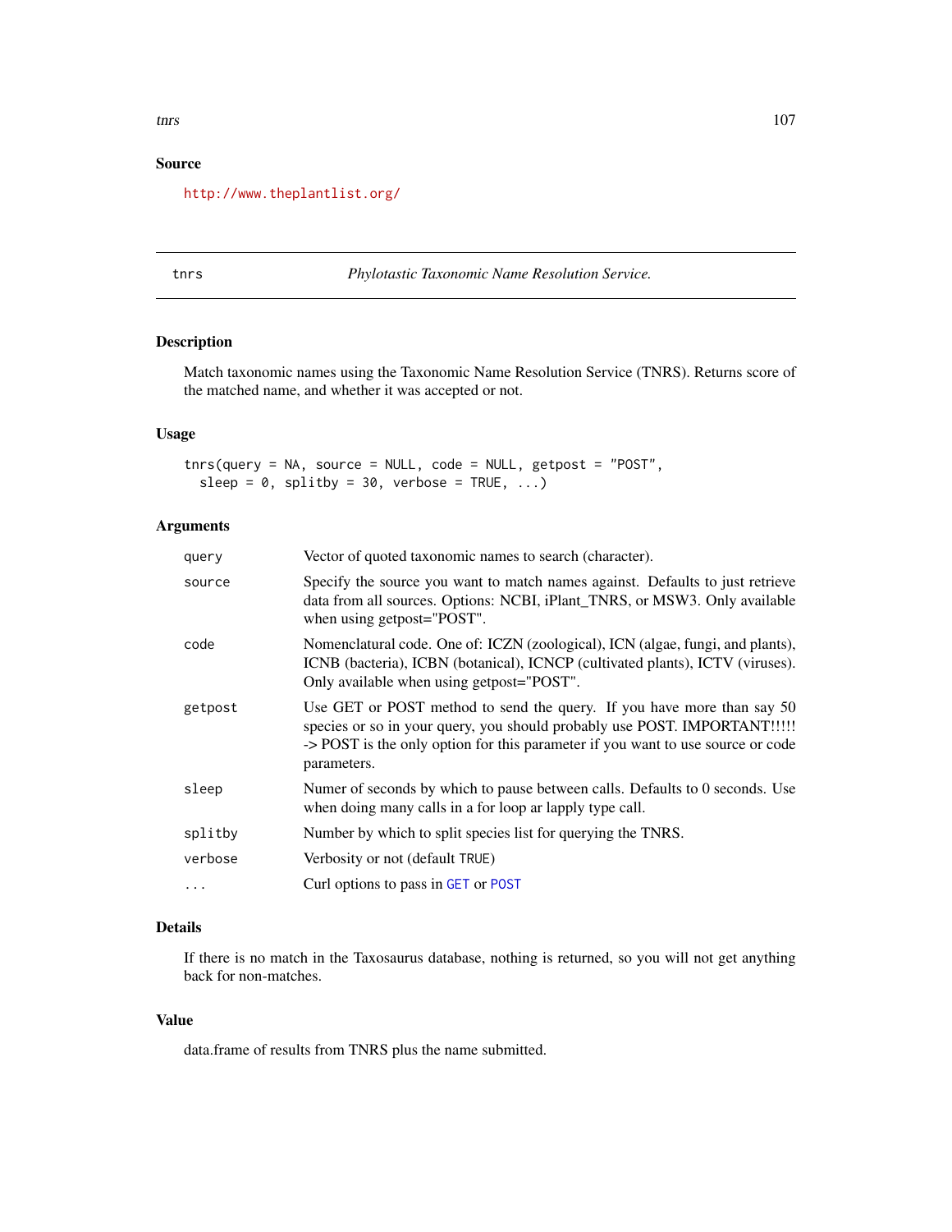## Source

http://www.theplantlist.org/

---

tnrs *Phylotastic Taxonomic Name Resolution Service.*

---

### Description

Match taxonomic names using the Taxonomic Name Resolution Service (TNRS). Returns score of the matched name, and whether it was accepted or not.

### Usage

```
tnrs(query = NA, source = NULL, code = NULL, getpost = "POST",
  sleep = 0, splitby = 30, verbose = TRUE, ...)
```

### Arguments

| | |
|---|---|
| `query` | Vector of quoted taxonomic names to search (character). |
| `source` | Specify the source you want to match names against. Defaults to just retrieve data from all sources. Options: NCBI, iPlant_TNRS, or MSW3. Only available when using getpost="POST". |
| `code` | Nomenclatural code. One of: ICZN (zoological), ICN (algae, fungi, and plants), ICNB (bacteria), ICBN (botanical), ICNCP (cultivated plants), ICTV (viruses). Only available when using getpost="POST". |
| `getpost` | Use GET or POST method to send the query. If you have more than say 50 species or so in your query, you should probably use POST. IMPORTANT!!!!! -> POST is the only option for this parameter if you want to use source or code parameters. |
| `sleep` | Numer of seconds by which to pause between calls. Defaults to 0 seconds. Use when doing many calls in a for loop ar lapply type call. |
| `splitby` | Number by which to split species list for querying the TNRS. |
| `verbose` | Verbosity or not (default `TRUE`) |
| `...` | Curl options to pass in `GET` or `POST` |

### Details

If there is no match in the Taxosaurus database, nothing is returned, so you will not get anything back for non-matches.

### Value

data.frame of results from TNRS plus the name submitted.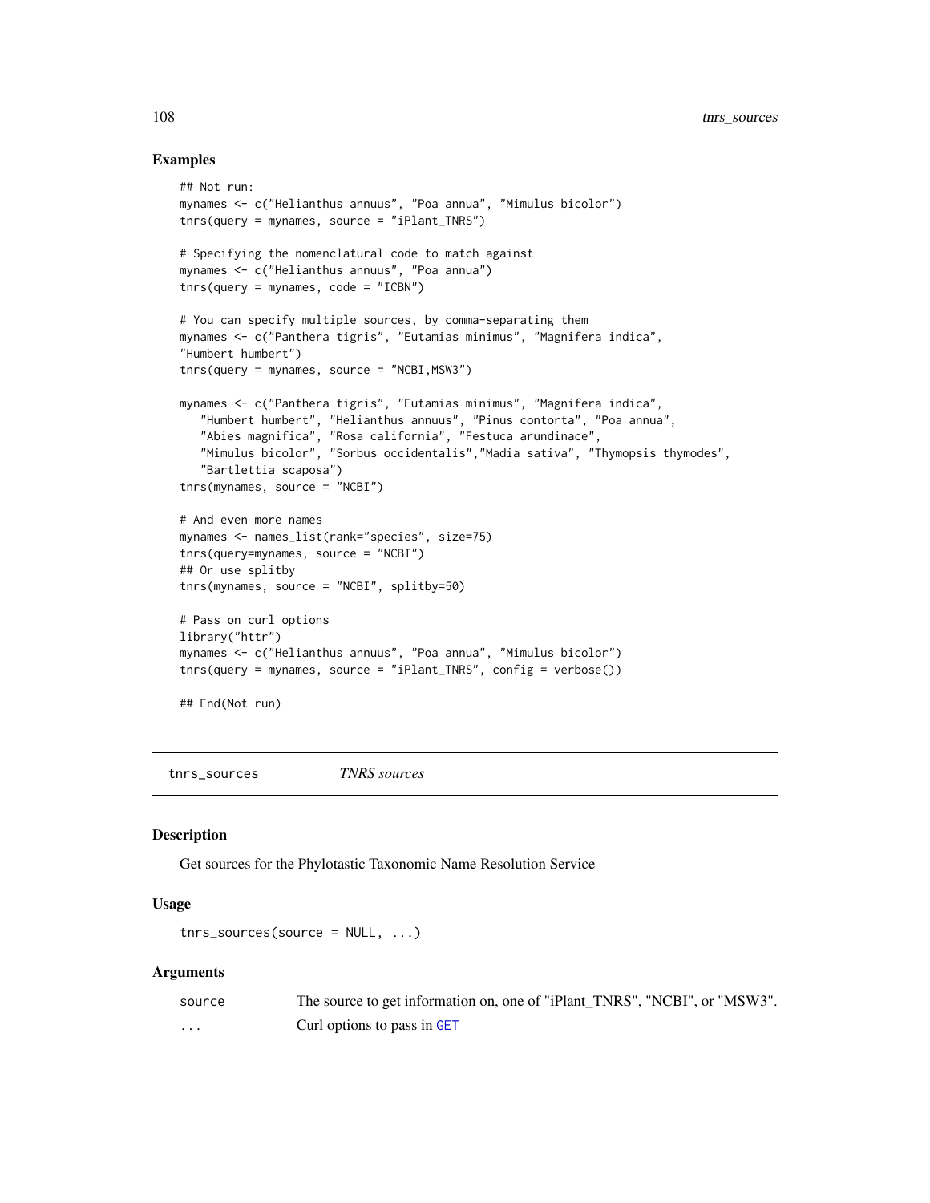### Examples

```
## Not run:
mynames <- c("Helianthus annuus", "Poa annua", "Mimulus bicolor")
tnrs(query = mynames, source = "iPlant_TNRS")

# Specifying the nomenclatural code to match against
mynames <- c("Helianthus annuus", "Poa annua")
tnrs(query = mynames, code = "ICBN")

# You can specify multiple sources, by comma-separating them
mynames <- c("Panthera tigris", "Eutamias minimus", "Magnifera indica",
"Humbert humbert")
tnrs(query = mynames, source = "NCBI,MSW3")

mynames <- c("Panthera tigris", "Eutamias minimus", "Magnifera indica",
   "Humbert humbert", "Helianthus annuus", "Pinus contorta", "Poa annua",
   "Abies magnifica", "Rosa california", "Festuca arundinace",
   "Mimulus bicolor", "Sorbus occidentalis","Madia sativa", "Thymopsis thymodes",
   "Bartlettia scaposa")
tnrs(mynames, source = "NCBI")

# And even more names
mynames <- names_list(rank="species", size=75)
tnrs(query=mynames, source = "NCBI")
## Or use splitby
tnrs(mynames, source = "NCBI", splitby=50)

# Pass on curl options
library("httr")
mynames <- c("Helianthus annuus", "Poa annua", "Mimulus bicolor")
tnrs(query = mynames, source = "iPlant_TNRS", config = verbose())

## End(Not run)
```

---

## tnrs_sources — *TNRS sources*

### Description

Get sources for the Phylotastic Taxonomic Name Resolution Service

### Usage

```
tnrs_sources(source = NULL, ...)
```

### Arguments

| | |
|---|---|
| source | The source to get information on, one of "iPlant_TNRS", "NCBI", or "MSW3". |
| ... | Curl options to pass in GET |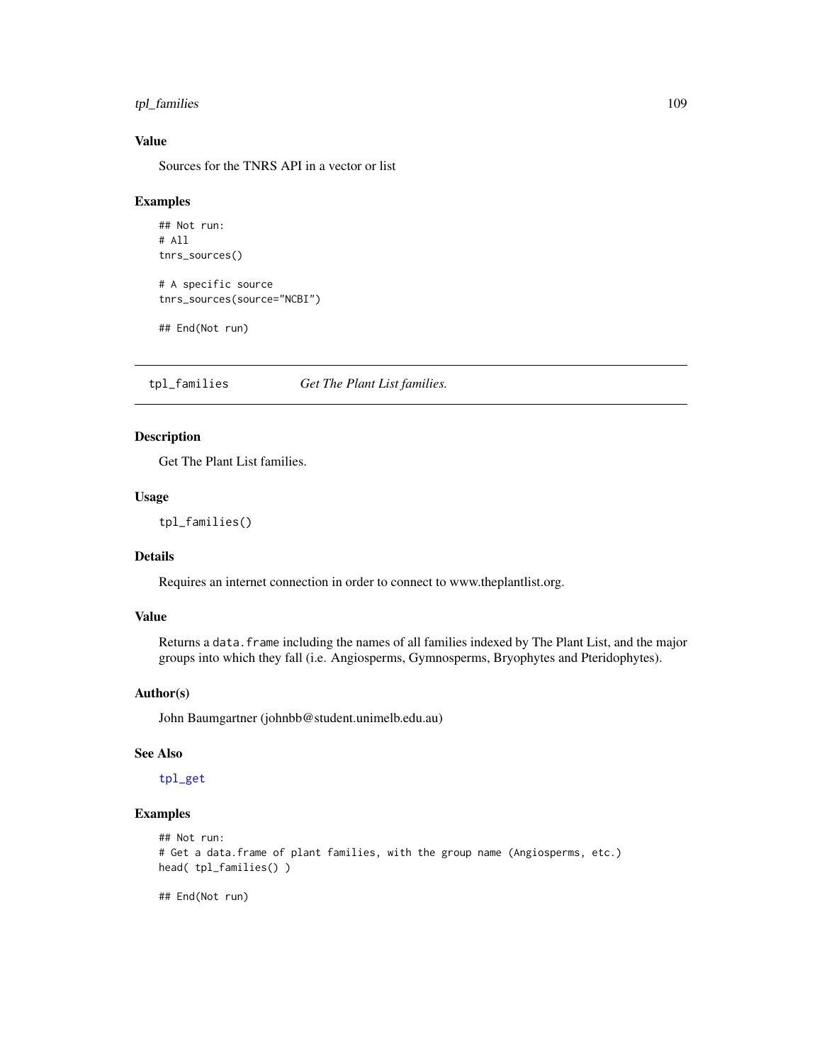### Value

Sources for the TNRS API in a vector or list

### Examples

```
## Not run:
# All
tnrs_sources()

# A specific source
tnrs_sources(source="NCBI")

## End(Not run)
```

---

## tpl_families *Get The Plant List families.*

---

### Description

Get The Plant List families.

### Usage

```
tpl_families()
```

### Details

Requires an internet connection in order to connect to www.theplantlist.org.

### Value

Returns a `data.frame` including the names of all families indexed by The Plant List, and the major groups into which they fall (i.e. Angiosperms, Gymnosperms, Bryophytes and Pteridophytes).

### Author(s)

John Baumgartner (johnbb@student.unimelb.edu.au)

### See Also

tpl_get

### Examples

```
## Not run:
# Get a data.frame of plant families, with the group name (Angiosperms, etc.)
head( tpl_families() )

## End(Not run)
```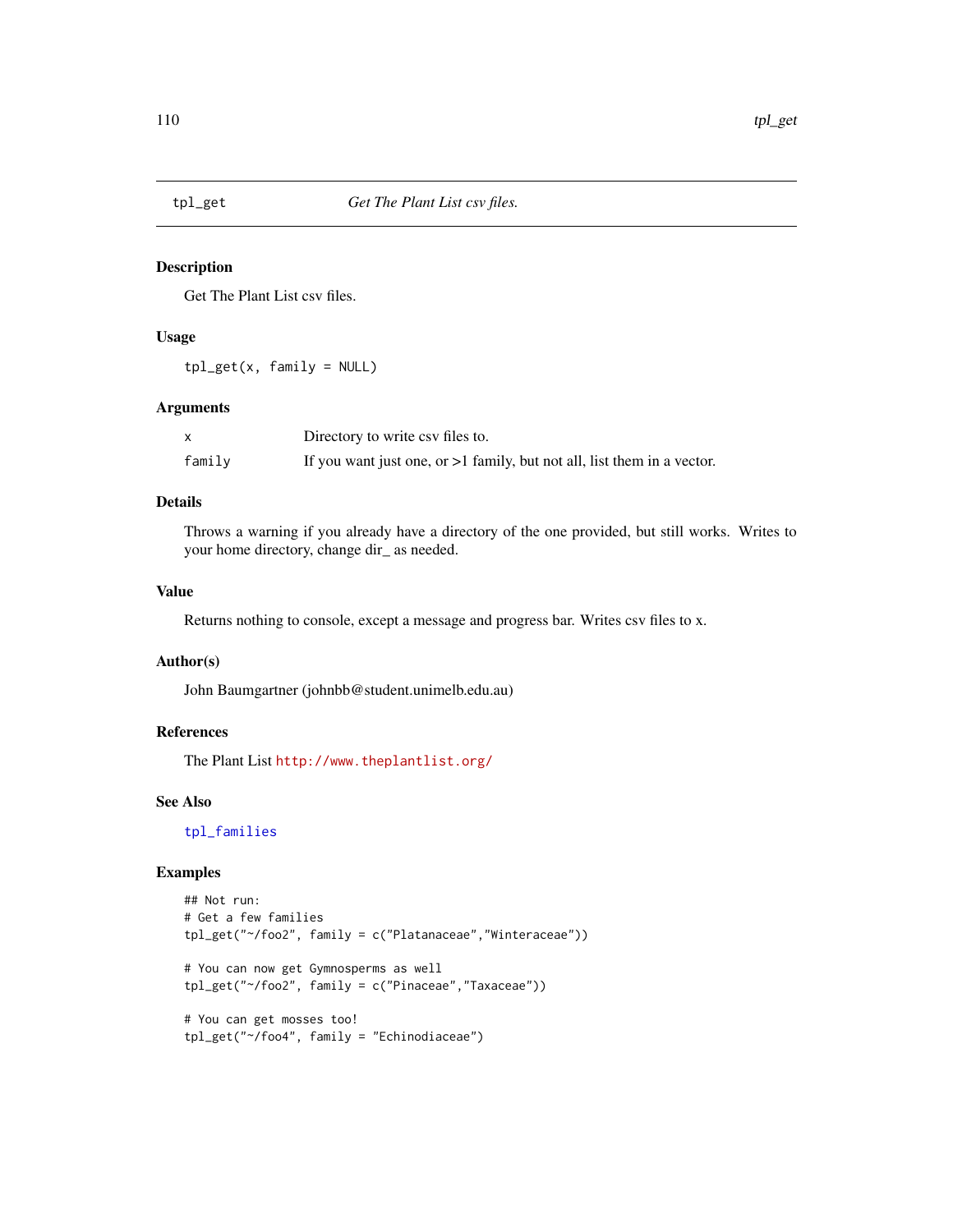# tpl_get — *Get The Plant List csv files.*

## Description

Get The Plant List csv files.

## Usage

```
tpl_get(x, family = NULL)
```

## Arguments

| | |
|---|---|
| x | Directory to write csv files to. |
| family | If you want just one, or >1 family, but not all, list them in a vector. |

## Details

Throws a warning if you already have a directory of the one provided, but still works. Writes to your home directory, change dir_ as needed.

## Value

Returns nothing to console, except a message and progress bar. Writes csv files to x.

## Author(s)

John Baumgartner (johnbb@student.unimelb.edu.au)

## References

The Plant List http://www.theplantlist.org/

## See Also

tpl_families

## Examples

```
## Not run:
# Get a few families
tpl_get("~/foo2", family = c("Platanaceae","Winteraceae"))

# You can now get Gymnosperms as well
tpl_get("~/foo2", family = c("Pinaceae","Taxaceae"))

# You can get mosses too!
tpl_get("~/foo4", family = "Echinodiaceae")
```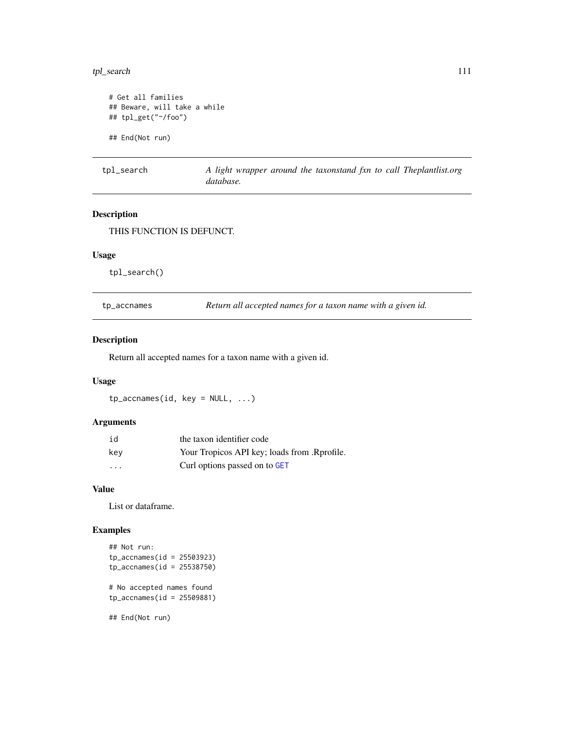```
# Get all families
## Beware, will take a while
## tpl_get("~/foo")

## End(Not run)
```

## tpl_search *A light wrapper around the taxonstand fxn to call Theplantlist.org database.*

### Description

THIS FUNCTION IS DEFUNCT.

### Usage

```
tpl_search()
```

## tp_accnames *Return all accepted names for a taxon name with a given id.*

### Description

Return all accepted names for a taxon name with a given id.

### Usage

```
tp_accnames(id, key = NULL, ...)
```

### Arguments

| | |
|---|---|
| id | the taxon identifier code |
| key | Your Tropicos API key; loads from .Rprofile. |
| ... | Curl options passed on to GET |

### Value

List or dataframe.

### Examples

```
## Not run:
tp_accnames(id = 25503923)
tp_accnames(id = 25538750)

# No accepted names found
tp_accnames(id = 25509881)

## End(Not run)
```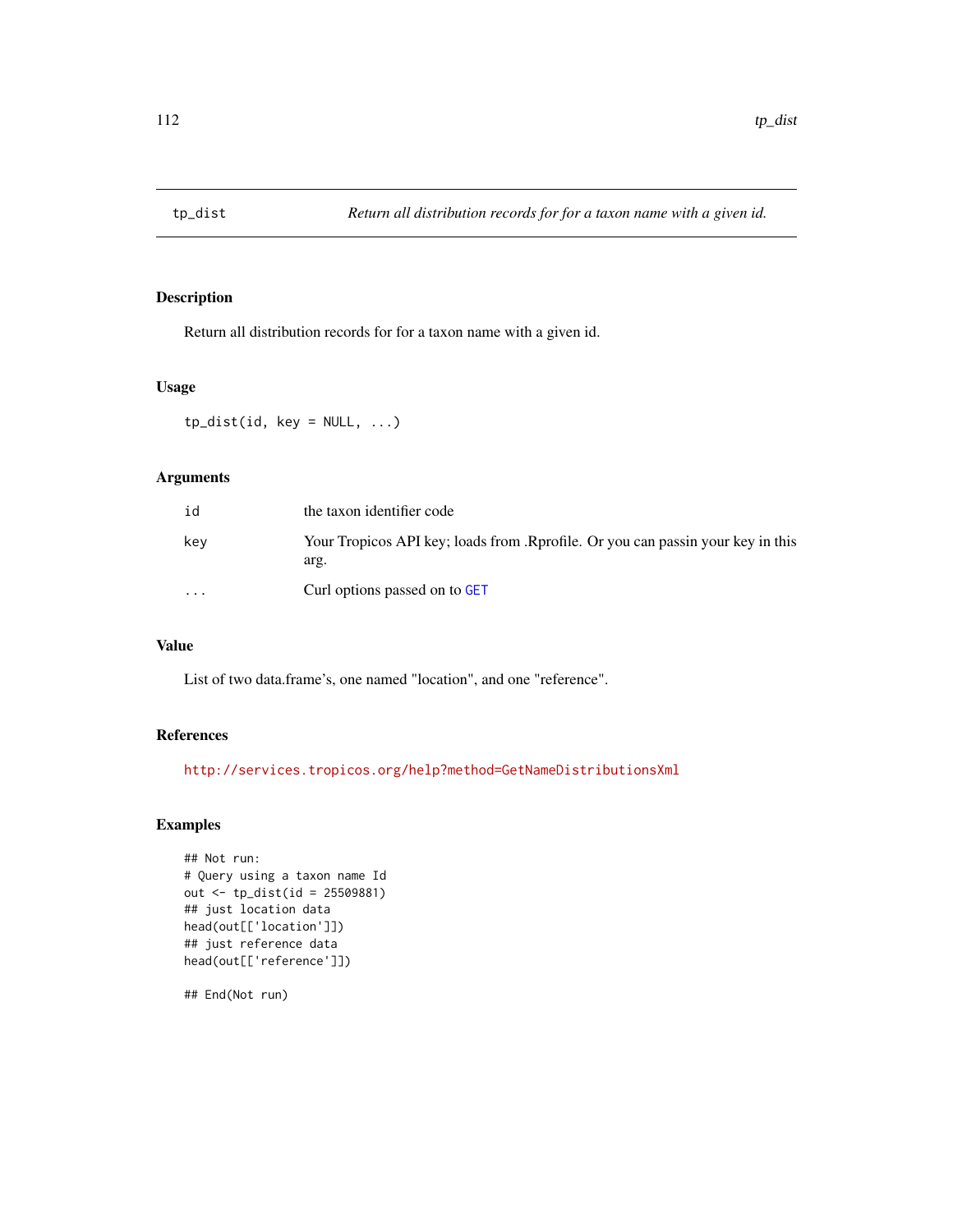# tp_dist

*Return all distribution records for for a taxon name with a given id.*

## Description

Return all distribution records for for a taxon name with a given id.

## Usage

```
tp_dist(id, key = NULL, ...)
```

## Arguments

| | |
|---|---|
| id | the taxon identifier code |
| key | Your Tropicos API key; loads from .Rprofile. Or you can passin your key in this arg. |
| ... | Curl options passed on to GET |

## Value

List of two data.frame's, one named "location", and one "reference".

## References

http://services.tropicos.org/help?method=GetNameDistributionsXml

## Examples

```
## Not run:
# Query using a taxon name Id
out <- tp_dist(id = 25509881)
## just location data
head(out[['location']])
## just reference data
head(out[['reference']])

## End(Not run)
```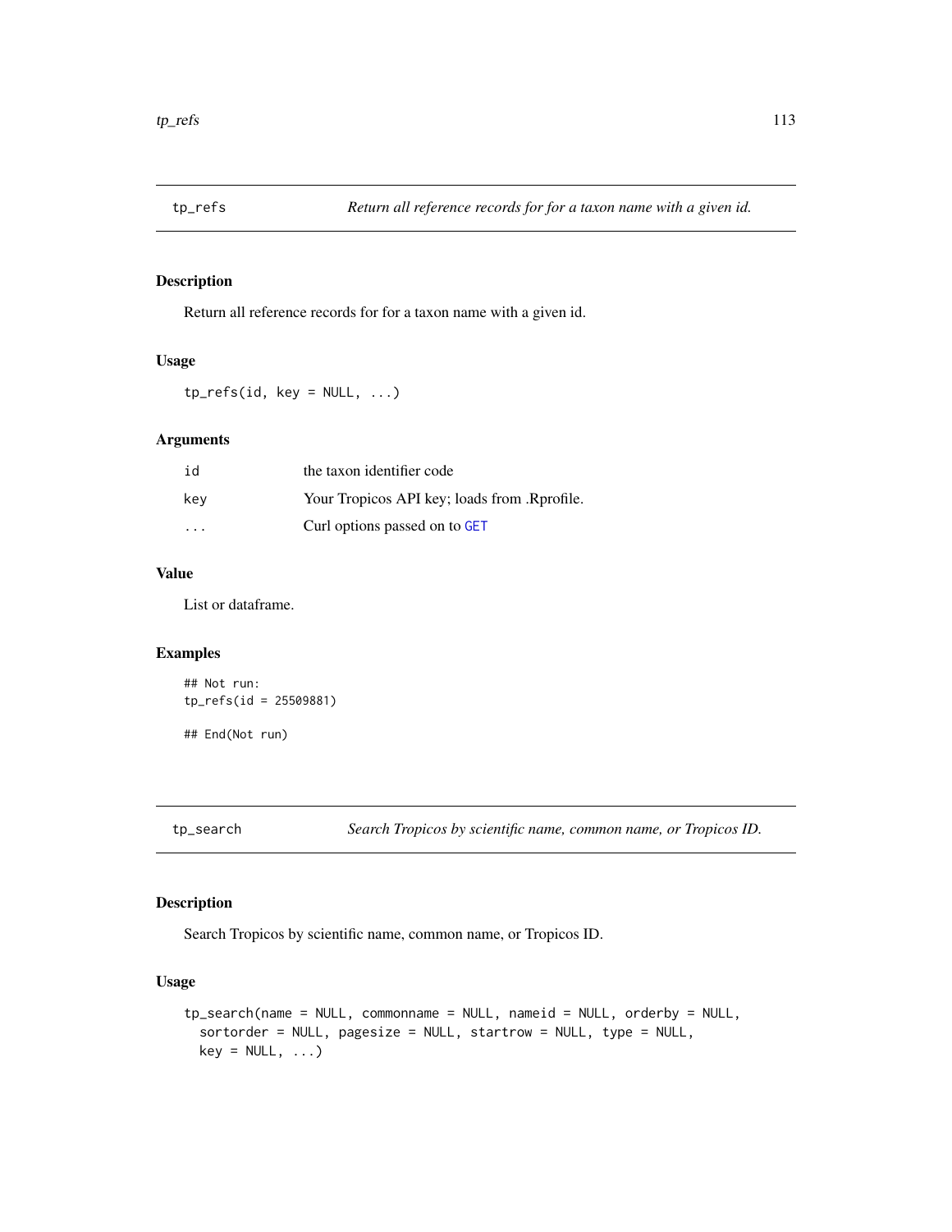## tp_refs — *Return all reference records for for a taxon name with a given id.*

### Description

Return all reference records for for a taxon name with a given id.

### Usage

```
tp_refs(id, key = NULL, ...)
```

### Arguments

| | |
|---|---|
| id | the taxon identifier code |
| key | Your Tropicos API key; loads from .Rprofile. |
| ... | Curl options passed on to GET |

### Value

List or dataframe.

### Examples

```
## Not run:
tp_refs(id = 25509881)

## End(Not run)
```

## tp_search — *Search Tropicos by scientific name, common name, or Tropicos ID.*

### Description

Search Tropicos by scientific name, common name, or Tropicos ID.

### Usage

```
tp_search(name = NULL, commonname = NULL, nameid = NULL, orderby = NULL,
  sortorder = NULL, pagesize = NULL, startrow = NULL, type = NULL,
  key = NULL, ...)
```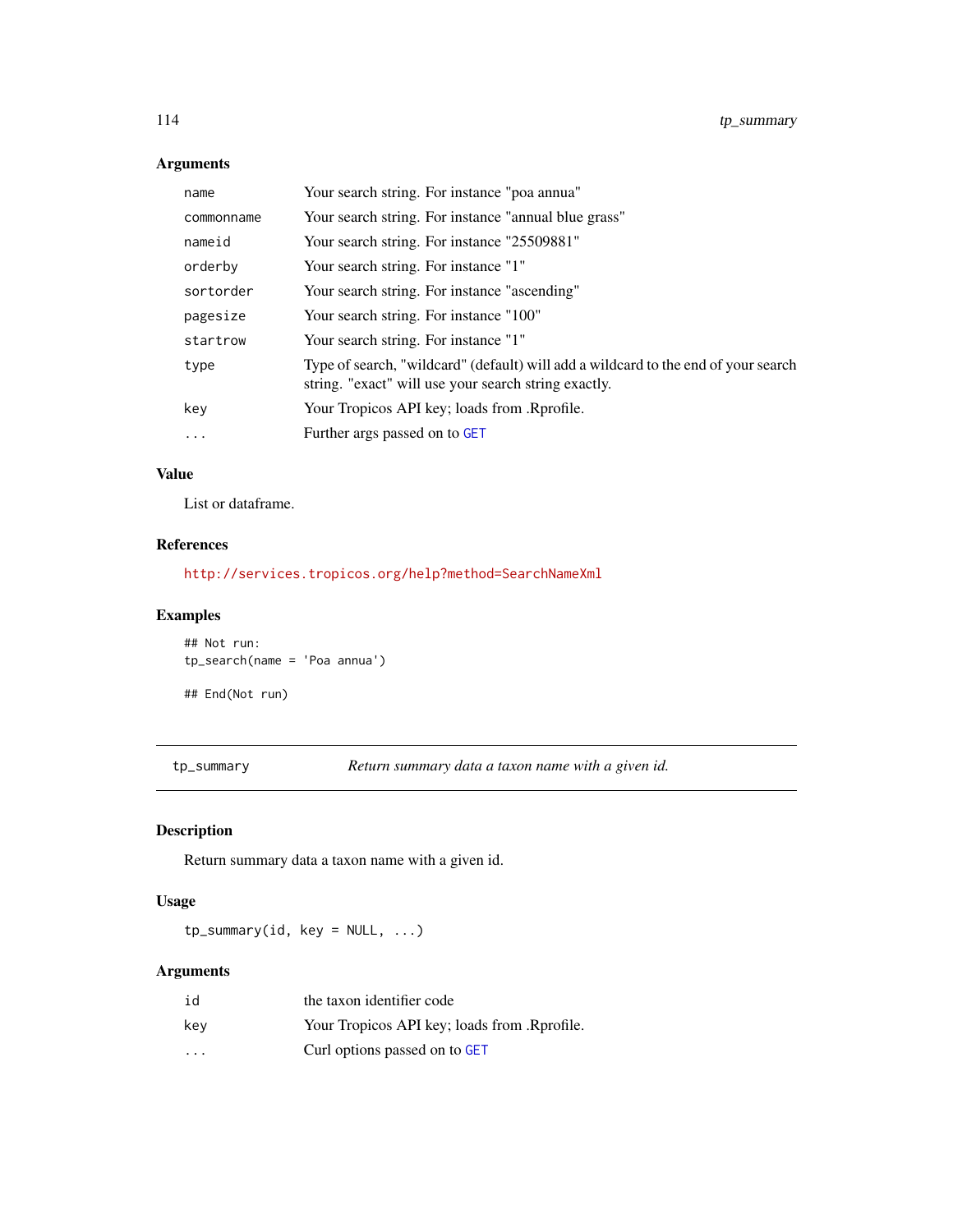### Arguments

| | |
|---|---|
| `name` | Your search string. For instance "poa annua" |
| `commonname` | Your search string. For instance "annual blue grass" |
| `nameid` | Your search string. For instance "25509881" |
| `orderby` | Your search string. For instance "1" |
| `sortorder` | Your search string. For instance "ascending" |
| `pagesize` | Your search string. For instance "100" |
| `startrow` | Your search string. For instance "1" |
| `type` | Type of search, "wildcard" (default) will add a wildcard to the end of your search string. "exact" will use your search string exactly. |
| `key` | Your Tropicos API key; loads from .Rprofile. |
| `...` | Further args passed on to `GET` |

### Value

List or dataframe.

### References

http://services.tropicos.org/help?method=SearchNameXml

### Examples

```
## Not run:
tp_search(name = 'Poa annua')

## End(Not run)
```

---

## tp_summary — *Return summary data a taxon name with a given id.*

### Description

Return summary data a taxon name with a given id.

### Usage

```
tp_summary(id, key = NULL, ...)
```

### Arguments

| | |
|---|---|
| `id` | the taxon identifier code |
| `key` | Your Tropicos API key; loads from .Rprofile. |
| `...` | Curl options passed on to `GET` |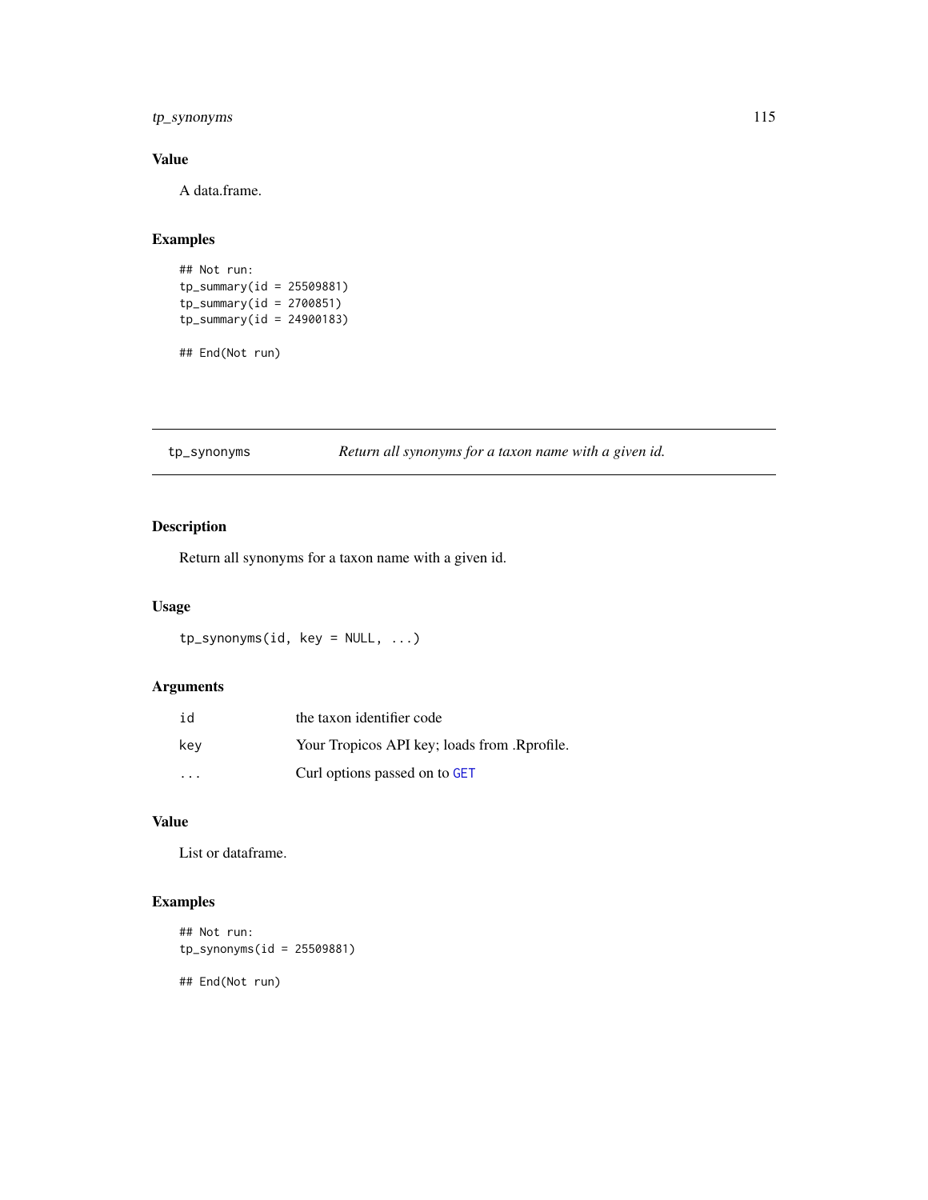### Value

A data.frame.

### Examples

```
## Not run:
tp_summary(id = 25509881)
tp_summary(id = 2700851)
tp_summary(id = 24900183)

## End(Not run)
```

---

## tp_synonyms — *Return all synonyms for a taxon name with a given id.*

---

### Description

Return all synonyms for a taxon name with a given id.

### Usage

```
tp_synonyms(id, key = NULL, ...)
```

### Arguments

| | |
|---|---|
| id | the taxon identifier code |
| key | Your Tropicos API key; loads from .Rprofile. |
| ... | Curl options passed on to GET |

### Value

List or dataframe.

### Examples

```
## Not run:
tp_synonyms(id = 25509881)

## End(Not run)
```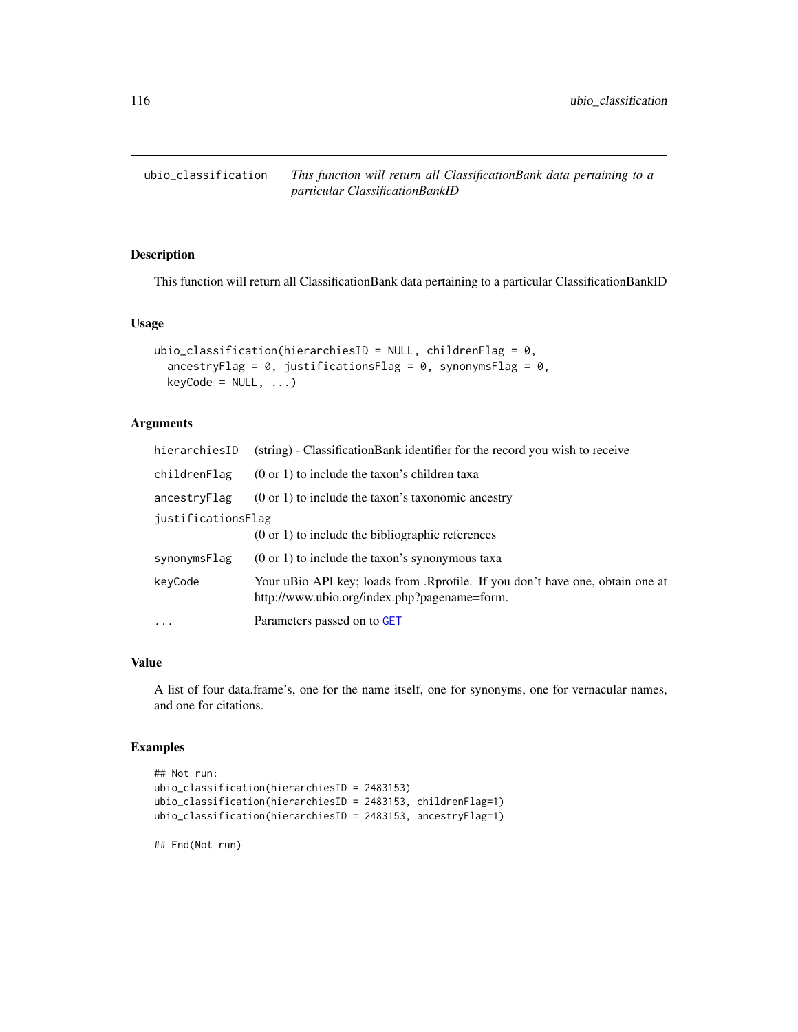# ubio_classification

*This function will return all ClassificationBank data pertaining to a particular ClassificationBankID*

## Description

This function will return all ClassificationBank data pertaining to a particular ClassificationBankID

## Usage

```
ubio_classification(hierarchiesID = NULL, childrenFlag = 0,
  ancestryFlag = 0, justificationsFlag = 0, synonymsFlag = 0,
  keyCode = NULL, ...)
```

## Arguments

| | |
|---|---|
| hierarchiesID | (string) - ClassificationBank identifier for the record you wish to receive |
| childrenFlag | (0 or 1) to include the taxon's children taxa |
| ancestryFlag | (0 or 1) to include the taxon's taxonomic ancestry |
| justificationsFlag | (0 or 1) to include the bibliographic references |
| synonymsFlag | (0 or 1) to include the taxon's synonymous taxa |
| keyCode | Your uBio API key; loads from .Rprofile. If you don't have one, obtain one at http://www.ubio.org/index.php?pagename=form. |
| ... | Parameters passed on to GET |

## Value

A list of four data.frame's, one for the name itself, one for synonyms, one for vernacular names, and one for citations.

## Examples

```
## Not run:
ubio_classification(hierarchiesID = 2483153)
ubio_classification(hierarchiesID = 2483153, childrenFlag=1)
ubio_classification(hierarchiesID = 2483153, ancestryFlag=1)

## End(Not run)
```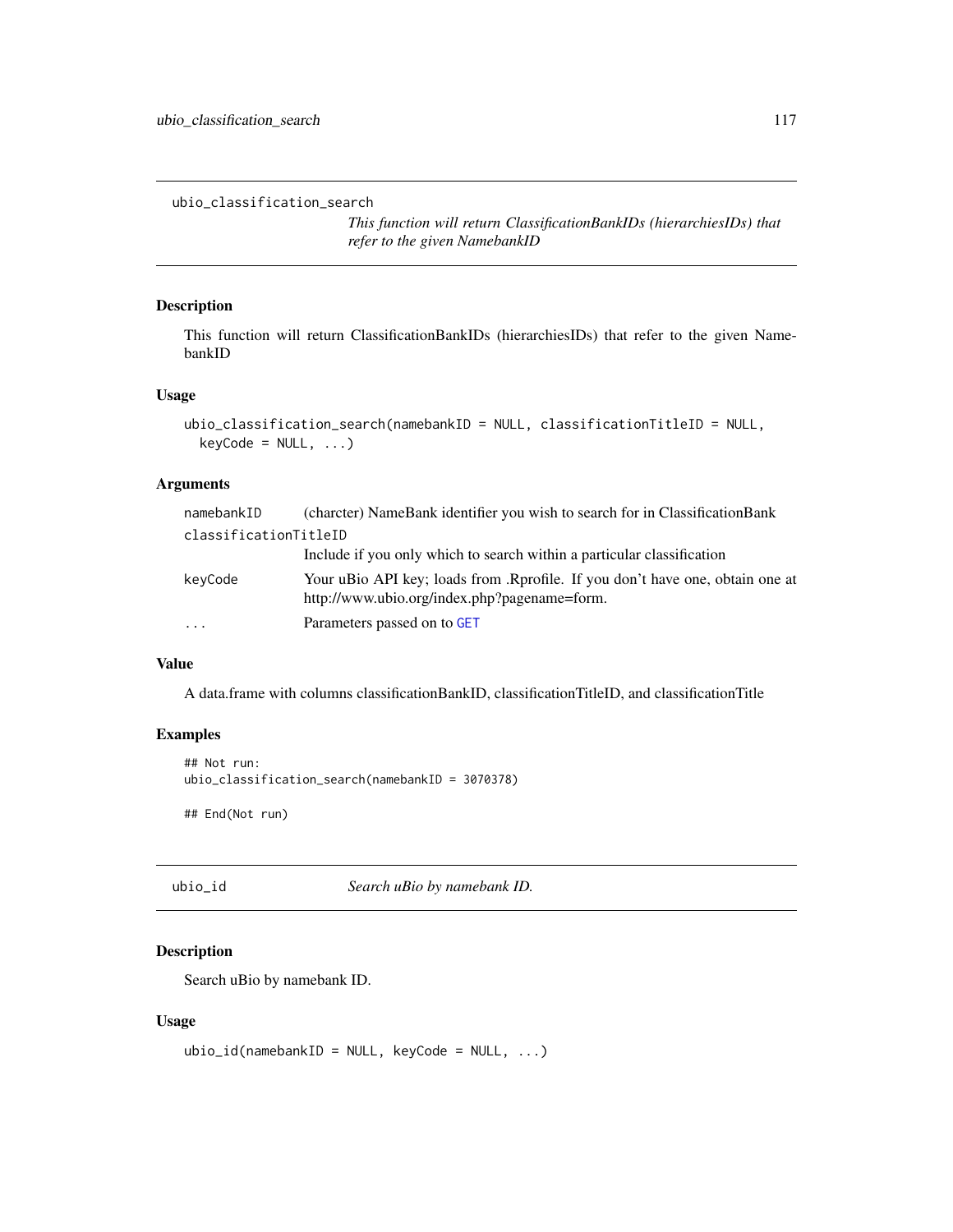## ubio_classification_search

*This function will return ClassificationBankIDs (hierarchiesIDs) that refer to the given NamebankID*

### Description

This function will return ClassificationBankIDs (hierarchiesIDs) that refer to the given NamebankID

### Usage

```
ubio_classification_search(namebankID = NULL, classificationTitleID = NULL,
  keyCode = NULL, ...)
```

### Arguments

| | |
|---|---|
| namebankID | (charcter) NameBank identifier you wish to search for in ClassificationBank |
| classificationTitleID | Include if you only which to search within a particular classification |
| keyCode | Your uBio API key; loads from .Rprofile. If you don't have one, obtain one at http://www.ubio.org/index.php?pagename=form. |
| ... | Parameters passed on to GET |

### Value

A data.frame with columns classificationBankID, classificationTitleID, and classificationTitle

### Examples

```
## Not run:
ubio_classification_search(namebankID = 3070378)

## End(Not run)
```

## ubio_id

*Search uBio by namebank ID.*

### Description

Search uBio by namebank ID.

### Usage

```
ubio_id(namebankID = NULL, keyCode = NULL, ...)
```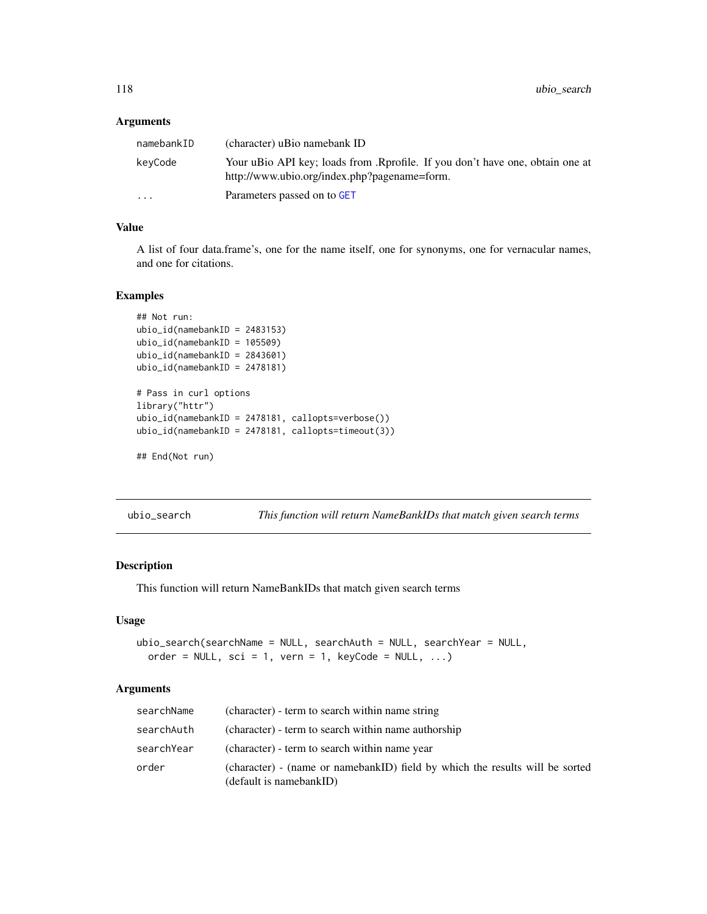## Arguments

| | |
|---|---|
| namebankID | (character) uBio namebank ID |
| keyCode | Your uBio API key; loads from .Rprofile. If you don't have one, obtain one at http://www.ubio.org/index.php?pagename=form. |
| ... | Parameters passed on to GET |

## Value

A list of four data.frame's, one for the name itself, one for synonyms, one for vernacular names, and one for citations.

## Examples

```
## Not run:
ubio_id(namebankID = 2483153)
ubio_id(namebankID = 105509)
ubio_id(namebankID = 2843601)
ubio_id(namebankID = 2478181)

# Pass in curl options
library("httr")
ubio_id(namebankID = 2478181, callopts=verbose())
ubio_id(namebankID = 2478181, callopts=timeout(3))

## End(Not run)
```

# ubio_search *This function will return NameBankIDs that match given search terms*

## Description

This function will return NameBankIDs that match given search terms

## Usage

```
ubio_search(searchName = NULL, searchAuth = NULL, searchYear = NULL,
  order = NULL, sci = 1, vern = 1, keyCode = NULL, ...)
```

## Arguments

| | |
|---|---|
| searchName | (character) - term to search within name string |
| searchAuth | (character) - term to search within name authorship |
| searchYear | (character) - term to search within name year |
| order | (character) - (name or namebankID) field by which the results will be sorted (default is namebankID) |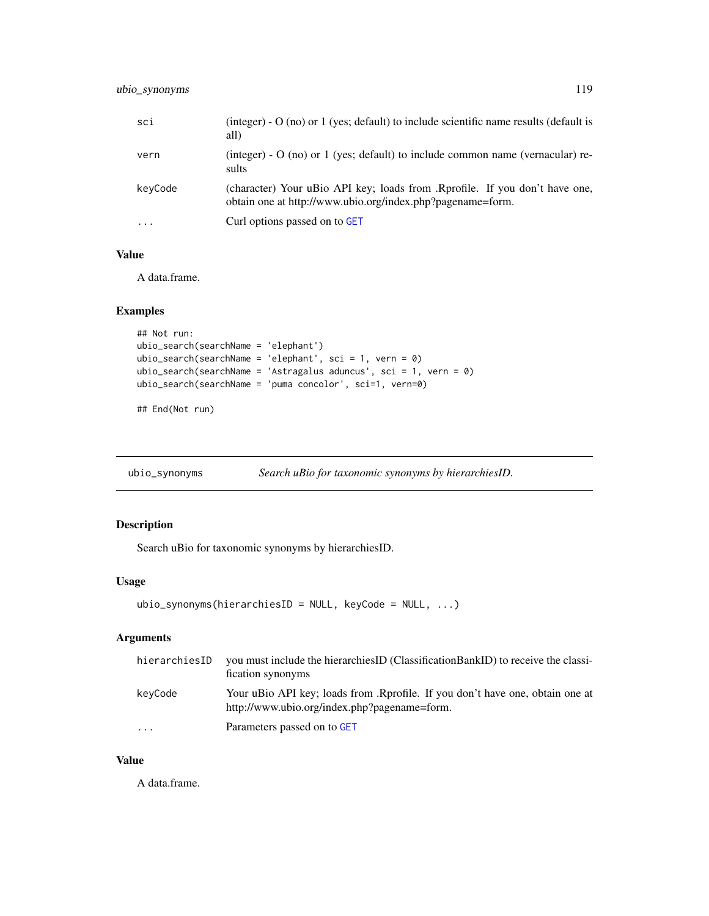| | |
|---|---|
| sci | (integer) - O (no) or 1 (yes; default) to include scientific name results (default is all) |
| vern | (integer) - O (no) or 1 (yes; default) to include common name (vernacular) results |
| keyCode | (character) Your uBio API key; loads from .Rprofile. If you don't have one, obtain one at http://www.ubio.org/index.php?pagename=form. |
| ... | Curl options passed on to GET |

### Value

A data.frame.

### Examples

```
## Not run:
ubio_search(searchName = 'elephant')
ubio_search(searchName = 'elephant', sci = 1, vern = 0)
ubio_search(searchName = 'Astragalus aduncus', sci = 1, vern = 0)
ubio_search(searchName = 'puma concolor', sci=1, vern=0)

## End(Not run)
```

---

## ubio_synonyms *Search uBio for taxonomic synonyms by hierarchiesID.*

---

### Description

Search uBio for taxonomic synonyms by hierarchiesID.

### Usage

```
ubio_synonyms(hierarchiesID = NULL, keyCode = NULL, ...)
```

### Arguments

| | |
|---|---|
| hierarchiesID | you must include the hierarchiesID (ClassificationBankID) to receive the classification synonyms |
| keyCode | Your uBio API key; loads from .Rprofile. If you don't have one, obtain one at http://www.ubio.org/index.php?pagename=form. |
| ... | Parameters passed on to GET |

### Value

A data.frame.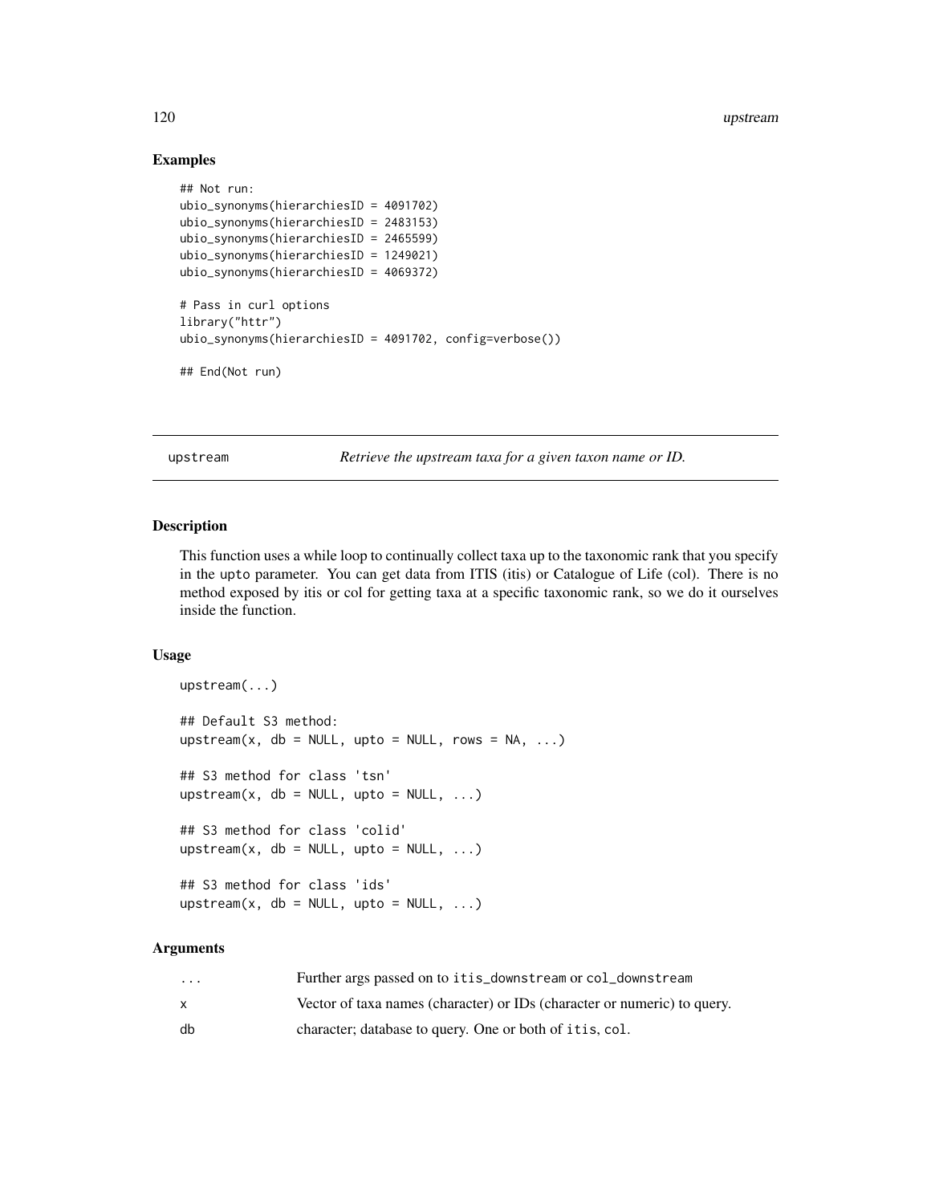### Examples

```
## Not run:
ubio_synonyms(hierarchiesID = 4091702)
ubio_synonyms(hierarchiesID = 2483153)
ubio_synonyms(hierarchiesID = 2465599)
ubio_synonyms(hierarchiesID = 1249021)
ubio_synonyms(hierarchiesID = 4069372)

# Pass in curl options
library("httr")
ubio_synonyms(hierarchiesID = 4091702, config=verbose())

## End(Not run)
```

---

## upstream — *Retrieve the upstream taxa for a given taxon name or ID.*

### Description

This function uses a while loop to continually collect taxa up to the taxonomic rank that you specify in the `upto` parameter. You can get data from ITIS (itis) or Catalogue of Life (col). There is no method exposed by itis or col for getting taxa at a specific taxonomic rank, so we do it ourselves inside the function.

### Usage

```
upstream(...)

## Default S3 method:
upstream(x, db = NULL, upto = NULL, rows = NA, ...)

## S3 method for class 'tsn'
upstream(x, db = NULL, upto = NULL, ...)

## S3 method for class 'colid'
upstream(x, db = NULL, upto = NULL, ...)

## S3 method for class 'ids'
upstream(x, db = NULL, upto = NULL, ...)
```

### Arguments

| | |
|---|---|
| `...` | Further args passed on to `itis_downstream` or `col_downstream` |
| `x` | Vector of taxa names (character) or IDs (character or numeric) to query. |
| `db` | character; database to query. One or both of `itis`, `col`. |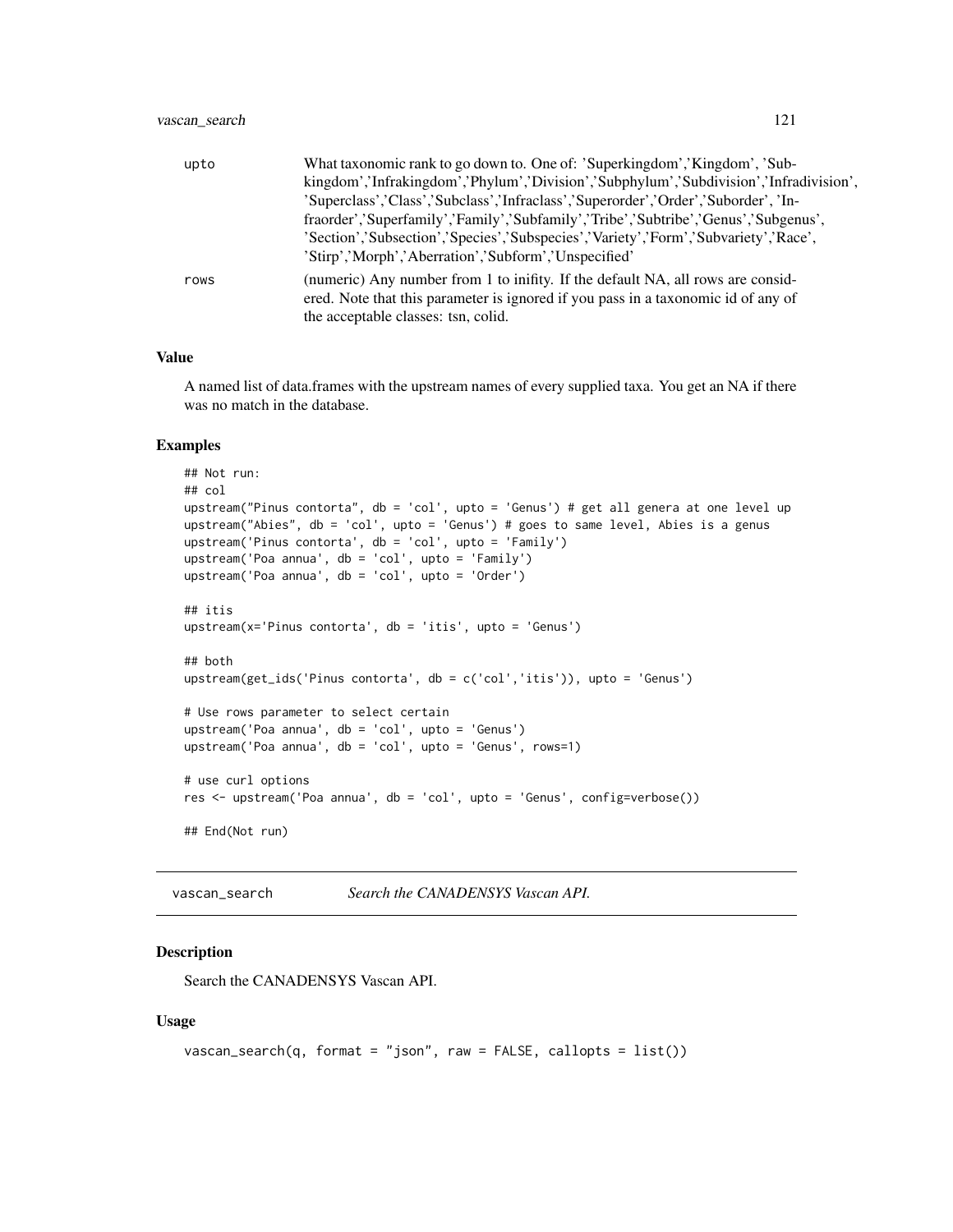| | |
|---|---|
| upto | What taxonomic rank to go down to. One of: 'Superkingdom','Kingdom', 'Subkingdom','Infrakingdom','Phylum','Division','Subphylum','Subdivision','Infradivision', 'Superclass','Class','Subclass','Infraclass','Superorder','Order','Suborder', 'Infraorder','Superfamily','Family','Subfamily','Tribe','Subtribe','Genus','Subgenus', 'Section','Subsection','Species','Subspecies','Variety','Form','Subvariety','Race', 'Stirp','Morph','Aberration','Subform','Unspecified' |
| rows | (numeric) Any number from 1 to inifity. If the default NA, all rows are considered. Note that this parameter is ignored if you pass in a taxonomic id of any of the acceptable classes: tsn, colid. |

### Value

A named list of data.frames with the upstream names of every supplied taxa. You get an NA if there was no match in the database.

### Examples

```
## Not run:
## col
upstream("Pinus contorta", db = 'col', upto = 'Genus') # get all genera at one level up
upstream("Abies", db = 'col', upto = 'Genus') # goes to same level, Abies is a genus
upstream('Pinus contorta', db = 'col', upto = 'Family')
upstream('Poa annua', db = 'col', upto = 'Family')
upstream('Poa annua', db = 'col', upto = 'Order')

## itis
upstream(x='Pinus contorta', db = 'itis', upto = 'Genus')

## both
upstream(get_ids('Pinus contorta', db = c('col','itis')), upto = 'Genus')

# Use rows parameter to select certain
upstream('Poa annua', db = 'col', upto = 'Genus')
upstream('Poa annua', db = 'col', upto = 'Genus', rows=1)

# use curl options
res <- upstream('Poa annua', db = 'col', upto = 'Genus', config=verbose())

## End(Not run)
```

## vascan_search — *Search the CANADENSYS Vascan API.*

### Description

Search the CANADENSYS Vascan API.

### Usage

```
vascan_search(q, format = "json", raw = FALSE, callopts = list())
```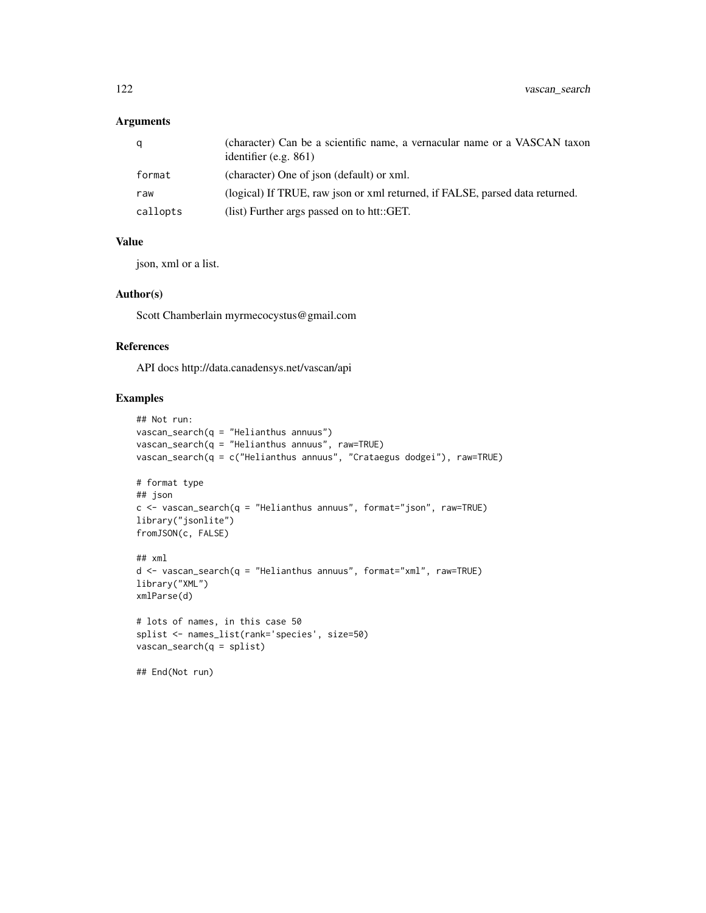## Arguments

| | |
|---|---|
| q | (character) Can be a scientific name, a vernacular name or a VASCAN taxon identifier (e.g. 861) |
| format | (character) One of json (default) or xml. |
| raw | (logical) If TRUE, raw json or xml returned, if FALSE, parsed data returned. |
| callopts | (list) Further args passed on to htt::GET. |

## Value

json, xml or a list.

## Author(s)

Scott Chamberlain myrmecocystus@gmail.com

## References

API docs http://data.canadensys.net/vascan/api

## Examples

```
## Not run:
vascan_search(q = "Helianthus annuus")
vascan_search(q = "Helianthus annuus", raw=TRUE)
vascan_search(q = c("Helianthus annuus", "Crataegus dodgei"), raw=TRUE)

# format type
## json
c <- vascan_search(q = "Helianthus annuus", format="json", raw=TRUE)
library("jsonlite")
fromJSON(c, FALSE)

## xml
d <- vascan_search(q = "Helianthus annuus", format="xml", raw=TRUE)
library("XML")
xmlParse(d)

# lots of names, in this case 50
splist <- names_list(rank='species', size=50)
vascan_search(q = splist)

## End(Not run)
```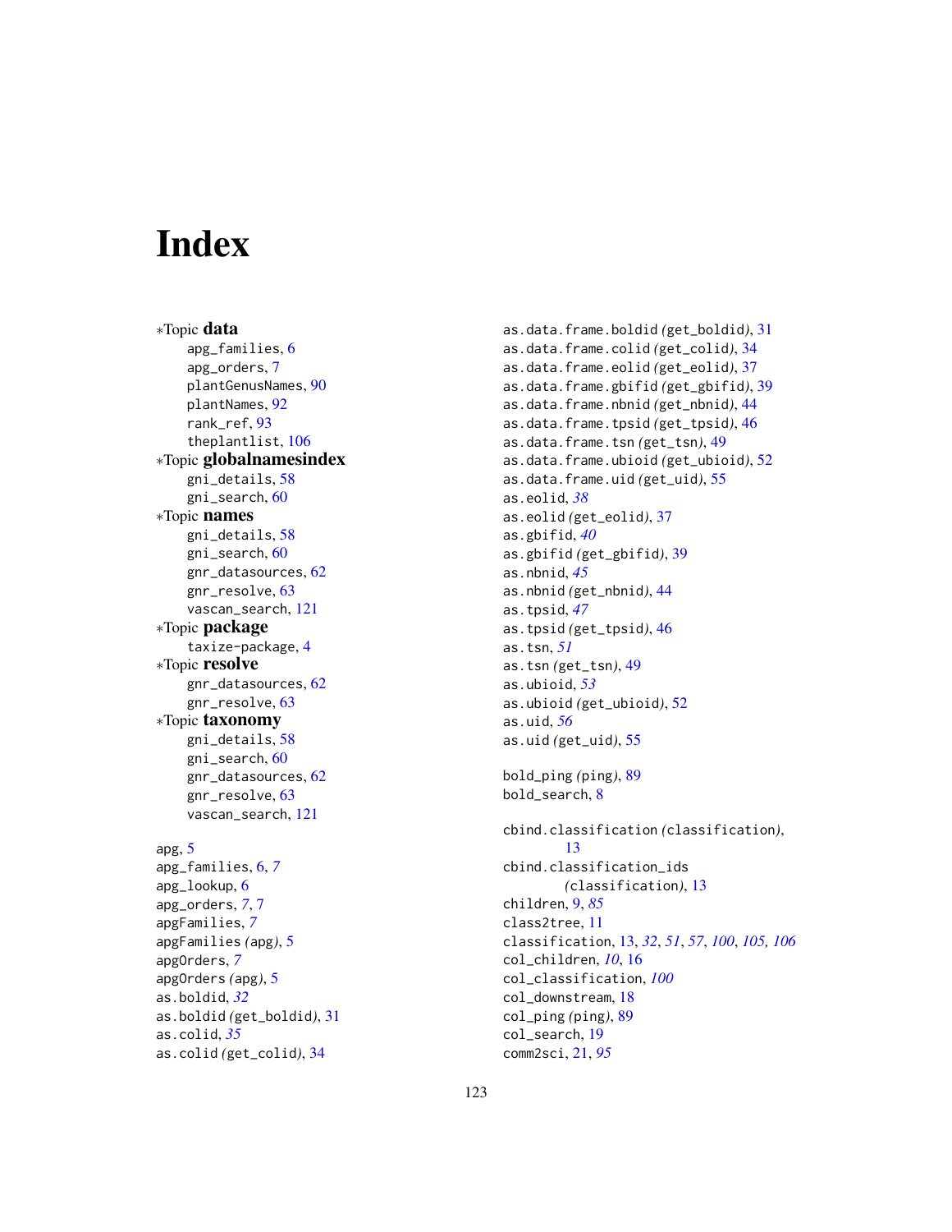# Index

∗Topic **data**
- apg_families, 6
- apg_orders, 7
- plantGenusNames, 90
- plantNames, 92
- rank_ref, 93
- theplantlist, 106

∗Topic **globalnamesindex**
- gni_details, 58
- gni_search, 60

∗Topic **names**
- gni_details, 58
- gni_search, 60
- gnr_datasources, 62
- gnr_resolve, 63
- vascan_search, 121

∗Topic **package**
- taxize-package, 4

∗Topic **resolve**
- gnr_datasources, 62
- gnr_resolve, 63

∗Topic **taxonomy**
- gni_details, 58
- gni_search, 60
- gnr_datasources, 62
- gnr_resolve, 63
- vascan_search, 121

apg, 5
apg_families, 6, *7*
apg_lookup, 6
apg_orders, *7*, 7
apgFamilies, *7*
apgFamilies *(apg)*, 5
apgOrders, *7*
apgOrders *(apg)*, 5
as.boldid, *32*
as.boldid *(get_boldid)*, 31
as.colid, *35*
as.colid *(get_colid)*, 34
as.data.frame.boldid *(get_boldid)*, 31
as.data.frame.colid *(get_colid)*, 34
as.data.frame.eolid *(get_eolid)*, 37
as.data.frame.gbifid *(get_gbifid)*, 39
as.data.frame.nbnid *(get_nbnid)*, 44
as.data.frame.tpsid *(get_tpsid)*, 46
as.data.frame.tsn *(get_tsn)*, 49
as.data.frame.ubioid *(get_ubioid)*, 52
as.data.frame.uid *(get_uid)*, 55
as.eolid, *38*
as.eolid *(get_eolid)*, 37
as.gbifid, *40*
as.gbifid *(get_gbifid)*, 39
as.nbnid, *45*
as.nbnid *(get_nbnid)*, 44
as.tpsid, *47*
as.tpsid *(get_tpsid)*, 46
as.tsn, *51*
as.tsn *(get_tsn)*, 49
as.ubioid, *53*
as.ubioid *(get_ubioid)*, 52
as.uid, *56*
as.uid *(get_uid)*, 55

bold_ping *(ping)*, 89
bold_search, 8

cbind.classification *(classification)*, 13
cbind.classification_ids *(classification)*, 13
children, 9, *85*
class2tree, 11
classification, 13, *32*, *51*, *57*, *100*, *105*, *106*
col_children, *10*, 16
col_classification, *100*
col_downstream, 18
col_ping *(ping)*, 89
col_search, 19
comm2sci, 21, *95*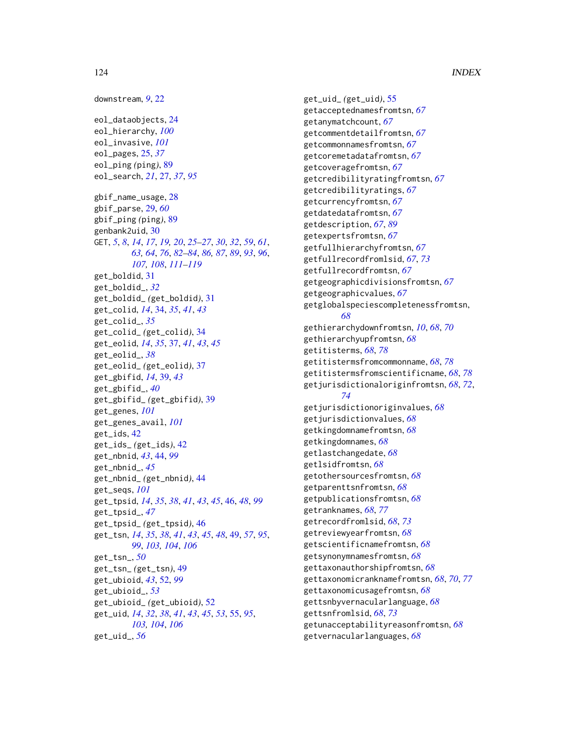downstream, *9*, 22

eol_dataobjects, 24
eol_hierarchy, *100*
eol_invasive, *101*
eol_pages, 25, *37*
eol_ping *(ping)*, 89
eol_search, *21*, 27, *37*, *95*

gbif_name_usage, 28
gbif_parse, 29, *60*
gbif_ping *(ping)*, 89
genbank2uid, 30
GET, *5*, *8*, *14*, *17*, *19, 20*, *25–27*, *30*, *32*, *59*, *61*, *63, 64*, *76*, *82–84*, *86, 87*, *89*, *93*, *96*, *107, 108*, *111–119*
get_boldid, 31
get_boldid_, *32*
get_boldid_ *(get_boldid)*, 31
get_colid, *14*, 34, *35*, *41*, *43*
get_colid_, *35*
get_colid_ *(get_colid)*, 34
get_eolid, *14*, *35*, 37, *41*, *43*, *45*
get_eolid_, *38*
get_eolid_ *(get_eolid)*, 37
get_gbifid, *14*, 39, *43*
get_gbifid_, *40*
get_gbifid_ *(get_gbifid)*, 39
get_genes, *101*
get_genes_avail, *101*
get_ids, 42
get_ids_ *(get_ids)*, 42
get_nbnid, *43*, 44, *99*
get_nbnid_, *45*
get_nbnid_ *(get_nbnid)*, 44
get_seqs, *101*
get_tpsid, *14*, *35*, *38*, *41*, *43*, *45*, 46, *48*, *99*
get_tpsid_, *47*
get_tpsid_ *(get_tpsid)*, 46
get_tsn, *14*, *35*, *38*, *41*, *43*, *45*, *48*, 49, *57*, *95*, *99*, *103, 104*, *106*
get_tsn_, *50*
get_tsn_ *(get_tsn)*, 49
get_ubioid, *43*, 52, *99*
get_ubioid_, *53*
get_ubioid_ *(get_ubioid)*, 52
get_uid, *14*, *32*, *38*, *41*, *43*, *45*, *53*, 55, *95*, *103, 104*, *106*
get_uid_, *56*
get_uid_ *(get_uid)*, 55
getacceptednamesfromtsn, *67*
getanymatchcount, *67*
getcommentdetailfromtsn, *67*
getcommonnamesfromtsn, *67*
getcoremetadatafromtsn, *67*
getcoveragefromtsn, *67*
getcredibilityratingfromtsn, *67*
getcredibilityratings, *67*
getcurrencyfromtsn, *67*
getdatedatafromtsn, *67*
getdescription, *67*, *89*
getexpertsfromtsn, *67*
getfullhierarchyfromtsn, *67*
getfullrecordfromlsid, *67*, *73*
getfullrecordfromtsn, *67*
getgeographicdivisionsfromtsn, *67*
getgeographicvalues, *67*
getglobalspeciescompletenessfromtsn, *68*
gethierarchydownfromtsn, *10*, *68*, *70*
gethierarchyupfromtsn, *68*
getitisterms, *68*, *78*
getitistermsfromcommonname, *68*, *78*
getitistermsfromscientificname, *68*, *78*
getjurisdictionaloriginfromtsn, *68*, *72*, *74*
getjurisdictionoriginvalues, *68*
getjurisdictionvalues, *68*
getkingdomnamefromtsn, *68*
getkingdomnames, *68*
getlastchangedate, *68*
getlsidfromtsn, *68*
getothersourcesfromtsn, *68*
getparenttsnfromtsn, *68*
getpublicationsfromtsn, *68*
getranknames, *68*, *77*
getrecordfromlsid, *68*, *73*
getreviewyearfromtsn, *68*
getscientificnamefromtsn, *68*
getsynonymnamesfromtsn, *68*
gettaxonauthorshipfromtsn, *68*
gettaxonomicranknamefromtsn, *68*, *70*, *77*
gettaxonomicusagefromtsn, *68*
gettsnbyvernacularlanguage, *68*
gettsnfromlsid, *68*, *73*
getunacceptabilityreasonfromtsn, *68*
getvernacularlanguages, *68*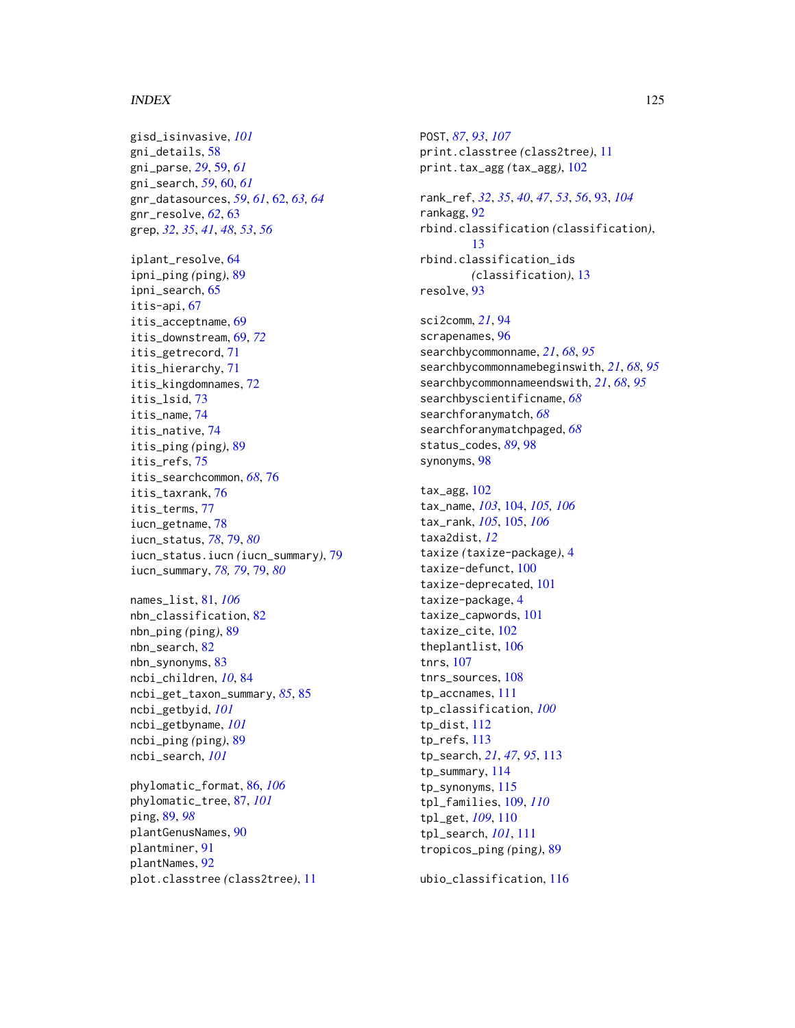gisd_isinvasive, *101*
gni_details, 58
gni_parse, *29*, 59, *61*
gni_search, *59*, 60, *61*
gnr_datasources, *59*, *61*, 62, *63*, *64*
gnr_resolve, *62*, 63
grep, *32*, *35*, *41*, *48*, *53*, *56*

iplant_resolve, 64
ipni_ping *(ping)*, 89
ipni_search, 65
itis-api, 67
itis_acceptname, 69
itis_downstream, 69, *72*
itis_getrecord, 71
itis_hierarchy, 71
itis_kingdomnames, 72
itis_lsid, 73
itis_name, 74
itis_native, 74
itis_ping *(ping)*, 89
itis_refs, 75
itis_searchcommon, *68*, 76
itis_taxrank, 76
itis_terms, 77
iucn_getname, 78
iucn_status, *78*, 79, *80*
iucn_status.iucn *(iucn_summary)*, 79
iucn_summary, *78*, *79*, 79, *80*

names_list, 81, *106*
nbn_classification, 82
nbn_ping *(ping)*, 89
nbn_search, 82
nbn_synonyms, 83
ncbi_children, *10*, 84
ncbi_get_taxon_summary, *85*, 85
ncbi_getbyid, *101*
ncbi_getbyname, *101*
ncbi_ping *(ping)*, 89
ncbi_search, *101*

phylomatic_format, 86, *106*
phylomatic_tree, 87, *101*
ping, 89, *98*
plantGenusNames, 90
plantminer, 91
plantNames, 92
plot.classtree *(class2tree)*, 11

POST, *87*, *93*, *107*
print.classtree *(class2tree)*, 11
print.tax_agg *(tax_agg)*, 102

rank_ref, *32*, *35*, *40*, *47*, *53*, *56*, 93, *104*
rankagg, 92
rbind.classification *(classification)*, 13
rbind.classification_ids *(classification)*, 13
resolve, 93

sci2comm, *21*, 94
scrapenames, 96
searchbycommonname, *21*, *68*, *95*
searchbycommonnamebeginswith, *21*, *68*, *95*
searchbycommonnameendswith, *21*, *68*, *95*
searchbyscientificname, *68*
searchforanymatch, *68*
searchforanymatchpaged, *68*
status_codes, *89*, 98
synonyms, 98

tax_agg, 102
tax_name, *103*, 104, *105*, *106*
tax_rank, *105*, 105, *106*
taxa2dist, *12*
taxize *(taxize-package)*, 4
taxize-defunct, 100
taxize-deprecated, 101
taxize-package, 4
taxize_capwords, 101
taxize_cite, 102
theplantlist, 106
tnrs, 107
tnrs_sources, 108
tp_accnames, 111
tp_classification, *100*
tp_dist, 112
tp_refs, 113
tp_search, *21*, *47*, *95*, 113
tp_summary, 114
tp_synonyms, 115
tpl_families, 109, *110*
tpl_get, *109*, 110
tpl_search, *101*, 111
tropicos_ping *(ping)*, 89

ubio_classification, 116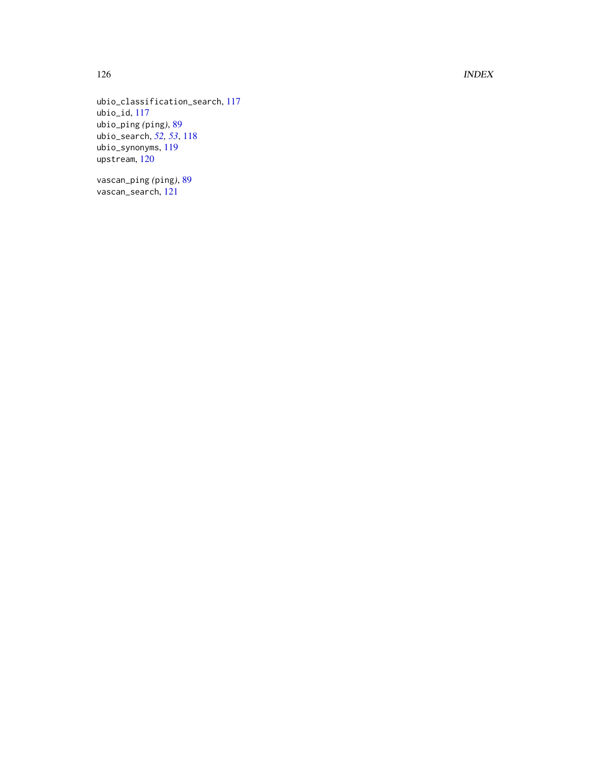ubio_classification_search, 117
ubio_id, 117
ubio_ping *(*ping*)*, 89
ubio_search, *52, 53*, 118
ubio_synonyms, 119
upstream, 120

vascan_ping *(*ping*)*, 89
vascan_search, 121